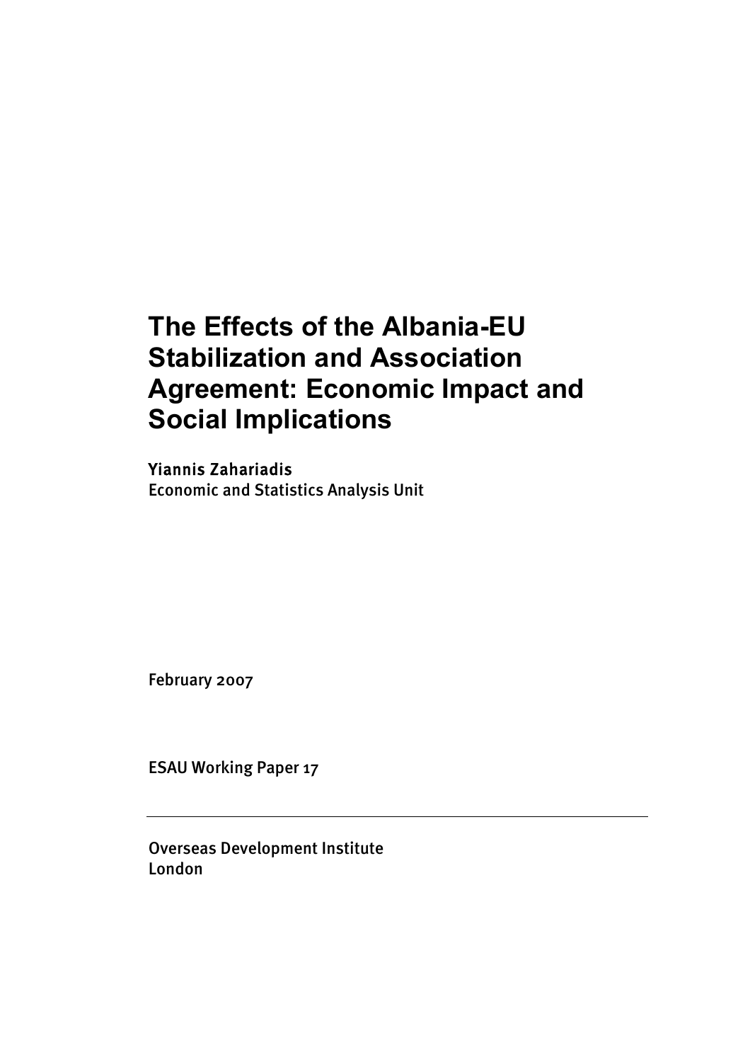# The Effects of the Albania-EU Stabilization and Association Agreement: Economic Impact and Social Implications

Yiannis Zahariadis
Economic and Statistics Analysis Unit

February 2007

ESAU Working Paper 17

---

Overseas Development Institute
London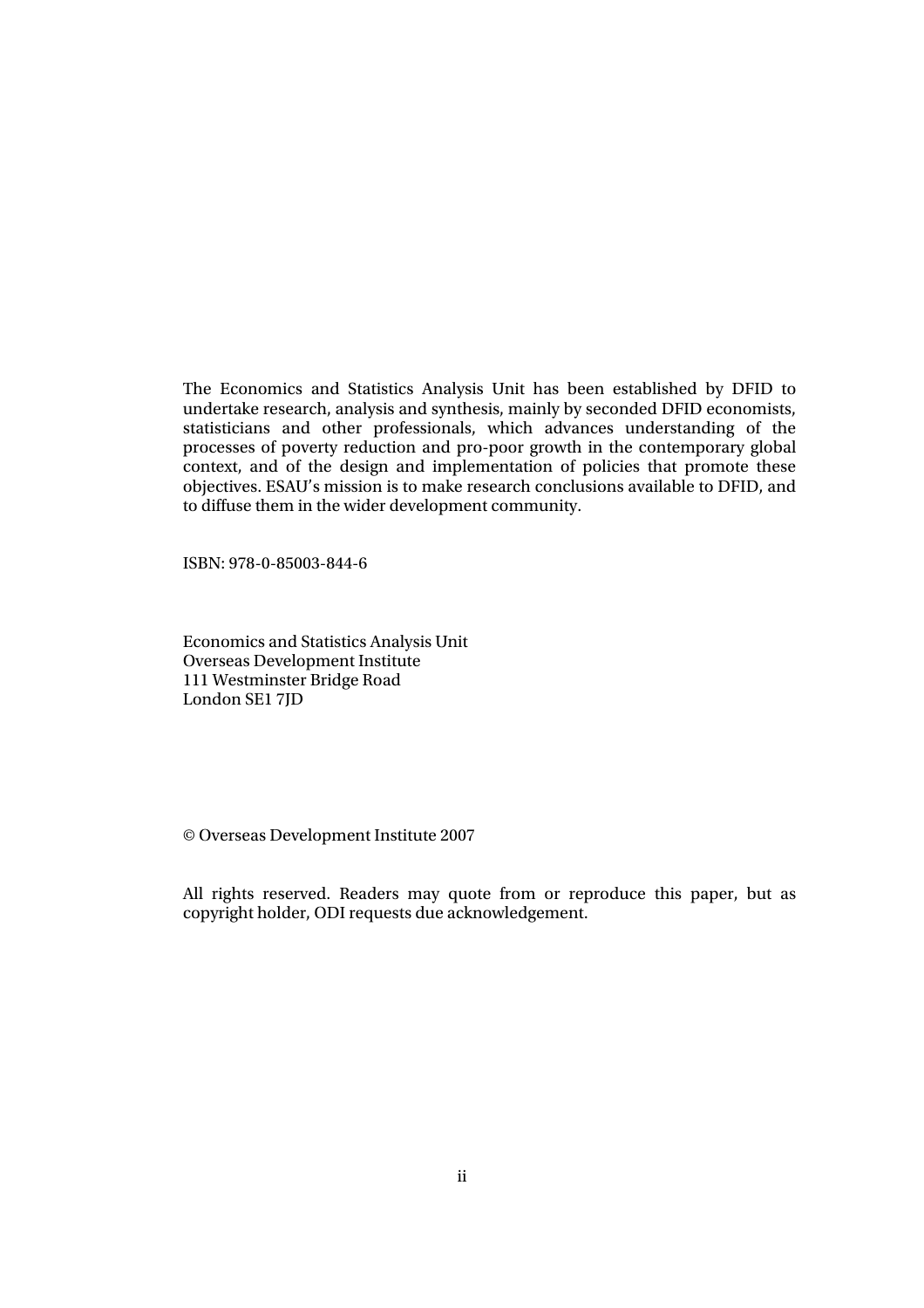The Economics and Statistics Analysis Unit has been established by DFID to undertake research, analysis and synthesis, mainly by seconded DFID economists, statisticians and other professionals, which advances understanding of the processes of poverty reduction and pro-poor growth in the contemporary global context, and of the design and implementation of policies that promote these objectives. ESAU's mission is to make research conclusions available to DFID, and to diffuse them in the wider development community.

ISBN: 978-0-85003-844-6

Economics and Statistics Analysis Unit
Overseas Development Institute
111 Westminster Bridge Road
London SE1 7JD

© Overseas Development Institute 2007

All rights reserved. Readers may quote from or reproduce this paper, but as copyright holder, ODI requests due acknowledgement.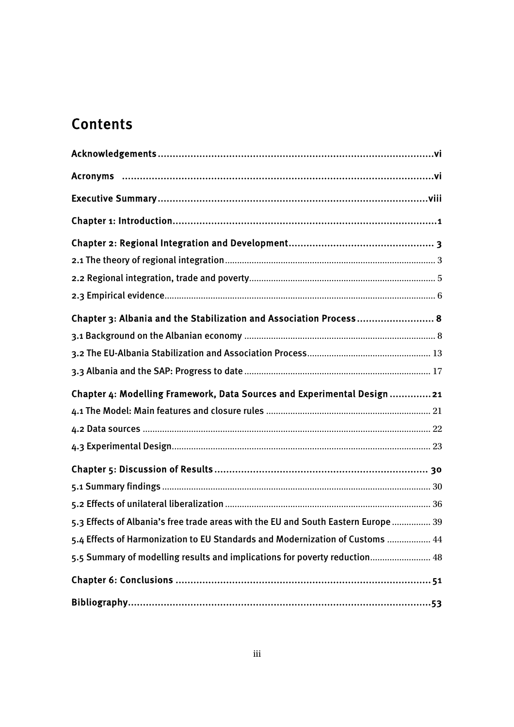# Contents

**Acknowledgements** ........................................................................................ **vi**

**Acronyms** ........................................................................................................ **vi**

**Executive Summary** ........................................................................................ **viii**

**Chapter 1: Introduction** .................................................................................. **1**

**Chapter 2: Regional Integration and Development** ......................................... **3**

2.1 The theory of regional integration ................................................................. 3

2.2 Regional integration, trade and poverty ......................................................... 5

2.3 Empirical evidence .......................................................................................... 6

**Chapter 3: Albania and the Stabilization and Association Process** .................. **8**

3.1 Background on the Albanian economy ........................................................... 8

3.2 The EU-Albania Stabilization and Association Process ................................. 13

3.3 Albania and the SAP: Progress to date .......................................................... 17

**Chapter 4: Modelling Framework, Data Sources and Experimental Design** ..... **21**

4.1 The Model: Main features and closure rules ................................................. 21

4.2 Data sources ................................................................................................... 22

4.3 Experimental Design ....................................................................................... 23

**Chapter 5: Discussion of Results** ..................................................................... **30**

5.1 Summary findings ........................................................................................... 30

5.2 Effects of unilateral liberalization ................................................................... 36

5.3 Effects of Albania's free trade areas with the EU and South Eastern Europe ........ 39

5.4 Effects of Harmonization to EU Standards and Modernization of Customs ........ 44

5.5 Summary of modelling results and implications for poverty reduction ............ 48

**Chapter 6: Conclusions** ..................................................................................... **51**

**Bibliography** ...................................................................................................... **53**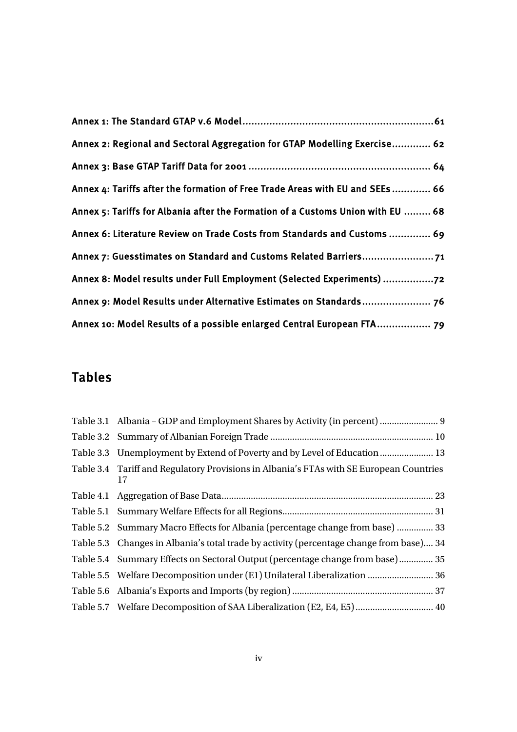**Annex 1: The Standard GTAP v.6 Model** ........................................................ 61

**Annex 2: Regional and Sectoral Aggregation for GTAP Modelling Exercise** ............. 62

**Annex 3: Base GTAP Tariff Data for 2001** ........................................................ 64

**Annex 4: Tariffs after the formation of Free Trade Areas with EU and SEEs** ............. 66

**Annex 5: Tariffs for Albania after the Formation of a Customs Union with EU** ......... 68

**Annex 6: Literature Review on Trade Costs from Standards and Customs** .............. 69

**Annex 7: Guesstimates on Standard and Customs Related Barriers** ........................ 71

**Annex 8: Model results under Full Employment (Selected Experiments)** ................. 72

**Annex 9: Model Results under Alternative Estimates on Standards** ....................... 76

**Annex 10: Model Results of a possible enlarged Central European FTA** .................. 79

## Tables

Table 3.1 Albania – GDP and Employment Shares by Activity (in percent) ........................ 9

Table 3.2 Summary of Albanian Foreign Trade .................................................................. 10

Table 3.3 Unemployment by Extend of Poverty and by Level of Education ...................... 13

Table 3.4 Tariff and Regulatory Provisions in Albania's FTAs with SE European Countries 17

Table 4.1 Aggregation of Base Data ...................................................................................... 23

Table 5.1 Summary Welfare Effects for all Regions ............................................................. 31

Table 5.2 Summary Macro Effects for Albania (percentage change from base) ............... 33

Table 5.3 Changes in Albania's total trade by activity (percentage change from base).... 34

Table 5.4 Summary Effects on Sectoral Output (percentage change from base) .............. 35

Table 5.5 Welfare Decomposition under (E1) Unilateral Liberalization ........................... 36

Table 5.6 Albania's Exports and Imports (by region) .......................................................... 37

Table 5.7 Welfare Decomposition of SAA Liberalization (E2, E4, E5) ................................ 40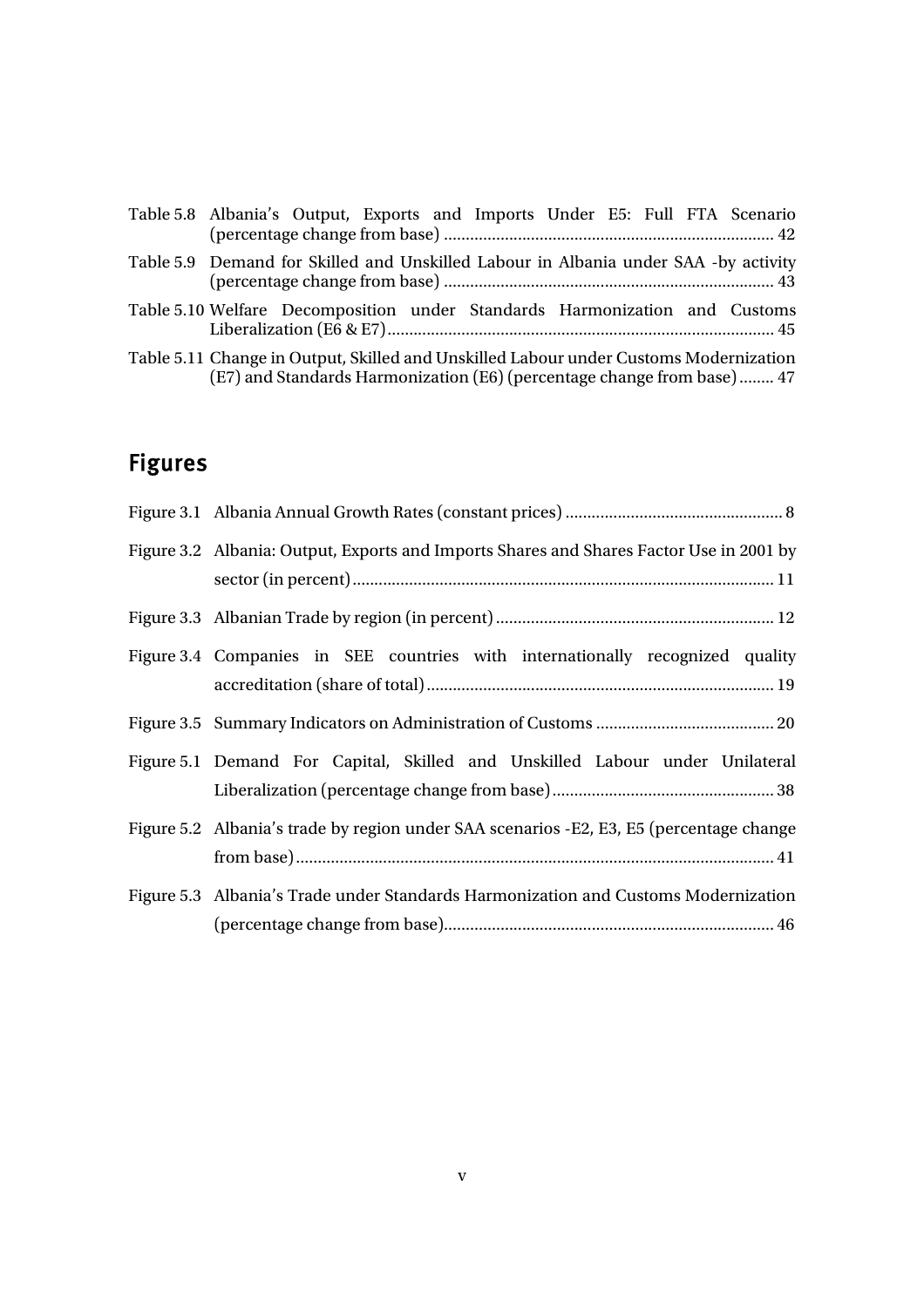Table 5.8 Albania's Output, Exports and Imports Under E5: Full FTA Scenario (percentage change from base) ........................................................................... 42

Table 5.9 Demand for Skilled and Unskilled Labour in Albania under SAA -by activity (percentage change from base) ........................................................................... 43

Table 5.10 Welfare Decomposition under Standards Harmonization and Customs Liberalization (E6 & E7)........................................................................................ 45

Table 5.11 Change in Output, Skilled and Unskilled Labour under Customs Modernization (E7) and Standards Harmonization (E6) (percentage change from base)........ 47

## Figures

Figure 3.1 Albania Annual Growth Rates (constant prices) .................................................. 8

Figure 3.2 Albania: Output, Exports and Imports Shares and Shares Factor Use in 2001 by sector (in percent)................................................................................................ 11

Figure 3.3 Albanian Trade by region (in percent)................................................................ 12

Figure 3.4 Companies in SEE countries with internationally recognized quality accreditation (share of total)............................................................................... 19

Figure 3.5 Summary Indicators on Administration of Customs ......................................... 20

Figure 5.1 Demand For Capital, Skilled and Unskilled Labour under Unilateral Liberalization (percentage change from base).................................................. 38

Figure 5.2 Albania's trade by region under SAA scenarios -E2, E3, E5 (percentage change from base)............................................................................................................ 41

Figure 5.3 Albania's Trade under Standards Harmonization and Customs Modernization (percentage change from base)........................................................................... 46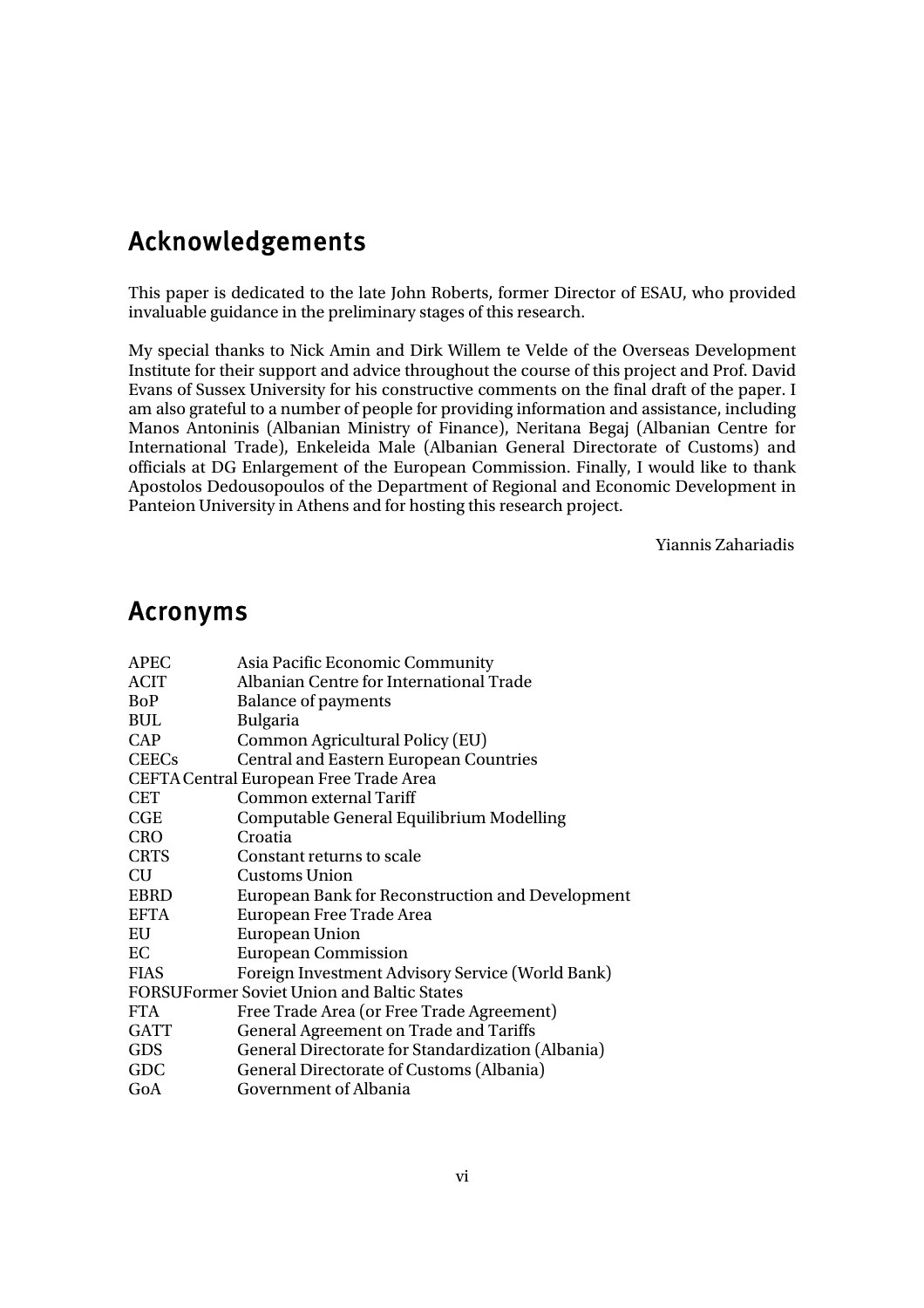## Acknowledgements

This paper is dedicated to the late John Roberts, former Director of ESAU, who provided invaluable guidance in the preliminary stages of this research.

My special thanks to Nick Amin and Dirk Willem te Velde of the Overseas Development Institute for their support and advice throughout the course of this project and Prof. David Evans of Sussex University for his constructive comments on the final draft of the paper. I am also grateful to a number of people for providing information and assistance, including Manos Antoninis (Albanian Ministry of Finance), Neritana Begaj (Albanian Centre for International Trade), Enkeleida Male (Albanian General Directorate of Customs) and officials at DG Enlargement of the European Commission. Finally, I would like to thank Apostolos Dedousopoulos of the Department of Regional and Economic Development in Panteion University in Athens and for hosting this research project.

Yiannis Zahariadis

## Acronyms

| | |
|---|---|
| APEC | Asia Pacific Economic Community |
| ACIT | Albanian Centre for International Trade |
| BoP | Balance of payments |
| BUL | Bulgaria |
| CAP | Common Agricultural Policy (EU) |
| CEECs | Central and Eastern European Countries |
| CEFTA | Central European Free Trade Area |
| CET | Common external Tariff |
| CGE | Computable General Equilibrium Modelling |
| CRO | Croatia |
| CRTS | Constant returns to scale |
| CU | Customs Union |
| EBRD | European Bank for Reconstruction and Development |
| EFTA | European Free Trade Area |
| EU | European Union |
| EC | European Commission |
| FIAS | Foreign Investment Advisory Service (World Bank) |
| FORSU | Former Soviet Union and Baltic States |
| FTA | Free Trade Area (or Free Trade Agreement) |
| GATT | General Agreement on Trade and Tariffs |
| GDS | General Directorate for Standardization (Albania) |
| GDC | General Directorate of Customs (Albania) |
| GoA | Government of Albania |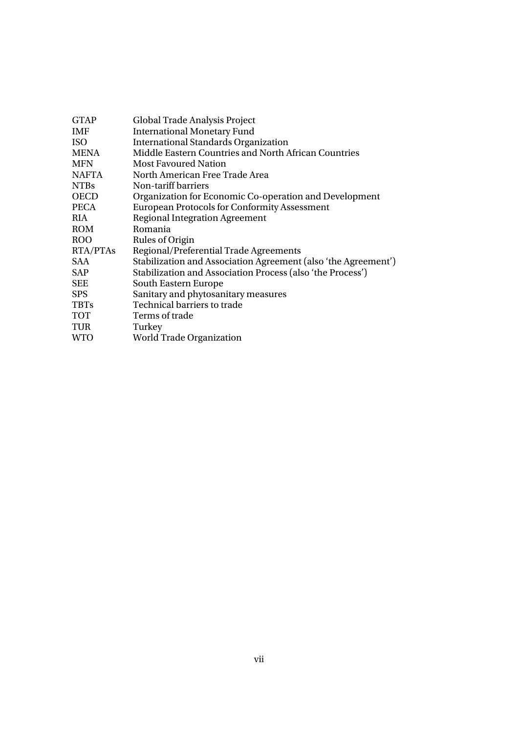| | |
|---|---|
| GTAP | Global Trade Analysis Project |
| IMF | International Monetary Fund |
| ISO | International Standards Organization |
| MENA | Middle Eastern Countries and North African Countries |
| MFN | Most Favoured Nation |
| NAFTA | North American Free Trade Area |
| NTBs | Non-tariff barriers |
| OECD | Organization for Economic Co-operation and Development |
| PECA | European Protocols for Conformity Assessment |
| RIA | Regional Integration Agreement |
| ROM | Romania |
| ROO | Rules of Origin |
| RTA/PTAs | Regional/Preferential Trade Agreements |
| SAA | Stabilization and Association Agreement (also 'the Agreement') |
| SAP | Stabilization and Association Process (also 'the Process') |
| SEE | South Eastern Europe |
| SPS | Sanitary and phytosanitary measures |
| TBTs | Technical barriers to trade |
| TOT | Terms of trade |
| TUR | Turkey |
| WTO | World Trade Organization |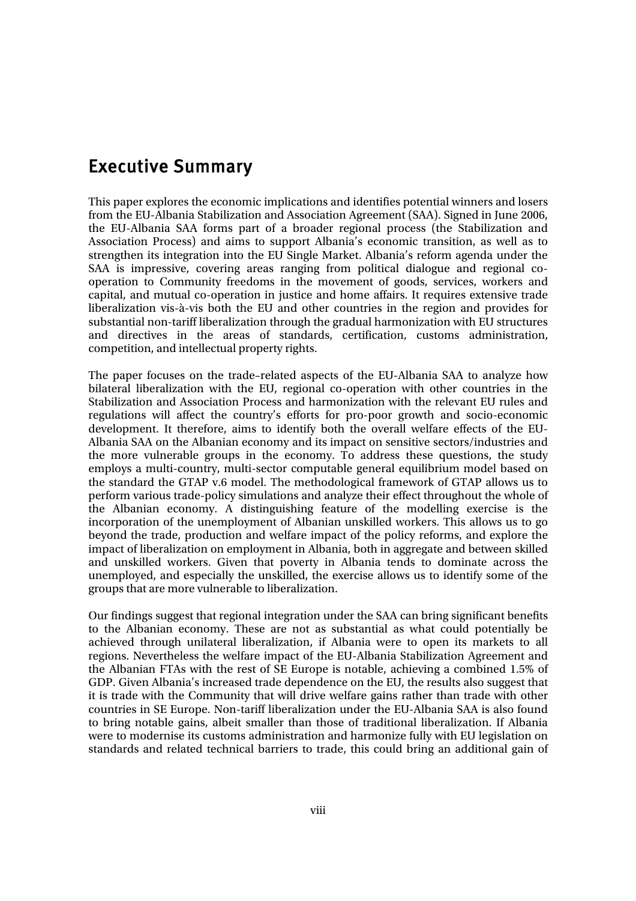## Executive Summary

This paper explores the economic implications and identifies potential winners and losers from the EU-Albania Stabilization and Association Agreement (SAA). Signed in June 2006, the EU-Albania SAA forms part of a broader regional process (the Stabilization and Association Process) and aims to support Albania's economic transition, as well as to strengthen its integration into the EU Single Market. Albania's reform agenda under the SAA is impressive, covering areas ranging from political dialogue and regional co-operation to Community freedoms in the movement of goods, services, workers and capital, and mutual co-operation in justice and home affairs. It requires extensive trade liberalization vis-à-vis both the EU and other countries in the region and provides for substantial non-tariff liberalization through the gradual harmonization with EU structures and directives in the areas of standards, certification, customs administration, competition, and intellectual property rights.

The paper focuses on the trade–related aspects of the EU-Albania SAA to analyze how bilateral liberalization with the EU, regional co-operation with other countries in the Stabilization and Association Process and harmonization with the relevant EU rules and regulations will affect the country's efforts for pro-poor growth and socio-economic development. It therefore, aims to identify both the overall welfare effects of the EU-Albania SAA on the Albanian economy and its impact on sensitive sectors/industries and the more vulnerable groups in the economy. To address these questions, the study employs a multi-country, multi-sector computable general equilibrium model based on the standard the GTAP v.6 model. The methodological framework of GTAP allows us to perform various trade-policy simulations and analyze their effect throughout the whole of the Albanian economy. A distinguishing feature of the modelling exercise is the incorporation of the unemployment of Albanian unskilled workers. This allows us to go beyond the trade, production and welfare impact of the policy reforms, and explore the impact of liberalization on employment in Albania, both in aggregate and between skilled and unskilled workers. Given that poverty in Albania tends to dominate across the unemployed, and especially the unskilled, the exercise allows us to identify some of the groups that are more vulnerable to liberalization.

Our findings suggest that regional integration under the SAA can bring significant benefits to the Albanian economy. These are not as substantial as what could potentially be achieved through unilateral liberalization, if Albania were to open its markets to all regions. Nevertheless the welfare impact of the EU-Albania Stabilization Agreement and the Albanian FTAs with the rest of SE Europe is notable, achieving a combined 1.5% of GDP. Given Albania's increased trade dependence on the EU, the results also suggest that it is trade with the Community that will drive welfare gains rather than trade with other countries in SE Europe. Non-tariff liberalization under the EU-Albania SAA is also found to bring notable gains, albeit smaller than those of traditional liberalization. If Albania were to modernise its customs administration and harmonize fully with EU legislation on standards and related technical barriers to trade, this could bring an additional gain of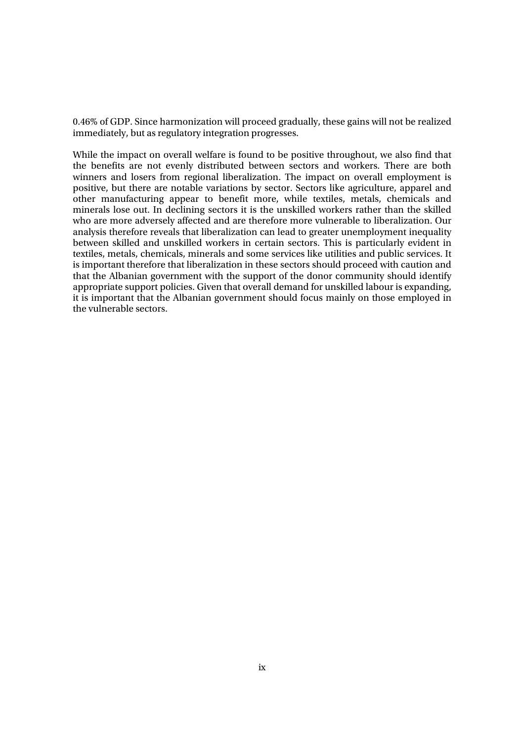0.46% of GDP. Since harmonization will proceed gradually, these gains will not be realized immediately, but as regulatory integration progresses.

While the impact on overall welfare is found to be positive throughout, we also find that the benefits are not evenly distributed between sectors and workers. There are both winners and losers from regional liberalization. The impact on overall employment is positive, but there are notable variations by sector. Sectors like agriculture, apparel and other manufacturing appear to benefit more, while textiles, metals, chemicals and minerals lose out. In declining sectors it is the unskilled workers rather than the skilled who are more adversely affected and are therefore more vulnerable to liberalization. Our analysis therefore reveals that liberalization can lead to greater unemployment inequality between skilled and unskilled workers in certain sectors. This is particularly evident in textiles, metals, chemicals, minerals and some services like utilities and public services. It is important therefore that liberalization in these sectors should proceed with caution and that the Albanian government with the support of the donor community should identify appropriate support policies. Given that overall demand for unskilled labour is expanding, it is important that the Albanian government should focus mainly on those employed in the vulnerable sectors.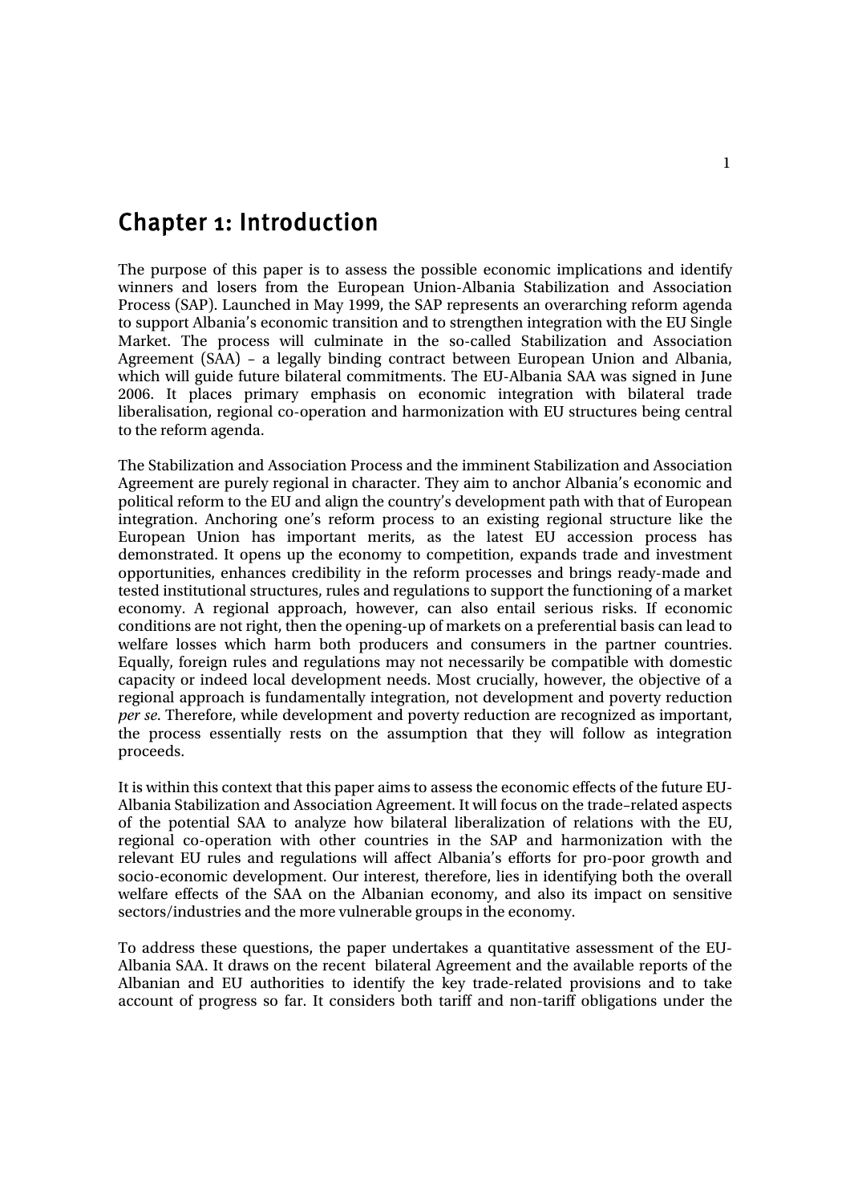# Chapter 1: Introduction

The purpose of this paper is to assess the possible economic implications and identify winners and losers from the European Union-Albania Stabilization and Association Process (SAP). Launched in May 1999, the SAP represents an overarching reform agenda to support Albania's economic transition and to strengthen integration with the EU Single Market. The process will culminate in the so-called Stabilization and Association Agreement (SAA) – a legally binding contract between European Union and Albania, which will guide future bilateral commitments. The EU-Albania SAA was signed in June 2006. It places primary emphasis on economic integration with bilateral trade liberalisation, regional co-operation and harmonization with EU structures being central to the reform agenda.

The Stabilization and Association Process and the imminent Stabilization and Association Agreement are purely regional in character. They aim to anchor Albania's economic and political reform to the EU and align the country's development path with that of European integration. Anchoring one's reform process to an existing regional structure like the European Union has important merits, as the latest EU accession process has demonstrated. It opens up the economy to competition, expands trade and investment opportunities, enhances credibility in the reform processes and brings ready-made and tested institutional structures, rules and regulations to support the functioning of a market economy. A regional approach, however, can also entail serious risks. If economic conditions are not right, then the opening-up of markets on a preferential basis can lead to welfare losses which harm both producers and consumers in the partner countries. Equally, foreign rules and regulations may not necessarily be compatible with domestic capacity or indeed local development needs. Most crucially, however, the objective of a regional approach is fundamentally integration, not development and poverty reduction *per se*. Therefore, while development and poverty reduction are recognized as important, the process essentially rests on the assumption that they will follow as integration proceeds.

It is within this context that this paper aims to assess the economic effects of the future EU-Albania Stabilization and Association Agreement. It will focus on the trade–related aspects of the potential SAA to analyze how bilateral liberalization of relations with the EU, regional co-operation with other countries in the SAP and harmonization with the relevant EU rules and regulations will affect Albania's efforts for pro-poor growth and socio-economic development. Our interest, therefore, lies in identifying both the overall welfare effects of the SAA on the Albanian economy, and also its impact on sensitive sectors/industries and the more vulnerable groups in the economy.

To address these questions, the paper undertakes a quantitative assessment of the EU-Albania SAA. It draws on the recent bilateral Agreement and the available reports of the Albanian and EU authorities to identify the key trade-related provisions and to take account of progress so far. It considers both tariff and non-tariff obligations under the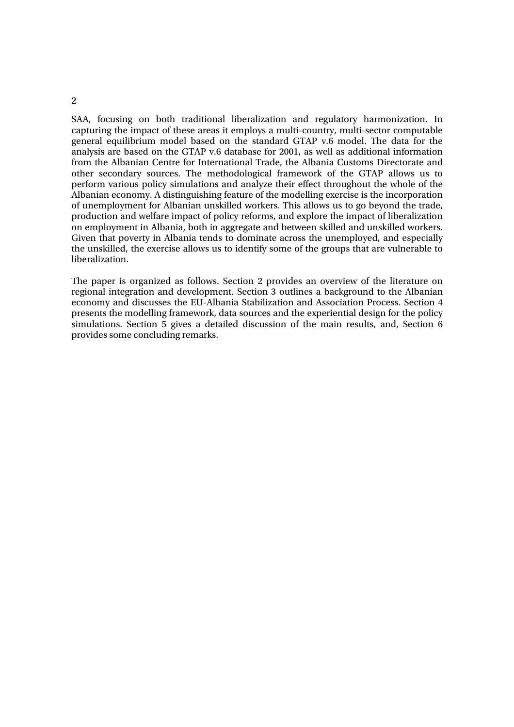SAA, focusing on both traditional liberalization and regulatory harmonization. In capturing the impact of these areas it employs a multi-country, multi-sector computable general equilibrium model based on the standard GTAP v.6 model. The data for the analysis are based on the GTAP v.6 database for 2001, as well as additional information from the Albanian Centre for International Trade, the Albania Customs Directorate and other secondary sources. The methodological framework of the GTAP allows us to perform various policy simulations and analyze their effect throughout the whole of the Albanian economy. A distinguishing feature of the modelling exercise is the incorporation of unemployment for Albanian unskilled workers. This allows us to go beyond the trade, production and welfare impact of policy reforms, and explore the impact of liberalization on employment in Albania, both in aggregate and between skilled and unskilled workers. Given that poverty in Albania tends to dominate across the unemployed, and especially the unskilled, the exercise allows us to identify some of the groups that are vulnerable to liberalization.

The paper is organized as follows. Section 2 provides an overview of the literature on regional integration and development. Section 3 outlines a background to the Albanian economy and discusses the EU-Albania Stabilization and Association Process. Section 4 presents the modelling framework, data sources and the experiential design for the policy simulations. Section 5 gives a detailed discussion of the main results, and, Section 6 provides some concluding remarks.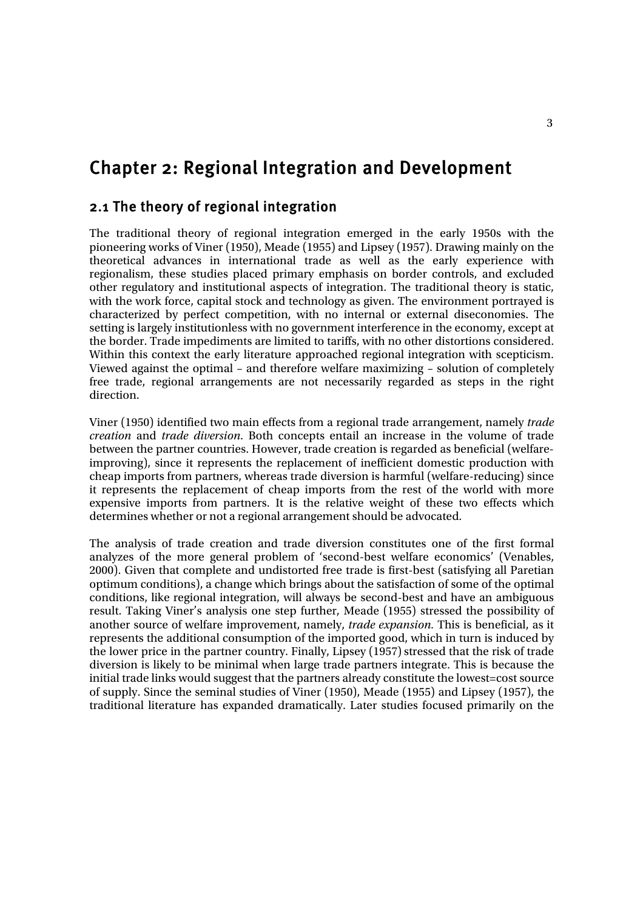# Chapter 2: Regional Integration and Development

## 2.1 The theory of regional integration

The traditional theory of regional integration emerged in the early 1950s with the pioneering works of Viner (1950), Meade (1955) and Lipsey (1957). Drawing mainly on the theoretical advances in international trade as well as the early experience with regionalism, these studies placed primary emphasis on border controls, and excluded other regulatory and institutional aspects of integration. The traditional theory is static, with the work force, capital stock and technology as given. The environment portrayed is characterized by perfect competition, with no internal or external diseconomies. The setting is largely institutionless with no government interference in the economy, except at the border. Trade impediments are limited to tariffs, with no other distortions considered. Within this context the early literature approached regional integration with scepticism. Viewed against the optimal – and therefore welfare maximizing – solution of completely free trade, regional arrangements are not necessarily regarded as steps in the right direction.

Viner (1950) identified two main effects from a regional trade arrangement, namely *trade creation* and *trade diversion*. Both concepts entail an increase in the volume of trade between the partner countries. However, trade creation is regarded as beneficial (welfare-improving), since it represents the replacement of inefficient domestic production with cheap imports from partners, whereas trade diversion is harmful (welfare-reducing) since it represents the replacement of cheap imports from the rest of the world with more expensive imports from partners. It is the relative weight of these two effects which determines whether or not a regional arrangement should be advocated.

The analysis of trade creation and trade diversion constitutes one of the first formal analyzes of the more general problem of 'second-best welfare economics' (Venables, 2000). Given that complete and undistorted free trade is first-best (satisfying all Paretian optimum conditions), a change which brings about the satisfaction of some of the optimal conditions, like regional integration, will always be second-best and have an ambiguous result. Taking Viner's analysis one step further, Meade (1955) stressed the possibility of another source of welfare improvement, namely, *trade expansion*. This is beneficial, as it represents the additional consumption of the imported good, which in turn is induced by the lower price in the partner country. Finally, Lipsey (1957) stressed that the risk of trade diversion is likely to be minimal when large trade partners integrate. This is because the initial trade links would suggest that the partners already constitute the lowest=cost source of supply. Since the seminal studies of Viner (1950), Meade (1955) and Lipsey (1957), the traditional literature has expanded dramatically. Later studies focused primarily on the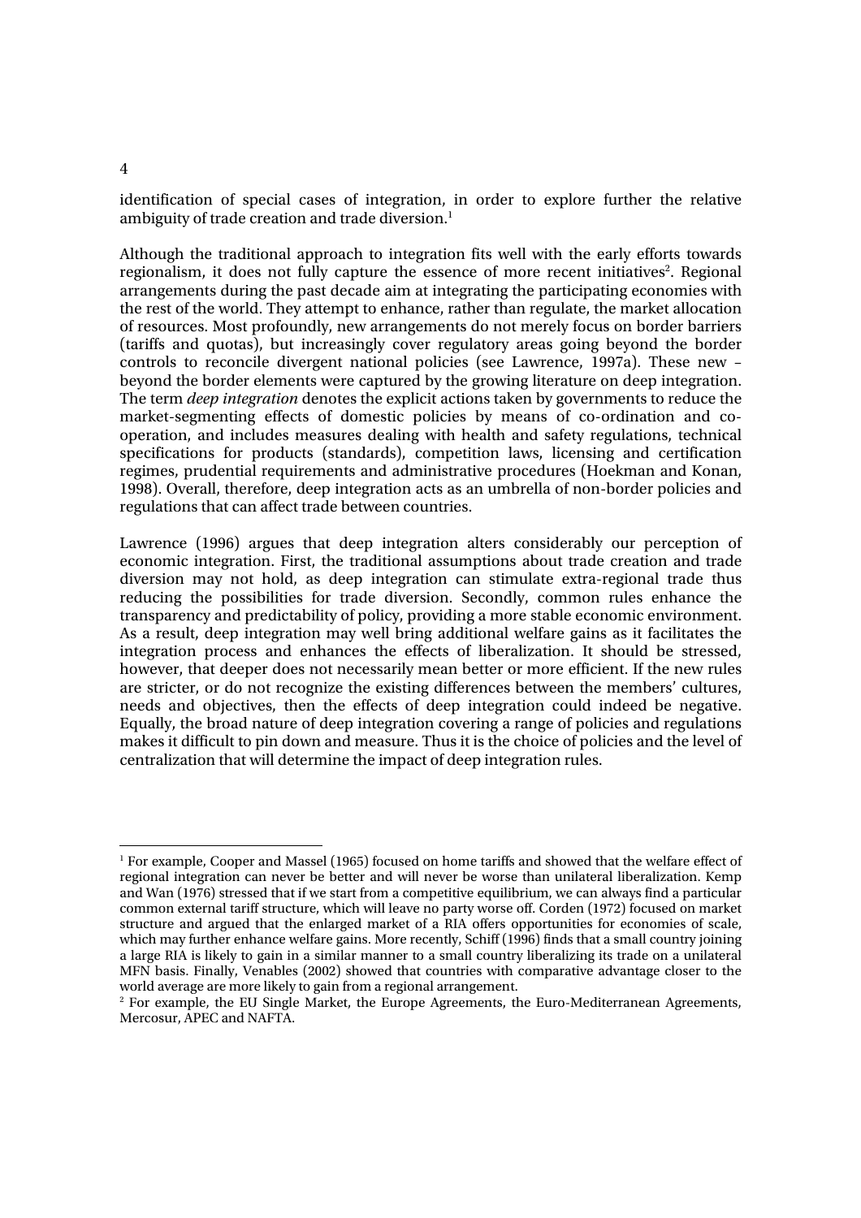identification of special cases of integration, in order to explore further the relative ambiguity of trade creation and trade diversion.[1]

Although the traditional approach to integration fits well with the early efforts towards regionalism, it does not fully capture the essence of more recent initiatives[2]. Regional arrangements during the past decade aim at integrating the participating economies with the rest of the world. They attempt to enhance, rather than regulate, the market allocation of resources. Most profoundly, new arrangements do not merely focus on border barriers (tariffs and quotas), but increasingly cover regulatory areas going beyond the border controls to reconcile divergent national policies (see Lawrence, 1997a). These new – beyond the border elements were captured by the growing literature on deep integration. The term *deep integration* denotes the explicit actions taken by governments to reduce the market-segmenting effects of domestic policies by means of co-ordination and co-operation, and includes measures dealing with health and safety regulations, technical specifications for products (standards), competition laws, licensing and certification regimes, prudential requirements and administrative procedures (Hoekman and Konan, 1998). Overall, therefore, deep integration acts as an umbrella of non-border policies and regulations that can affect trade between countries.

Lawrence (1996) argues that deep integration alters considerably our perception of economic integration. First, the traditional assumptions about trade creation and trade diversion may not hold, as deep integration can stimulate extra-regional trade thus reducing the possibilities for trade diversion. Secondly, common rules enhance the transparency and predictability of policy, providing a more stable economic environment. As a result, deep integration may well bring additional welfare gains as it facilitates the integration process and enhances the effects of liberalization. It should be stressed, however, that deeper does not necessarily mean better or more efficient. If the new rules are stricter, or do not recognize the existing differences between the members' cultures, needs and objectives, then the effects of deep integration could indeed be negative. Equally, the broad nature of deep integration covering a range of policies and regulations makes it difficult to pin down and measure. Thus it is the choice of policies and the level of centralization that will determine the impact of deep integration rules.

---

[1] For example, Cooper and Massel (1965) focused on home tariffs and showed that the welfare effect of regional integration can never be better and will never be worse than unilateral liberalization. Kemp and Wan (1976) stressed that if we start from a competitive equilibrium, we can always find a particular common external tariff structure, which will leave no party worse off. Corden (1972) focused on market structure and argued that the enlarged market of a RIA offers opportunities for economies of scale, which may further enhance welfare gains. More recently, Schiff (1996) finds that a small country joining a large RIA is likely to gain in a similar manner to a small country liberalizing its trade on a unilateral MFN basis. Finally, Venables (2002) showed that countries with comparative advantage closer to the world average are more likely to gain from a regional arrangement.

[2] For example, the EU Single Market, the Europe Agreements, the Euro-Mediterranean Agreements, Mercosur, APEC and NAFTA.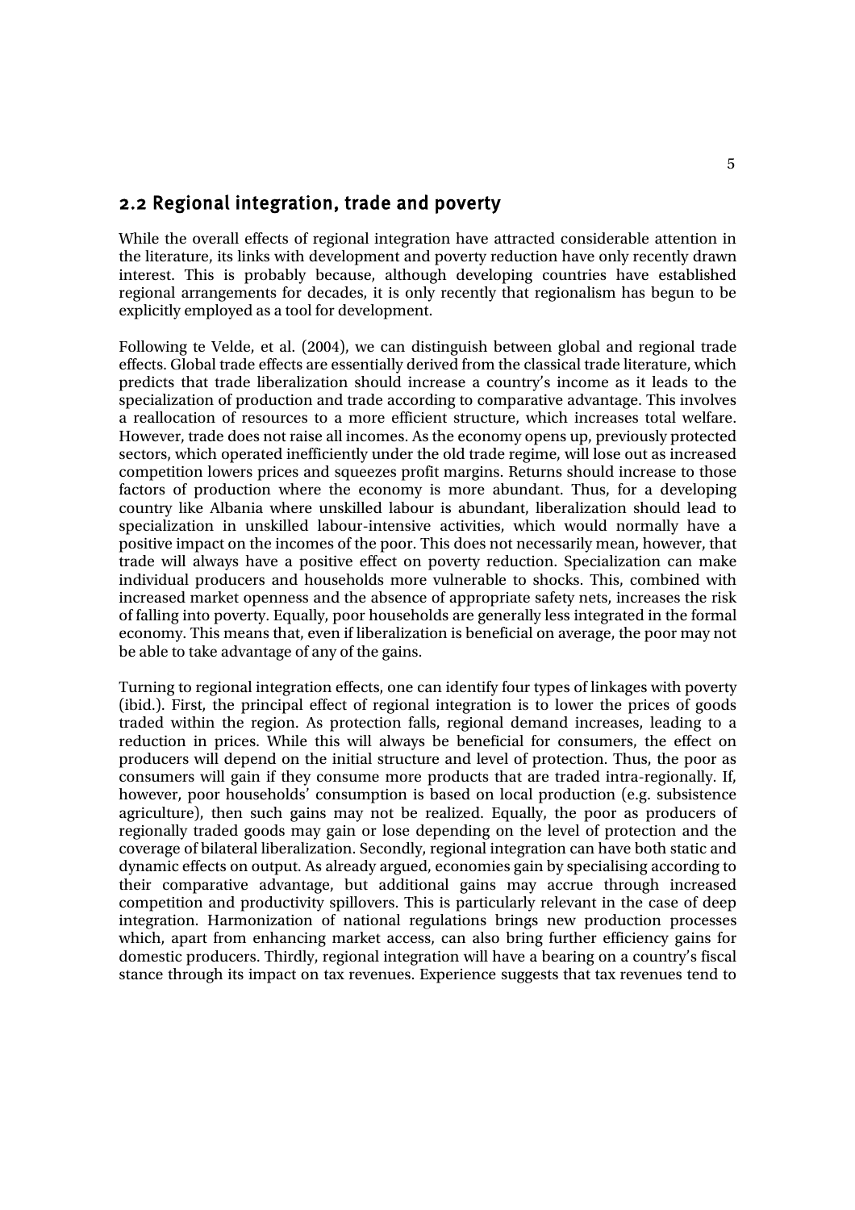## 2.2 Regional integration, trade and poverty

While the overall effects of regional integration have attracted considerable attention in the literature, its links with development and poverty reduction have only recently drawn interest. This is probably because, although developing countries have established regional arrangements for decades, it is only recently that regionalism has begun to be explicitly employed as a tool for development.

Following te Velde, et al. (2004), we can distinguish between global and regional trade effects. Global trade effects are essentially derived from the classical trade literature, which predicts that trade liberalization should increase a country's income as it leads to the specialization of production and trade according to comparative advantage. This involves a reallocation of resources to a more efficient structure, which increases total welfare. However, trade does not raise all incomes. As the economy opens up, previously protected sectors, which operated inefficiently under the old trade regime, will lose out as increased competition lowers prices and squeezes profit margins. Returns should increase to those factors of production where the economy is more abundant. Thus, for a developing country like Albania where unskilled labour is abundant, liberalization should lead to specialization in unskilled labour-intensive activities, which would normally have a positive impact on the incomes of the poor. This does not necessarily mean, however, that trade will always have a positive effect on poverty reduction. Specialization can make individual producers and households more vulnerable to shocks. This, combined with increased market openness and the absence of appropriate safety nets, increases the risk of falling into poverty. Equally, poor households are generally less integrated in the formal economy. This means that, even if liberalization is beneficial on average, the poor may not be able to take advantage of any of the gains.

Turning to regional integration effects, one can identify four types of linkages with poverty (ibid.). First, the principal effect of regional integration is to lower the prices of goods traded within the region. As protection falls, regional demand increases, leading to a reduction in prices. While this will always be beneficial for consumers, the effect on producers will depend on the initial structure and level of protection. Thus, the poor as consumers will gain if they consume more products that are traded intra-regionally. If, however, poor households' consumption is based on local production (e.g. subsistence agriculture), then such gains may not be realized. Equally, the poor as producers of regionally traded goods may gain or lose depending on the level of protection and the coverage of bilateral liberalization. Secondly, regional integration can have both static and dynamic effects on output. As already argued, economies gain by specialising according to their comparative advantage, but additional gains may accrue through increased competition and productivity spillovers. This is particularly relevant in the case of deep integration. Harmonization of national regulations brings new production processes which, apart from enhancing market access, can also bring further efficiency gains for domestic producers. Thirdly, regional integration will have a bearing on a country's fiscal stance through its impact on tax revenues. Experience suggests that tax revenues tend to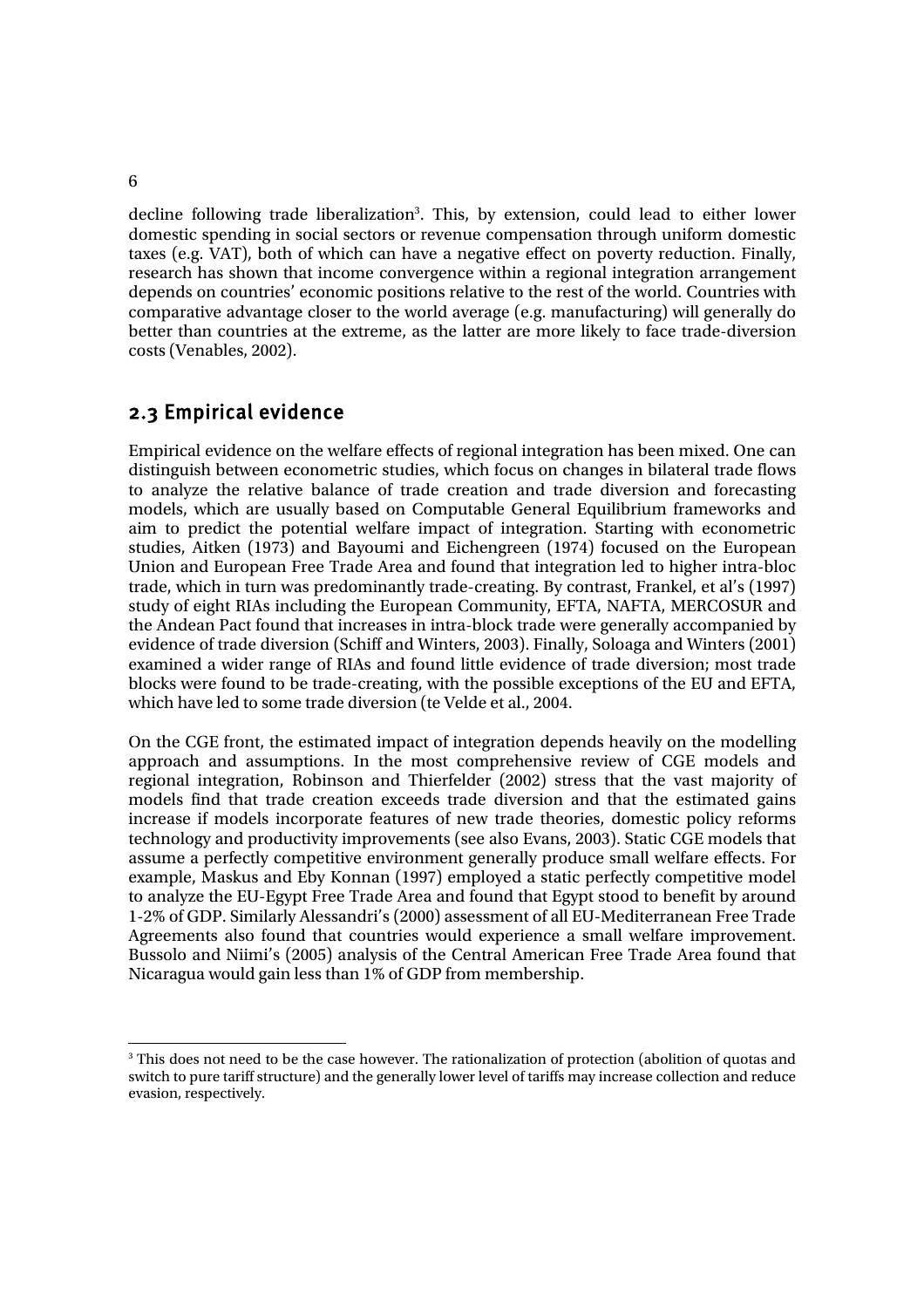decline following trade liberalization[3]. This, by extension, could lead to either lower domestic spending in social sectors or revenue compensation through uniform domestic taxes (e.g. VAT), both of which can have a negative effect on poverty reduction. Finally, research has shown that income convergence within a regional integration arrangement depends on countries' economic positions relative to the rest of the world. Countries with comparative advantage closer to the world average (e.g. manufacturing) will generally do better than countries at the extreme, as the latter are more likely to face trade-diversion costs (Venables, 2002).

## 2.3 Empirical evidence

Empirical evidence on the welfare effects of regional integration has been mixed. One can distinguish between econometric studies, which focus on changes in bilateral trade flows to analyze the relative balance of trade creation and trade diversion and forecasting models, which are usually based on Computable General Equilibrium frameworks and aim to predict the potential welfare impact of integration. Starting with econometric studies, Aitken (1973) and Bayoumi and Eichengreen (1974) focused on the European Union and European Free Trade Area and found that integration led to higher intra-bloc trade, which in turn was predominantly trade-creating. By contrast, Frankel, et al's (1997) study of eight RIAs including the European Community, EFTA, NAFTA, MERCOSUR and the Andean Pact found that increases in intra-block trade were generally accompanied by evidence of trade diversion (Schiff and Winters, 2003). Finally, Soloaga and Winters (2001) examined a wider range of RIAs and found little evidence of trade diversion; most trade blocks were found to be trade-creating, with the possible exceptions of the EU and EFTA, which have led to some trade diversion (te Velde et al., 2004.

On the CGE front, the estimated impact of integration depends heavily on the modelling approach and assumptions. In the most comprehensive review of CGE models and regional integration, Robinson and Thierfelder (2002) stress that the vast majority of models find that trade creation exceeds trade diversion and that the estimated gains increase if models incorporate features of new trade theories, domestic policy reforms technology and productivity improvements (see also Evans, 2003). Static CGE models that assume a perfectly competitive environment generally produce small welfare effects. For example, Maskus and Eby Konnan (1997) employed a static perfectly competitive model to analyze the EU-Egypt Free Trade Area and found that Egypt stood to benefit by around 1-2% of GDP. Similarly Alessandri's (2000) assessment of all EU-Mediterranean Free Trade Agreements also found that countries would experience a small welfare improvement. Bussolo and Niimi's (2005) analysis of the Central American Free Trade Area found that Nicaragua would gain less than 1% of GDP from membership.

---

[3] This does not need to be the case however. The rationalization of protection (abolition of quotas and switch to pure tariff structure) and the generally lower level of tariffs may increase collection and reduce evasion, respectively.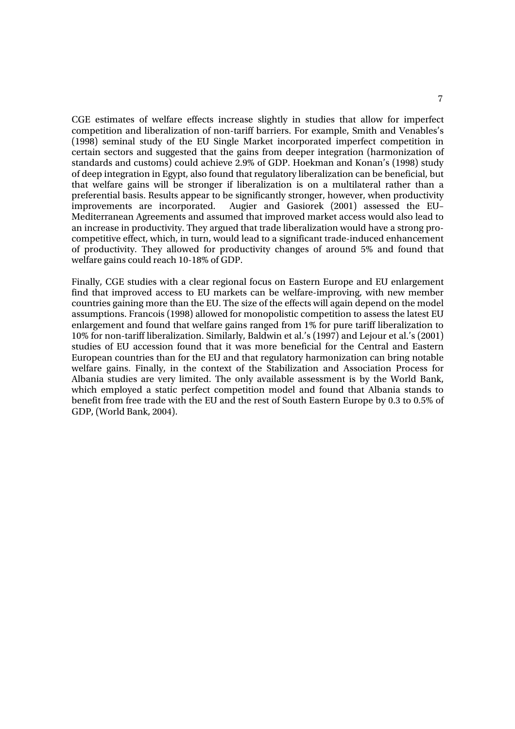CGE estimates of welfare effects increase slightly in studies that allow for imperfect competition and liberalization of non-tariff barriers. For example, Smith and Venables's (1998) seminal study of the EU Single Market incorporated imperfect competition in certain sectors and suggested that the gains from deeper integration (harmonization of standards and customs) could achieve 2.9% of GDP. Hoekman and Konan's (1998) study of deep integration in Egypt, also found that regulatory liberalization can be beneficial, but that welfare gains will be stronger if liberalization is on a multilateral rather than a preferential basis. Results appear to be significantly stronger, however, when productivity improvements are incorporated. Augier and Gasiorek (2001) assessed the EU–Mediterranean Agreements and assumed that improved market access would also lead to an increase in productivity. They argued that trade liberalization would have a strong pro-competitive effect, which, in turn, would lead to a significant trade-induced enhancement of productivity. They allowed for productivity changes of around 5% and found that welfare gains could reach 10-18% of GDP.

Finally, CGE studies with a clear regional focus on Eastern Europe and EU enlargement find that improved access to EU markets can be welfare-improving, with new member countries gaining more than the EU. The size of the effects will again depend on the model assumptions. Francois (1998) allowed for monopolistic competition to assess the latest EU enlargement and found that welfare gains ranged from 1% for pure tariff liberalization to 10% for non-tariff liberalization. Similarly, Baldwin et al.'s (1997) and Lejour et al.'s (2001) studies of EU accession found that it was more beneficial for the Central and Eastern European countries than for the EU and that regulatory harmonization can bring notable welfare gains. Finally, in the context of the Stabilization and Association Process for Albania studies are very limited. The only available assessment is by the World Bank, which employed a static perfect competition model and found that Albania stands to benefit from free trade with the EU and the rest of South Eastern Europe by 0.3 to 0.5% of GDP, (World Bank, 2004).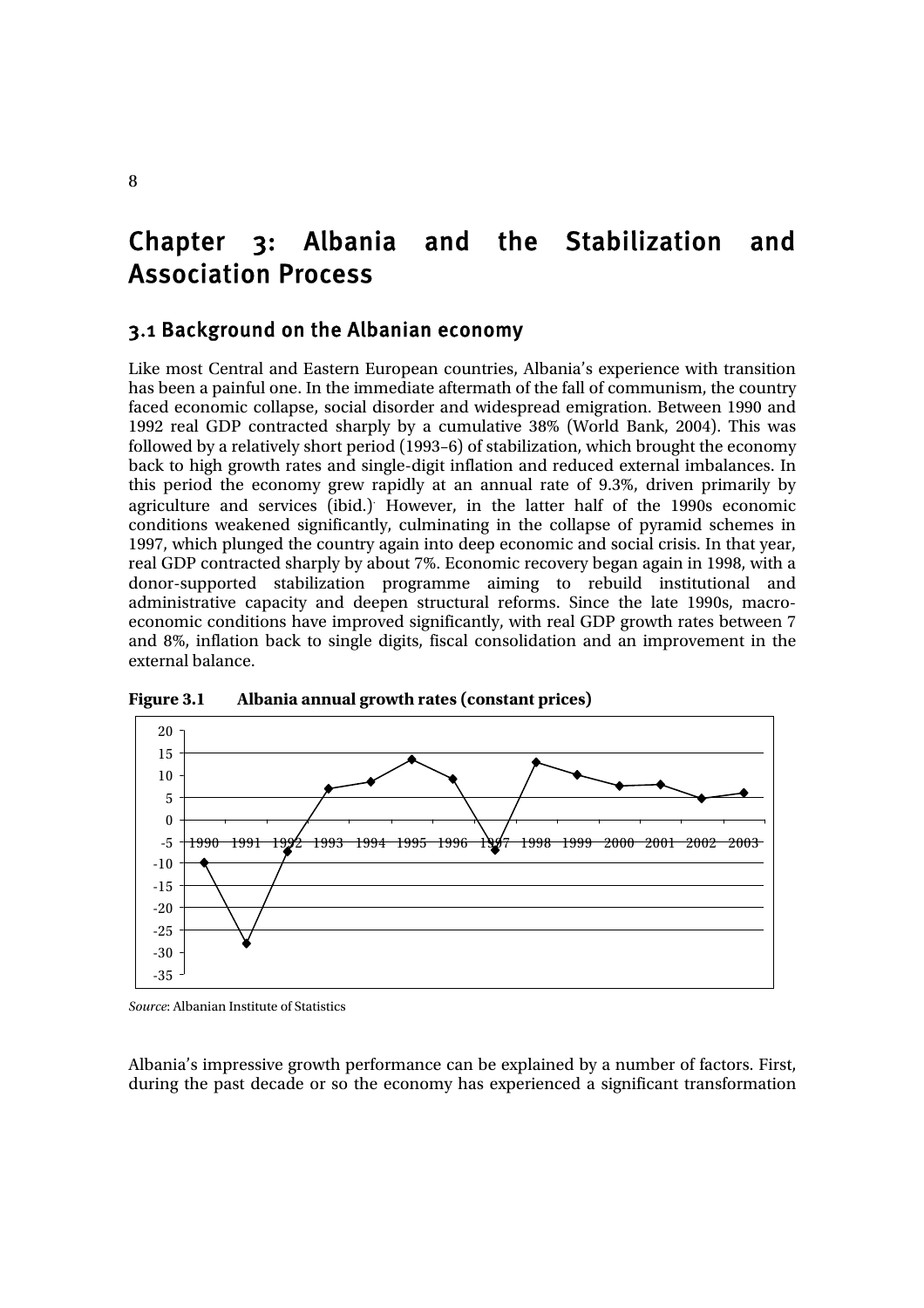# Chapter 3: Albania and the Stabilization and Association Process

## 3.1 Background on the Albanian economy

Like most Central and Eastern European countries, Albania's experience with transition has been a painful one. In the immediate aftermath of the fall of communism, the country faced economic collapse, social disorder and widespread emigration. Between 1990 and 1992 real GDP contracted sharply by a cumulative 38% (World Bank, 2004). This was followed by a relatively short period (1993–6) of stabilization, which brought the economy back to high growth rates and single-digit inflation and reduced external imbalances. In this period the economy grew rapidly at an annual rate of 9.3%, driven primarily by agriculture and services (ibid.). However, in the latter half of the 1990s economic conditions weakened significantly, culminating in the collapse of pyramid schemes in 1997, which plunged the country again into deep economic and social crisis. In that year, real GDP contracted sharply by about 7%. Economic recovery began again in 1998, with a donor-supported stabilization programme aiming to rebuild institutional and administrative capacity and deepen structural reforms. Since the late 1990s, macro-economic conditions have improved significantly, with real GDP growth rates between 7 and 8%, inflation back to single digits, fiscal consolidation and an improvement in the external balance.

**Figure 3.1 Albania annual growth rates (constant prices)**

*Source*: Albanian Institute of Statistics

Albania's impressive growth performance can be explained by a number of factors. First, during the past decade or so the economy has experienced a significant transformation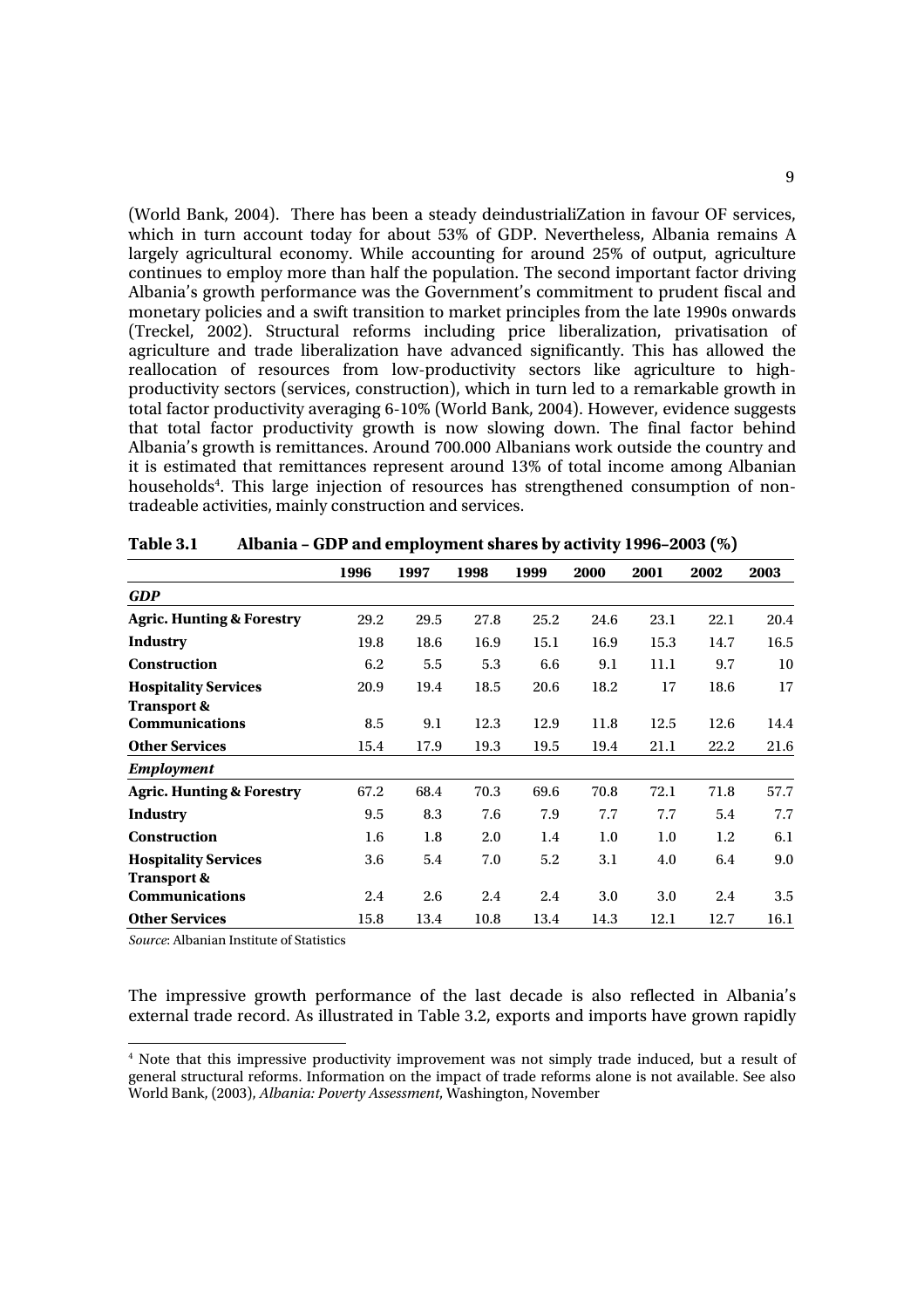(World Bank, 2004). There has been a steady deindustrialiZation in favour OF services, which in turn account today for about 53% of GDP. Nevertheless, Albania remains A largely agricultural economy. While accounting for around 25% of output, agriculture continues to employ more than half the population. The second important factor driving Albania's growth performance was the Government's commitment to prudent fiscal and monetary policies and a swift transition to market principles from the late 1990s onwards (Treckel, 2002). Structural reforms including price liberalization, privatisation of agriculture and trade liberalization have advanced significantly. This has allowed the reallocation of resources from low-productivity sectors like agriculture to high-productivity sectors (services, construction), which in turn led to a remarkable growth in total factor productivity averaging 6-10% (World Bank, 2004). However, evidence suggests that total factor productivity growth is now slowing down. The final factor behind Albania's growth is remittances. Around 700.000 Albanians work outside the country and it is estimated that remittances represent around 13% of total income among Albanian households[4]. This large injection of resources has strengthened consumption of non-tradeable activities, mainly construction and services.

**Table 3.1 Albania – GDP and employment shares by activity 1996–2003 (%)**

| | 1996 | 1997 | 1998 | 1999 | 2000 | 2001 | 2002 | 2003 |
|---|---|---|---|---|---|---|---|---|
| ***GDP*** | | | | | | | | |
| **Agric. Hunting & Forestry** | 29.2 | 29.5 | 27.8 | 25.2 | 24.6 | 23.1 | 22.1 | 20.4 |
| **Industry** | 19.8 | 18.6 | 16.9 | 15.1 | 16.9 | 15.3 | 14.7 | 16.5 |
| **Construction** | 6.2 | 5.5 | 5.3 | 6.6 | 9.1 | 11.1 | 9.7 | 10 |
| **Hospitality Services** | 20.9 | 19.4 | 18.5 | 20.6 | 18.2 | 17 | 18.6 | 17 |
| **Transport & Communications** | 8.5 | 9.1 | 12.3 | 12.9 | 11.8 | 12.5 | 12.6 | 14.4 |
| **Other Services** | 15.4 | 17.9 | 19.3 | 19.5 | 19.4 | 21.1 | 22.2 | 21.6 |
| ***Employment*** | | | | | | | | |
| **Agric. Hunting & Forestry** | 67.2 | 68.4 | 70.3 | 69.6 | 70.8 | 72.1 | 71.8 | 57.7 |
| **Industry** | 9.5 | 8.3 | 7.6 | 7.9 | 7.7 | 7.7 | 5.4 | 7.7 |
| **Construction** | 1.6 | 1.8 | 2.0 | 1.4 | 1.0 | 1.0 | 1.2 | 6.1 |
| **Hospitality Services** | 3.6 | 5.4 | 7.0 | 5.2 | 3.1 | 4.0 | 6.4 | 9.0 |
| **Transport & Communications** | 2.4 | 2.6 | 2.4 | 2.4 | 3.0 | 3.0 | 2.4 | 3.5 |
| **Other Services** | 15.8 | 13.4 | 10.8 | 13.4 | 14.3 | 12.1 | 12.7 | 16.1 |

*Source*: Albanian Institute of Statistics

The impressive growth performance of the last decade is also reflected in Albania's external trade record. As illustrated in Table 3.2, exports and imports have grown rapidly

[4] Note that this impressive productivity improvement was not simply trade induced, but a result of general structural reforms. Information on the impact of trade reforms alone is not available. See also World Bank, (2003), *Albania: Poverty Assessment*, Washington, November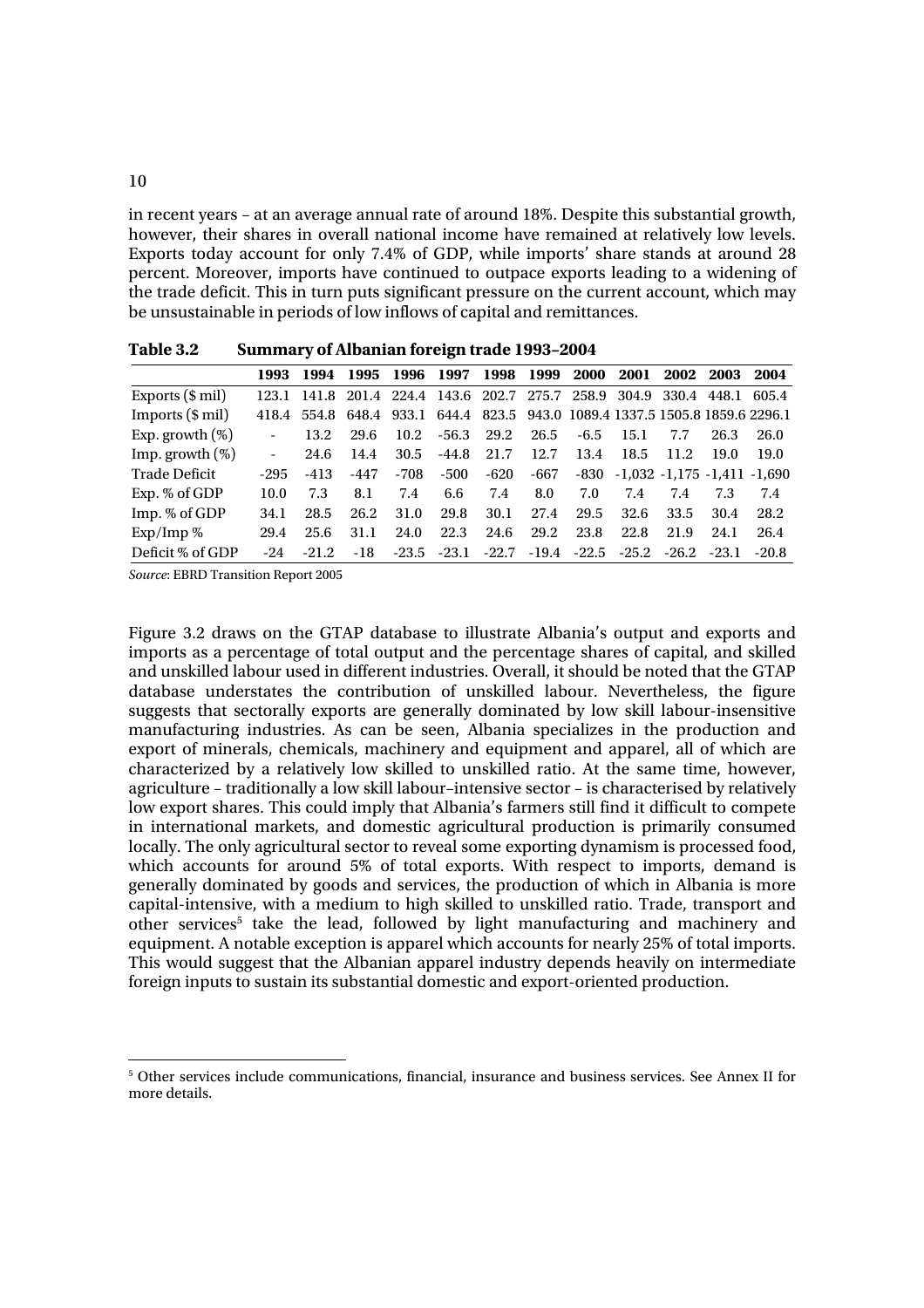in recent years – at an average annual rate of around 18%. Despite this substantial growth, however, their shares in overall national income have remained at relatively low levels. Exports today account for only 7.4% of GDP, while imports' share stands at around 28 percent. Moreover, imports have continued to outpace exports leading to a widening of the trade deficit. This in turn puts significant pressure on the current account, which may be unsustainable in periods of low inflows of capital and remittances.

**Table 3.2 Summary of Albanian foreign trade 1993–2004**

| | 1993 | 1994 | 1995 | 1996 | 1997 | 1998 | 1999 | 2000 | 2001 | 2002 | 2003 | 2004 |
|---|---|---|---|---|---|---|---|---|---|---|---|---|
| Exports ($ mil) | 123.1 | 141.8 | 201.4 | 224.4 | 143.6 | 202.7 | 275.7 | 258.9 | 304.9 | 330.4 | 448.1 | 605.4 |
| Imports ($ mil) | 418.4 | 554.8 | 648.4 | 933.1 | 644.4 | 823.5 | 943.0 | 1089.4 | 1337.5 | 1505.8 | 1859.6 | 2296.1 |
| Exp. growth (%) | - | 13.2 | 29.6 | 10.2 | -56.3 | 29.2 | 26.5 | -6.5 | 15.1 | 7.7 | 26.3 | 26.0 |
| Imp. growth (%) | - | 24.6 | 14.4 | 30.5 | -44.8 | 21.7 | 12.7 | 13.4 | 18.5 | 11.2 | 19.0 | 19.0 |
| Trade Deficit | -295 | -413 | -447 | -708 | -500 | -620 | -667 | -830 | -1,032 | -1,175 | -1,411 | -1,690 |
| Exp. % of GDP | 10.0 | 7.3 | 8.1 | 7.4 | 6.6 | 7.4 | 8.0 | 7.0 | 7.4 | 7.4 | 7.3 | 7.4 |
| Imp. % of GDP | 34.1 | 28.5 | 26.2 | 31.0 | 29.8 | 30.1 | 27.4 | 29.5 | 32.6 | 33.5 | 30.4 | 28.2 |
| Exp/Imp % | 29.4 | 25.6 | 31.1 | 24.0 | 22.3 | 24.6 | 29.2 | 23.8 | 22.8 | 21.9 | 24.1 | 26.4 |
| Deficit % of GDP | -24 | -21.2 | -18 | -23.5 | -23.1 | -22.7 | -19.4 | -22.5 | -25.2 | -26.2 | -23.1 | -20.8 |

*Source*: EBRD Transition Report 2005

Figure 3.2 draws on the GTAP database to illustrate Albania's output and exports and imports as a percentage of total output and the percentage shares of capital, and skilled and unskilled labour used in different industries. Overall, it should be noted that the GTAP database understates the contribution of unskilled labour. Nevertheless, the figure suggests that sectorally exports are generally dominated by low skill labour-insensitive manufacturing industries. As can be seen, Albania specializes in the production and export of minerals, chemicals, machinery and equipment and apparel, all of which are characterized by a relatively low skilled to unskilled ratio. At the same time, however, agriculture – traditionally a low skill labour–intensive sector – is characterised by relatively low export shares. This could imply that Albania's farmers still find it difficult to compete in international markets, and domestic agricultural production is primarily consumed locally. The only agricultural sector to reveal some exporting dynamism is processed food, which accounts for around 5% of total exports. With respect to imports, demand is generally dominated by goods and services, the production of which in Albania is more capital-intensive, with a medium to high skilled to unskilled ratio. Trade, transport and other services[5] take the lead, followed by light manufacturing and machinery and equipment. A notable exception is apparel which accounts for nearly 25% of total imports. This would suggest that the Albanian apparel industry depends heavily on intermediate foreign inputs to sustain its substantial domestic and export-oriented production.

[5] Other services include communications, financial, insurance and business services. See Annex II for more details.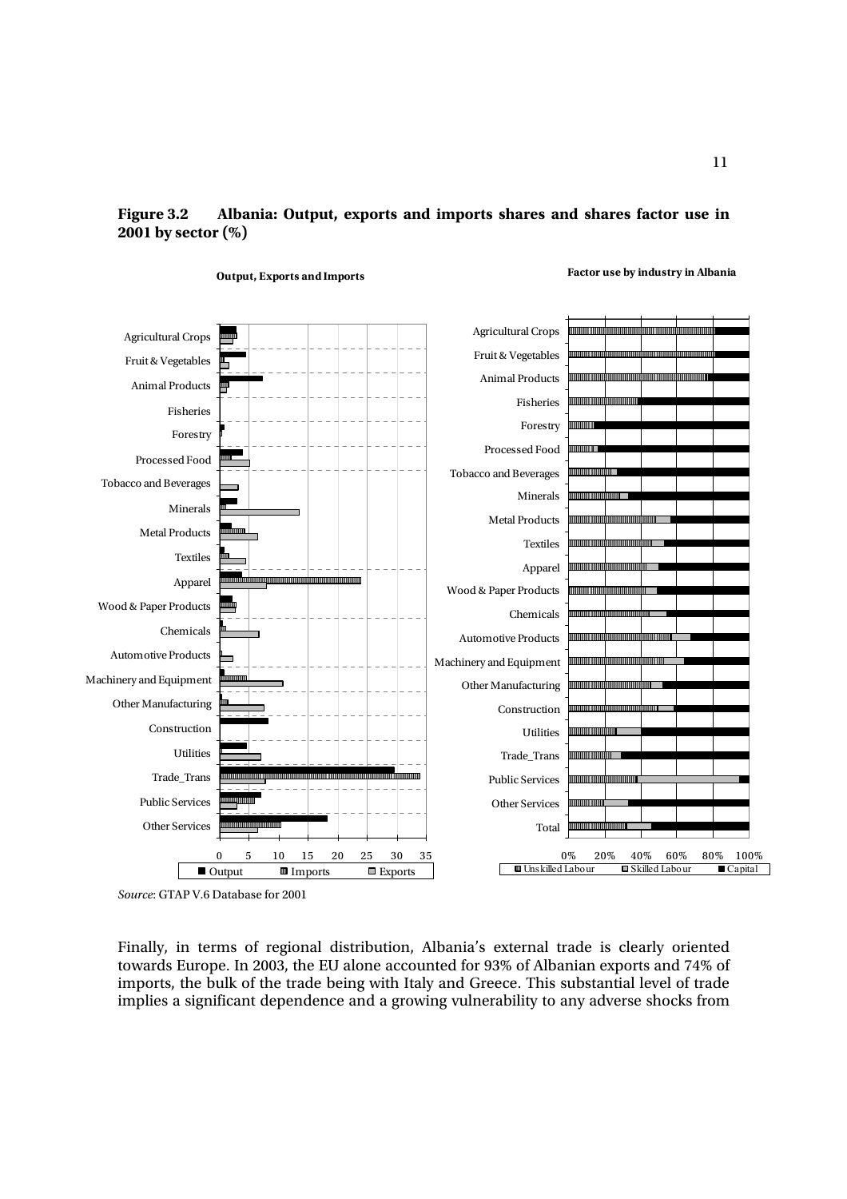**Figure 3.2 Albania: Output, exports and imports shares and shares factor use in 2001 by sector (%)**

*Source*: GTAP V.6 Database for 2001

Finally, in terms of regional distribution, Albania's external trade is clearly oriented towards Europe. In 2003, the EU alone accounted for 93% of Albanian exports and 74% of imports, the bulk of the trade being with Italy and Greece. This substantial level of trade implies a significant dependence and a growing vulnerability to any adverse shocks from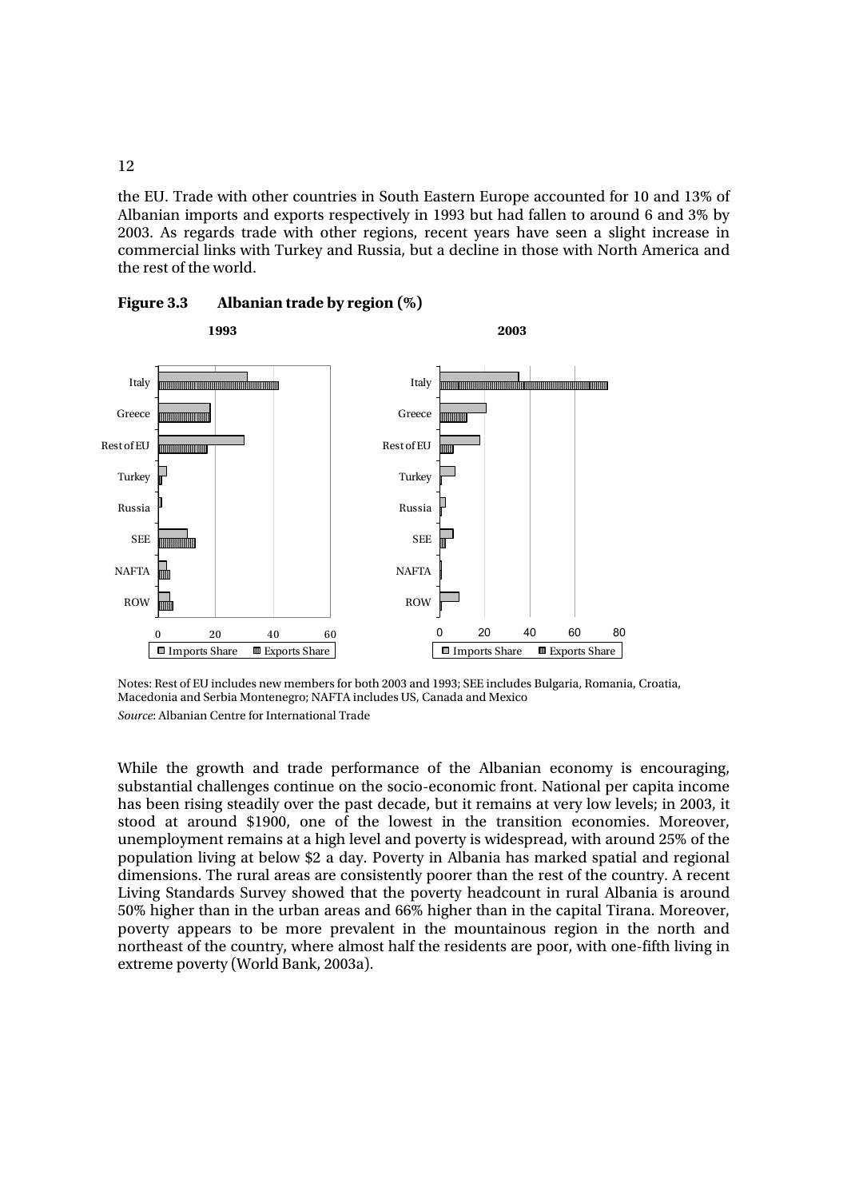the EU. Trade with other countries in South Eastern Europe accounted for 10 and 13% of Albanian imports and exports respectively in 1993 but had fallen to around 6 and 3% by 2003. As regards trade with other regions, recent years have seen a slight increase in commercial links with Turkey and Russia, but a decline in those with North America and the rest of the world.

**Figure 3.3 Albanian trade by region (%)**

Notes: Rest of EU includes new members for both 2003 and 1993; SEE includes Bulgaria, Romania, Croatia, Macedonia and Serbia Montenegro; NAFTA includes US, Canada and Mexico

*Source*: Albanian Centre for International Trade

While the growth and trade performance of the Albanian economy is encouraging, substantial challenges continue on the socio-economic front. National per capita income has been rising steadily over the past decade, but it remains at very low levels; in 2003, it stood at around $1900, one of the lowest in the transition economies. Moreover, unemployment remains at a high level and poverty is widespread, with around 25% of the population living at below $2 a day. Poverty in Albania has marked spatial and regional dimensions. The rural areas are consistently poorer than the rest of the country. A recent Living Standards Survey showed that the poverty headcount in rural Albania is around 50% higher than in the urban areas and 66% higher than in the capital Tirana. Moreover, poverty appears to be more prevalent in the mountainous region in the north and northeast of the country, where almost half the residents are poor, with one-fifth living in extreme poverty (World Bank, 2003a).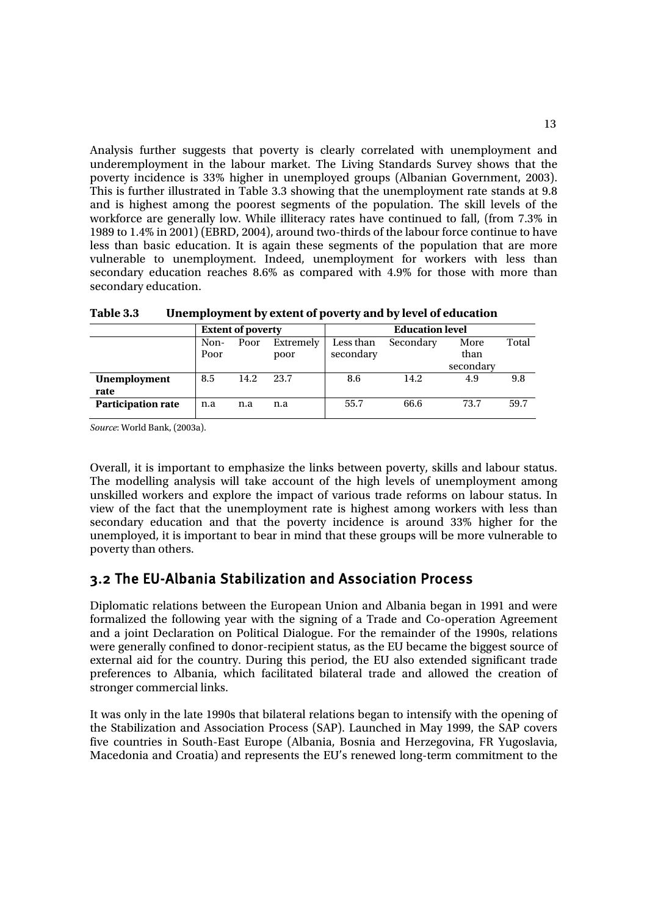Analysis further suggests that poverty is clearly correlated with unemployment and underemployment in the labour market. The Living Standards Survey shows that the poverty incidence is 33% higher in unemployed groups (Albanian Government, 2003). This is further illustrated in Table 3.3 showing that the unemployment rate stands at 9.8 and is highest among the poorest segments of the population. The skill levels of the workforce are generally low. While illiteracy rates have continued to fall, (from 7.3% in 1989 to 1.4% in 2001) (EBRD, 2004), around two-thirds of the labour force continue to have less than basic education. It is again these segments of the population that are more vulnerable to unemployment. Indeed, unemployment for workers with less than secondary education reaches 8.6% as compared with 4.9% for those with more than secondary education.

**Table 3.3 Unemployment by extent of poverty and by level of education**

| | Extent of poverty | | | Education level | | | |
|---|---|---|---|---|---|---|---|
| | Non-Poor | Poor | Extremely poor | Less than secondary | Secondary | More than secondary | Total |
| **Unemployment rate** | 8.5 | 14.2 | 23.7 | 8.6 | 14.2 | 4.9 | 9.8 |
| **Participation rate** | n.a | n.a | n.a | 55.7 | 66.6 | 73.7 | 59.7 |

*Source*: World Bank, (2003a).

Overall, it is important to emphasize the links between poverty, skills and labour status. The modelling analysis will take account of the high levels of unemployment among unskilled workers and explore the impact of various trade reforms on labour status. In view of the fact that the unemployment rate is highest among workers with less than secondary education and that the poverty incidence is around 33% higher for the unemployed, it is important to bear in mind that these groups will be more vulnerable to poverty than others.

## 3.2 The EU-Albania Stabilization and Association Process

Diplomatic relations between the European Union and Albania began in 1991 and were formalized the following year with the signing of a Trade and Co-operation Agreement and a joint Declaration on Political Dialogue. For the remainder of the 1990s, relations were generally confined to donor-recipient status, as the EU became the biggest source of external aid for the country. During this period, the EU also extended significant trade preferences to Albania, which facilitated bilateral trade and allowed the creation of stronger commercial links.

It was only in the late 1990s that bilateral relations began to intensify with the opening of the Stabilization and Association Process (SAP). Launched in May 1999, the SAP covers five countries in South-East Europe (Albania, Bosnia and Herzegovina, FR Yugoslavia, Macedonia and Croatia) and represents the EU's renewed long-term commitment to the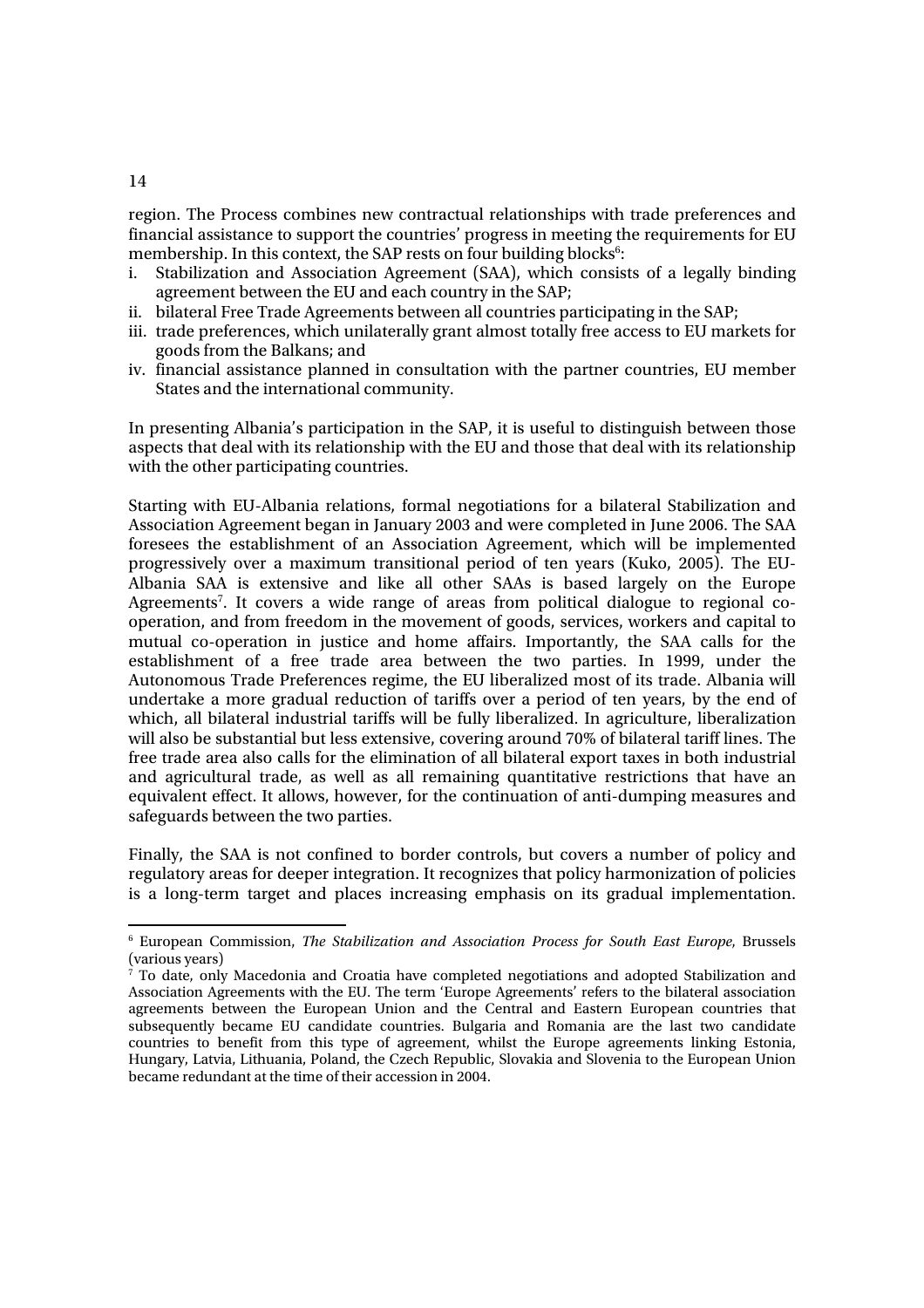region. The Process combines new contractual relationships with trade preferences and financial assistance to support the countries' progress in meeting the requirements for EU membership. In this context, the SAP rests on four building blocks[6]:

i. Stabilization and Association Agreement (SAA), which consists of a legally binding agreement between the EU and each country in the SAP;
ii. bilateral Free Trade Agreements between all countries participating in the SAP;
iii. trade preferences, which unilaterally grant almost totally free access to EU markets for goods from the Balkans; and
iv. financial assistance planned in consultation with the partner countries, EU member States and the international community.

In presenting Albania's participation in the SAP, it is useful to distinguish between those aspects that deal with its relationship with the EU and those that deal with its relationship with the other participating countries.

Starting with EU-Albania relations, formal negotiations for a bilateral Stabilization and Association Agreement began in January 2003 and were completed in June 2006. The SAA foresees the establishment of an Association Agreement, which will be implemented progressively over a maximum transitional period of ten years (Kuko, 2005). The EU-Albania SAA is extensive and like all other SAAs is based largely on the Europe Agreements[7]. It covers a wide range of areas from political dialogue to regional co-operation, and from freedom in the movement of goods, services, workers and capital to mutual co-operation in justice and home affairs. Importantly, the SAA calls for the establishment of a free trade area between the two parties. In 1999, under the Autonomous Trade Preferences regime, the EU liberalized most of its trade. Albania will undertake a more gradual reduction of tariffs over a period of ten years, by the end of which, all bilateral industrial tariffs will be fully liberalized. In agriculture, liberalization will also be substantial but less extensive, covering around 70% of bilateral tariff lines. The free trade area also calls for the elimination of all bilateral export taxes in both industrial and agricultural trade, as well as all remaining quantitative restrictions that have an equivalent effect. It allows, however, for the continuation of anti-dumping measures and safeguards between the two parties.

Finally, the SAA is not confined to border controls, but covers a number of policy and regulatory areas for deeper integration. It recognizes that policy harmonization of policies is a long-term target and places increasing emphasis on its gradual implementation.

---

[6] European Commission, *The Stabilization and Association Process for South East Europe*, Brussels (various years)

[7] To date, only Macedonia and Croatia have completed negotiations and adopted Stabilization and Association Agreements with the EU. The term 'Europe Agreements' refers to the bilateral association agreements between the European Union and the Central and Eastern European countries that subsequently became EU candidate countries. Bulgaria and Romania are the last two candidate countries to benefit from this type of agreement, whilst the Europe agreements linking Estonia, Hungary, Latvia, Lithuania, Poland, the Czech Republic, Slovakia and Slovenia to the European Union became redundant at the time of their accession in 2004.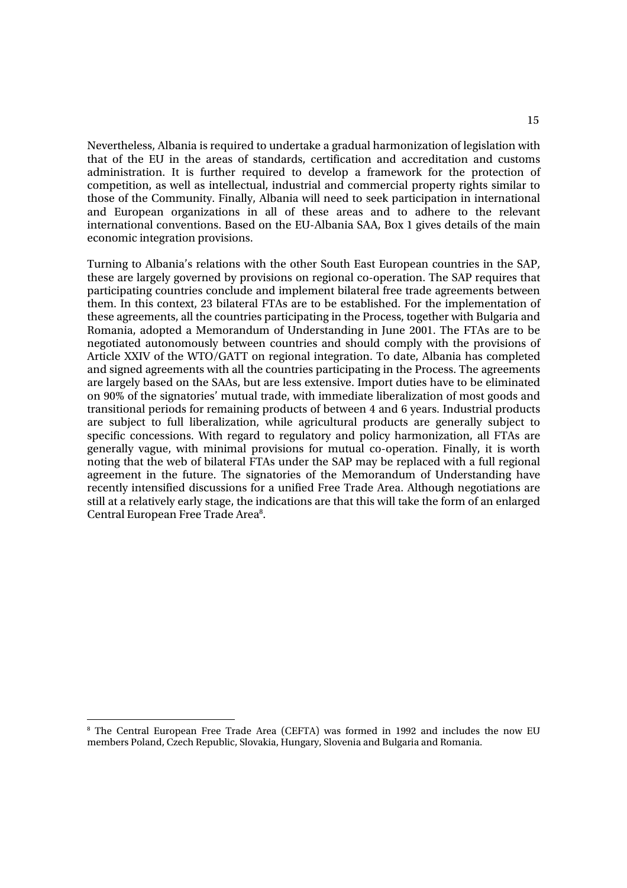Nevertheless, Albania is required to undertake a gradual harmonization of legislation with that of the EU in the areas of standards, certification and accreditation and customs administration. It is further required to develop a framework for the protection of competition, as well as intellectual, industrial and commercial property rights similar to those of the Community. Finally, Albania will need to seek participation in international and European organizations in all of these areas and to adhere to the relevant international conventions. Based on the EU-Albania SAA, Box 1 gives details of the main economic integration provisions.

Turning to Albania's relations with the other South East European countries in the SAP, these are largely governed by provisions on regional co-operation. The SAP requires that participating countries conclude and implement bilateral free trade agreements between them. In this context, 23 bilateral FTAs are to be established. For the implementation of these agreements, all the countries participating in the Process, together with Bulgaria and Romania, adopted a Memorandum of Understanding in June 2001. The FTAs are to be negotiated autonomously between countries and should comply with the provisions of Article XXIV of the WTO/GATT on regional integration. To date, Albania has completed and signed agreements with all the countries participating in the Process. The agreements are largely based on the SAAs, but are less extensive. Import duties have to be eliminated on 90% of the signatories' mutual trade, with immediate liberalization of most goods and transitional periods for remaining products of between 4 and 6 years. Industrial products are subject to full liberalization, while agricultural products are generally subject to specific concessions. With regard to regulatory and policy harmonization, all FTAs are generally vague, with minimal provisions for mutual co-operation. Finally, it is worth noting that the web of bilateral FTAs under the SAP may be replaced with a full regional agreement in the future. The signatories of the Memorandum of Understanding have recently intensified discussions for a unified Free Trade Area. Although negotiations are still at a relatively early stage, the indications are that this will take the form of an enlarged Central European Free Trade Area[8].

[8] The Central European Free Trade Area (CEFTA) was formed in 1992 and includes the now EU members Poland, Czech Republic, Slovakia, Hungary, Slovenia and Bulgaria and Romania.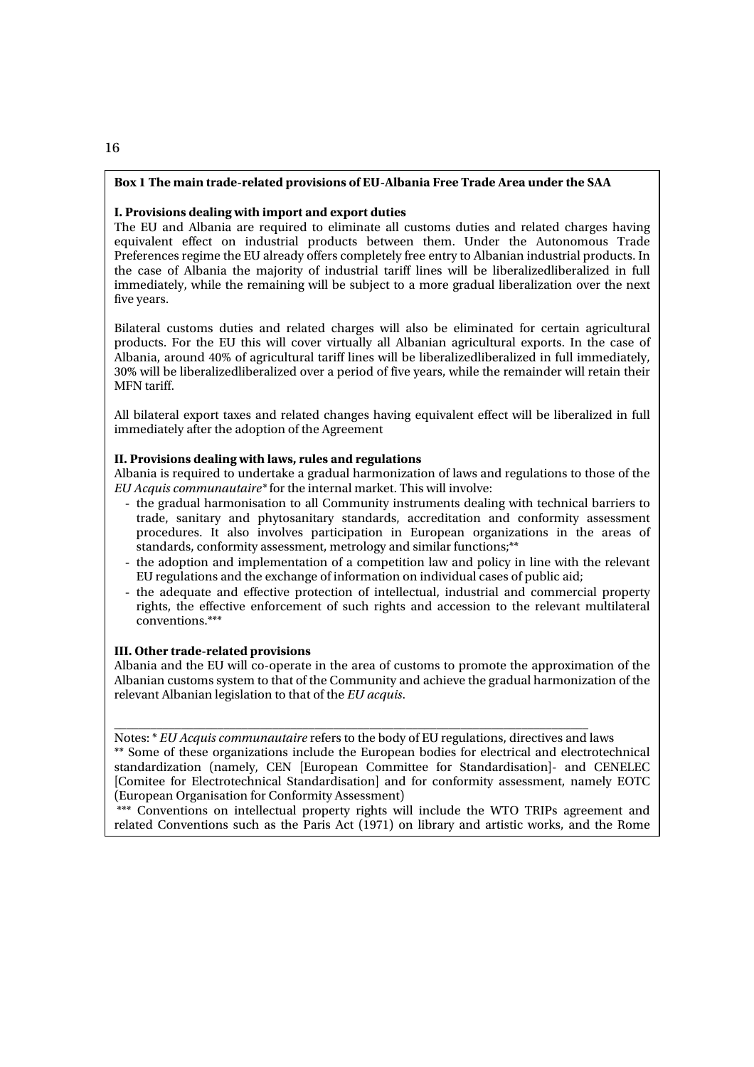**Box 1 The main trade-related provisions of EU-Albania Free Trade Area under the SAA**

**I. Provisions dealing with import and export duties**

The EU and Albania are required to eliminate all customs duties and related charges having equivalent effect on industrial products between them. Under the Autonomous Trade Preferences regime the EU already offers completely free entry to Albanian industrial products. In the case of Albania the majority of industrial tariff lines will be liberalizedliberalized in full immediately, while the remaining will be subject to a more gradual liberalization over the next five years.

Bilateral customs duties and related charges will also be eliminated for certain agricultural products. For the EU this will cover virtually all Albanian agricultural exports. In the case of Albania, around 40% of agricultural tariff lines will be liberalizedliberalized in full immediately, 30% will be liberalizedliberalized over a period of five years, while the remainder will retain their MFN tariff.

All bilateral export taxes and related changes having equivalent effect will be liberalized in full immediately after the adoption of the Agreement

**II. Provisions dealing with laws, rules and regulations**

Albania is required to undertake a gradual harmonization of laws and regulations to those of the *EU Acquis communautaire** for the internal market. This will involve:

- the gradual harmonisation to all Community instruments dealing with technical barriers to trade, sanitary and phytosanitary standards, accreditation and conformity assessment procedures. It also involves participation in European organizations in the areas of standards, conformity assessment, metrology and similar functions;**
- the adoption and implementation of a competition law and policy in line with the relevant EU regulations and the exchange of information on individual cases of public aid;
- the adequate and effective protection of intellectual, industrial and commercial property rights, the effective enforcement of such rights and accession to the relevant multilateral conventions.***

**III. Other trade-related provisions**

Albania and the EU will co-operate in the area of customs to promote the approximation of the Albanian customs system to that of the Community and achieve the gradual harmonization of the relevant Albanian legislation to that of the *EU acquis*.

---

Notes: * *EU Acquis communautaire* refers to the body of EU regulations, directives and laws

** Some of these organizations include the European bodies for electrical and electrotechnical standardization (namely, CEN [European Committee for Standardisation]- and CENELEC [Comitee for Electrotechnical Standardisation] and for conformity assessment, namely EOTC (European Organisation for Conformity Assessment)

*** Conventions on intellectual property rights will include the WTO TRIPs agreement and related Conventions such as the Paris Act (1971) on library and artistic works, and the Rome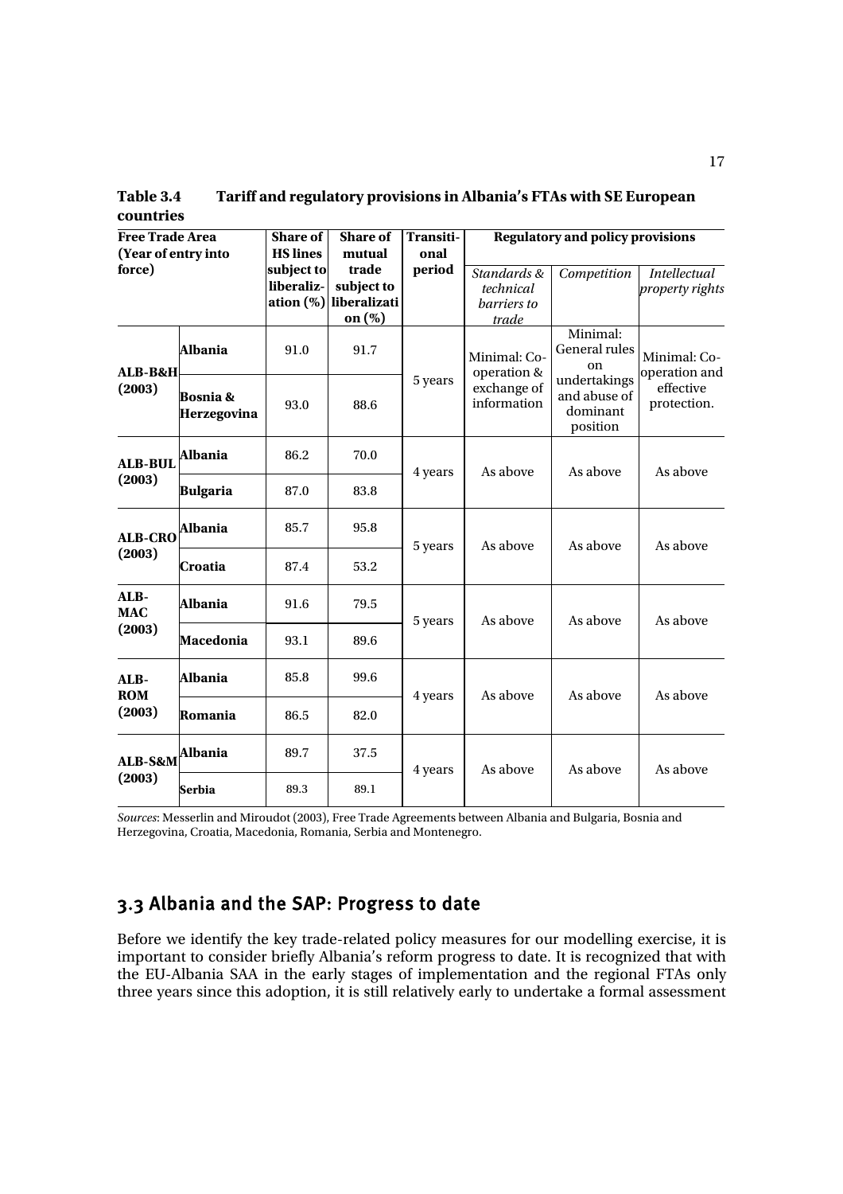**Table 3.4 Tariff and regulatory provisions in Albania's FTAs with SE European countries**

| Free Trade Area (Year of entry into force) | | Share of HS lines subject to liberalization (%) | Share of mutual trade subject to liberalization (%) | Transitional period | Regulatory and policy provisions | | |
|---|---|---|---|---|---|---|---|
| | | | | | *Standards & technical barriers to trade* | *Competition* | *Intellectual property rights* |
| ALB-B&H (2003) | **Albania** | 91.0 | 91.7 | 5 years | Minimal: Co-operation & exchange of information | Minimal: General rules on undertakings and abuse of dominant position | Minimal: Co-operation and effective protection. |
| | **Bosnia & Herzegovina** | 93.0 | 88.6 | | | | |
| ALB-BUL (2003) | **Albania** | 86.2 | 70.0 | 4 years | As above | As above | As above |
| | **Bulgaria** | 87.0 | 83.8 | | | | |
| ALB-CRO (2003) | **Albania** | 85.7 | 95.8 | 5 years | As above | As above | As above |
| | **Croatia** | 87.4 | 53.2 | | | | |
| ALB-MAC (2003) | **Albania** | 91.6 | 79.5 | 5 years | As above | As above | As above |
| | **Macedonia** | 93.1 | 89.6 | | | | |
| ALB-ROM (2003) | **Albania** | 85.8 | 99.6 | 4 years | As above | As above | As above |
| | **Romania** | 86.5 | 82.0 | | | | |
| ALB-S&M (2003) | **Albania** | 89.7 | 37.5 | 4 years | As above | As above | As above |
| | **Serbia** | 89.3 | 89.1 | | | | |

*Sources*: Messerlin and Miroudot (2003), Free Trade Agreements between Albania and Bulgaria, Bosnia and Herzegovina, Croatia, Macedonia, Romania, Serbia and Montenegro.

## 3.3 Albania and the SAP: Progress to date

Before we identify the key trade-related policy measures for our modelling exercise, it is important to consider briefly Albania's reform progress to date. It is recognized that with the EU-Albania SAA in the early stages of implementation and the regional FTAs only three years since this adoption, it is still relatively early to undertake a formal assessment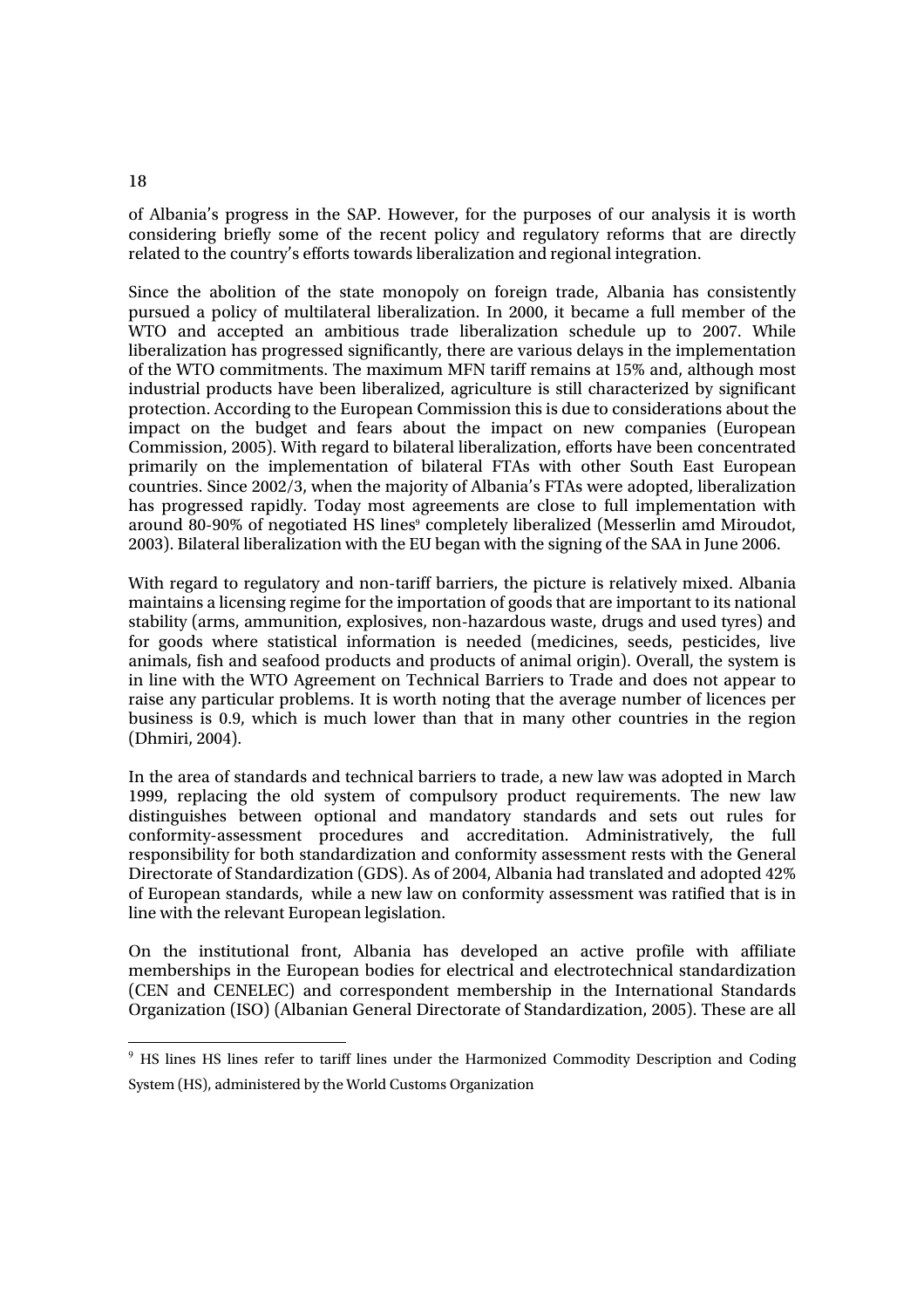of Albania's progress in the SAP. However, for the purposes of our analysis it is worth considering briefly some of the recent policy and regulatory reforms that are directly related to the country's efforts towards liberalization and regional integration.

Since the abolition of the state monopoly on foreign trade, Albania has consistently pursued a policy of multilateral liberalization. In 2000, it became a full member of the WTO and accepted an ambitious trade liberalization schedule up to 2007. While liberalization has progressed significantly, there are various delays in the implementation of the WTO commitments. The maximum MFN tariff remains at 15% and, although most industrial products have been liberalized, agriculture is still characterized by significant protection. According to the European Commission this is due to considerations about the impact on the budget and fears about the impact on new companies (European Commission, 2005). With regard to bilateral liberalization, efforts have been concentrated primarily on the implementation of bilateral FTAs with other South East European countries. Since 2002/3, when the majority of Albania's FTAs were adopted, liberalization has progressed rapidly. Today most agreements are close to full implementation with around 80-90% of negotiated HS lines[9] completely liberalized (Messerlin amd Miroudot, 2003). Bilateral liberalization with the EU began with the signing of the SAA in June 2006.

With regard to regulatory and non-tariff barriers, the picture is relatively mixed. Albania maintains a licensing regime for the importation of goods that are important to its national stability (arms, ammunition, explosives, non-hazardous waste, drugs and used tyres) and for goods where statistical information is needed (medicines, seeds, pesticides, live animals, fish and seafood products and products of animal origin). Overall, the system is in line with the WTO Agreement on Technical Barriers to Trade and does not appear to raise any particular problems. It is worth noting that the average number of licences per business is 0.9, which is much lower than that in many other countries in the region (Dhmiri, 2004).

In the area of standards and technical barriers to trade, a new law was adopted in March 1999, replacing the old system of compulsory product requirements. The new law distinguishes between optional and mandatory standards and sets out rules for conformity-assessment procedures and accreditation. Administratively, the full responsibility for both standardization and conformity assessment rests with the General Directorate of Standardization (GDS). As of 2004, Albania had translated and adopted 42% of European standards, while a new law on conformity assessment was ratified that is in line with the relevant European legislation.

On the institutional front, Albania has developed an active profile with affiliate memberships in the European bodies for electrical and electrotechnical standardization (CEN and CENELEC) and correspondent membership in the International Standards Organization (ISO) (Albanian General Directorate of Standardization, 2005). These are all

[9] HS lines HS lines refer to tariff lines under the Harmonized Commodity Description and Coding System (HS), administered by the World Customs Organization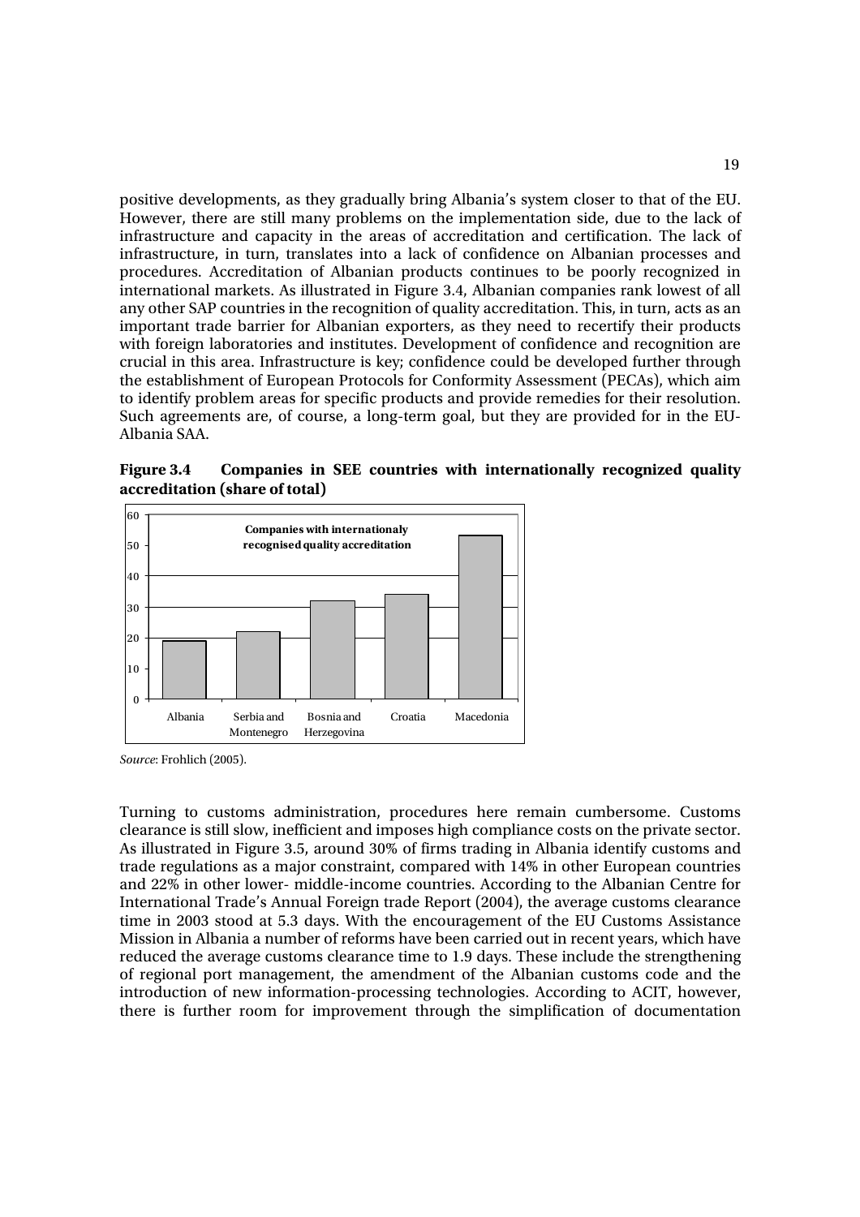positive developments, as they gradually bring Albania's system closer to that of the EU. However, there are still many problems on the implementation side, due to the lack of infrastructure and capacity in the areas of accreditation and certification. The lack of infrastructure, in turn, translates into a lack of confidence on Albanian processes and procedures. Accreditation of Albanian products continues to be poorly recognized in international markets. As illustrated in Figure 3.4, Albanian companies rank lowest of all any other SAP countries in the recognition of quality accreditation. This, in turn, acts as an important trade barrier for Albanian exporters, as they need to recertify their products with foreign laboratories and institutes. Development of confidence and recognition are crucial in this area. Infrastructure is key; confidence could be developed further through the establishment of European Protocols for Conformity Assessment (PECAs), which aim to identify problem areas for specific products and provide remedies for their resolution. Such agreements are, of course, a long-term goal, but they are provided for in the EU-Albania SAA.

**Figure 3.4 Companies in SEE countries with internationally recognized quality accreditation (share of total)**

*Source*: Frohlich (2005).

Turning to customs administration, procedures here remain cumbersome. Customs clearance is still slow, inefficient and imposes high compliance costs on the private sector. As illustrated in Figure 3.5, around 30% of firms trading in Albania identify customs and trade regulations as a major constraint, compared with 14% in other European countries and 22% in other lower- middle-income countries. According to the Albanian Centre for International Trade's Annual Foreign trade Report (2004), the average customs clearance time in 2003 stood at 5.3 days. With the encouragement of the EU Customs Assistance Mission in Albania a number of reforms have been carried out in recent years, which have reduced the average customs clearance time to 1.9 days. These include the strengthening of regional port management, the amendment of the Albanian customs code and the introduction of new information-processing technologies. According to ACIT, however, there is further room for improvement through the simplification of documentation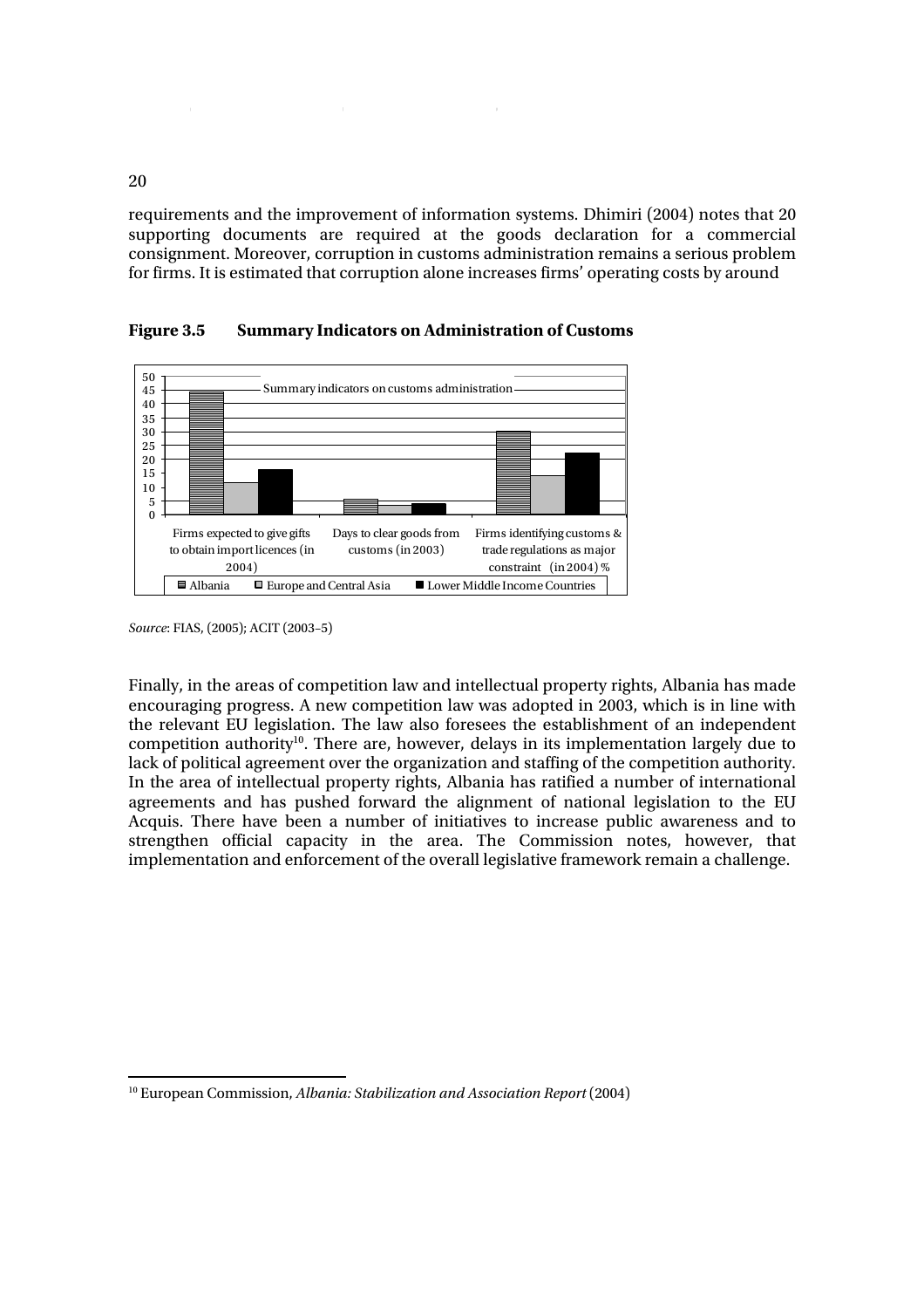requirements and the improvement of information systems. Dhimiri (2004) notes that 20 supporting documents are required at the goods declaration for a commercial consignment. Moreover, corruption in customs administration remains a serious problem for firms. It is estimated that corruption alone increases firms' operating costs by around

**Figure 3.5 Summary Indicators on Administration of Customs**

*Source*: FIAS, (2005); ACIT (2003–5)

Finally, in the areas of competition law and intellectual property rights, Albania has made encouraging progress. A new competition law was adopted in 2003, which is in line with the relevant EU legislation. The law also foresees the establishment of an independent competition authority[10]. There are, however, delays in its implementation largely due to lack of political agreement over the organization and staffing of the competition authority. In the area of intellectual property rights, Albania has ratified a number of international agreements and has pushed forward the alignment of national legislation to the EU Acquis. There have been a number of initiatives to increase public awareness and to strengthen official capacity in the area. The Commission notes, however, that implementation and enforcement of the overall legislative framework remain a challenge.

[10] European Commission, *Albania: Stabilization and Association Report* (2004)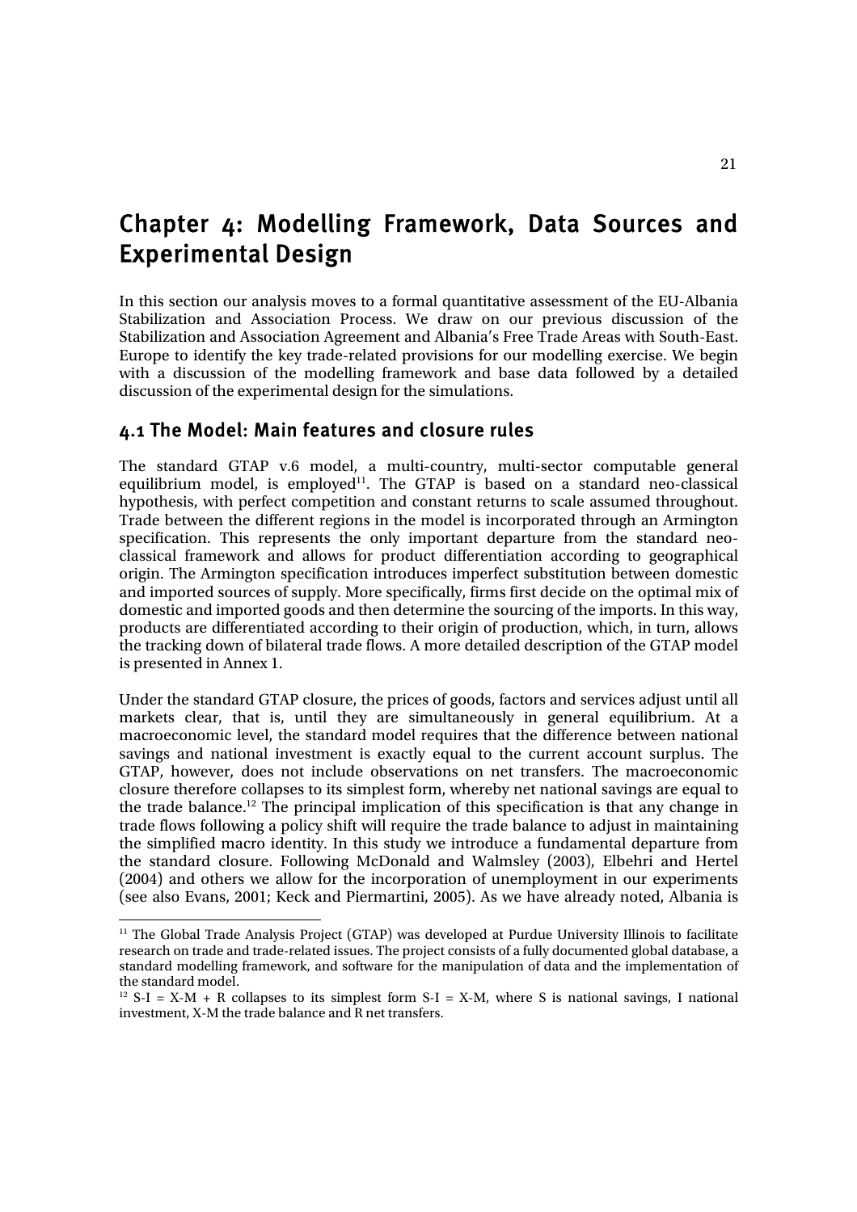# Chapter 4: Modelling Framework, Data Sources and Experimental Design

In this section our analysis moves to a formal quantitative assessment of the EU-Albania Stabilization and Association Process. We draw on our previous discussion of the Stabilization and Association Agreement and Albania's Free Trade Areas with South-East. Europe to identify the key trade-related provisions for our modelling exercise. We begin with a discussion of the modelling framework and base data followed by a detailed discussion of the experimental design for the simulations.

## 4.1 The Model: Main features and closure rules

The standard GTAP v.6 model, a multi-country, multi-sector computable general equilibrium model, is employed[11]. The GTAP is based on a standard neo-classical hypothesis, with perfect competition and constant returns to scale assumed throughout. Trade between the different regions in the model is incorporated through an Armington specification. This represents the only important departure from the standard neo-classical framework and allows for product differentiation according to geographical origin. The Armington specification introduces imperfect substitution between domestic and imported sources of supply. More specifically, firms first decide on the optimal mix of domestic and imported goods and then determine the sourcing of the imports. In this way, products are differentiated according to their origin of production, which, in turn, allows the tracking down of bilateral trade flows. A more detailed description of the GTAP model is presented in Annex 1.

Under the standard GTAP closure, the prices of goods, factors and services adjust until all markets clear, that is, until they are simultaneously in general equilibrium. At a macroeconomic level, the standard model requires that the difference between national savings and national investment is exactly equal to the current account surplus. The GTAP, however, does not include observations on net transfers. The macroeconomic closure therefore collapses to its simplest form, whereby net national savings are equal to the trade balance.[12] The principal implication of this specification is that any change in trade flows following a policy shift will require the trade balance to adjust in maintaining the simplified macro identity. In this study we introduce a fundamental departure from the standard closure. Following McDonald and Walmsley (2003), Elbehri and Hertel (2004) and others we allow for the incorporation of unemployment in our experiments (see also Evans, 2001; Keck and Piermartini, 2005). As we have already noted, Albania is

---

[11] The Global Trade Analysis Project (GTAP) was developed at Purdue University Illinois to facilitate research on trade and trade-related issues. The project consists of a fully documented global database, a standard modelling framework, and software for the manipulation of data and the implementation of the standard model.

[12] $S\text{-}I = X\text{-}M + R$ collapses to its simplest form $S\text{-}I = X\text{-}M$, where S is national savings, I national investment, X-M the trade balance and R net transfers.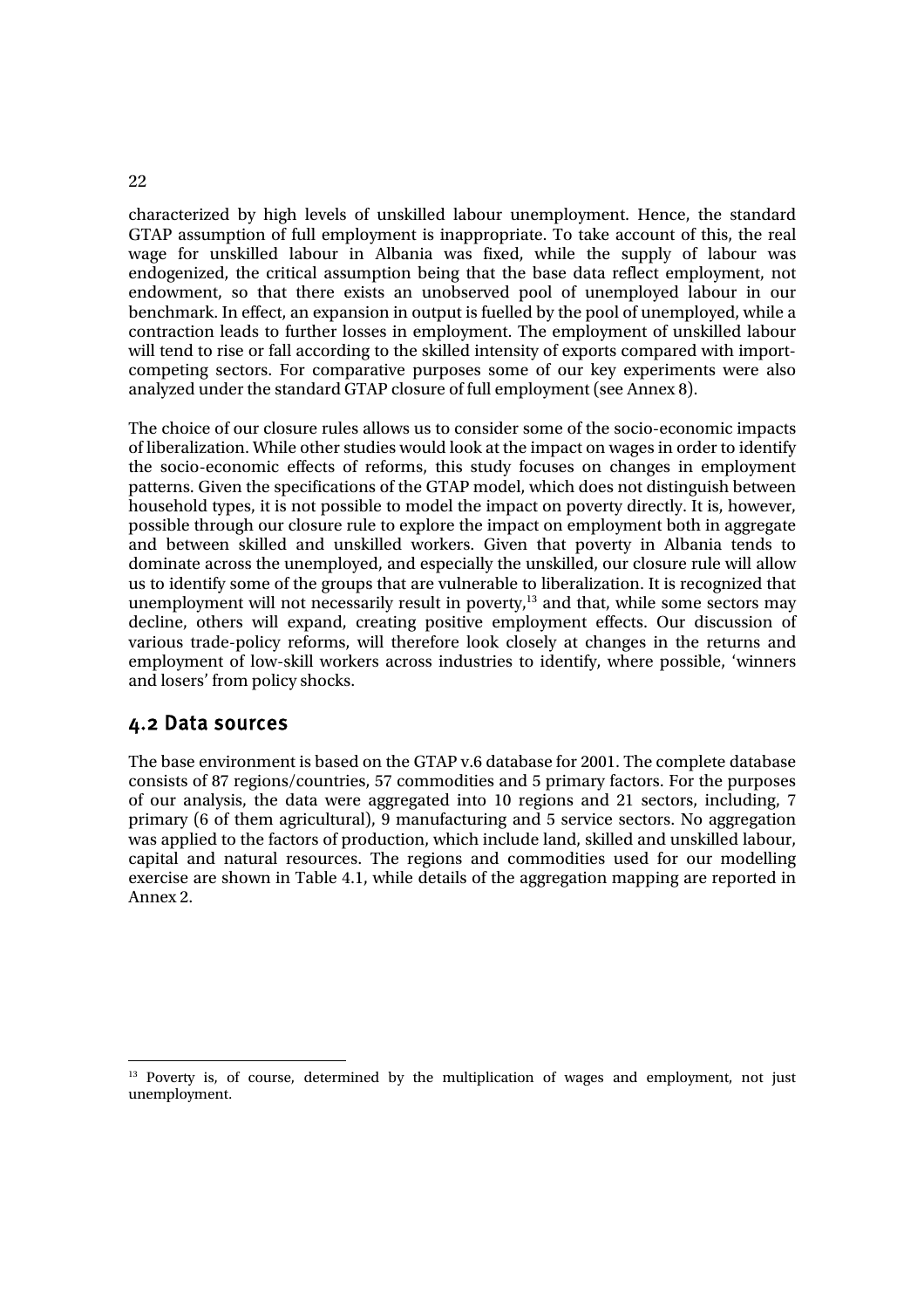characterized by high levels of unskilled labour unemployment. Hence, the standard GTAP assumption of full employment is inappropriate. To take account of this, the real wage for unskilled labour in Albania was fixed, while the supply of labour was endogenized, the critical assumption being that the base data reflect employment, not endowment, so that there exists an unobserved pool of unemployed labour in our benchmark. In effect, an expansion in output is fuelled by the pool of unemployed, while a contraction leads to further losses in employment. The employment of unskilled labour will tend to rise or fall according to the skilled intensity of exports compared with import-competing sectors. For comparative purposes some of our key experiments were also analyzed under the standard GTAP closure of full employment (see Annex 8).

The choice of our closure rules allows us to consider some of the socio-economic impacts of liberalization. While other studies would look at the impact on wages in order to identify the socio-economic effects of reforms, this study focuses on changes in employment patterns. Given the specifications of the GTAP model, which does not distinguish between household types, it is not possible to model the impact on poverty directly. It is, however, possible through our closure rule to explore the impact on employment both in aggregate and between skilled and unskilled workers. Given that poverty in Albania tends to dominate across the unemployed, and especially the unskilled, our closure rule will allow us to identify some of the groups that are vulnerable to liberalization. It is recognized that unemployment will not necessarily result in poverty,[13] and that, while some sectors may decline, others will expand, creating positive employment effects. Our discussion of various trade-policy reforms, will therefore look closely at changes in the returns and employment of low-skill workers across industries to identify, where possible, 'winners and losers' from policy shocks.

## 4.2 Data sources

The base environment is based on the GTAP v.6 database for 2001. The complete database consists of 87 regions/countries, 57 commodities and 5 primary factors. For the purposes of our analysis, the data were aggregated into 10 regions and 21 sectors, including, 7 primary (6 of them agricultural), 9 manufacturing and 5 service sectors. No aggregation was applied to the factors of production, which include land, skilled and unskilled labour, capital and natural resources. The regions and commodities used for our modelling exercise are shown in Table 4.1, while details of the aggregation mapping are reported in Annex 2.

[13] Poverty is, of course, determined by the multiplication of wages and employment, not just unemployment.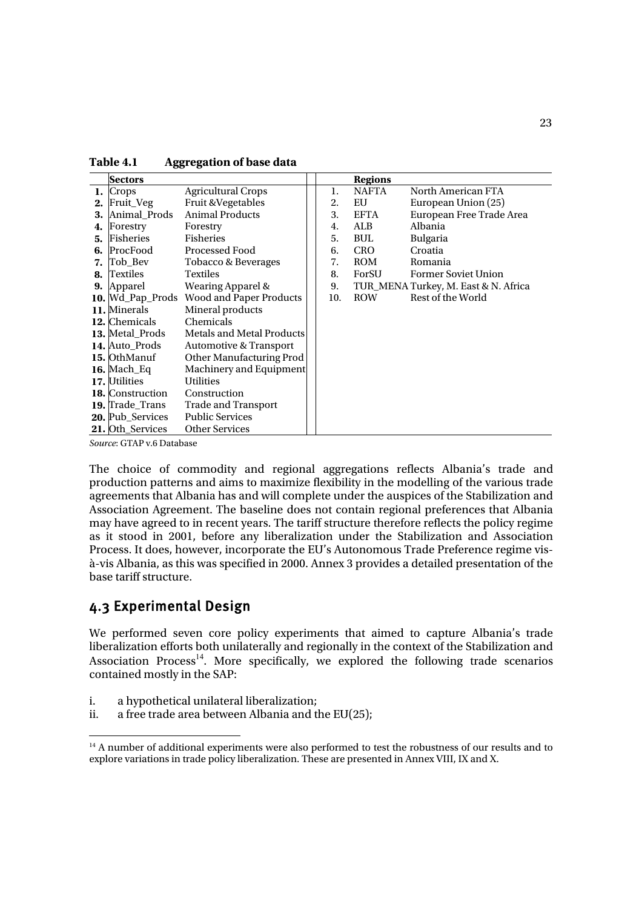**Table 4.1 Aggregation of base data**

| | Sectors | | | | Regions | |
|---|---|---|---|---|---|---|
| **1.** | Crops | Agricultural Crops | | 1. | NAFTA | North American FTA |
| **2.** | Fruit_Veg | Fruit &Vegetables | | 2. | EU | European Union (25) |
| **3.** | Animal_Prods | Animal Products | | 3. | EFTA | European Free Trade Area |
| **4.** | Forestry | Forestry | | 4. | ALB | Albania |
| **5.** | Fisheries | Fisheries | | 5. | BUL | Bulgaria |
| **6.** | ProcFood | Processed Food | | 6. | CRO | Croatia |
| **7.** | Tob_Bev | Tobacco & Beverages | | 7. | ROM | Romania |
| **8.** | Textiles | Textiles | | 8. | ForSU | Former Soviet Union |
| **9.** | Apparel | Wearing Apparel & | | 9. | TUR_MENA | Turkey, M. East & N. Africa |
| **10.** | Wd_Pap_Prods | Wood and Paper Products | | 10. | ROW | Rest of the World |
| **11.** | Minerals | Mineral products | | | | |
| **12.** | Chemicals | Chemicals | | | | |
| **13.** | Metal_Prods | Metals and Metal Products | | | | |
| **14.** | Auto_Prods | Automotive & Transport | | | | |
| **15.** | OthManuf | Other Manufacturing Prod | | | | |
| **16.** | Mach_Eq | Machinery and Equipment | | | | |
| **17.** | Utilities | Utilities | | | | |
| **18.** | Construction | Construction | | | | |
| **19.** | Trade_Trans | Trade and Transport | | | | |
| **20.** | Pub_Services | Public Services | | | | |
| **21.** | Oth_Services | Other Services | | | | |

*Source*: GTAP v.6 Database

The choice of commodity and regional aggregations reflects Albania's trade and production patterns and aims to maximize flexibility in the modelling of the various trade agreements that Albania has and will complete under the auspices of the Stabilization and Association Agreement. The baseline does not contain regional preferences that Albania may have agreed to in recent years. The tariff structure therefore reflects the policy regime as it stood in 2001, before any liberalization under the Stabilization and Association Process. It does, however, incorporate the EU's Autonomous Trade Preference regime vis-à-vis Albania, as this was specified in 2000. Annex 3 provides a detailed presentation of the base tariff structure.

## 4.3 Experimental Design

We performed seven core policy experiments that aimed to capture Albania's trade liberalization efforts both unilaterally and regionally in the context of the Stabilization and Association Process[14]. More specifically, we explored the following trade scenarios contained mostly in the SAP:

i. a hypothetical unilateral liberalization;
ii. a free trade area between Albania and the EU(25);

[14] A number of additional experiments were also performed to test the robustness of our results and to explore variations in trade policy liberalization. These are presented in Annex VIII, IX and X.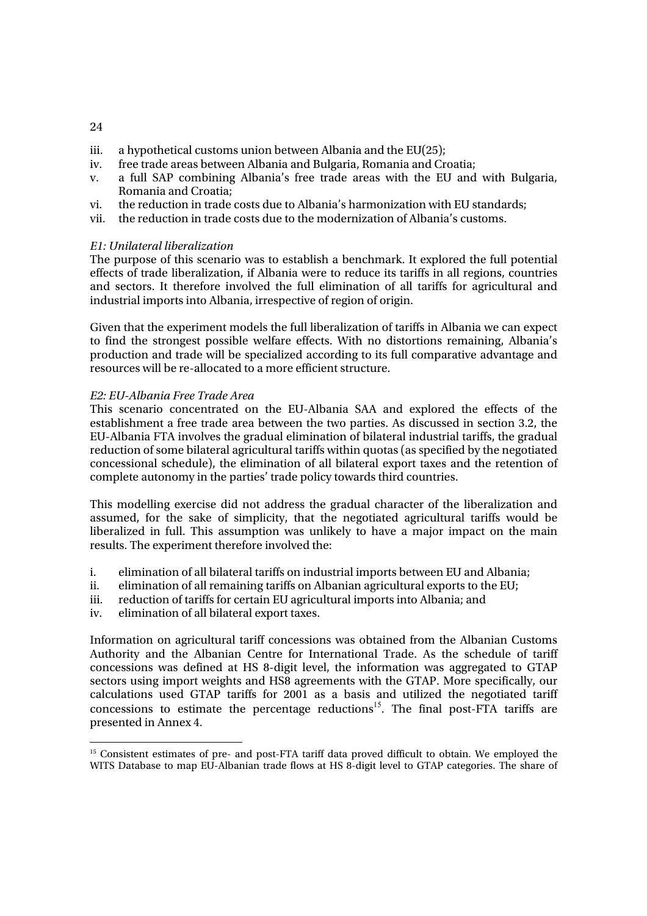iii. a hypothetical customs union between Albania and the EU(25);
iv. free trade areas between Albania and Bulgaria, Romania and Croatia;
v. a full SAP combining Albania's free trade areas with the EU and with Bulgaria, Romania and Croatia;
vi. the reduction in trade costs due to Albania's harmonization with EU standards;
vii. the reduction in trade costs due to the modernization of Albania's customs.

*E1: Unilateral liberalization*

The purpose of this scenario was to establish a benchmark. It explored the full potential effects of trade liberalization, if Albania were to reduce its tariffs in all regions, countries and sectors. It therefore involved the full elimination of all tariffs for agricultural and industrial imports into Albania, irrespective of region of origin.

Given that the experiment models the full liberalization of tariffs in Albania we can expect to find the strongest possible welfare effects. With no distortions remaining, Albania's production and trade will be specialized according to its full comparative advantage and resources will be re-allocated to a more efficient structure.

*E2: EU-Albania Free Trade Area*

This scenario concentrated on the EU-Albania SAA and explored the effects of the establishment a free trade area between the two parties. As discussed in section 3.2, the EU-Albania FTA involves the gradual elimination of bilateral industrial tariffs, the gradual reduction of some bilateral agricultural tariffs within quotas (as specified by the negotiated concessional schedule), the elimination of all bilateral export taxes and the retention of complete autonomy in the parties' trade policy towards third countries.

This modelling exercise did not address the gradual character of the liberalization and assumed, for the sake of simplicity, that the negotiated agricultural tariffs would be liberalized in full. This assumption was unlikely to have a major impact on the main results. The experiment therefore involved the:

i. elimination of all bilateral tariffs on industrial imports between EU and Albania;
ii. elimination of all remaining tariffs on Albanian agricultural exports to the EU;
iii. reduction of tariffs for certain EU agricultural imports into Albania; and
iv. elimination of all bilateral export taxes.

Information on agricultural tariff concessions was obtained from the Albanian Customs Authority and the Albanian Centre for International Trade. As the schedule of tariff concessions was defined at HS 8-digit level, the information was aggregated to GTAP sectors using import weights and HS8 agreements with the GTAP. More specifically, our calculations used GTAP tariffs for 2001 as a basis and utilized the negotiated tariff concessions to estimate the percentage reductions[15]. The final post-FTA tariffs are presented in Annex 4.

[15] Consistent estimates of pre- and post-FTA tariff data proved difficult to obtain. We employed the WITS Database to map EU-Albanian trade flows at HS 8-digit level to GTAP categories. The share of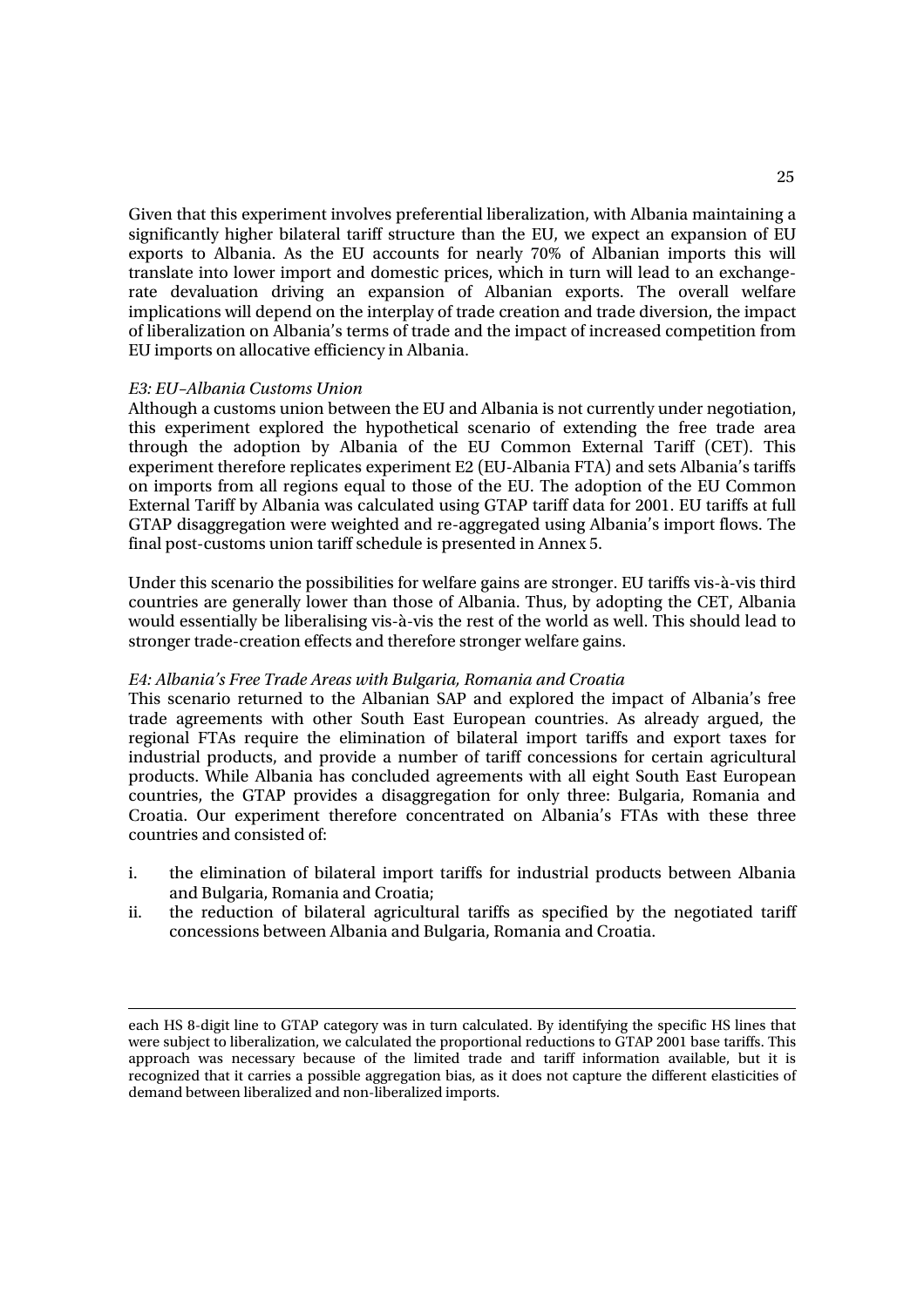Given that this experiment involves preferential liberalization, with Albania maintaining a significantly higher bilateral tariff structure than the EU, we expect an expansion of EU exports to Albania. As the EU accounts for nearly 70% of Albanian imports this will translate into lower import and domestic prices, which in turn will lead to an exchange-rate devaluation driving an expansion of Albanian exports. The overall welfare implications will depend on the interplay of trade creation and trade diversion, the impact of liberalization on Albania's terms of trade and the impact of increased competition from EU imports on allocative efficiency in Albania.

*E3: EU–Albania Customs Union*

Although a customs union between the EU and Albania is not currently under negotiation, this experiment explored the hypothetical scenario of extending the free trade area through the adoption by Albania of the EU Common External Tariff (CET). This experiment therefore replicates experiment E2 (EU-Albania FTA) and sets Albania's tariffs on imports from all regions equal to those of the EU. The adoption of the EU Common External Tariff by Albania was calculated using GTAP tariff data for 2001. EU tariffs at full GTAP disaggregation were weighted and re-aggregated using Albania's import flows. The final post-customs union tariff schedule is presented in Annex 5.

Under this scenario the possibilities for welfare gains are stronger. EU tariffs vis-à-vis third countries are generally lower than those of Albania. Thus, by adopting the CET, Albania would essentially be liberalising vis-à-vis the rest of the world as well. This should lead to stronger trade-creation effects and therefore stronger welfare gains.

*E4: Albania's Free Trade Areas with Bulgaria, Romania and Croatia*

This scenario returned to the Albanian SAP and explored the impact of Albania's free trade agreements with other South East European countries. As already argued, the regional FTAs require the elimination of bilateral import tariffs and export taxes for industrial products, and provide a number of tariff concessions for certain agricultural products. While Albania has concluded agreements with all eight South East European countries, the GTAP provides a disaggregation for only three: Bulgaria, Romania and Croatia. Our experiment therefore concentrated on Albania's FTAs with these three countries and consisted of:

i. the elimination of bilateral import tariffs for industrial products between Albania and Bulgaria, Romania and Croatia;
ii. the reduction of bilateral agricultural tariffs as specified by the negotiated tariff concessions between Albania and Bulgaria, Romania and Croatia.

---

each HS 8-digit line to GTAP category was in turn calculated. By identifying the specific HS lines that were subject to liberalization, we calculated the proportional reductions to GTAP 2001 base tariffs. This approach was necessary because of the limited trade and tariff information available, but it is recognized that it carries a possible aggregation bias, as it does not capture the different elasticities of demand between liberalized and non-liberalized imports.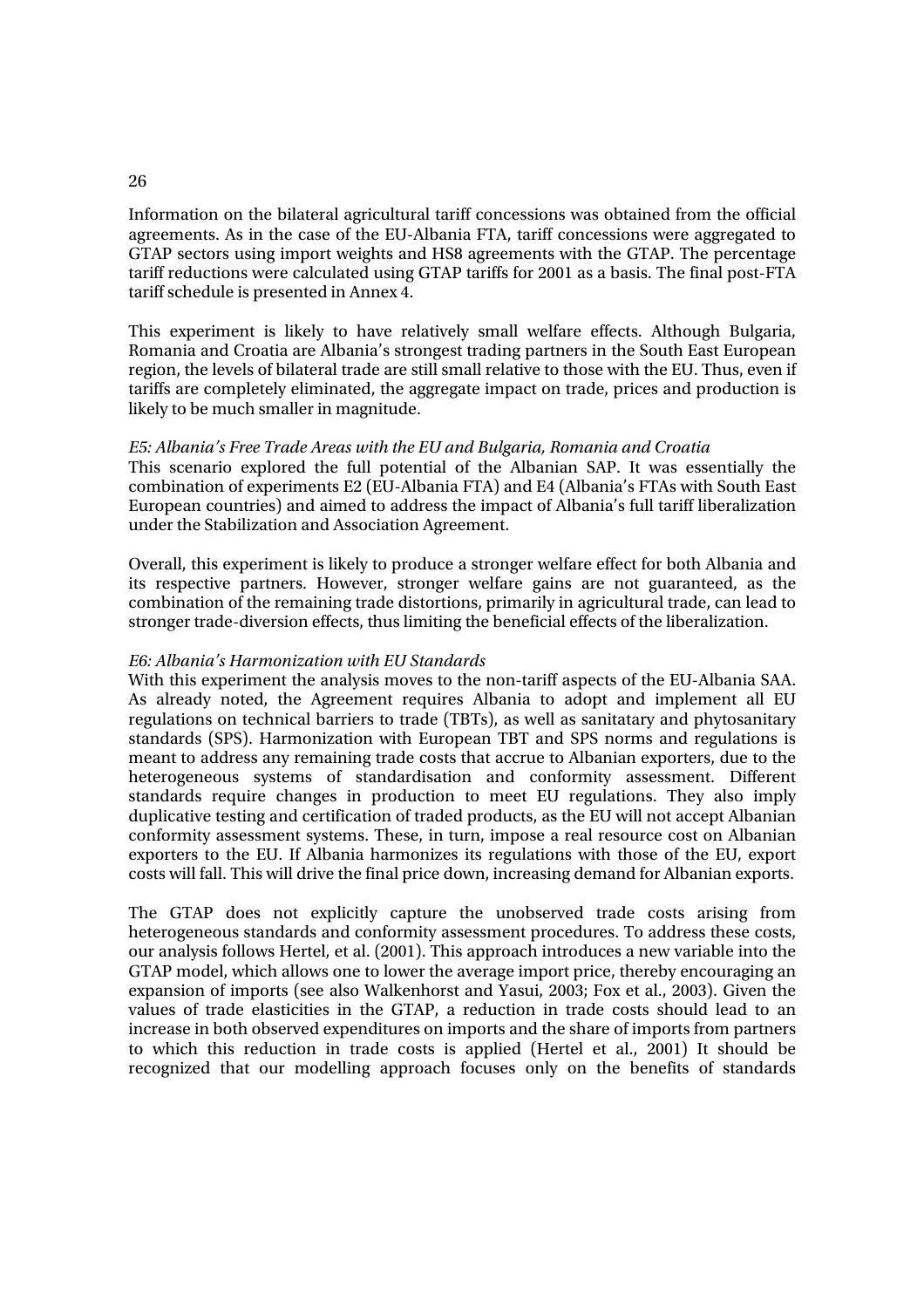Information on the bilateral agricultural tariff concessions was obtained from the official agreements. As in the case of the EU-Albania FTA, tariff concessions were aggregated to GTAP sectors using import weights and HS8 agreements with the GTAP. The percentage tariff reductions were calculated using GTAP tariffs for 2001 as a basis. The final post-FTA tariff schedule is presented in Annex 4.

This experiment is likely to have relatively small welfare effects. Although Bulgaria, Romania and Croatia are Albania's strongest trading partners in the South East European region, the levels of bilateral trade are still small relative to those with the EU. Thus, even if tariffs are completely eliminated, the aggregate impact on trade, prices and production is likely to be much smaller in magnitude.

*E5: Albania's Free Trade Areas with the EU and Bulgaria, Romania and Croatia*

This scenario explored the full potential of the Albanian SAP. It was essentially the combination of experiments E2 (EU-Albania FTA) and E4 (Albania's FTAs with South East European countries) and aimed to address the impact of Albania's full tariff liberalization under the Stabilization and Association Agreement.

Overall, this experiment is likely to produce a stronger welfare effect for both Albania and its respective partners. However, stronger welfare gains are not guaranteed, as the combination of the remaining trade distortions, primarily in agricultural trade, can lead to stronger trade-diversion effects, thus limiting the beneficial effects of the liberalization.

*E6: Albania's Harmonization with EU Standards*

With this experiment the analysis moves to the non-tariff aspects of the EU-Albania SAA. As already noted, the Agreement requires Albania to adopt and implement all EU regulations on technical barriers to trade (TBTs), as well as sanitatary and phytosanitary standards (SPS). Harmonization with European TBT and SPS norms and regulations is meant to address any remaining trade costs that accrue to Albanian exporters, due to the heterogeneous systems of standardisation and conformity assessment. Different standards require changes in production to meet EU regulations. They also imply duplicative testing and certification of traded products, as the EU will not accept Albanian conformity assessment systems. These, in turn, impose a real resource cost on Albanian exporters to the EU. If Albania harmonizes its regulations with those of the EU, export costs will fall. This will drive the final price down, increasing demand for Albanian exports.

The GTAP does not explicitly capture the unobserved trade costs arising from heterogeneous standards and conformity assessment procedures. To address these costs, our analysis follows Hertel, et al. (2001). This approach introduces a new variable into the GTAP model, which allows one to lower the average import price, thereby encouraging an expansion of imports (see also Walkenhorst and Yasui, 2003; Fox et al., 2003). Given the values of trade elasticities in the GTAP, a reduction in trade costs should lead to an increase in both observed expenditures on imports and the share of imports from partners to which this reduction in trade costs is applied (Hertel et al., 2001) It should be recognized that our modelling approach focuses only on the benefits of standards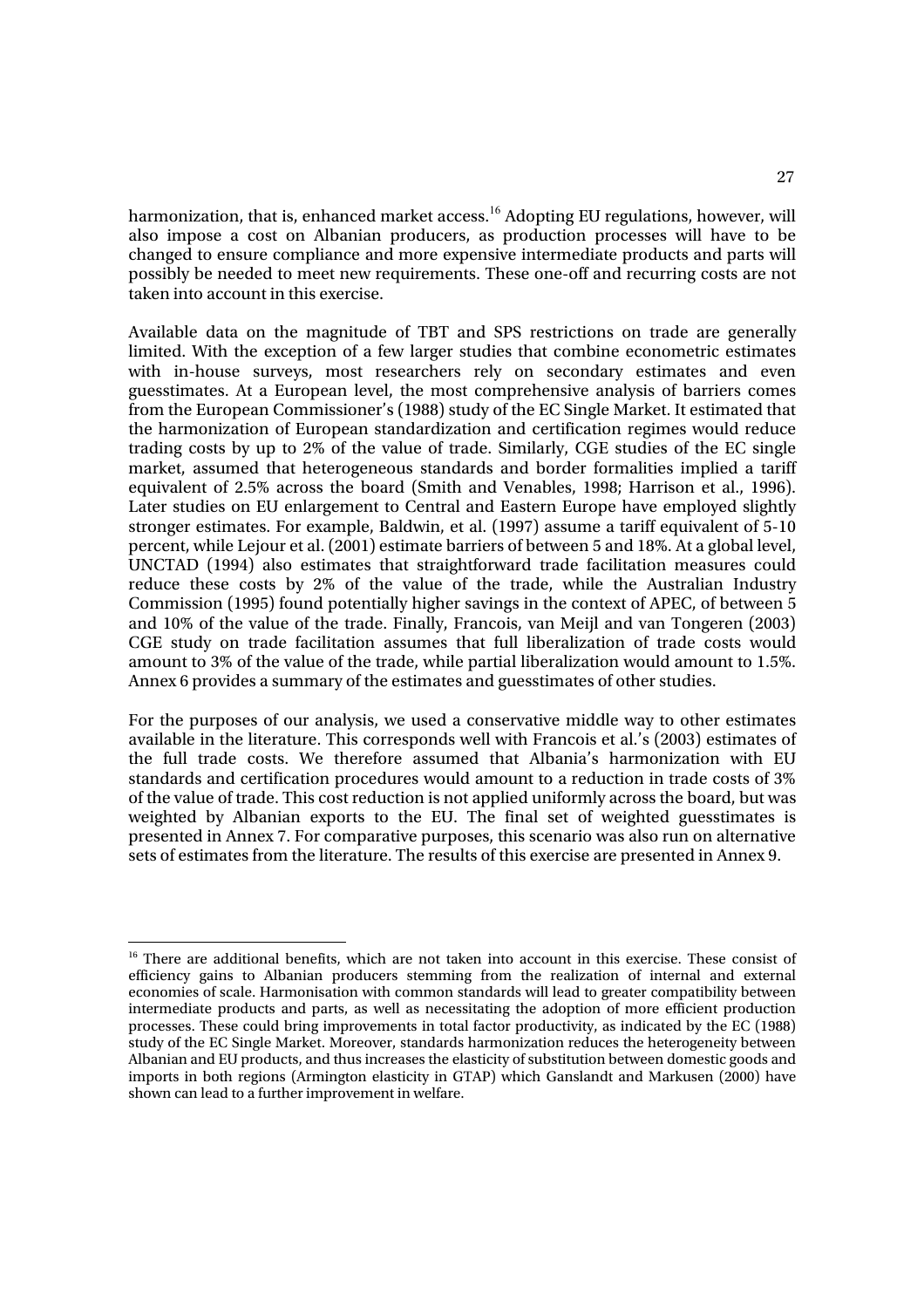harmonization, that is, enhanced market access.[16] Adopting EU regulations, however, will also impose a cost on Albanian producers, as production processes will have to be changed to ensure compliance and more expensive intermediate products and parts will possibly be needed to meet new requirements. These one-off and recurring costs are not taken into account in this exercise.

Available data on the magnitude of TBT and SPS restrictions on trade are generally limited. With the exception of a few larger studies that combine econometric estimates with in-house surveys, most researchers rely on secondary estimates and even guesstimates. At a European level, the most comprehensive analysis of barriers comes from the European Commissioner's (1988) study of the EC Single Market. It estimated that the harmonization of European standardization and certification regimes would reduce trading costs by up to 2% of the value of trade. Similarly, CGE studies of the EC single market, assumed that heterogeneous standards and border formalities implied a tariff equivalent of 2.5% across the board (Smith and Venables, 1998; Harrison et al., 1996). Later studies on EU enlargement to Central and Eastern Europe have employed slightly stronger estimates. For example, Baldwin, et al. (1997) assume a tariff equivalent of 5-10 percent, while Lejour et al. (2001) estimate barriers of between 5 and 18%. At a global level, UNCTAD (1994) also estimates that straightforward trade facilitation measures could reduce these costs by 2% of the value of the trade, while the Australian Industry Commission (1995) found potentially higher savings in the context of APEC, of between 5 and 10% of the value of the trade. Finally, Francois, van Meijl and van Tongeren (2003) CGE study on trade facilitation assumes that full liberalization of trade costs would amount to 3% of the value of the trade, while partial liberalization would amount to 1.5%. Annex 6 provides a summary of the estimates and guesstimates of other studies.

For the purposes of our analysis, we used a conservative middle way to other estimates available in the literature. This corresponds well with Francois et al.'s (2003) estimates of the full trade costs. We therefore assumed that Albania's harmonization with EU standards and certification procedures would amount to a reduction in trade costs of 3% of the value of trade. This cost reduction is not applied uniformly across the board, but was weighted by Albanian exports to the EU. The final set of weighted guesstimates is presented in Annex 7. For comparative purposes, this scenario was also run on alternative sets of estimates from the literature. The results of this exercise are presented in Annex 9.

---

[16] There are additional benefits, which are not taken into account in this exercise. These consist of efficiency gains to Albanian producers stemming from the realization of internal and external economies of scale. Harmonisation with common standards will lead to greater compatibility between intermediate products and parts, as well as necessitating the adoption of more efficient production processes. These could bring improvements in total factor productivity, as indicated by the EC (1988) study of the EC Single Market. Moreover, standards harmonization reduces the heterogeneity between Albanian and EU products, and thus increases the elasticity of substitution between domestic goods and imports in both regions (Armington elasticity in GTAP) which Ganslandt and Markusen (2000) have shown can lead to a further improvement in welfare.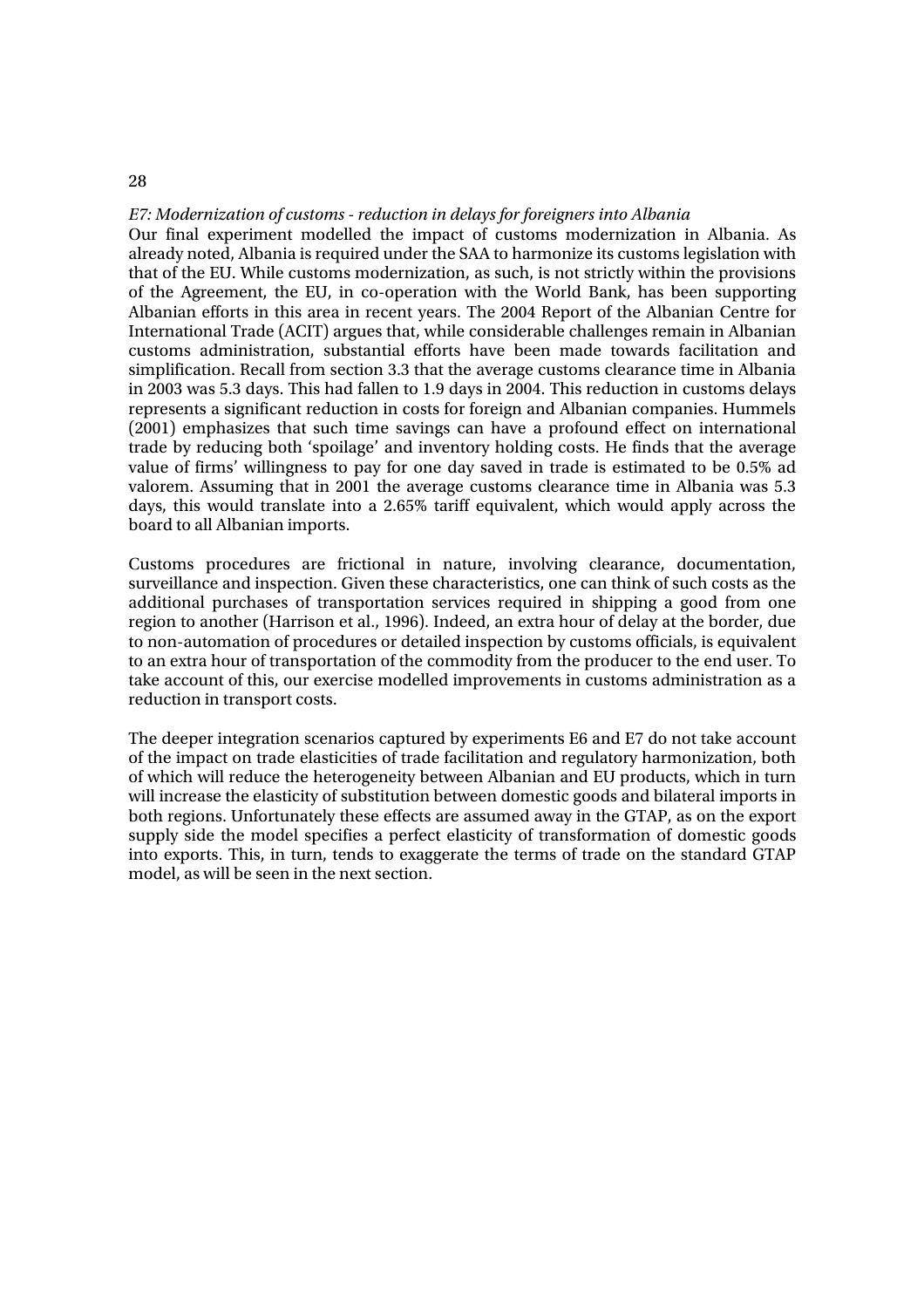*E7: Modernization of customs - reduction in delays for foreigners into Albania*

Our final experiment modelled the impact of customs modernization in Albania. As already noted, Albania is required under the SAA to harmonize its customs legislation with that of the EU. While customs modernization, as such, is not strictly within the provisions of the Agreement, the EU, in co-operation with the World Bank, has been supporting Albanian efforts in this area in recent years. The 2004 Report of the Albanian Centre for International Trade (ACIT) argues that, while considerable challenges remain in Albanian customs administration, substantial efforts have been made towards facilitation and simplification. Recall from section 3.3 that the average customs clearance time in Albania in 2003 was 5.3 days. This had fallen to 1.9 days in 2004. This reduction in customs delays represents a significant reduction in costs for foreign and Albanian companies. Hummels (2001) emphasizes that such time savings can have a profound effect on international trade by reducing both 'spoilage' and inventory holding costs. He finds that the average value of firms' willingness to pay for one day saved in trade is estimated to be 0.5% ad valorem. Assuming that in 2001 the average customs clearance time in Albania was 5.3 days, this would translate into a 2.65% tariff equivalent, which would apply across the board to all Albanian imports.

Customs procedures are frictional in nature, involving clearance, documentation, surveillance and inspection. Given these characteristics, one can think of such costs as the additional purchases of transportation services required in shipping a good from one region to another (Harrison et al., 1996). Indeed, an extra hour of delay at the border, due to non-automation of procedures or detailed inspection by customs officials, is equivalent to an extra hour of transportation of the commodity from the producer to the end user. To take account of this, our exercise modelled improvements in customs administration as a reduction in transport costs.

The deeper integration scenarios captured by experiments E6 and E7 do not take account of the impact on trade elasticities of trade facilitation and regulatory harmonization, both of which will reduce the heterogeneity between Albanian and EU products, which in turn will increase the elasticity of substitution between domestic goods and bilateral imports in both regions. Unfortunately these effects are assumed away in the GTAP, as on the export supply side the model specifies a perfect elasticity of transformation of domestic goods into exports. This, in turn, tends to exaggerate the terms of trade on the standard GTAP model, as will be seen in the next section.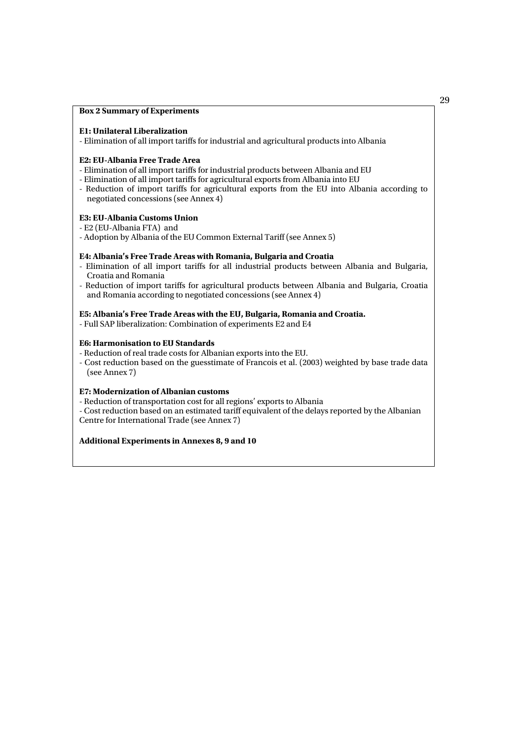**Box 2 Summary of Experiments**

**E1: Unilateral Liberalization**

- Elimination of all import tariffs for industrial and agricultural products into Albania

**E2: EU-Albania Free Trade Area**

- Elimination of all import tariffs for industrial products between Albania and EU
- Elimination of all import tariffs for agricultural exports from Albania into EU
- Reduction of import tariffs for agricultural exports from the EU into Albania according to negotiated concessions (see Annex 4)

**E3: EU-Albania Customs Union**

- E2 (EU-Albania FTA) and
- Adoption by Albania of the EU Common External Tariff (see Annex 5)

**E4: Albania's Free Trade Areas with Romania, Bulgaria and Croatia**

- Elimination of all import tariffs for all industrial products between Albania and Bulgaria, Croatia and Romania
- Reduction of import tariffs for agricultural products between Albania and Bulgaria, Croatia and Romania according to negotiated concessions (see Annex 4)

**E5: Albania's Free Trade Areas with the EU, Bulgaria, Romania and Croatia.**

- Full SAP liberalization: Combination of experiments E2 and E4

**E6: Harmonisation to EU Standards**

- Reduction of real trade costs for Albanian exports into the EU.
- Cost reduction based on the guesstimate of Francois et al. (2003) weighted by base trade data (see Annex 7)

**E7: Modernization of Albanian customs**

- Reduction of transportation cost for all regions' exports to Albania
- Cost reduction based on an estimated tariff equivalent of the delays reported by the Albanian Centre for International Trade (see Annex 7)

**Additional Experiments in Annexes 8, 9 and 10**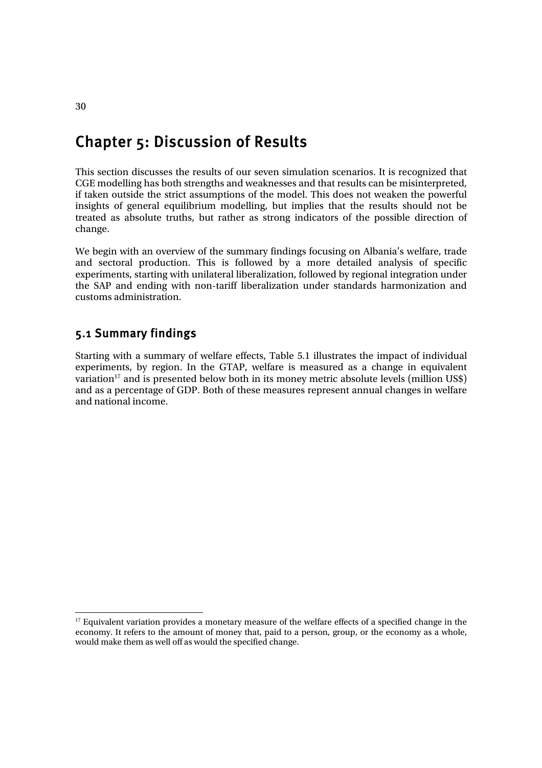# Chapter 5: Discussion of Results

This section discusses the results of our seven simulation scenarios. It is recognized that CGE modelling has both strengths and weaknesses and that results can be misinterpreted, if taken outside the strict assumptions of the model. This does not weaken the powerful insights of general equilibrium modelling, but implies that the results should not be treated as absolute truths, but rather as strong indicators of the possible direction of change.

We begin with an overview of the summary findings focusing on Albania's welfare, trade and sectoral production. This is followed by a more detailed analysis of specific experiments, starting with unilateral liberalization, followed by regional integration under the SAP and ending with non-tariff liberalization under standards harmonization and customs administration.

## 5.1 Summary findings

Starting with a summary of welfare effects, Table 5.1 illustrates the impact of individual experiments, by region. In the GTAP, welfare is measured as a change in equivalent variation[17] and is presented below both in its money metric absolute levels (million US$) and as a percentage of GDP. Both of these measures represent annual changes in welfare and national income.

[17] Equivalent variation provides a monetary measure of the welfare effects of a specified change in the economy. It refers to the amount of money that, paid to a person, group, or the economy as a whole, would make them as well off as would the specified change.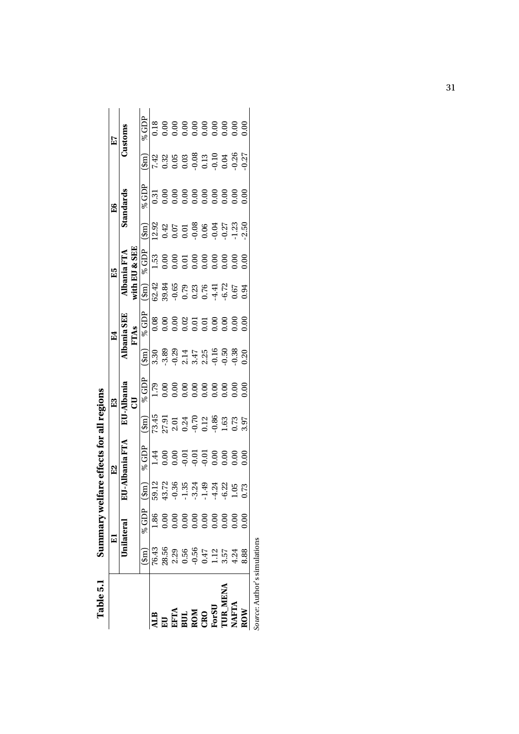**Table 5.1 Summary welfare effects for all regions**

| | E1 | | E2 | | E3 | | E4 | | E5 | | E6 | | E7 | |
|---|---|---|---|---|---|---|---|---|---|---|---|---|---|---|
| | Unilateral | | EU-Albania FTA | | EU-Albania CU | | Albania SEE FTAs | | Albania FTA with EU & SEE | | Standards | | Customs | |
| | ($m) | % GDP | ($m) | % GDP | ($m) | % GDP | ($m) | % GDP | ($m) | % GDP | ($m) | % GDP | ($m) | % GDP |
| **ALB** | 76.43 | 1.86 | 59.12 | 1.44 | 73.45 | 1.79 | 3.30 | 0.08 | 62.42 | 1.53 | 12.92 | 0.31 | 7.42 | 0.18 |
| **EU** | 28.56 | 0.00 | 43.72 | 0.00 | 27.91 | 0.00 | -3.89 | 0.00 | 39.84 | 0.00 | 0.42 | 0.00 | 0.32 | 0.00 |
| **EFTA** | 2.29 | 0.00 | -0.36 | 0.00 | 2.01 | 0.00 | -0.29 | 0.00 | -0.65 | 0.00 | 0.07 | 0.00 | 0.05 | 0.00 |
| **BUL** | 0.56 | 0.00 | -1.35 | -0.01 | 0.24 | 0.00 | 2.14 | 0.02 | 0.79 | 0.01 | 0.01 | 0.00 | 0.03 | 0.00 |
| **ROM** | -0.56 | 0.00 | -3.24 | -0.01 | -0.70 | 0.00 | 3.47 | 0.01 | 0.23 | 0.00 | -0.08 | 0.00 | -0.08 | 0.00 |
| **CRO** | 0.47 | 0.00 | -1.49 | -0.01 | 0.12 | 0.00 | 2.25 | 0.01 | 0.76 | 0.00 | 0.06 | 0.00 | 0.13 | 0.00 |
| **ForSU** | 1.12 | 0.00 | -4.24 | 0.00 | -0.86 | 0.00 | -0.16 | 0.00 | -4.41 | 0.00 | -0.04 | 0.00 | -0.10 | 0.00 |
| **TUR_MENA** | 3.57 | 0.00 | -6.22 | 0.00 | 1.63 | 0.00 | -0.50 | 0.00 | -6.72 | 0.00 | -0.27 | 0.00 | 0.04 | 0.00 |
| **NAFTA** | 4.24 | 0.00 | 1.05 | 0.00 | 0.73 | 0.00 | -0.38 | 0.00 | 0.67 | 0.00 | -1.23 | 0.00 | -0.26 | 0.00 |
| **ROW** | 8.88 | 0.00 | 0.73 | 0.00 | 3.97 | 0.00 | 0.20 | 0.00 | 0.94 | 0.00 | -2.50 | 0.00 | -0.27 | 0.00 |

*Source*: Author's simulations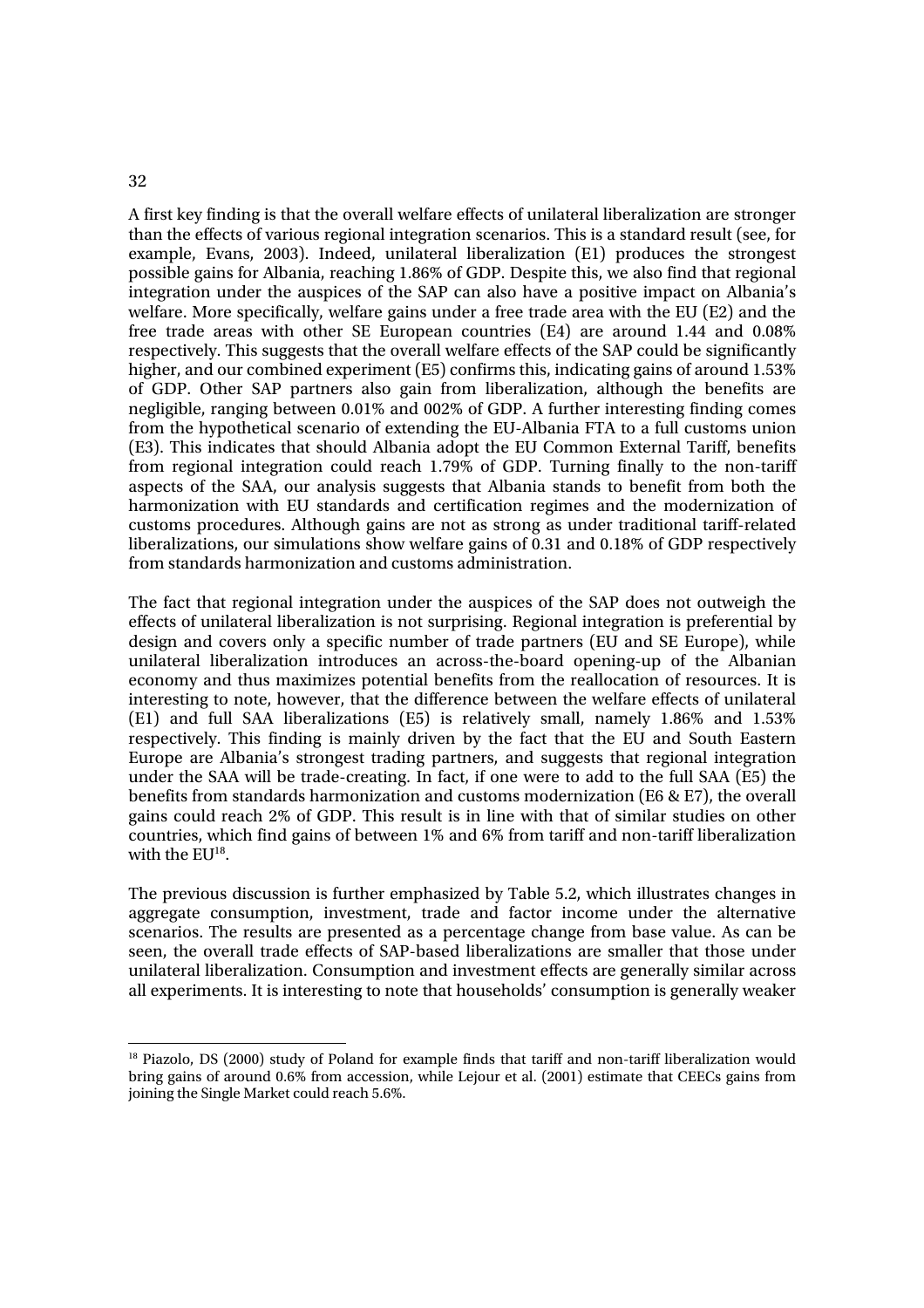A first key finding is that the overall welfare effects of unilateral liberalization are stronger than the effects of various regional integration scenarios. This is a standard result (see, for example, Evans, 2003). Indeed, unilateral liberalization (E1) produces the strongest possible gains for Albania, reaching 1.86% of GDP. Despite this, we also find that regional integration under the auspices of the SAP can also have a positive impact on Albania's welfare. More specifically, welfare gains under a free trade area with the EU (E2) and the free trade areas with other SE European countries (E4) are around 1.44 and 0.08% respectively. This suggests that the overall welfare effects of the SAP could be significantly higher, and our combined experiment (E5) confirms this, indicating gains of around 1.53% of GDP. Other SAP partners also gain from liberalization, although the benefits are negligible, ranging between 0.01% and 002% of GDP. A further interesting finding comes from the hypothetical scenario of extending the EU-Albania FTA to a full customs union (E3). This indicates that should Albania adopt the EU Common External Tariff, benefits from regional integration could reach 1.79% of GDP. Turning finally to the non-tariff aspects of the SAA, our analysis suggests that Albania stands to benefit from both the harmonization with EU standards and certification regimes and the modernization of customs procedures. Although gains are not as strong as under traditional tariff-related liberalizations, our simulations show welfare gains of 0.31 and 0.18% of GDP respectively from standards harmonization and customs administration.

The fact that regional integration under the auspices of the SAP does not outweigh the effects of unilateral liberalization is not surprising. Regional integration is preferential by design and covers only a specific number of trade partners (EU and SE Europe), while unilateral liberalization introduces an across-the-board opening-up of the Albanian economy and thus maximizes potential benefits from the reallocation of resources. It is interesting to note, however, that the difference between the welfare effects of unilateral (E1) and full SAA liberalizations (E5) is relatively small, namely 1.86% and 1.53% respectively. This finding is mainly driven by the fact that the EU and South Eastern Europe are Albania's strongest trading partners, and suggests that regional integration under the SAA will be trade-creating. In fact, if one were to add to the full SAA (E5) the benefits from standards harmonization and customs modernization (E6 & E7), the overall gains could reach 2% of GDP. This result is in line with that of similar studies on other countries, which find gains of between 1% and 6% from tariff and non-tariff liberalization with the EU[18].

The previous discussion is further emphasized by Table 5.2, which illustrates changes in aggregate consumption, investment, trade and factor income under the alternative scenarios. The results are presented as a percentage change from base value. As can be seen, the overall trade effects of SAP-based liberalizations are smaller that those under unilateral liberalization. Consumption and investment effects are generally similar across all experiments. It is interesting to note that households' consumption is generally weaker

[18] Piazolo, DS (2000) study of Poland for example finds that tariff and non-tariff liberalization would bring gains of around 0.6% from accession, while Lejour et al. (2001) estimate that CEECs gains from joining the Single Market could reach 5.6%.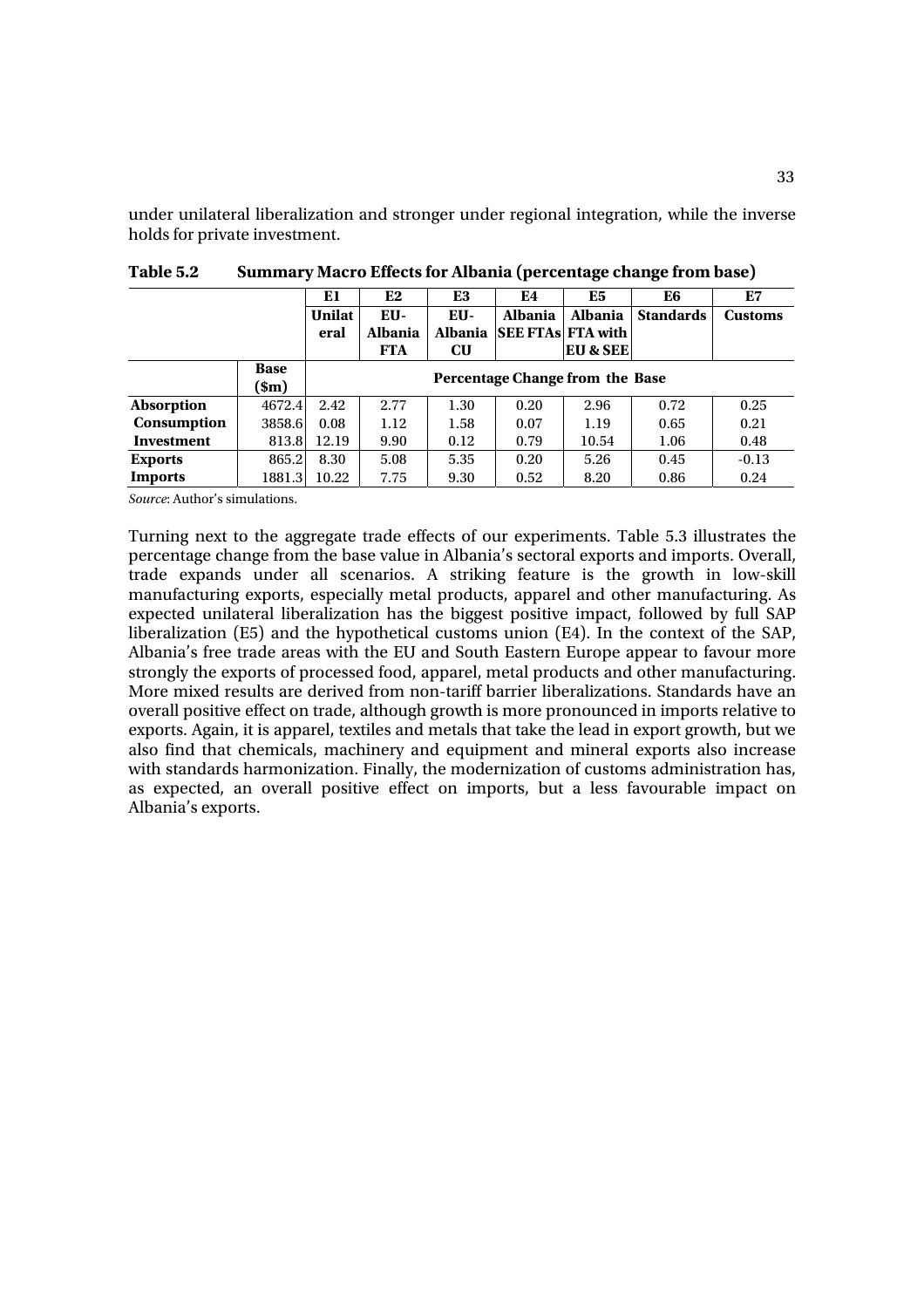under unilateral liberalization and stronger under regional integration, while the inverse holds for private investment.

**Table 5.2 Summary Macro Effects for Albania (percentage change from base)**

| | | E1 | E2 | E3 | E4 | E5 | E6 | E7 |
|---|---|---|---|---|---|---|---|---|
| | | **Unilateral** | **EU-Albania FTA** | **EU-Albania CU** | **Albania SEE FTAs** | **Albania FTA with EU & SEE** | **Standards** | **Customs** |
| | **Base ($m)** | **Percentage Change from the Base** | | | | | | |
| **Absorption** | 4672.4 | 2.42 | 2.77 | 1.30 | 0.20 | 2.96 | 0.72 | 0.25 |
| **Consumption** | 3858.6 | 0.08 | 1.12 | 1.58 | 0.07 | 1.19 | 0.65 | 0.21 |
| **Investment** | 813.8 | 12.19 | 9.90 | 0.12 | 0.79 | 10.54 | 1.06 | 0.48 |
| **Exports** | 865.2 | 8.30 | 5.08 | 5.35 | 0.20 | 5.26 | 0.45 | -0.13 |
| **Imports** | 1881.3 | 10.22 | 7.75 | 9.30 | 0.52 | 8.20 | 0.86 | 0.24 |

*Source*: Author's simulations.

Turning next to the aggregate trade effects of our experiments. Table 5.3 illustrates the percentage change from the base value in Albania's sectoral exports and imports. Overall, trade expands under all scenarios. A striking feature is the growth in low-skill manufacturing exports, especially metal products, apparel and other manufacturing. As expected unilateral liberalization has the biggest positive impact, followed by full SAP liberalization (E5) and the hypothetical customs union (E4). In the context of the SAP, Albania's free trade areas with the EU and South Eastern Europe appear to favour more strongly the exports of processed food, apparel, metal products and other manufacturing. More mixed results are derived from non-tariff barrier liberalizations. Standards have an overall positive effect on trade, although growth is more pronounced in imports relative to exports. Again, it is apparel, textiles and metals that take the lead in export growth, but we also find that chemicals, machinery and equipment and mineral exports also increase with standards harmonization. Finally, the modernization of customs administration has, as expected, an overall positive effect on imports, but a less favourable impact on Albania's exports.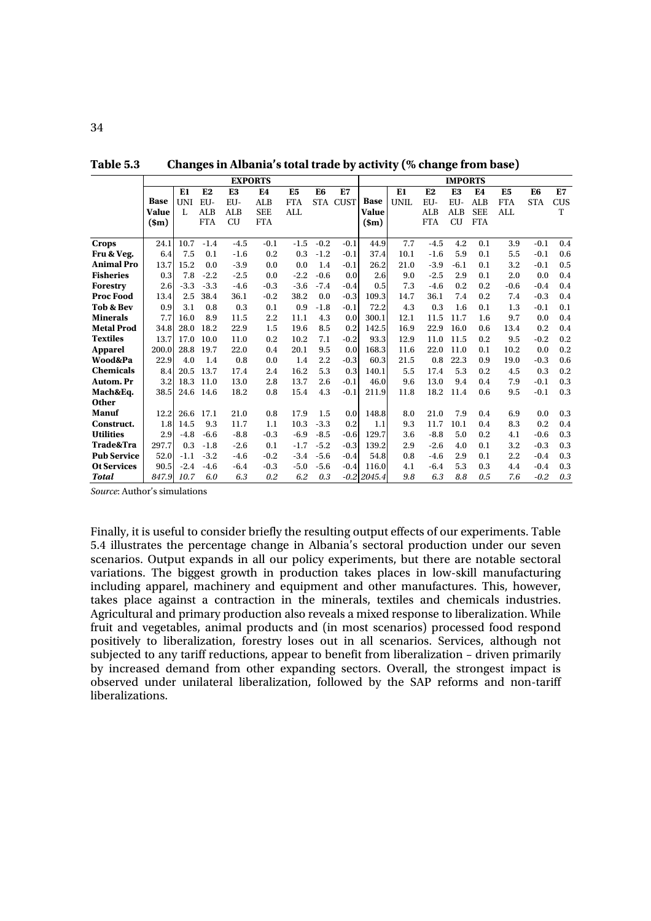**Table 5.3 Changes in Albania's total trade by activity (% change from base)**

| | EXPORTS | | | | | | | | IMPORTS | | | | | | | |
|---|---|---|---|---|---|---|---|---|---|---|---|---|---|---|---|---|
| | Base Value ($m) | E1 UNIL | E2 EU-ALB FTA | E3 EU-ALB CU | E4 ALB SEE FTA | E5 FTA ALL | E6 STA | E7 CUST | Base Value ($m) | E1 UNIL | E2 EU-ALB FTA | E3 EU-ALB CU | E4 ALB SEE FTA | E5 FTA ALL | E6 STA | E7 CUST |
| **Crops** | 24.1 | 10.7 | -1.4 | -4.5 | -0.1 | -1.5 | -0.2 | -0.1 | 44.9 | 7.7 | -4.5 | 4.2 | 0.1 | 3.9 | -0.1 | 0.4 |
| **Fru & Veg.** | 6.4 | 7.5 | 0.1 | -1.6 | 0.2 | 0.3 | -1.2 | -0.1 | 37.4 | 10.1 | -1.6 | 5.9 | 0.1 | 5.5 | -0.1 | 0.6 |
| **Animal Pro** | 13.7 | 15.2 | 0.0 | -3.9 | 0.0 | 0.0 | 1.4 | -0.1 | 26.2 | 21.0 | -3.9 | -6.1 | 0.1 | 3.2 | -0.1 | 0.5 |
| **Fisheries** | 0.3 | 7.8 | -2.2 | -2.5 | 0.0 | -2.2 | -0.6 | 0.0 | 2.6 | 9.0 | -2.5 | 2.9 | 0.1 | 2.0 | 0.0 | 0.4 |
| **Forestry** | 2.6 | -3.3 | -3.3 | -4.6 | -0.3 | -3.6 | -7.4 | -0.4 | 0.5 | 7.3 | -4.6 | 0.2 | 0.2 | -0.6 | -0.4 | 0.4 |
| **Proc Food** | 13.4 | 2.5 | 38.4 | 36.1 | -0.2 | 38.2 | 0.0 | -0.3 | 109.3 | 14.7 | 36.1 | 7.4 | 0.2 | 7.4 | -0.3 | 0.4 |
| **Tob & Bev** | 0.9 | 3.1 | 0.8 | 0.3 | 0.1 | 0.9 | -1.8 | -0.1 | 72.2 | 4.3 | 0.3 | 1.6 | 0.1 | 1.3 | -0.1 | 0.1 |
| **Minerals** | 7.7 | 16.0 | 8.9 | 11.5 | 2.2 | 11.1 | 4.3 | 0.0 | 300.1 | 12.1 | 11.5 | 11.7 | 1.6 | 9.7 | 0.0 | 0.4 |
| **Metal Prod** | 34.8 | 28.0 | 18.2 | 22.9 | 1.5 | 19.6 | 8.5 | 0.2 | 142.5 | 16.9 | 22.9 | 16.0 | 0.6 | 13.4 | 0.2 | 0.4 |
| **Textiles** | 13.7 | 17.0 | 10.0 | 11.0 | 0.2 | 10.2 | 7.1 | -0.2 | 93.3 | 12.9 | 11.0 | 11.5 | 0.2 | 9.5 | -0.2 | 0.2 |
| **Apparel** | 200.0 | 28.8 | 19.7 | 22.0 | 0.4 | 20.1 | 9.5 | 0.0 | 168.3 | 11.6 | 22.0 | 11.0 | 0.1 | 10.2 | 0.0 | 0.2 |
| **Wood&Pa** | 22.9 | 4.0 | 1.4 | 0.8 | 0.0 | 1.4 | 2.2 | -0.3 | 60.3 | 21.5 | 0.8 | 22.3 | 0.9 | 19.0 | -0.3 | 0.6 |
| **Chemicals** | 8.4 | 20.5 | 13.7 | 17.4 | 2.4 | 16.2 | 5.3 | 0.3 | 140.1 | 5.5 | 17.4 | 5.3 | 0.2 | 4.5 | 0.3 | 0.2 |
| **Autom. Pr** | 3.2 | 18.3 | 11.0 | 13.0 | 2.8 | 13.7 | 2.6 | -0.1 | 46.0 | 9.6 | 13.0 | 9.4 | 0.4 | 7.9 | -0.1 | 0.3 |
| **Mach&Eq.** | 38.5 | 24.6 | 14.6 | 18.2 | 0.8 | 15.4 | 4.3 | -0.1 | 211.9 | 11.8 | 18.2 | 11.4 | 0.6 | 9.5 | -0.1 | 0.3 |
| **Other Manuf** | 12.2 | 26.6 | 17.1 | 21.0 | 0.8 | 17.9 | 1.5 | 0.0 | 148.8 | 8.0 | 21.0 | 7.9 | 0.4 | 6.9 | 0.0 | 0.3 |
| **Construct.** | 1.8 | 14.5 | 9.3 | 11.7 | 1.1 | 10.3 | -3.3 | 0.2 | 1.1 | 9.3 | 11.7 | 10.1 | 0.4 | 8.3 | 0.2 | 0.4 |
| **Utilities** | 2.9 | -4.8 | -6.6 | -8.8 | -0.3 | -6.9 | -8.5 | -0.6 | 129.7 | 3.6 | -8.8 | 5.0 | 0.2 | 4.1 | -0.6 | 0.3 |
| **Trade&Tra** | 297.7 | 0.3 | -1.8 | -2.6 | 0.1 | -1.7 | -5.2 | -0.3 | 139.2 | 2.9 | -2.6 | 4.0 | 0.1 | 3.2 | -0.3 | 0.3 |
| **Pub Service** | 52.0 | -1.1 | -3.2 | -4.6 | -0.2 | -3.4 | -5.6 | -0.4 | 54.8 | 0.8 | -4.6 | 2.9 | 0.1 | 2.2 | -0.4 | 0.3 |
| **Ot Services** | 90.5 | -2.4 | -4.6 | -6.4 | -0.3 | -5.0 | -5.6 | -0.4 | 116.0 | 4.1 | -6.4 | 5.3 | 0.3 | 4.4 | -0.4 | 0.3 |
| ***Total*** | *847.9* | *10.7* | *6.0* | *6.3* | *0.2* | *6.2* | *0.3* | *-0.2* | *2045.4* | *9.8* | *6.3* | *8.8* | *0.5* | *7.6* | *-0.2* | *0.3* |

*Source*: Author's simulations

Finally, it is useful to consider briefly the resulting output effects of our experiments. Table 5.4 illustrates the percentage change in Albania's sectoral production under our seven scenarios. Output expands in all our policy experiments, but there are notable sectoral variations. The biggest growth in production takes places in low-skill manufacturing including apparel, machinery and equipment and other manufactures. This, however, takes place against a contraction in the minerals, textiles and chemicals industries. Agricultural and primary production also reveals a mixed response to liberalization. While fruit and vegetables, animal products and (in most scenarios) processed food respond positively to liberalization, forestry loses out in all scenarios. Services, although not subjected to any tariff reductions, appear to benefit from liberalization – driven primarily by increased demand from other expanding sectors. Overall, the strongest impact is observed under unilateral liberalization, followed by the SAP reforms and non-tariff liberalizations.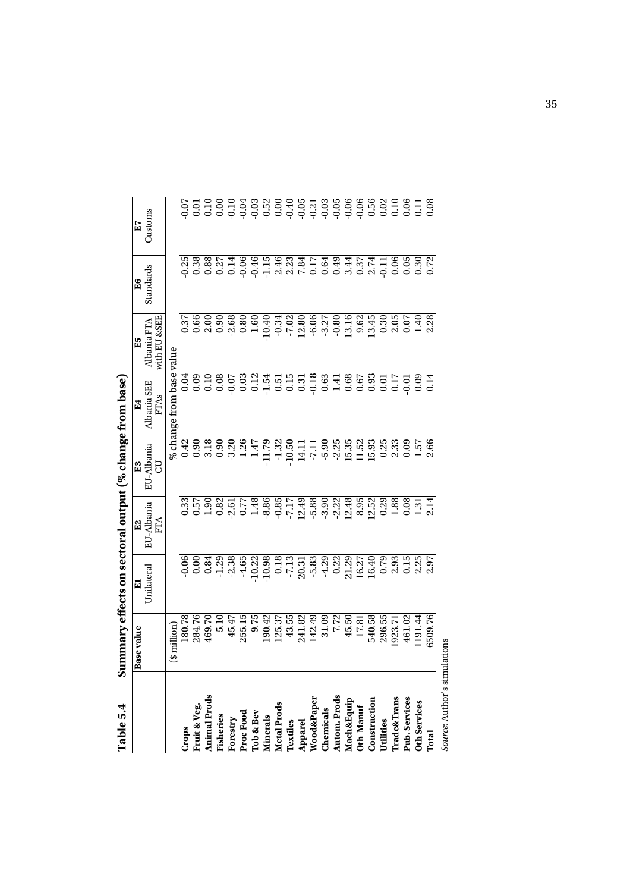**Table 5.4 Summary effects on sectoral output (% change from base)**

| | Base value | E1 Unilateral | E2 EU-Albania FTA | E3 EU-Albania CU | E4 Albania SEE FTAs | E5 Albania FTA with EU &SEE | E6 Standards | E7 Customs |
|---|---|---|---|---|---|---|---|---|
| | ($ million) | % change from base value | | | | | | |
| **Crops** | 180.78 | -0.06 | 0.33 | 0.42 | 0.04 | 0.37 | -0.25 | -0.07 |
| **Fruit & Veg.** | 284.76 | 0.00 | 0.57 | 0.90 | 0.09 | 0.66 | 0.38 | 0.01 |
| **Animal Prods** | 469.70 | 0.84 | 1.90 | 3.18 | 0.10 | 2.00 | 0.88 | 0.10 |
| **Fisheries** | 5.10 | -1.29 | 0.82 | 0.90 | 0.08 | 0.90 | 0.27 | 0.00 |
| **Forestry** | 45.47 | -2.38 | -2.61 | -3.20 | -0.07 | -2.68 | 0.14 | -0.10 |
| **Proc Food** | 255.15 | -4.65 | 0.77 | 1.26 | 0.03 | 0.80 | -0.06 | -0.04 |
| **Tob & Bev** | 9.75 | -10.22 | 1.48 | 1.47 | 0.12 | 1.60 | -0.46 | -0.03 |
| **Minerals** | 190.42 | -10.98 | -8.86 | -11.79 | -1.54 | -10.40 | -1.15 | -0.52 |
| **Metal Prods** | 125.37 | 0.18 | -0.85 | -1.32 | 0.51 | -0.34 | 2.46 | 0.00 |
| **Textiles** | 43.55 | -7.13 | -7.17 | -10.50 | 0.15 | -7.02 | 2.23 | -0.40 |
| **Apparel** | 241.82 | 20.31 | 12.49 | 14.11 | 0.31 | 12.80 | 7.84 | -0.05 |
| **Wood&Paper** | 142.49 | -5.83 | -5.88 | -7.11 | -0.18 | -6.06 | 0.17 | -0.21 |
| **Chemicals** | 31.09 | -4.29 | -3.90 | -5.90 | 0.63 | -3.27 | 0.64 | -0.03 |
| **Autom. Prods** | 7.72 | 0.22 | -2.22 | -2.25 | 1.41 | -0.80 | 0.49 | -0.05 |
| **Mach&Equip** | 45.50 | 21.29 | 12.48 | 15.35 | 0.68 | 13.16 | 3.44 | -0.06 |
| **Oth Manuf** | 17.81 | 16.27 | 8.95 | 11.52 | 0.67 | 9.62 | 0.37 | -0.06 |
| **Construction** | 540.58 | 16.40 | 12.52 | 15.93 | 0.93 | 13.45 | 2.74 | 0.56 |
| **Utilities** | 296.55 | 0.79 | 0.29 | 0.25 | 0.01 | 0.30 | -0.11 | 0.02 |
| **Trade&Trans** | 1923.71 | 2.93 | 1.88 | 2.33 | 0.17 | 2.05 | 0.06 | 0.10 |
| **Pub. Services** | 461.02 | 0.15 | 0.08 | 0.09 | -0.01 | 0.07 | 0.05 | 0.06 |
| **Oth Services** | 1191.44 | 2.25 | 1.31 | 1.57 | 0.09 | 1.40 | 0.30 | 0.11 |
| **Total** | 6509.76 | 2.97 | 2.14 | 2.66 | 0.14 | 2.28 | 0.72 | 0.08 |

*Source*: Author's simulations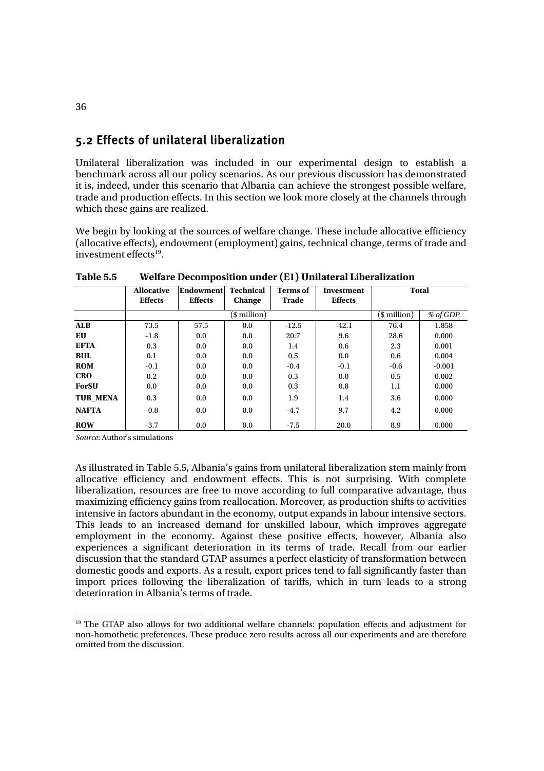## 5.2 Effects of unilateral liberalization

Unilateral liberalization was included in our experimental design to establish a benchmark across all our policy scenarios. As our previous discussion has demonstrated it is, indeed, under this scenario that Albania can achieve the strongest possible welfare, trade and production effects. In this section we look more closely at the channels through which these gains are realized.

We begin by looking at the sources of welfare change. These include allocative efficiency (allocative effects), endowment (employment) gains, technical change, terms of trade and investment effects[19].

**Table 5.5 Welfare Decomposition under (E1) Unilateral Liberalization**

| | Allocative Effects | Endowment Effects | Technical Change | Terms of Trade | Investment Effects | Total | |
|---|---|---|---|---|---|---|---|
| | | | ($ million) | | | ($ million) | *% of GDP* |
| **ALB** | 73.5 | 57.5 | 0.0 | -12.5 | -42.1 | 76.4 | 1.858 |
| **EU** | -1.8 | 0.0 | 0.0 | 20.7 | 9.6 | 28.6 | 0.000 |
| **EFTA** | 0.3 | 0.0 | 0.0 | 1.4 | 0.6 | 2.3 | 0.001 |
| **BUL** | 0.1 | 0.0 | 0.0 | 0.5 | 0.0 | 0.6 | 0.004 |
| **ROM** | -0.1 | 0.0 | 0.0 | -0.4 | -0.1 | -0.6 | -0.001 |
| **CRO** | 0.2 | 0.0 | 0.0 | 0.3 | 0.0 | 0.5 | 0.002 |
| **ForSU** | 0.0 | 0.0 | 0.0 | 0.3 | 0.8 | 1.1 | 0.000 |
| **TUR_MENA** | 0.3 | 0.0 | 0.0 | 1.9 | 1.4 | 3.6 | 0.000 |
| **NAFTA** | -0.8 | 0.0 | 0.0 | -4.7 | 9.7 | 4.2 | 0.000 |
| **ROW** | -3.7 | 0.0 | 0.0 | -7.5 | 20.0 | 8.9 | 0.000 |

*Source*: Author's simulations

As illustrated in Table 5.5, Albania's gains from unilateral liberalization stem mainly from allocative efficiency and endowment effects. This is not surprising. With complete liberalization, resources are free to move according to full comparative advantage, thus maximizing efficiency gains from reallocation. Moreover, as production shifts to activities intensive in factors abundant in the economy, output expands in labour intensive sectors. This leads to an increased demand for unskilled labour, which improves aggregate employment in the economy. Against these positive effects, however, Albania also experiences a significant deterioration in its terms of trade. Recall from our earlier discussion that the standard GTAP assumes a perfect elasticity of transformation between domestic goods and exports. As a result, export prices tend to fall significantly faster than import prices following the liberalization of tariffs, which in turn leads to a strong deterioration in Albania's terms of trade.

[19] The GTAP also allows for two additional welfare channels: population effects and adjustment for non-homothetic preferences. These produce zero results across all our experiments and are therefore omitted from the discussion.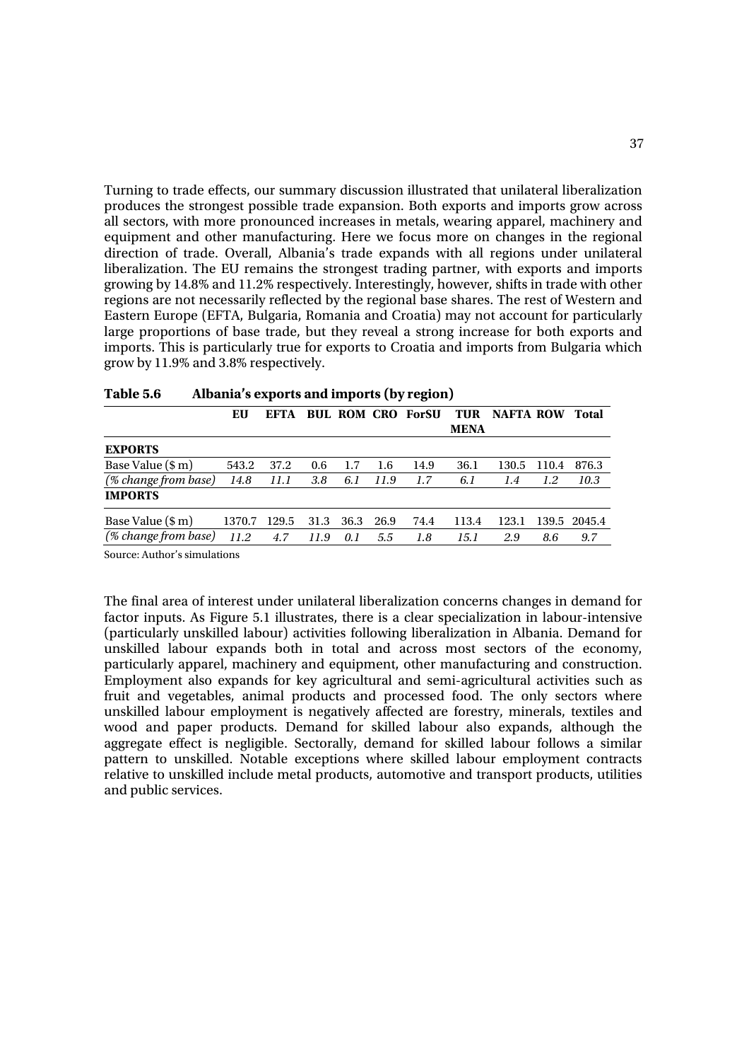Turning to trade effects, our summary discussion illustrated that unilateral liberalization produces the strongest possible trade expansion. Both exports and imports grow across all sectors, with more pronounced increases in metals, wearing apparel, machinery and equipment and other manufacturing. Here we focus more on changes in the regional direction of trade. Overall, Albania's trade expands with all regions under unilateral liberalization. The EU remains the strongest trading partner, with exports and imports growing by 14.8% and 11.2% respectively. Interestingly, however, shifts in trade with other regions are not necessarily reflected by the regional base shares. The rest of Western and Eastern Europe (EFTA, Bulgaria, Romania and Croatia) may not account for particularly large proportions of base trade, but they reveal a strong increase for both exports and imports. This is particularly true for exports to Croatia and imports from Bulgaria which grow by 11.9% and 3.8% respectively.

**Table 5.6 Albania's exports and imports (by region)**

| | EU | EFTA | BUL | ROM | CRO | ForSU | TUR MENA | NAFTA | ROW | Total |
|---|---|---|---|---|---|---|---|---|---|---|
| **EXPORTS** | | | | | | | | | | |
| Base Value ($ m) | 543.2 | 37.2 | 0.6 | 1.7 | 1.6 | 14.9 | 36.1 | 130.5 | 110.4 | 876.3 |
| *(% change from base)* | *14.8* | *11.1* | *3.8* | *6.1* | *11.9* | *1.7* | *6.1* | *1.4* | *1.2* | *10.3* |
| **IMPORTS** | | | | | | | | | | |
| Base Value ($ m) | 1370.7 | 129.5 | 31.3 | 36.3 | 26.9 | 74.4 | 113.4 | 123.1 | 139.5 | 2045.4 |
| *(% change from base)* | *11.2* | *4.7* | *11.9* | *0.1* | *5.5* | *1.8* | *15.1* | *2.9* | *8.6* | *9.7* |

Source: Author's simulations

The final area of interest under unilateral liberalization concerns changes in demand for factor inputs. As Figure 5.1 illustrates, there is a clear specialization in labour-intensive (particularly unskilled labour) activities following liberalization in Albania. Demand for unskilled labour expands both in total and across most sectors of the economy, particularly apparel, machinery and equipment, other manufacturing and construction. Employment also expands for key agricultural and semi-agricultural activities such as fruit and vegetables, animal products and processed food. The only sectors where unskilled labour employment is negatively affected are forestry, minerals, textiles and wood and paper products. Demand for skilled labour also expands, although the aggregate effect is negligible. Sectorally, demand for skilled labour follows a similar pattern to unskilled. Notable exceptions where skilled labour employment contracts relative to unskilled include metal products, automotive and transport products, utilities and public services.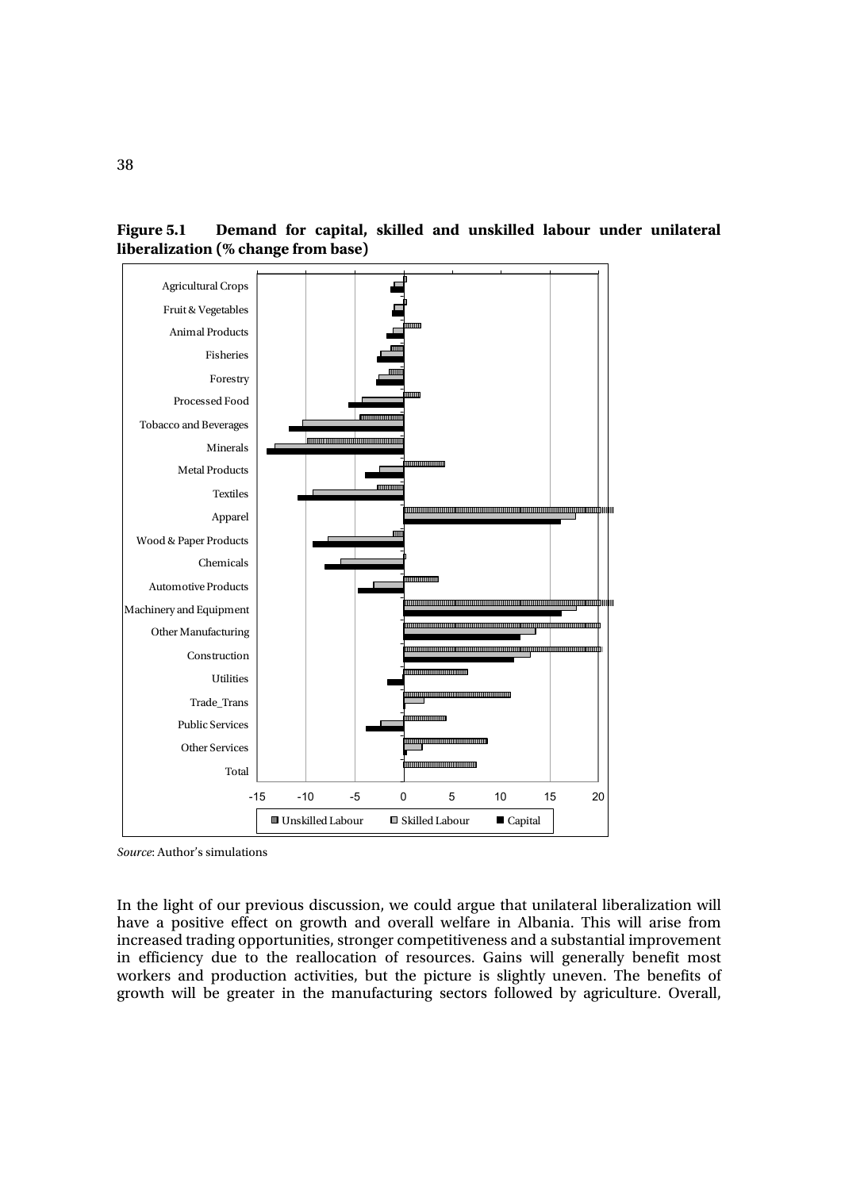**Figure 5.1 Demand for capital, skilled and unskilled labour under unilateral liberalization (% change from base)**

*Source*: Author's simulations

In the light of our previous discussion, we could argue that unilateral liberalization will have a positive effect on growth and overall welfare in Albania. This will arise from increased trading opportunities, stronger competitiveness and a substantial improvement in efficiency due to the reallocation of resources. Gains will generally benefit most workers and production activities, but the picture is slightly uneven. The benefits of growth will be greater in the manufacturing sectors followed by agriculture. Overall,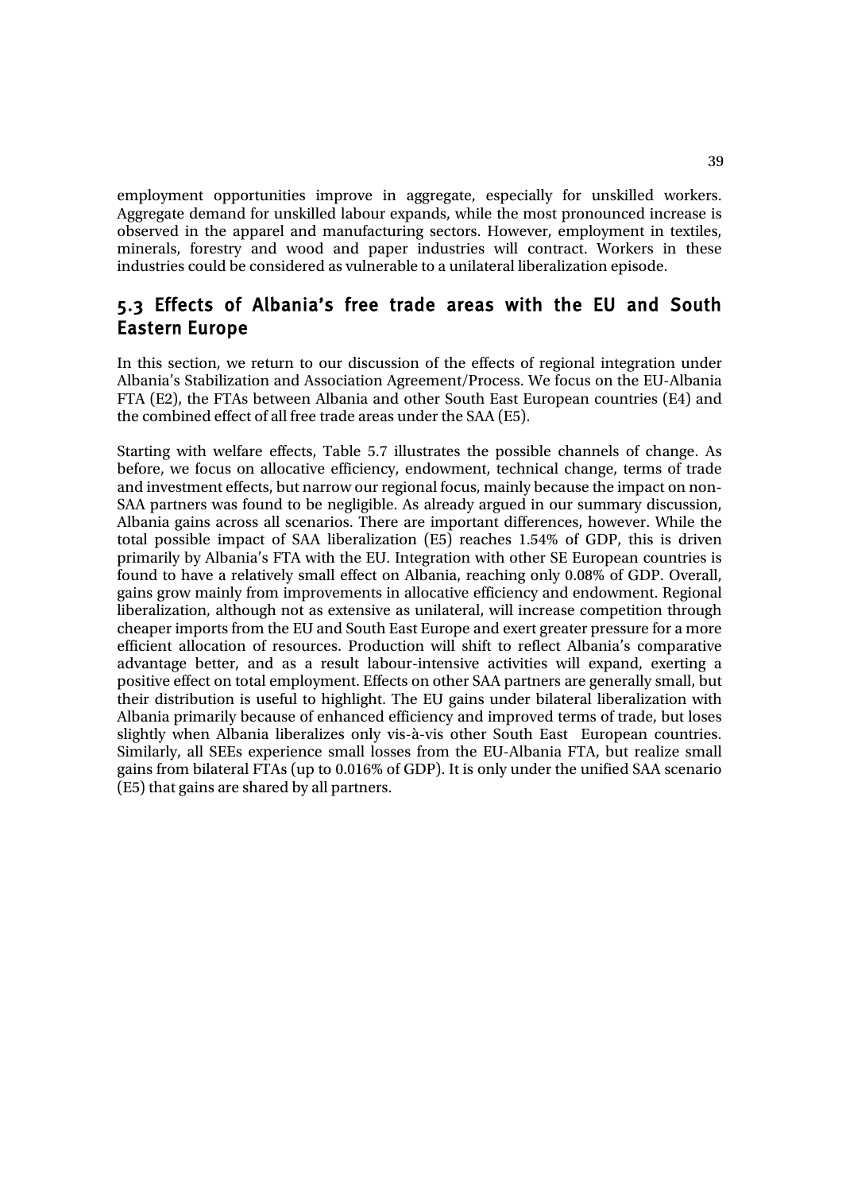employment opportunities improve in aggregate, especially for unskilled workers. Aggregate demand for unskilled labour expands, while the most pronounced increase is observed in the apparel and manufacturing sectors. However, employment in textiles, minerals, forestry and wood and paper industries will contract. Workers in these industries could be considered as vulnerable to a unilateral liberalization episode.

## 5.3 Effects of Albania's free trade areas with the EU and South Eastern Europe

In this section, we return to our discussion of the effects of regional integration under Albania's Stabilization and Association Agreement/Process. We focus on the EU-Albania FTA (E2), the FTAs between Albania and other South East European countries (E4) and the combined effect of all free trade areas under the SAA (E5).

Starting with welfare effects, Table 5.7 illustrates the possible channels of change. As before, we focus on allocative efficiency, endowment, technical change, terms of trade and investment effects, but narrow our regional focus, mainly because the impact on non-SAA partners was found to be negligible. As already argued in our summary discussion, Albania gains across all scenarios. There are important differences, however. While the total possible impact of SAA liberalization (E5) reaches 1.54% of GDP, this is driven primarily by Albania's FTA with the EU. Integration with other SE European countries is found to have a relatively small effect on Albania, reaching only 0.08% of GDP. Overall, gains grow mainly from improvements in allocative efficiency and endowment. Regional liberalization, although not as extensive as unilateral, will increase competition through cheaper imports from the EU and South East Europe and exert greater pressure for a more efficient allocation of resources. Production will shift to reflect Albania's comparative advantage better, and as a result labour-intensive activities will expand, exerting a positive effect on total employment. Effects on other SAA partners are generally small, but their distribution is useful to highlight. The EU gains under bilateral liberalization with Albania primarily because of enhanced efficiency and improved terms of trade, but loses slightly when Albania liberalizes only vis-à-vis other South East European countries. Similarly, all SEEs experience small losses from the EU-Albania FTA, but realize small gains from bilateral FTAs (up to 0.016% of GDP). It is only under the unified SAA scenario (E5) that gains are shared by all partners.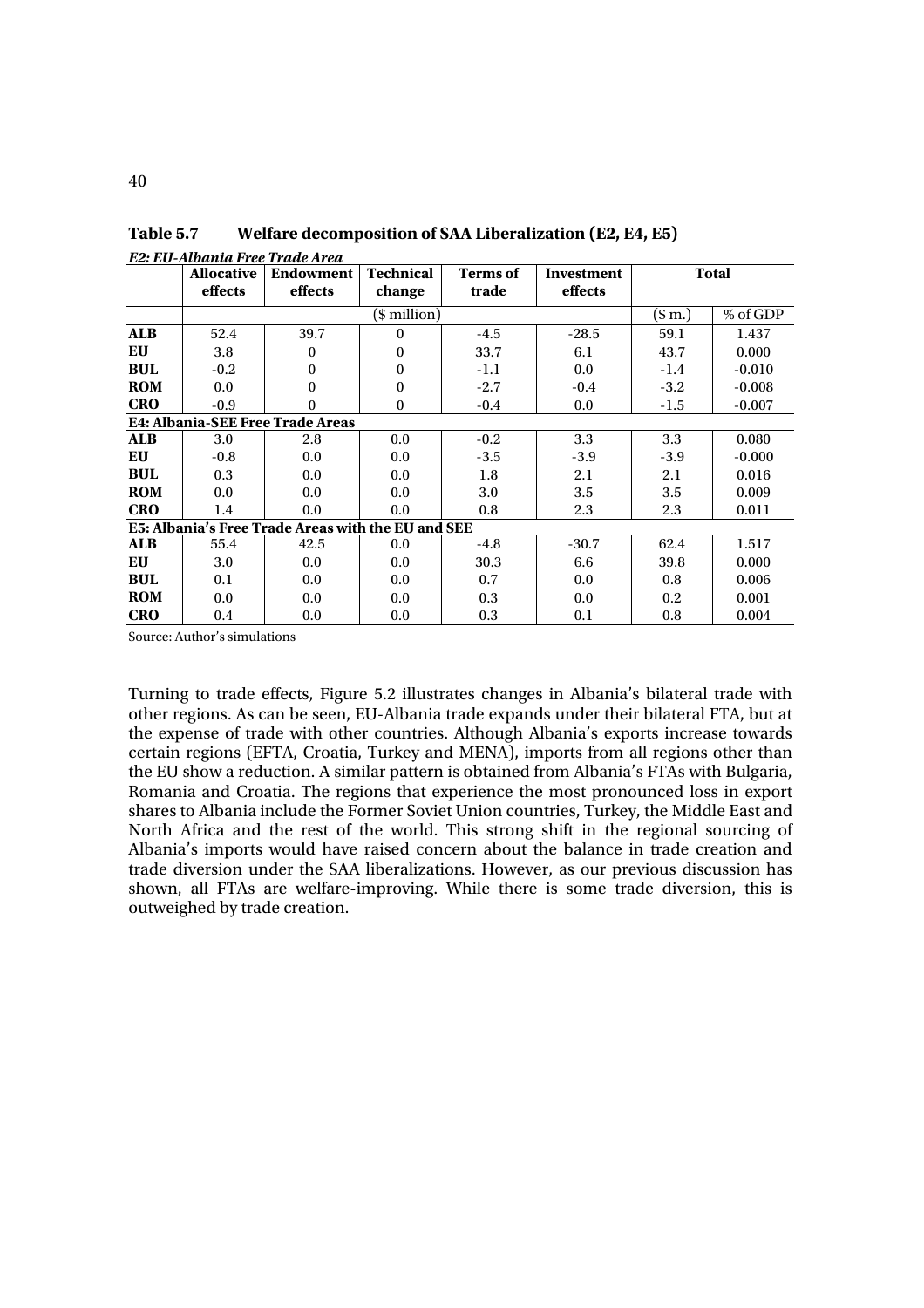**Table 5.7 Welfare decomposition of SAA Liberalization (E2, E4, E5)**

| | Allocative effects | Endowment effects | Technical change | Terms of trade | Investment effects | Total | |
|---|---|---|---|---|---|---|---|
| | ($ million) | | | | | ($ m.) | % of GDP |
| ***E2: EU-Albania Free Trade Area*** | | | | | | | |
| **ALB** | 52.4 | 39.7 | 0 | -4.5 | -28.5 | 59.1 | 1.437 |
| **EU** | 3.8 | 0 | 0 | 33.7 | 6.1 | 43.7 | 0.000 |
| **BUL** | -0.2 | 0 | 0 | -1.1 | 0.0 | -1.4 | -0.010 |
| **ROM** | 0.0 | 0 | 0 | -2.7 | -0.4 | -3.2 | -0.008 |
| **CRO** | -0.9 | 0 | 0 | -0.4 | 0.0 | -1.5 | -0.007 |
| **E4: Albania-SEE Free Trade Areas** | | | | | | | |
| **ALB** | 3.0 | 2.8 | 0.0 | -0.2 | 3.3 | 3.3 | 0.080 |
| **EU** | -0.8 | 0.0 | 0.0 | -3.5 | -3.9 | -3.9 | -0.000 |
| **BUL** | 0.3 | 0.0 | 0.0 | 1.8 | 2.1 | 2.1 | 0.016 |
| **ROM** | 0.0 | 0.0 | 0.0 | 3.0 | 3.5 | 3.5 | 0.009 |
| **CRO** | 1.4 | 0.0 | 0.0 | 0.8 | 2.3 | 2.3 | 0.011 |
| **E5: Albania's Free Trade Areas with the EU and SEE** | | | | | | | |
| **ALB** | 55.4 | 42.5 | 0.0 | -4.8 | -30.7 | 62.4 | 1.517 |
| **EU** | 3.0 | 0.0 | 0.0 | 30.3 | 6.6 | 39.8 | 0.000 |
| **BUL** | 0.1 | 0.0 | 0.0 | 0.7 | 0.0 | 0.8 | 0.006 |
| **ROM** | 0.0 | 0.0 | 0.0 | 0.3 | 0.0 | 0.2 | 0.001 |
| **CRO** | 0.4 | 0.0 | 0.0 | 0.3 | 0.1 | 0.8 | 0.004 |

Source: Author's simulations

Turning to trade effects, Figure 5.2 illustrates changes in Albania's bilateral trade with other regions. As can be seen, EU-Albania trade expands under their bilateral FTA, but at the expense of trade with other countries. Although Albania's exports increase towards certain regions (EFTA, Croatia, Turkey and MENA), imports from all regions other than the EU show a reduction. A similar pattern is obtained from Albania's FTAs with Bulgaria, Romania and Croatia. The regions that experience the most pronounced loss in export shares to Albania include the Former Soviet Union countries, Turkey, the Middle East and North Africa and the rest of the world. This strong shift in the regional sourcing of Albania's imports would have raised concern about the balance in trade creation and trade diversion under the SAA liberalizations. However, as our previous discussion has shown, all FTAs are welfare-improving. While there is some trade diversion, this is outweighed by trade creation.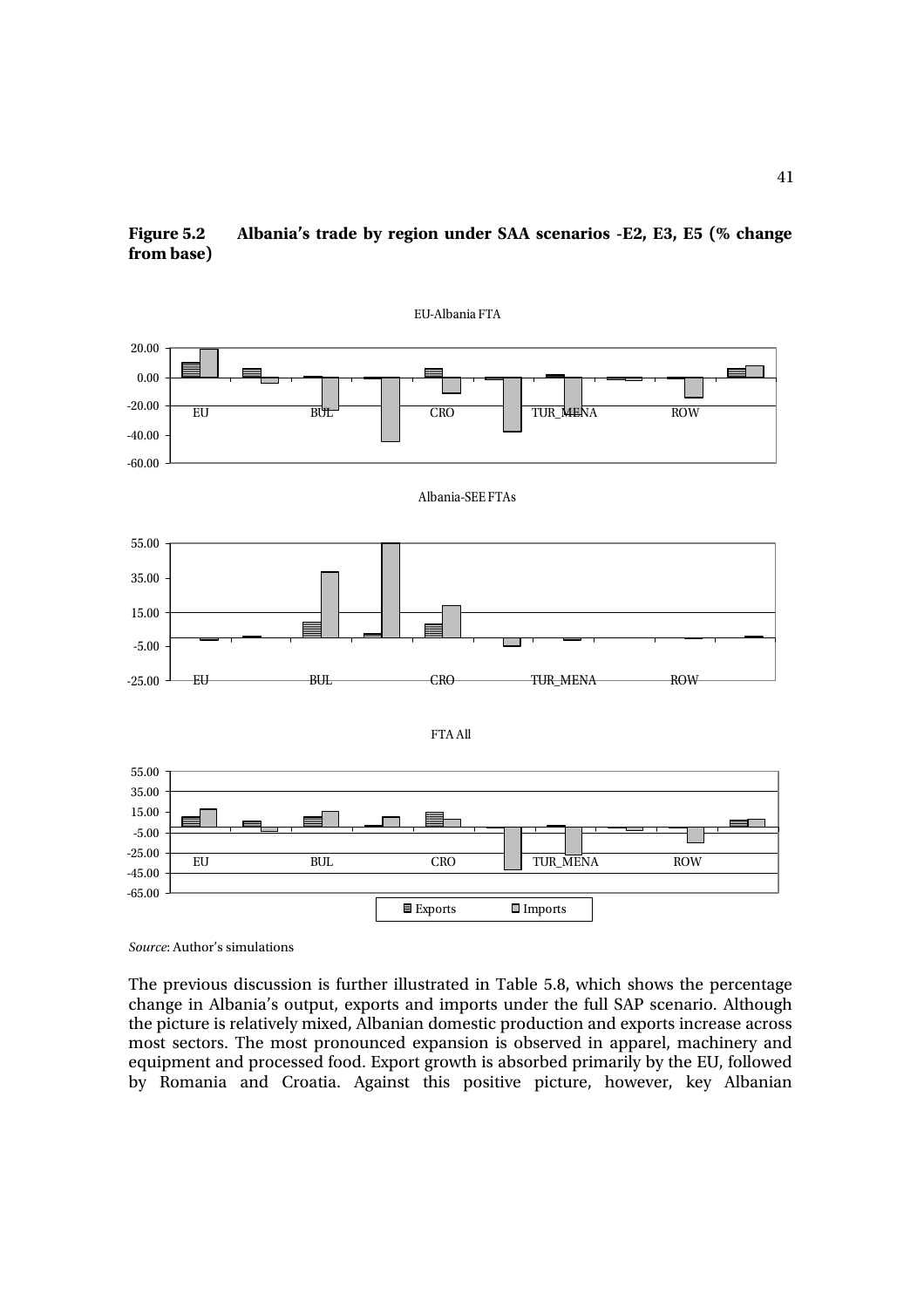**Figure 5.2 Albania's trade by region under SAA scenarios -E2, E3, E5 (% change from base)**

EU-Albania FTA

Albania-SEE FTAs

FTA All

*Source*: Author's simulations

The previous discussion is further illustrated in Table 5.8, which shows the percentage change in Albania's output, exports and imports under the full SAP scenario. Although the picture is relatively mixed, Albanian domestic production and exports increase across most sectors. The most pronounced expansion is observed in apparel, machinery and equipment and processed food. Export growth is absorbed primarily by the EU, followed by Romania and Croatia. Against this positive picture, however, key Albanian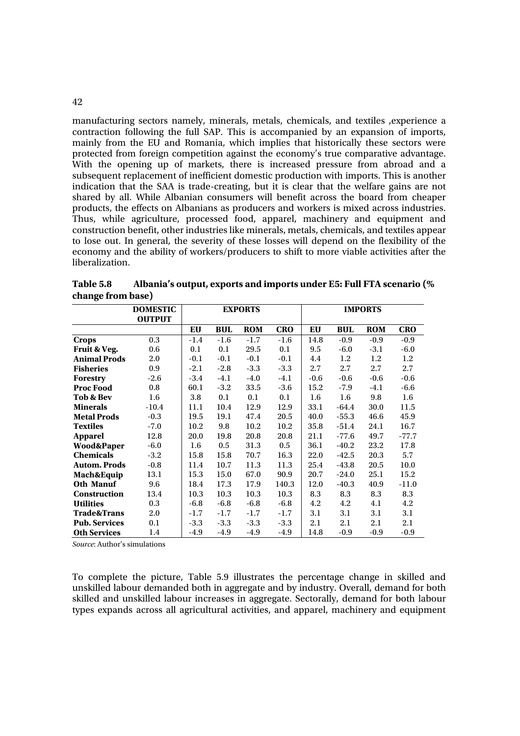manufacturing sectors namely, minerals, metals, chemicals, and textiles ,experience a contraction following the full SAP. This is accompanied by an expansion of imports, mainly from the EU and Romania, which implies that historically these sectors were protected from foreign competition against the economy's true comparative advantage. With the opening up of markets, there is increased pressure from abroad and a subsequent replacement of inefficient domestic production with imports. This is another indication that the SAA is trade-creating, but it is clear that the welfare gains are not shared by all. While Albanian consumers will benefit across the board from cheaper products, the effects on Albanians as producers and workers is mixed across industries. Thus, while agriculture, processed food, apparel, machinery and equipment and construction benefit, other industries like minerals, metals, chemicals, and textiles appear to lose out. In general, the severity of these losses will depend on the flexibility of the economy and the ability of workers/producers to shift to more viable activities after the liberalization.

**Table 5.8 Albania's output, exports and imports under E5: Full FTA scenario (% change from base)**

| | DOMESTIC OUTPUT | EXPORTS | | | | IMPORTS | | | |
|---|---|---|---|---|---|---|---|---|---|
| | | EU | BUL | ROM | CRO | EU | BUL | ROM | CRO |
| **Crops** | 0.3 | -1.4 | -1.6 | -1.7 | -1.6 | 14.8 | -0.9 | -0.9 | -0.9 |
| **Fruit & Veg.** | 0.6 | 0.1 | 0.1 | 29.5 | 0.1 | 9.5 | -6.0 | -3.1 | -6.0 |
| **Animal Prods** | 2.0 | -0.1 | -0.1 | -0.1 | -0.1 | 4.4 | 1.2 | 1.2 | 1.2 |
| **Fisheries** | 0.9 | -2.1 | -2.8 | -3.3 | -3.3 | 2.7 | 2.7 | 2.7 | 2.7 |
| **Forestry** | -2.6 | -3.4 | -4.1 | -4.0 | -4.1 | -0.6 | -0.6 | -0.6 | -0.6 |
| **Proc Food** | 0.8 | 60.1 | -3.2 | 33.5 | -3.6 | 15.2 | -7.9 | -4.1 | -6.6 |
| **Tob & Bev** | 1.6 | 3.8 | 0.1 | 0.1 | 0.1 | 1.6 | 1.6 | 9.8 | 1.6 |
| **Minerals** | -10.4 | 11.1 | 10.4 | 12.9 | 12.9 | 33.1 | -64.4 | 30.0 | 11.5 |
| **Metal Prods** | -0.3 | 19.5 | 19.1 | 47.4 | 20.5 | 40.0 | -55.3 | 46.6 | 45.9 |
| **Textiles** | -7.0 | 10.2 | 9.8 | 10.2 | 10.2 | 35.8 | -51.4 | 24.1 | 16.7 |
| **Apparel** | 12.8 | 20.0 | 19.8 | 20.8 | 20.8 | 21.1 | -77.6 | 49.7 | -77.7 |
| **Wood&Paper** | -6.0 | 1.6 | 0.5 | 31.3 | 0.5 | 36.1 | -40.2 | 23.2 | 17.8 |
| **Chemicals** | -3.2 | 15.8 | 15.8 | 70.7 | 16.3 | 22.0 | -42.5 | 20.3 | 5.7 |
| **Autom. Prods** | -0.8 | 11.4 | 10.7 | 11.3 | 11.3 | 25.4 | -43.8 | 20.5 | 10.0 |
| **Mach&Equip** | 13.1 | 15.3 | 15.0 | 67.0 | 90.9 | 20.7 | -24.0 | 25.1 | 15.2 |
| **Oth Manuf** | 9.6 | 18.4 | 17.3 | 17.9 | 140.3 | 12.0 | -40.3 | 40.9 | -11.0 |
| **Construction** | 13.4 | 10.3 | 10.3 | 10.3 | 10.3 | 8.3 | 8.3 | 8.3 | 8.3 |
| **Utilities** | 0.3 | -6.8 | -6.8 | -6.8 | -6.8 | 4.2 | 4.2 | 4.1 | 4.2 |
| **Trade&Trans** | 2.0 | -1.7 | -1.7 | -1.7 | -1.7 | 3.1 | 3.1 | 3.1 | 3.1 |
| **Pub. Services** | 0.1 | -3.3 | -3.3 | -3.3 | -3.3 | 2.1 | 2.1 | 2.1 | 2.1 |
| **Oth Services** | 1.4 | -4.9 | -4.9 | -4.9 | -4.9 | 14.8 | -0.9 | -0.9 | -0.9 |

*Source*: Author's simulations

To complete the picture, Table 5.9 illustrates the percentage change in skilled and unskilled labour demanded both in aggregate and by industry. Overall, demand for both skilled and unskilled labour increases in aggregate. Sectorally, demand for both labour types expands across all agricultural activities, and apparel, machinery and equipment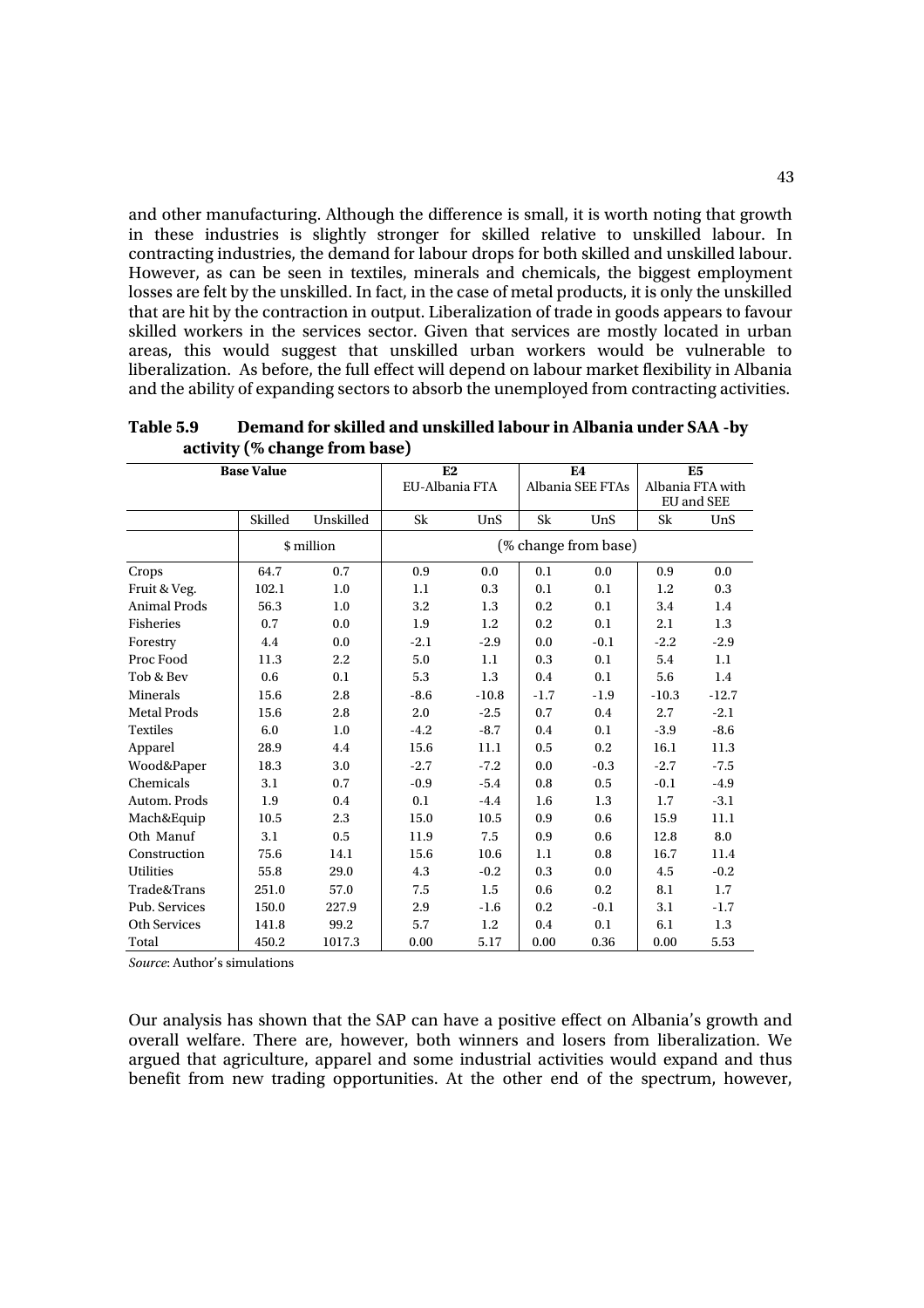and other manufacturing. Although the difference is small, it is worth noting that growth in these industries is slightly stronger for skilled relative to unskilled labour. In contracting industries, the demand for labour drops for both skilled and unskilled labour. However, as can be seen in textiles, minerals and chemicals, the biggest employment losses are felt by the unskilled. In fact, in the case of metal products, it is only the unskilled that are hit by the contraction in output. Liberalization of trade in goods appears to favour skilled workers in the services sector. Given that services are mostly located in urban areas, this would suggest that unskilled urban workers would be vulnerable to liberalization. As before, the full effect will depend on labour market flexibility in Albania and the ability of expanding sectors to absorb the unemployed from contracting activities.

**Table 5.9 Demand for skilled and unskilled labour in Albania under SAA -by activity (% change from base)**

| Base Value | | | E2 EU-Albania FTA | | E4 Albania SEE FTAs | | E5 Albania FTA with EU and SEE | |
|---|---|---|---|---|---|---|---|---|
| | Skilled | Unskilled | Sk | UnS | Sk | UnS | Sk | UnS |
| | \$ million | | (% change from base) | | | | | |
| Crops | 64.7 | 0.7 | 0.9 | 0.0 | 0.1 | 0.0 | 0.9 | 0.0 |
| Fruit & Veg. | 102.1 | 1.0 | 1.1 | 0.3 | 0.1 | 0.1 | 1.2 | 0.3 |
| Animal Prods | 56.3 | 1.0 | 3.2 | 1.3 | 0.2 | 0.1 | 3.4 | 1.4 |
| Fisheries | 0.7 | 0.0 | 1.9 | 1.2 | 0.2 | 0.1 | 2.1 | 1.3 |
| Forestry | 4.4 | 0.0 | -2.1 | -2.9 | 0.0 | -0.1 | -2.2 | -2.9 |
| Proc Food | 11.3 | 2.2 | 5.0 | 1.1 | 0.3 | 0.1 | 5.4 | 1.1 |
| Tob & Bev | 0.6 | 0.1 | 5.3 | 1.3 | 0.4 | 0.1 | 5.6 | 1.4 |
| Minerals | 15.6 | 2.8 | -8.6 | -10.8 | -1.7 | -1.9 | -10.3 | -12.7 |
| Metal Prods | 15.6 | 2.8 | 2.0 | -2.5 | 0.7 | 0.4 | 2.7 | -2.1 |
| Textiles | 6.0 | 1.0 | -4.2 | -8.7 | 0.4 | 0.1 | -3.9 | -8.6 |
| Apparel | 28.9 | 4.4 | 15.6 | 11.1 | 0.5 | 0.2 | 16.1 | 11.3 |
| Wood&Paper | 18.3 | 3.0 | -2.7 | -7.2 | 0.0 | -0.3 | -2.7 | -7.5 |
| Chemicals | 3.1 | 0.7 | -0.9 | -5.4 | 0.8 | 0.5 | -0.1 | -4.9 |
| Autom. Prods | 1.9 | 0.4 | 0.1 | -4.4 | 1.6 | 1.3 | 1.7 | -3.1 |
| Mach&Equip | 10.5 | 2.3 | 15.0 | 10.5 | 0.9 | 0.6 | 15.9 | 11.1 |
| Oth Manuf | 3.1 | 0.5 | 11.9 | 7.5 | 0.9 | 0.6 | 12.8 | 8.0 |
| Construction | 75.6 | 14.1 | 15.6 | 10.6 | 1.1 | 0.8 | 16.7 | 11.4 |
| Utilities | 55.8 | 29.0 | 4.3 | -0.2 | 0.3 | 0.0 | 4.5 | -0.2 |
| Trade&Trans | 251.0 | 57.0 | 7.5 | 1.5 | 0.6 | 0.2 | 8.1 | 1.7 |
| Pub. Services | 150.0 | 227.9 | 2.9 | -1.6 | 0.2 | -0.1 | 3.1 | -1.7 |
| Oth Services | 141.8 | 99.2 | 5.7 | 1.2 | 0.4 | 0.1 | 6.1 | 1.3 |
| Total | 450.2 | 1017.3 | 0.00 | 5.17 | 0.00 | 0.36 | 0.00 | 5.53 |

*Source*: Author's simulations

Our analysis has shown that the SAP can have a positive effect on Albania's growth and overall welfare. There are, however, both winners and losers from liberalization. We argued that agriculture, apparel and some industrial activities would expand and thus benefit from new trading opportunities. At the other end of the spectrum, however,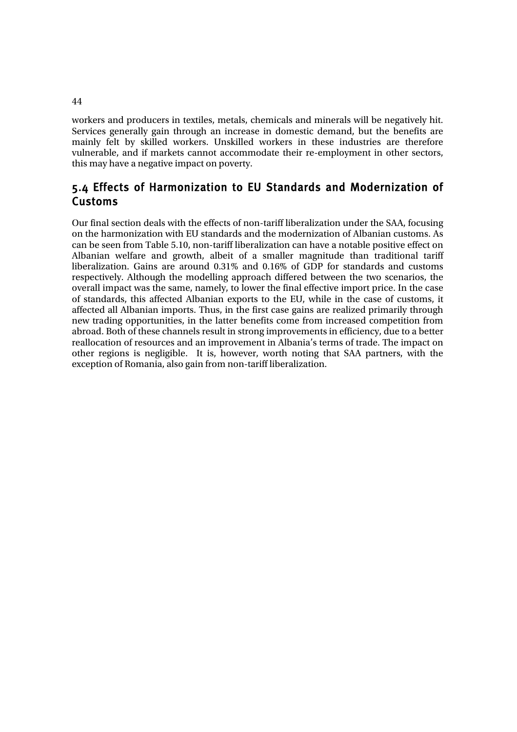workers and producers in textiles, metals, chemicals and minerals will be negatively hit. Services generally gain through an increase in domestic demand, but the benefits are mainly felt by skilled workers. Unskilled workers in these industries are therefore vulnerable, and if markets cannot accommodate their re-employment in other sectors, this may have a negative impact on poverty.

## 5.4 Effects of Harmonization to EU Standards and Modernization of Customs

Our final section deals with the effects of non-tariff liberalization under the SAA, focusing on the harmonization with EU standards and the modernization of Albanian customs. As can be seen from Table 5.10, non-tariff liberalization can have a notable positive effect on Albanian welfare and growth, albeit of a smaller magnitude than traditional tariff liberalization. Gains are around 0.31% and 0.16% of GDP for standards and customs respectively. Although the modelling approach differed between the two scenarios, the overall impact was the same, namely, to lower the final effective import price. In the case of standards, this affected Albanian exports to the EU, while in the case of customs, it affected all Albanian imports. Thus, in the first case gains are realized primarily through new trading opportunities, in the latter benefits come from increased competition from abroad. Both of these channels result in strong improvements in efficiency, due to a better reallocation of resources and an improvement in Albania's terms of trade. The impact on other regions is negligible. It is, however, worth noting that SAA partners, with the exception of Romania, also gain from non-tariff liberalization.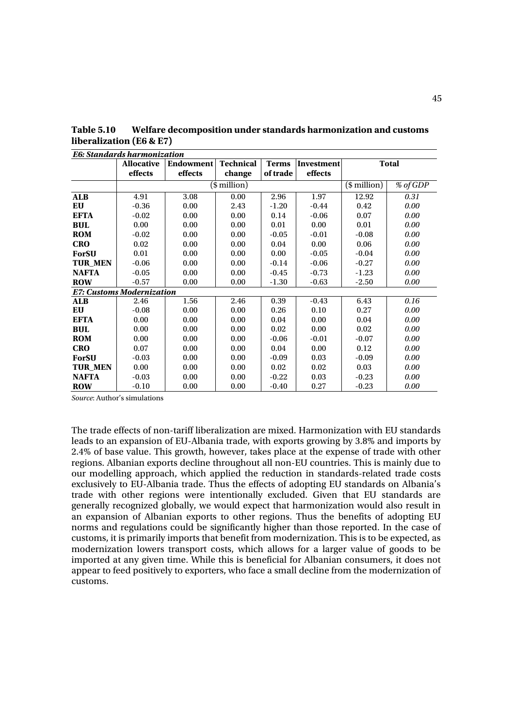**Table 5.10 Welfare decomposition under standards harmonization and customs liberalization (E6 & E7)**

| | Allocative effects | Endowment effects | Technical change | Terms of trade | Investment effects | Total | |
|---|---|---|---|---|---|---|---|
| | ($ million) | | | | | ($ million) | *% of GDP* |
| ***E6: Standards harmonization*** | | | | | | | |
| **ALB** | 4.91 | 3.08 | 0.00 | 2.96 | 1.97 | 12.92 | *0.31* |
| **EU** | -0.36 | 0.00 | 2.43 | -1.20 | -0.44 | 0.42 | *0.00* |
| **EFTA** | -0.02 | 0.00 | 0.00 | 0.14 | -0.06 | 0.07 | *0.00* |
| **BUL** | 0.00 | 0.00 | 0.00 | 0.01 | 0.00 | 0.01 | *0.00* |
| **ROM** | -0.02 | 0.00 | 0.00 | -0.05 | -0.01 | -0.08 | *0.00* |
| **CRO** | 0.02 | 0.00 | 0.00 | 0.04 | 0.00 | 0.06 | *0.00* |
| **ForSU** | 0.01 | 0.00 | 0.00 | 0.00 | -0.05 | -0.04 | *0.00* |
| **TUR_MEN** | -0.06 | 0.00 | 0.00 | -0.14 | -0.06 | -0.27 | *0.00* |
| **NAFTA** | -0.05 | 0.00 | 0.00 | -0.45 | -0.73 | -1.23 | *0.00* |
| **ROW** | -0.57 | 0.00 | 0.00 | -1.30 | -0.63 | -2.50 | *0.00* |
| ***E7: Customs Modernization*** | | | | | | | |
| **ALB** | 2.46 | 1.56 | 2.46 | 0.39 | -0.43 | 6.43 | *0.16* |
| **EU** | -0.08 | 0.00 | 0.00 | 0.26 | 0.10 | 0.27 | *0.00* |
| **EFTA** | 0.00 | 0.00 | 0.00 | 0.04 | 0.00 | 0.04 | *0.00* |
| **BUL** | 0.00 | 0.00 | 0.00 | 0.02 | 0.00 | 0.02 | *0.00* |
| **ROM** | 0.00 | 0.00 | 0.00 | -0.06 | -0.01 | -0.07 | *0.00* |
| **CRO** | 0.07 | 0.00 | 0.00 | 0.04 | 0.00 | 0.12 | *0.00* |
| **ForSU** | -0.03 | 0.00 | 0.00 | -0.09 | 0.03 | -0.09 | *0.00* |
| **TUR_MEN** | 0.00 | 0.00 | 0.00 | 0.02 | 0.02 | 0.03 | *0.00* |
| **NAFTA** | -0.03 | 0.00 | 0.00 | -0.22 | 0.03 | -0.23 | *0.00* |
| **ROW** | -0.10 | 0.00 | 0.00 | -0.40 | 0.27 | -0.23 | *0.00* |

*Source*: Author's simulations

The trade effects of non-tariff liberalization are mixed. Harmonization with EU standards leads to an expansion of EU-Albania trade, with exports growing by 3.8% and imports by 2.4% of base value. This growth, however, takes place at the expense of trade with other regions. Albanian exports decline throughout all non-EU countries. This is mainly due to our modelling approach, which applied the reduction in standards-related trade costs exclusively to EU-Albania trade. Thus the effects of adopting EU standards on Albania's trade with other regions were intentionally excluded. Given that EU standards are generally recognized globally, we would expect that harmonization would also result in an expansion of Albanian exports to other regions. Thus the benefits of adopting EU norms and regulations could be significantly higher than those reported. In the case of customs, it is primarily imports that benefit from modernization. This is to be expected, as modernization lowers transport costs, which allows for a larger value of goods to be imported at any given time. While this is beneficial for Albanian consumers, it does not appear to feed positively to exporters, who face a small decline from the modernization of customs.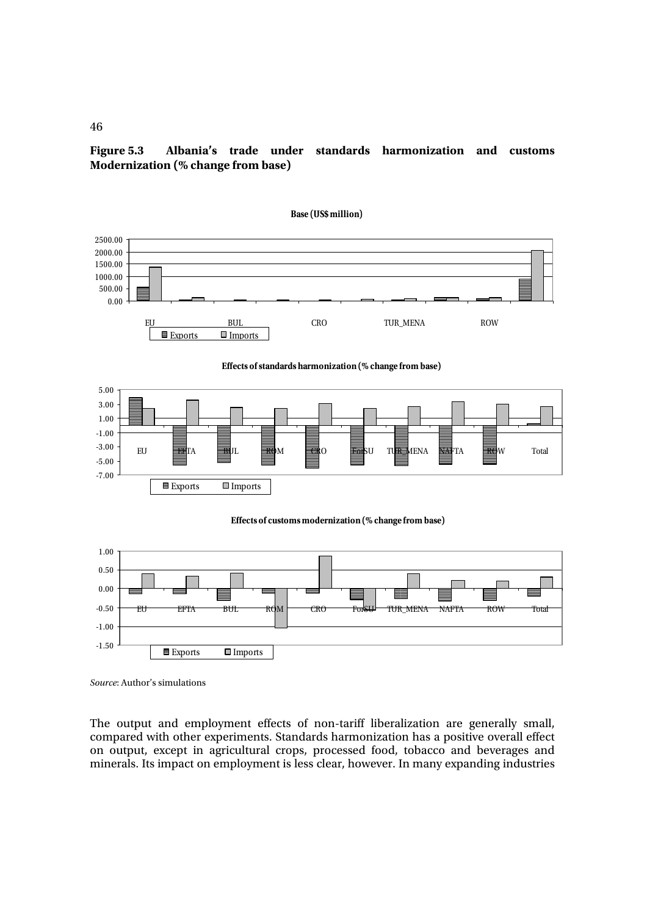**Figure 5.3 Albania's trade under standards harmonization and customs Modernization (% change from base)**

*Source*: Author's simulations

The output and employment effects of non-tariff liberalization are generally small, compared with other experiments. Standards harmonization has a positive overall effect on output, except in agricultural crops, processed food, tobacco and beverages and minerals. Its impact on employment is less clear, however. In many expanding industries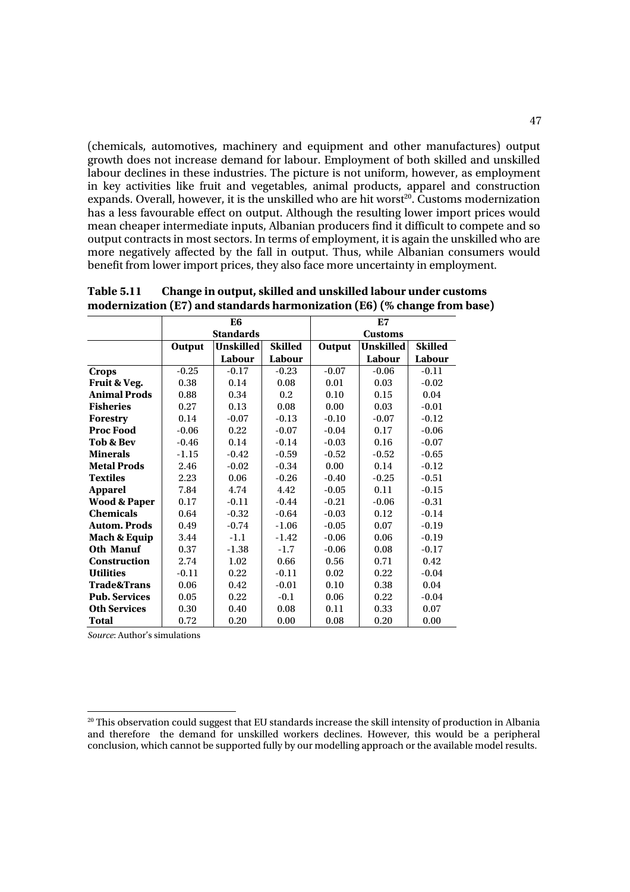(chemicals, automotives, machinery and equipment and other manufactures) output growth does not increase demand for labour. Employment of both skilled and unskilled labour declines in these industries. The picture is not uniform, however, as employment in key activities like fruit and vegetables, animal products, apparel and construction expands. Overall, however, it is the unskilled who are hit worst[20]. Customs modernization has a less favourable effect on output. Although the resulting lower import prices would mean cheaper intermediate inputs, Albanian producers find it difficult to compete and so output contracts in most sectors. In terms of employment, it is again the unskilled who are more negatively affected by the fall in output. Thus, while Albanian consumers would benefit from lower import prices, they also face more uncertainty in employment.

**Table 5.11 Change in output, skilled and unskilled labour under customs modernization (E7) and standards harmonization (E6) (% change from base)**

| | E6 Standards | | | E7 Customs | | |
|---|---|---|---|---|---|---|
| | **Output** | **Unskilled Labour** | **Skilled Labour** | **Output** | **Unskilled Labour** | **Skilled Labour** |
| **Crops** | -0.25 | -0.17 | -0.23 | -0.07 | -0.06 | -0.11 |
| **Fruit & Veg.** | 0.38 | 0.14 | 0.08 | 0.01 | 0.03 | -0.02 |
| **Animal Prods** | 0.88 | 0.34 | 0.2 | 0.10 | 0.15 | 0.04 |
| **Fisheries** | 0.27 | 0.13 | 0.08 | 0.00 | 0.03 | -0.01 |
| **Forestry** | 0.14 | -0.07 | -0.13 | -0.10 | -0.07 | -0.12 |
| **Proc Food** | -0.06 | 0.22 | -0.07 | -0.04 | 0.17 | -0.06 |
| **Tob & Bev** | -0.46 | 0.14 | -0.14 | -0.03 | 0.16 | -0.07 |
| **Minerals** | -1.15 | -0.42 | -0.59 | -0.52 | -0.52 | -0.65 |
| **Metal Prods** | 2.46 | -0.02 | -0.34 | 0.00 | 0.14 | -0.12 |
| **Textiles** | 2.23 | 0.06 | -0.26 | -0.40 | -0.25 | -0.51 |
| **Apparel** | 7.84 | 4.74 | 4.42 | -0.05 | 0.11 | -0.15 |
| **Wood & Paper** | 0.17 | -0.11 | -0.44 | -0.21 | -0.06 | -0.31 |
| **Chemicals** | 0.64 | -0.32 | -0.64 | -0.03 | 0.12 | -0.14 |
| **Autom. Prods** | 0.49 | -0.74 | -1.06 | -0.05 | 0.07 | -0.19 |
| **Mach & Equip** | 3.44 | -1.1 | -1.42 | -0.06 | 0.06 | -0.19 |
| **Oth Manuf** | 0.37 | -1.38 | -1.7 | -0.06 | 0.08 | -0.17 |
| **Construction** | 2.74 | 1.02 | 0.66 | 0.56 | 0.71 | 0.42 |
| **Utilities** | -0.11 | 0.22 | -0.11 | 0.02 | 0.22 | -0.04 |
| **Trade&Trans** | 0.06 | 0.42 | -0.01 | 0.10 | 0.38 | 0.04 |
| **Pub. Services** | 0.05 | 0.22 | -0.1 | 0.06 | 0.22 | -0.04 |
| **Oth Services** | 0.30 | 0.40 | 0.08 | 0.11 | 0.33 | 0.07 |
| **Total** | 0.72 | 0.20 | 0.00 | 0.08 | 0.20 | 0.00 |

*Source*: Author's simulations

[20] This observation could suggest that EU standards increase the skill intensity of production in Albania and therefore the demand for unskilled workers declines. However, this would be a peripheral conclusion, which cannot be supported fully by our modelling approach or the available model results.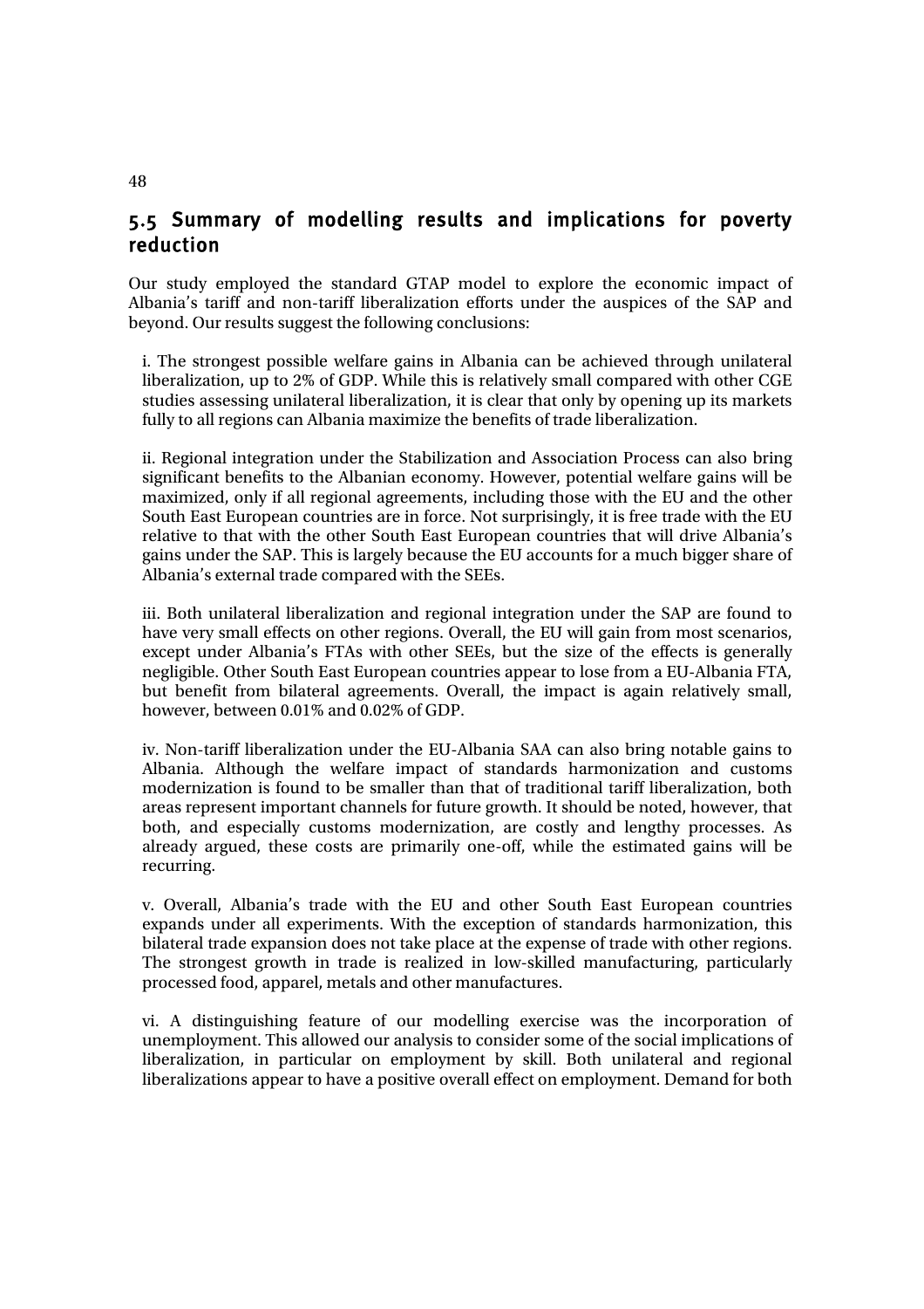## 5.5 Summary of modelling results and implications for poverty reduction

Our study employed the standard GTAP model to explore the economic impact of Albania's tariff and non-tariff liberalization efforts under the auspices of the SAP and beyond. Our results suggest the following conclusions:

i. The strongest possible welfare gains in Albania can be achieved through unilateral liberalization, up to 2% of GDP. While this is relatively small compared with other CGE studies assessing unilateral liberalization, it is clear that only by opening up its markets fully to all regions can Albania maximize the benefits of trade liberalization.

ii. Regional integration under the Stabilization and Association Process can also bring significant benefits to the Albanian economy. However, potential welfare gains will be maximized, only if all regional agreements, including those with the EU and the other South East European countries are in force. Not surprisingly, it is free trade with the EU relative to that with the other South East European countries that will drive Albania's gains under the SAP. This is largely because the EU accounts for a much bigger share of Albania's external trade compared with the SEEs.

iii. Both unilateral liberalization and regional integration under the SAP are found to have very small effects on other regions. Overall, the EU will gain from most scenarios, except under Albania's FTAs with other SEEs, but the size of the effects is generally negligible. Other South East European countries appear to lose from a EU-Albania FTA, but benefit from bilateral agreements. Overall, the impact is again relatively small, however, between 0.01% and 0.02% of GDP.

iv. Non-tariff liberalization under the EU-Albania SAA can also bring notable gains to Albania. Although the welfare impact of standards harmonization and customs modernization is found to be smaller than that of traditional tariff liberalization, both areas represent important channels for future growth. It should be noted, however, that both, and especially customs modernization, are costly and lengthy processes. As already argued, these costs are primarily one-off, while the estimated gains will be recurring.

v. Overall, Albania's trade with the EU and other South East European countries expands under all experiments. With the exception of standards harmonization, this bilateral trade expansion does not take place at the expense of trade with other regions. The strongest growth in trade is realized in low-skilled manufacturing, particularly processed food, apparel, metals and other manufactures.

vi. A distinguishing feature of our modelling exercise was the incorporation of unemployment. This allowed our analysis to consider some of the social implications of liberalization, in particular on employment by skill. Both unilateral and regional liberalizations appear to have a positive overall effect on employment. Demand for both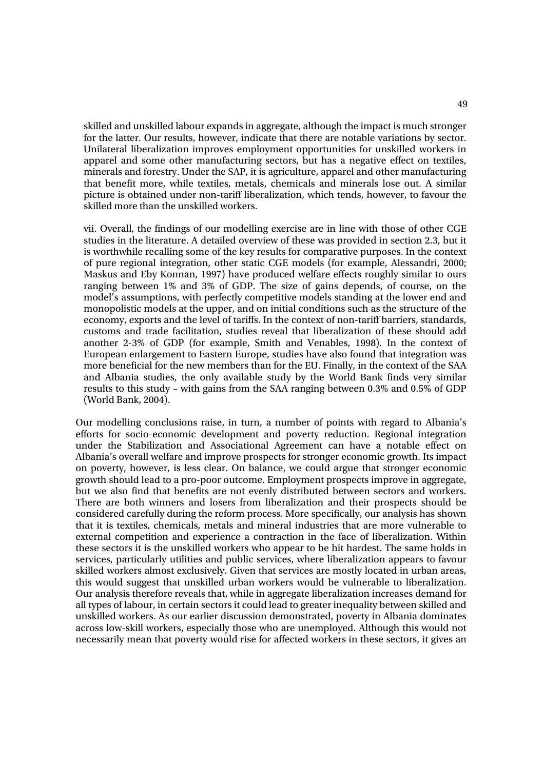skilled and unskilled labour expands in aggregate, although the impact is much stronger for the latter. Our results, however, indicate that there are notable variations by sector. Unilateral liberalization improves employment opportunities for unskilled workers in apparel and some other manufacturing sectors, but has a negative effect on textiles, minerals and forestry. Under the SAP, it is agriculture, apparel and other manufacturing that benefit more, while textiles, metals, chemicals and minerals lose out. A similar picture is obtained under non-tariff liberalization, which tends, however, to favour the skilled more than the unskilled workers.

vii. Overall, the findings of our modelling exercise are in line with those of other CGE studies in the literature. A detailed overview of these was provided in section 2.3, but it is worthwhile recalling some of the key results for comparative purposes. In the context of pure regional integration, other static CGE models (for example, Alessandri, 2000; Maskus and Eby Konnan, 1997) have produced welfare effects roughly similar to ours ranging between 1% and 3% of GDP. The size of gains depends, of course, on the model's assumptions, with perfectly competitive models standing at the lower end and monopolistic models at the upper, and on initial conditions such as the structure of the economy, exports and the level of tariffs. In the context of non-tariff barriers, standards, customs and trade facilitation, studies reveal that liberalization of these should add another 2-3% of GDP (for example, Smith and Venables, 1998). In the context of European enlargement to Eastern Europe, studies have also found that integration was more beneficial for the new members than for the EU. Finally, in the context of the SAA and Albania studies, the only available study by the World Bank finds very similar results to this study – with gains from the SAA ranging between 0.3% and 0.5% of GDP (World Bank, 2004).

Our modelling conclusions raise, in turn, a number of points with regard to Albania's efforts for socio-economic development and poverty reduction. Regional integration under the Stabilization and Associational Agreement can have a notable effect on Albania's overall welfare and improve prospects for stronger economic growth. Its impact on poverty, however, is less clear. On balance, we could argue that stronger economic growth should lead to a pro-poor outcome. Employment prospects improve in aggregate, but we also find that benefits are not evenly distributed between sectors and workers. There are both winners and losers from liberalization and their prospects should be considered carefully during the reform process. More specifically, our analysis has shown that it is textiles, chemicals, metals and mineral industries that are more vulnerable to external competition and experience a contraction in the face of liberalization. Within these sectors it is the unskilled workers who appear to be hit hardest. The same holds in services, particularly utilities and public services, where liberalization appears to favour skilled workers almost exclusively. Given that services are mostly located in urban areas, this would suggest that unskilled urban workers would be vulnerable to liberalization. Our analysis therefore reveals that, while in aggregate liberalization increases demand for all types of labour, in certain sectors it could lead to greater inequality between skilled and unskilled workers. As our earlier discussion demonstrated, poverty in Albania dominates across low-skill workers, especially those who are unemployed. Although this would not necessarily mean that poverty would rise for affected workers in these sectors, it gives an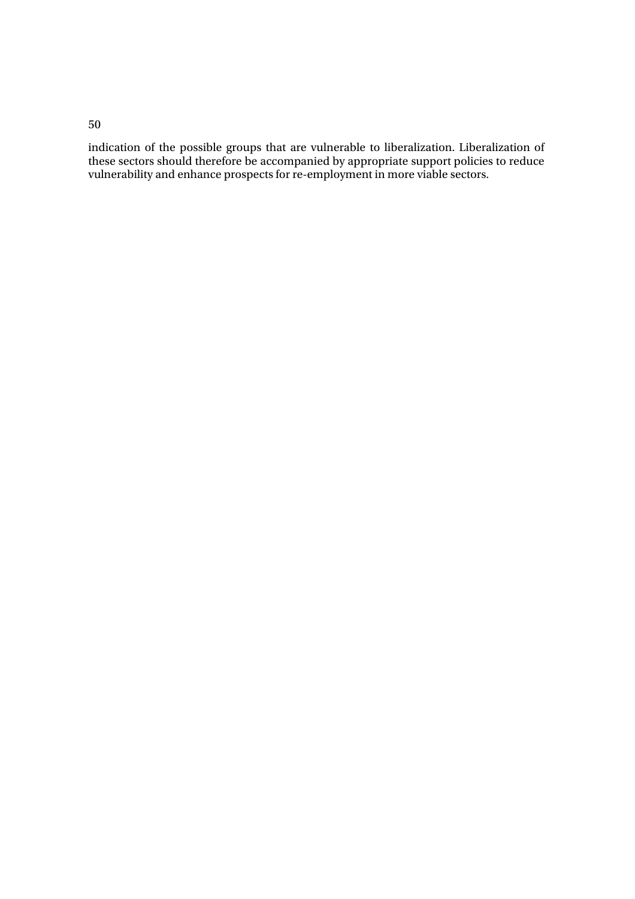indication of the possible groups that are vulnerable to liberalization. Liberalization of these sectors should therefore be accompanied by appropriate support policies to reduce vulnerability and enhance prospects for re-employment in more viable sectors.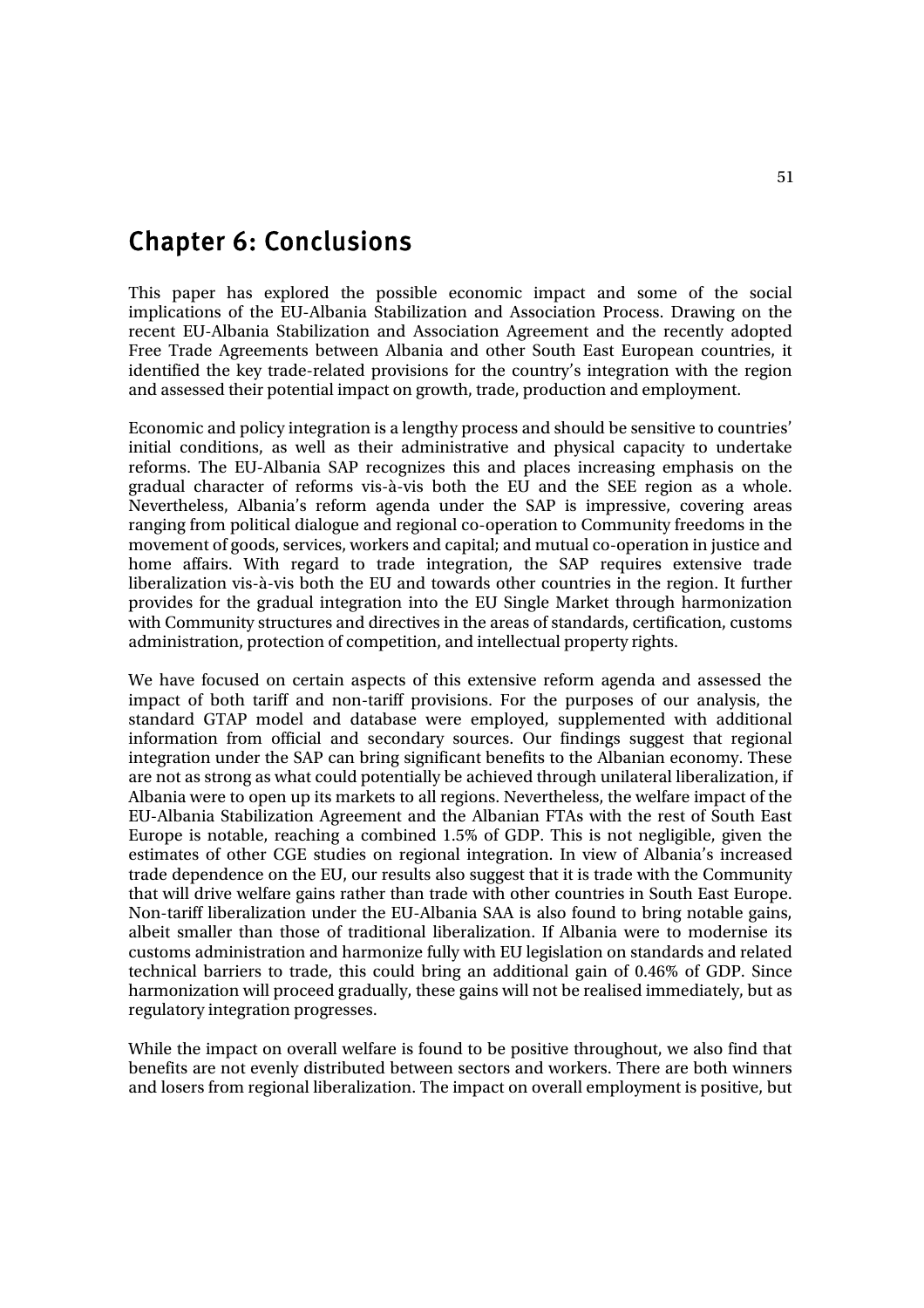# Chapter 6: Conclusions

This paper has explored the possible economic impact and some of the social implications of the EU-Albania Stabilization and Association Process. Drawing on the recent EU-Albania Stabilization and Association Agreement and the recently adopted Free Trade Agreements between Albania and other South East European countries, it identified the key trade-related provisions for the country's integration with the region and assessed their potential impact on growth, trade, production and employment.

Economic and policy integration is a lengthy process and should be sensitive to countries' initial conditions, as well as their administrative and physical capacity to undertake reforms. The EU-Albania SAP recognizes this and places increasing emphasis on the gradual character of reforms vis-à-vis both the EU and the SEE region as a whole. Nevertheless, Albania's reform agenda under the SAP is impressive, covering areas ranging from political dialogue and regional co-operation to Community freedoms in the movement of goods, services, workers and capital; and mutual co-operation in justice and home affairs. With regard to trade integration, the SAP requires extensive trade liberalization vis-à-vis both the EU and towards other countries in the region. It further provides for the gradual integration into the EU Single Market through harmonization with Community structures and directives in the areas of standards, certification, customs administration, protection of competition, and intellectual property rights.

We have focused on certain aspects of this extensive reform agenda and assessed the impact of both tariff and non-tariff provisions. For the purposes of our analysis, the standard GTAP model and database were employed, supplemented with additional information from official and secondary sources. Our findings suggest that regional integration under the SAP can bring significant benefits to the Albanian economy. These are not as strong as what could potentially be achieved through unilateral liberalization, if Albania were to open up its markets to all regions. Nevertheless, the welfare impact of the EU-Albania Stabilization Agreement and the Albanian FTAs with the rest of South East Europe is notable, reaching a combined 1.5% of GDP. This is not negligible, given the estimates of other CGE studies on regional integration. In view of Albania's increased trade dependence on the EU, our results also suggest that it is trade with the Community that will drive welfare gains rather than trade with other countries in South East Europe. Non-tariff liberalization under the EU-Albania SAA is also found to bring notable gains, albeit smaller than those of traditional liberalization. If Albania were to modernise its customs administration and harmonize fully with EU legislation on standards and related technical barriers to trade, this could bring an additional gain of 0.46% of GDP. Since harmonization will proceed gradually, these gains will not be realised immediately, but as regulatory integration progresses.

While the impact on overall welfare is found to be positive throughout, we also find that benefits are not evenly distributed between sectors and workers. There are both winners and losers from regional liberalization. The impact on overall employment is positive, but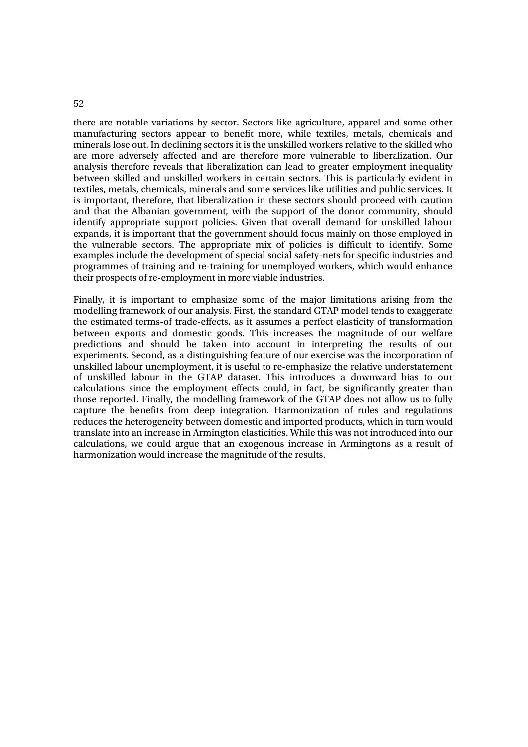there are notable variations by sector. Sectors like agriculture, apparel and some other manufacturing sectors appear to benefit more, while textiles, metals, chemicals and minerals lose out. In declining sectors it is the unskilled workers relative to the skilled who are more adversely affected and are therefore more vulnerable to liberalization. Our analysis therefore reveals that liberalization can lead to greater employment inequality between skilled and unskilled workers in certain sectors. This is particularly evident in textiles, metals, chemicals, minerals and some services like utilities and public services. It is important, therefore, that liberalization in these sectors should proceed with caution and that the Albanian government, with the support of the donor community, should identify appropriate support policies. Given that overall demand for unskilled labour expands, it is important that the government should focus mainly on those employed in the vulnerable sectors. The appropriate mix of policies is difficult to identify. Some examples include the development of special social safety-nets for specific industries and programmes of training and re-training for unemployed workers, which would enhance their prospects of re-employment in more viable industries.

Finally, it is important to emphasize some of the major limitations arising from the modelling framework of our analysis. First, the standard GTAP model tends to exaggerate the estimated terms-of trade-effects, as it assumes a perfect elasticity of transformation between exports and domestic goods. This increases the magnitude of our welfare predictions and should be taken into account in interpreting the results of our experiments. Second, as a distinguishing feature of our exercise was the incorporation of unskilled labour unemployment, it is useful to re-emphasize the relative understatement of unskilled labour in the GTAP dataset. This introduces a downward bias to our calculations since the employment effects could, in fact, be significantly greater than those reported. Finally, the modelling framework of the GTAP does not allow us to fully capture the benefits from deep integration. Harmonization of rules and regulations reduces the heterogeneity between domestic and imported products, which in turn would translate into an increase in Armington elasticities. While this was not introduced into our calculations, we could argue that an exogenous increase in Armingtons as a result of harmonization would increase the magnitude of the results.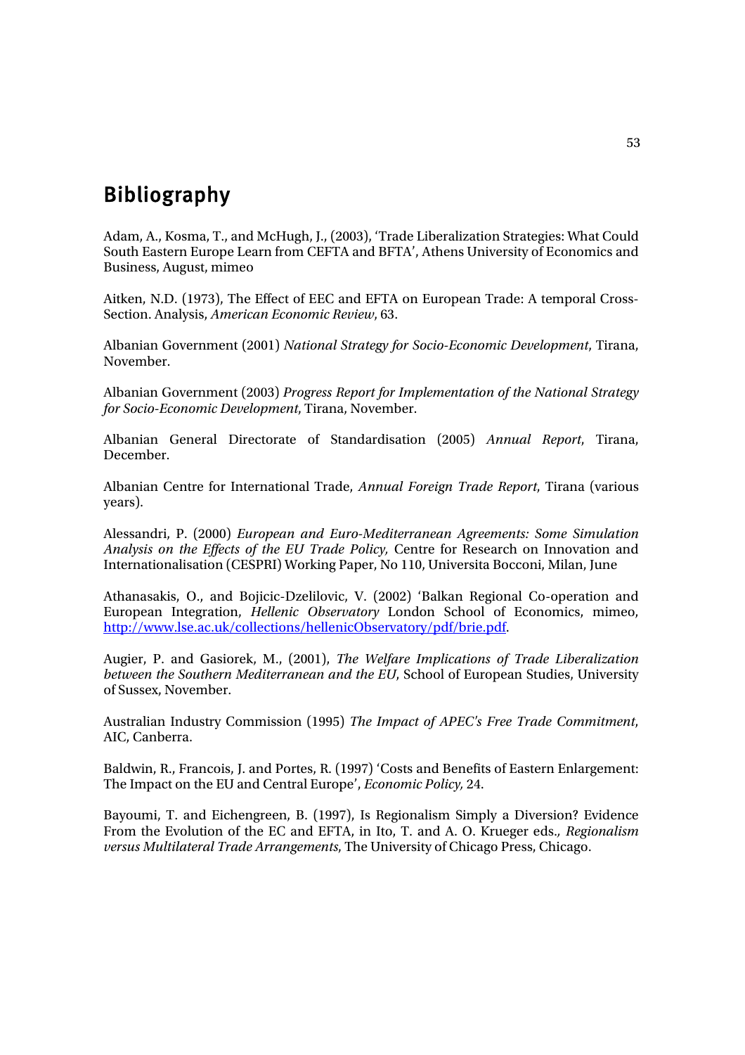# Bibliography

Adam, A., Kosma, T., and McHugh, J., (2003), 'Trade Liberalization Strategies: What Could South Eastern Europe Learn from CEFTA and BFTA', Athens University of Economics and Business, August, mimeo

Aitken, N.D. (1973), The Effect of EEC and EFTA on European Trade: A temporal Cross-Section. Analysis, *American Economic Review*, 63.

Albanian Government (2001) *National Strategy for Socio-Economic Development*, Tirana, November.

Albanian Government (2003) *Progress Report for Implementation of the National Strategy for Socio-Economic Development*, Tirana, November.

Albanian General Directorate of Standardisation (2005) *Annual Report*, Tirana, December.

Albanian Centre for International Trade, *Annual Foreign Trade Report*, Tirana (various years).

Alessandri, P. (2000) *European and Euro-Mediterranean Agreements: Some Simulation Analysis on the Effects of the EU Trade Policy,* Centre for Research on Innovation and Internationalisation (CESPRI) Working Paper, No 110, Universita Bocconi, Milan, June

Athanasakis, O., and Bojicic-Dzelilovic, V. (2002) 'Balkan Regional Co-operation and European Integration, *Hellenic Observatory* London School of Economics, mimeo, http://www.lse.ac.uk/collections/hellenicObservatory/pdf/brie.pdf.

Augier, P. and Gasiorek, M., (2001), *The Welfare Implications of Trade Liberalization between the Southern Mediterranean and the EU*, School of European Studies, University of Sussex, November.

Australian Industry Commission (1995) *The Impact of APEC's Free Trade Commitment*, AIC, Canberra.

Baldwin, R., Francois, J. and Portes, R. (1997) 'Costs and Benefits of Eastern Enlargement: The Impact on the EU and Central Europe', *Economic Policy,* 24.

Bayoumi, T. and Eichengreen, B. (1997), Is Regionalism Simply a Diversion? Evidence From the Evolution of the EC and EFTA, in Ito, T. and A. O. Krueger eds., *Regionalism versus Multilateral Trade Arrangements*, The University of Chicago Press, Chicago.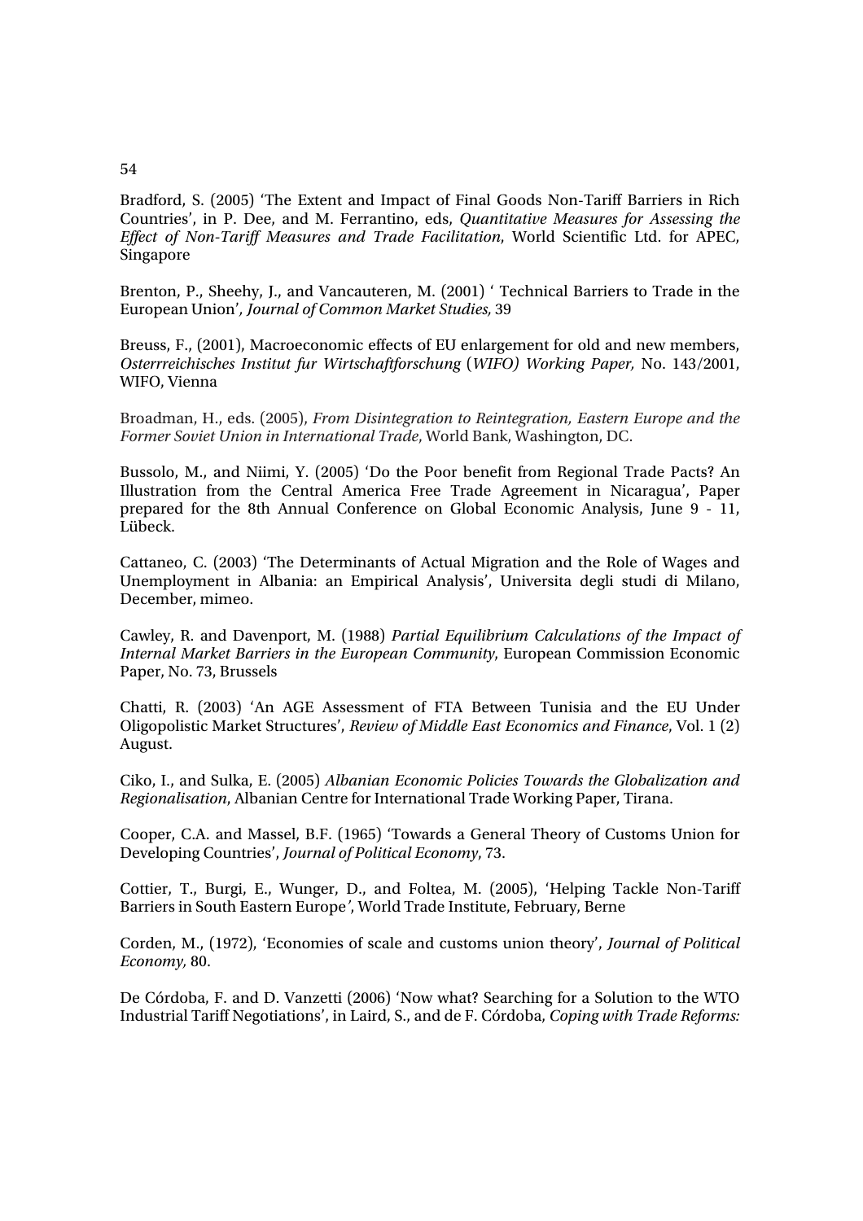Bradford, S. (2005) 'The Extent and Impact of Final Goods Non-Tariff Barriers in Rich Countries', in P. Dee, and M. Ferrantino, eds, *Quantitative Measures for Assessing the Effect of Non-Tariff Measures and Trade Facilitation*, World Scientific Ltd. for APEC, Singapore

Brenton, P., Sheehy, J., and Vancauteren, M. (2001) ' Technical Barriers to Trade in the European Union'*, Journal of Common Market Studies,* 39

Breuss, F., (2001), Macroeconomic effects of EU enlargement for old and new members, *Osterrreichisches Institut fur Wirtschaftforschung* (*WIFO) Working Paper,* No. 143/2001, WIFO, Vienna

Broadman, H., eds. (2005), *From Disintegration to Reintegration, Eastern Europe and the Former Soviet Union in International Trade*, World Bank, Washington, DC.

Bussolo, M., and Niimi, Y. (2005) 'Do the Poor benefit from Regional Trade Pacts? An Illustration from the Central America Free Trade Agreement in Nicaragua', Paper prepared for the 8th Annual Conference on Global Economic Analysis, June 9 - 11, Lübeck.

Cattaneo, C. (2003) 'The Determinants of Actual Migration and the Role of Wages and Unemployment in Albania: an Empirical Analysis', Universita degli studi di Milano, December, mimeo.

Cawley, R. and Davenport, M. (1988) *Partial Equilibrium Calculations of the Impact of Internal Market Barriers in the European Community*, European Commission Economic Paper, No. 73, Brussels

Chatti, R. (2003) 'An AGE Assessment of FTA Between Tunisia and the EU Under Oligopolistic Market Structures', *Review of Middle East Economics and Finance*, Vol. 1 (2) August.

Ciko, I., and Sulka, E. (2005) *Albanian Economic Policies Towards the Globalization and Regionalisation*, Albanian Centre for International Trade Working Paper, Tirana.

Cooper, C.A. and Massel, B.F. (1965) 'Towards a General Theory of Customs Union for Developing Countries', *Journal of Political Economy*, 73.

Cottier, T., Burgi, E., Wunger, D., and Foltea, M. (2005), 'Helping Tackle Non-Tariff Barriers in South Eastern Europe*'*, World Trade Institute, February, Berne

Corden, M., (1972), 'Economies of scale and customs union theory', *Journal of Political Economy,* 80.

De Córdoba, F. and D. Vanzetti (2006) 'Now what? Searching for a Solution to the WTO Industrial Tariff Negotiations', in Laird, S., and de F. Córdoba, *Coping with Trade Reforms:*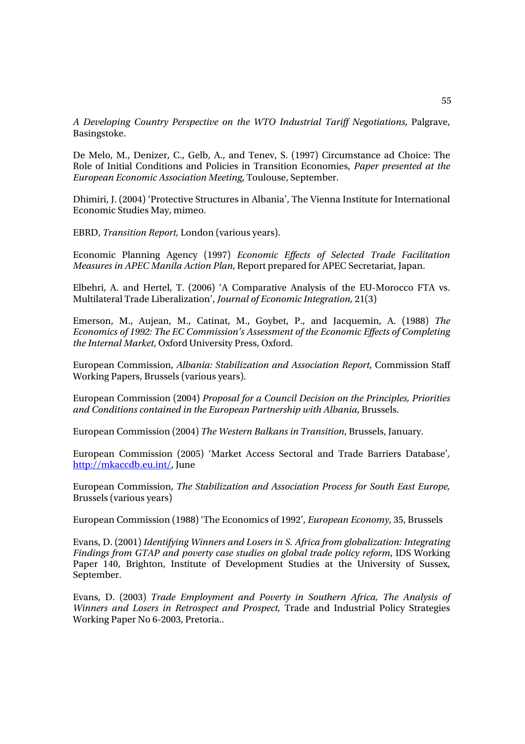*A Developing Country Perspective on the WTO Industrial Tariff Negotiations*, Palgrave, Basingstoke.

De Melo, M., Denizer, C., Gelb, A., and Tenev, S. (1997) Circumstance ad Choice: The Role of Initial Conditions and Policies in Transition Economies, *Paper presented at the European Economic Association Meeting*, Toulouse, September.

Dhimiri, J. (2004) 'Protective Structures in Albania', The Vienna Institute for International Economic Studies May, mimeo.

EBRD, *Transition Report,* London (various years).

Economic Planning Agency (1997) *Economic Effects of Selected Trade Facilitation Measures in APEC Manila Action Plan*, Report prepared for APEC Secretariat, Japan.

Elbehri, A. and Hertel, T. (2006) 'A Comparative Analysis of the EU-Morocco FTA vs. Multilateral Trade Liberalization', *Journal of Economic Integration,* 21(3)

Emerson, M., Aujean, M., Catinat, M., Goybet, P., and Jacquemin, A. (1988) *The Economics of 1992: The EC Commission's Assessment of the Economic Effects of Completing the Internal Market*, Oxford University Press, Oxford.

European Commission, *Albania: Stabilization and Association Report*, Commission Staff Working Papers, Brussels (various years).

European Commission (2004) *Proposal for a Council Decision on the Principles, Priorities and Conditions contained in the European Partnership with Albania*, Brussels.

European Commission (2004) *The Western Balkans in Transition*, Brussels, January.

European Commission (2005) 'Market Access Sectoral and Trade Barriers Database', http://mkaccdb.eu.int/, June

European Commission, *The Stabilization and Association Process for South East Europe,* Brussels (various years)

European Commission (1988) 'The Economics of 1992', *European Economy*, 35, Brussels

Evans, D. (2001) *Identifying Winners and Losers in S. Africa from globalization: Integrating Findings from GTAP and poverty case studies on global trade policy reform*, IDS Working Paper 140, Brighton, Institute of Development Studies at the University of Sussex, September.

Evans, D. (2003) *Trade Employment and Poverty in Southern Africa, The Analysis of Winners and Losers in Retrospect and Prospect,* Trade and Industrial Policy Strategies Working Paper No 6-2003, Pretoria..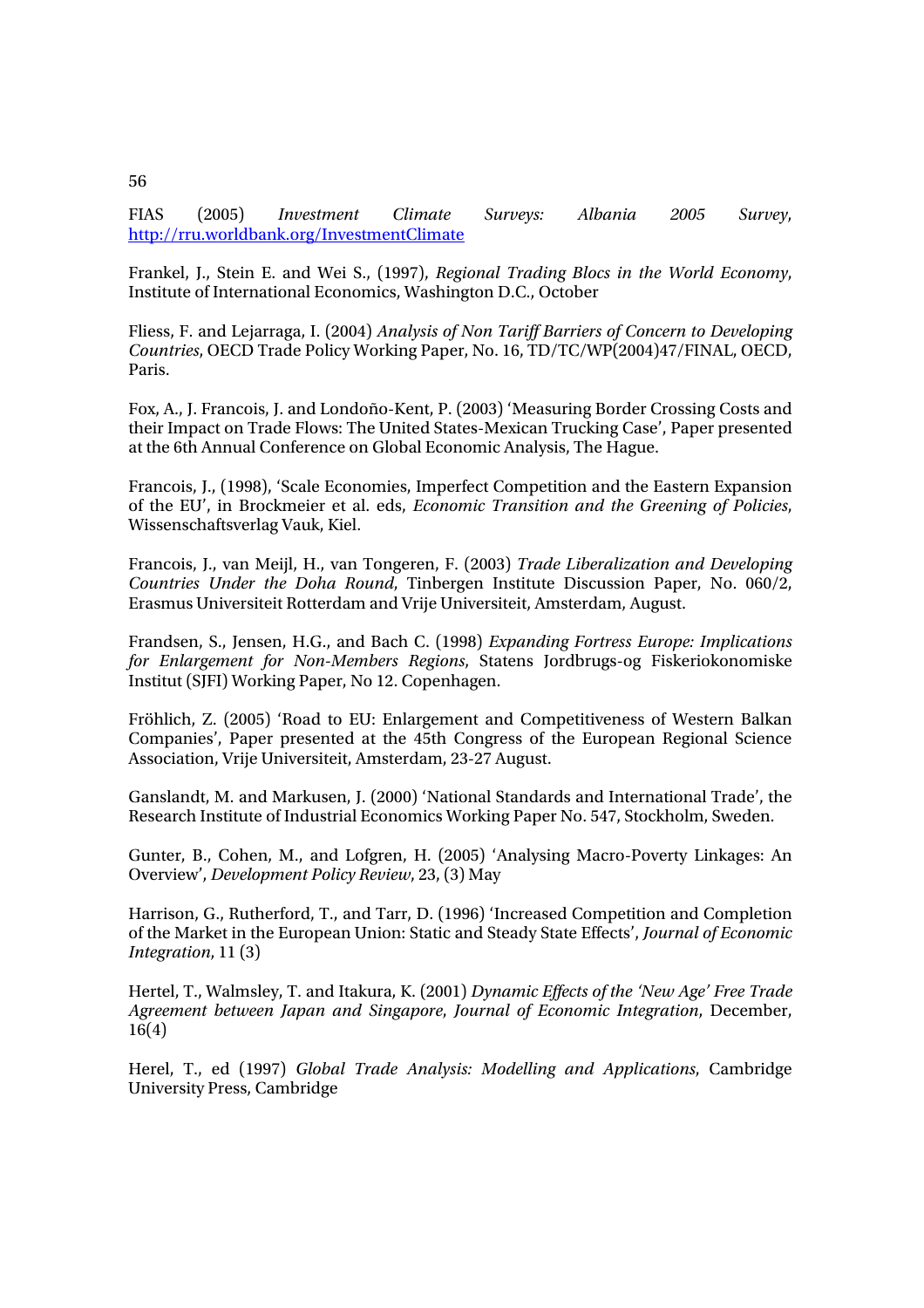FIAS (2005) *Investment Climate Surveys: Albania 2005 Survey*, http://rru.worldbank.org/InvestmentClimate

Frankel, J., Stein E. and Wei S., (1997), *Regional Trading Blocs in the World Economy*, Institute of International Economics, Washington D.C., October

Fliess, F. and Lejarraga, I. (2004) *Analysis of Non Tariff Barriers of Concern to Developing Countries*, OECD Trade Policy Working Paper, No. 16, TD/TC/WP(2004)47/FINAL, OECD, Paris.

Fox, A., J. Francois, J. and Londoño-Kent, P. (2003) 'Measuring Border Crossing Costs and their Impact on Trade Flows: The United States-Mexican Trucking Case', Paper presented at the 6th Annual Conference on Global Economic Analysis, The Hague.

Francois, J., (1998), 'Scale Economies, Imperfect Competition and the Eastern Expansion of the EU', in Brockmeier et al. eds, *Economic Transition and the Greening of Policies*, Wissenschaftsverlag Vauk, Kiel.

Francois, J., van Meijl, H., van Tongeren, F. (2003) *Trade Liberalization and Developing Countries Under the Doha Round*, Tinbergen Institute Discussion Paper, No. 060/2, Erasmus Universiteit Rotterdam and Vrije Universiteit, Amsterdam, August.

Frandsen, S., Jensen, H.G., and Bach C. (1998) *Expanding Fortress Europe: Implications for Enlargement for Non-Members Regions*, Statens Jordbrugs-og Fiskeriokonomiske Institut (SJFI) Working Paper, No 12. Copenhagen.

Fröhlich, Z. (2005) 'Road to EU: Enlargement and Competitiveness of Western Balkan Companies', Paper presented at the 45th Congress of the European Regional Science Association, Vrije Universiteit, Amsterdam, 23-27 August.

Ganslandt, M. and Markusen, J. (2000) 'National Standards and International Trade', the Research Institute of Industrial Economics Working Paper No. 547, Stockholm, Sweden.

Gunter, B., Cohen, M., and Lofgren, H. (2005) 'Analysing Macro-Poverty Linkages: An Overview', *Development Policy Review*, 23, (3) May

Harrison, G., Rutherford, T., and Tarr, D. (1996) 'Increased Competition and Completion of the Market in the European Union: Static and Steady State Effects', *Journal of Economic Integration*, 11 (3)

Hertel, T., Walmsley, T. and Itakura, K. (2001) *Dynamic Effects of the 'New Age' Free Trade Agreement between Japan and Singapore*, *Journal of Economic Integration*, December, 16(4)

Herel, T., ed (1997) *Global Trade Analysis: Modelling and Applications*, Cambridge University Press, Cambridge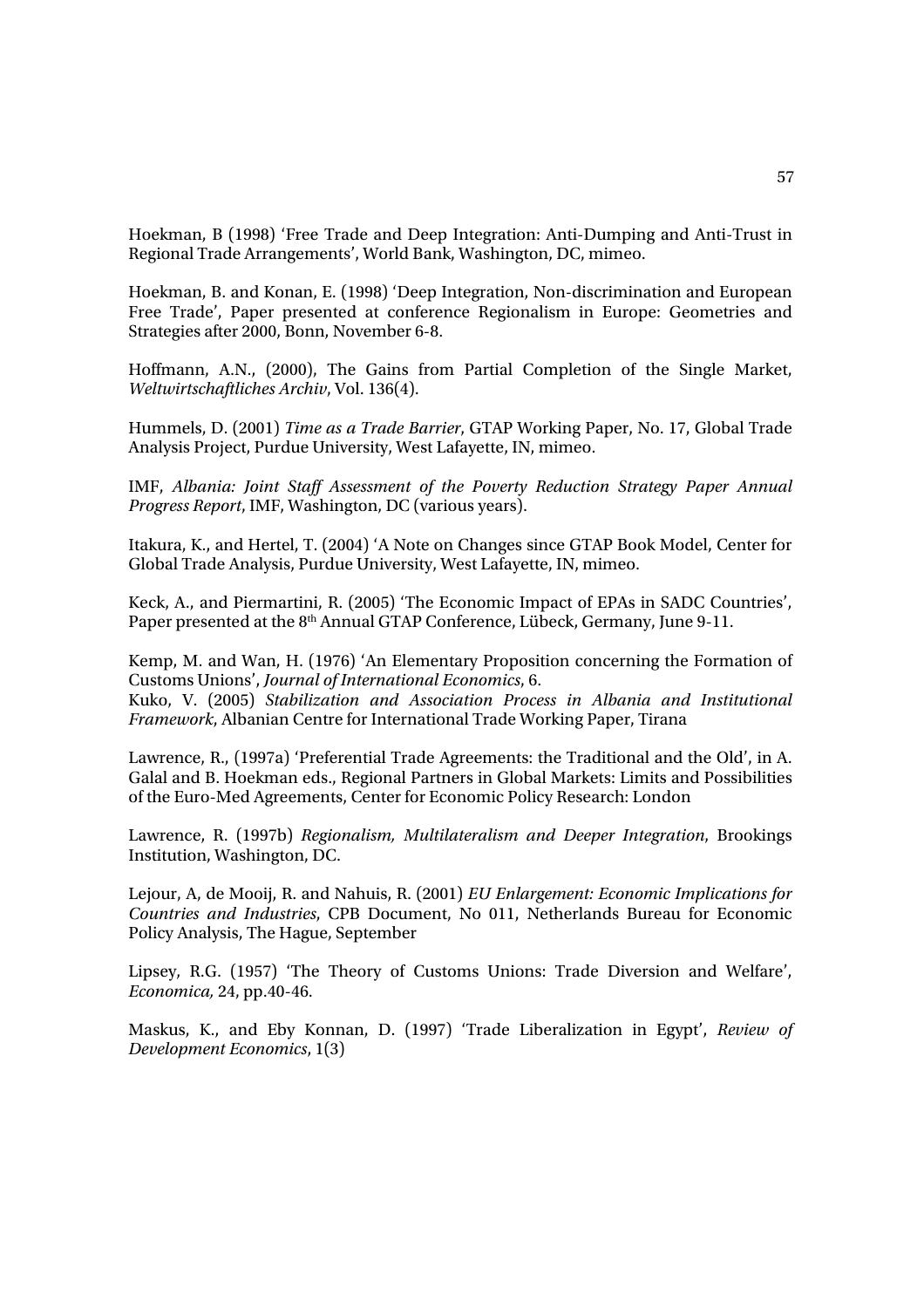Hoekman, B (1998) 'Free Trade and Deep Integration: Anti-Dumping and Anti-Trust in Regional Trade Arrangements', World Bank, Washington, DC, mimeo.

Hoekman, B. and Konan, E. (1998) 'Deep Integration, Non-discrimination and European Free Trade', Paper presented at conference Regionalism in Europe: Geometries and Strategies after 2000, Bonn, November 6-8.

Hoffmann, A.N., (2000), The Gains from Partial Completion of the Single Market, *Weltwirtschaftliches Archiv*, Vol. 136(4).

Hummels, D. (2001) *Time as a Trade Barrier*, GTAP Working Paper, No. 17, Global Trade Analysis Project, Purdue University, West Lafayette, IN, mimeo.

IMF, *Albania: Joint Staff Assessment of the Poverty Reduction Strategy Paper Annual Progress Report*, IMF, Washington, DC (various years).

Itakura, K., and Hertel, T. (2004) 'A Note on Changes since GTAP Book Model, Center for Global Trade Analysis, Purdue University, West Lafayette, IN, mimeo.

Keck, A., and Piermartini, R. (2005) 'The Economic Impact of EPAs in SADC Countries', Paper presented at the 8th Annual GTAP Conference, Lübeck, Germany, June 9-11.

Kemp, M. and Wan, H. (1976) 'An Elementary Proposition concerning the Formation of Customs Unions', *Journal of International Economics*, 6.

Kuko, V. (2005) *Stabilization and Association Process in Albania and Institutional Framework*, Albanian Centre for International Trade Working Paper, Tirana

Lawrence, R., (1997a) 'Preferential Trade Agreements: the Traditional and the Old', in A. Galal and B. Hoekman eds., Regional Partners in Global Markets: Limits and Possibilities of the Euro-Med Agreements, Center for Economic Policy Research: London

Lawrence, R. (1997b) *Regionalism, Multilateralism and Deeper Integration*, Brookings Institution, Washington, DC.

Lejour, A, de Mooij, R. and Nahuis, R. (2001) *EU Enlargement: Economic Implications for Countries and Industries*, CPB Document, No 011, Netherlands Bureau for Economic Policy Analysis, The Hague, September

Lipsey, R.G. (1957) 'The Theory of Customs Unions: Trade Diversion and Welfare', *Economica,* 24, pp.40-46.

Maskus, K., and Eby Konnan, D. (1997) 'Trade Liberalization in Egypt', *Review of Development Economics*, 1(3)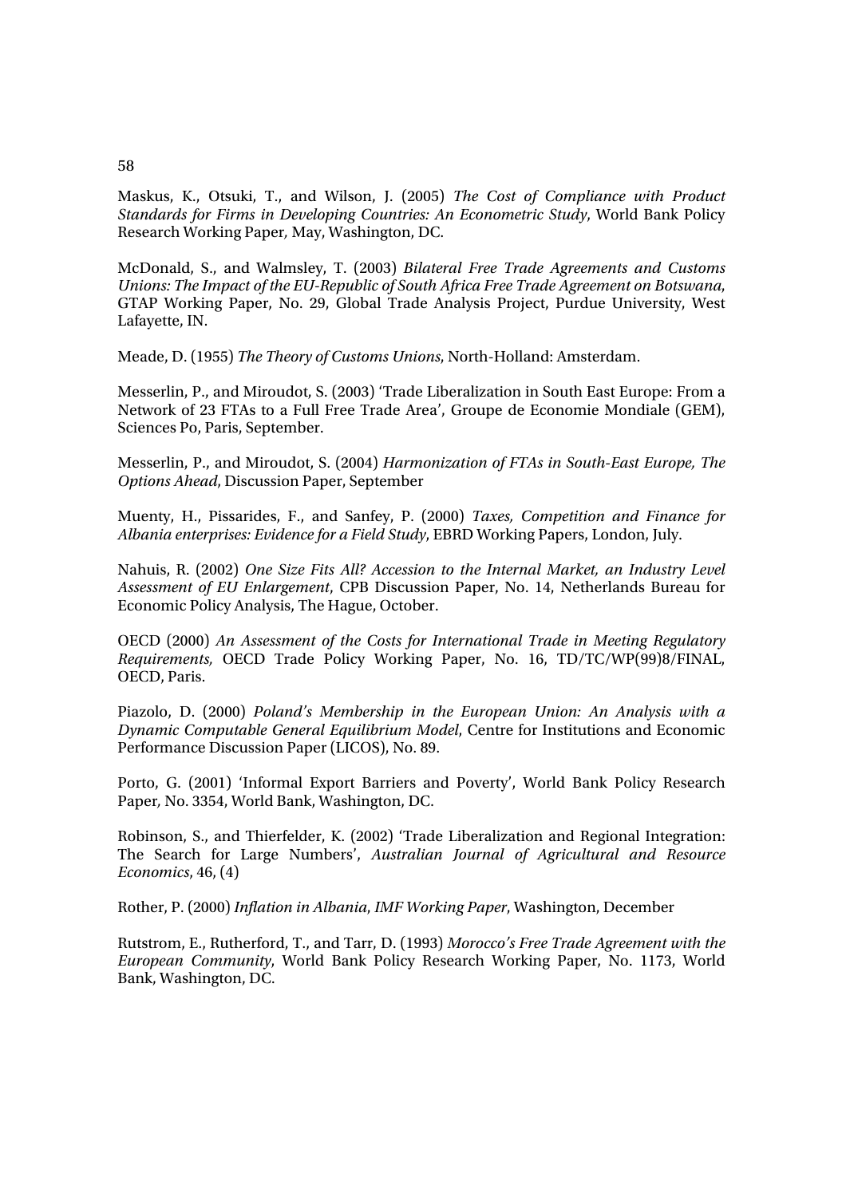Maskus, K., Otsuki, T., and Wilson, J. (2005) *The Cost of Compliance with Product Standards for Firms in Developing Countries: An Econometric Study*, World Bank Policy Research Working Paper, May, Washington, DC.

McDonald, S., and Walmsley, T. (2003) *Bilateral Free Trade Agreements and Customs Unions: The Impact of the EU-Republic of South Africa Free Trade Agreement on Botswana*, GTAP Working Paper, No. 29, Global Trade Analysis Project, Purdue University, West Lafayette, IN.

Meade, D. (1955) *The Theory of Customs Unions*, North-Holland: Amsterdam.

Messerlin, P., and Miroudot, S. (2003) 'Trade Liberalization in South East Europe: From a Network of 23 FTAs to a Full Free Trade Area', Groupe de Economie Mondiale (GEM), Sciences Po, Paris, September.

Messerlin, P., and Miroudot, S. (2004) *Harmonization of FTAs in South-East Europe, The Options Ahead*, Discussion Paper, September

Muenty, H., Pissarides, F., and Sanfey, P. (2000) *Taxes, Competition and Finance for Albania enterprises: Evidence for a Field Study*, EBRD Working Papers, London, July.

Nahuis, R. (2002) *One Size Fits All? Accession to the Internal Market, an Industry Level Assessment of EU Enlargement*, CPB Discussion Paper, No. 14, Netherlands Bureau for Economic Policy Analysis, The Hague, October.

OECD (2000) *An Assessment of the Costs for International Trade in Meeting Regulatory Requirements,* OECD Trade Policy Working Paper, No. 16, TD/TC/WP(99)8/FINAL, OECD, Paris.

Piazolo, D. (2000) *Poland's Membership in the European Union: An Analysis with a Dynamic Computable General Equilibrium Model*, Centre for Institutions and Economic Performance Discussion Paper (LICOS), No. 89.

Porto, G. (2001) 'Informal Export Barriers and Poverty', World Bank Policy Research Paper, No. 3354, World Bank, Washington, DC.

Robinson, S., and Thierfelder, K. (2002) 'Trade Liberalization and Regional Integration: The Search for Large Numbers', *Australian Journal of Agricultural and Resource Economics*, 46, (4)

Rother, P. (2000) *Inflation in Albania*, *IMF Working Paper*, Washington, December

Rutstrom, E., Rutherford, T., and Tarr, D. (1993) *Morocco's Free Trade Agreement with the European Community*, World Bank Policy Research Working Paper, No. 1173, World Bank, Washington, DC.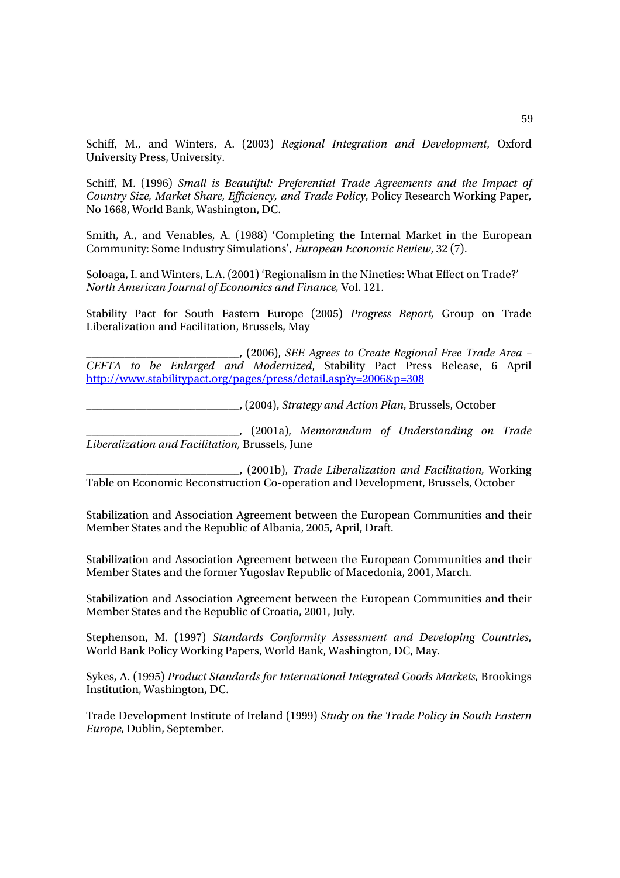Schiff, M., and Winters, A. (2003) *Regional Integration and Development*, Oxford University Press, University.

Schiff, M. (1996) *Small is Beautiful: Preferential Trade Agreements and the Impact of Country Size, Market Share, Efficiency, and Trade Policy*, Policy Research Working Paper, No 1668, World Bank, Washington, DC.

Smith, A., and Venables, A. (1988) 'Completing the Internal Market in the European Community: Some Industry Simulations', *European Economic Review*, 32 (7).

Soloaga, I. and Winters, L.A. (2001) 'Regionalism in the Nineties: What Effect on Trade?' *North American Journal of Economics and Finance,* Vol. 121.

Stability Pact for South Eastern Europe (2005) *Progress Report,* Group on Trade Liberalization and Facilitation, Brussels, May

___________________________, (2006), *SEE Agrees to Create Regional Free Trade Area – CEFTA to be Enlarged and Modernized*, Stability Pact Press Release, 6 April http://www.stabilitypact.org/pages/press/detail.asp?y=2006&p=308

___________________________, (2004), *Strategy and Action Plan*, Brussels, October

___________________________, (2001a), *Memorandum of Understanding on Trade Liberalization and Facilitation,* Brussels, June

___________________________, (2001b), *Trade Liberalization and Facilitation,* Working Table on Economic Reconstruction Co-operation and Development, Brussels, October

Stabilization and Association Agreement between the European Communities and their Member States and the Republic of Albania, 2005, April, Draft.

Stabilization and Association Agreement between the European Communities and their Member States and the former Yugoslav Republic of Macedonia, 2001, March.

Stabilization and Association Agreement between the European Communities and their Member States and the Republic of Croatia, 2001, July.

Stephenson, M. (1997) *Standards Conformity Assessment and Developing Countries*, World Bank Policy Working Papers, World Bank, Washington, DC, May.

Sykes, A. (1995) *Product Standards for International Integrated Goods Markets*, Brookings Institution, Washington, DC.

Trade Development Institute of Ireland (1999) *Study on the Trade Policy in South Eastern Europe*, Dublin, September.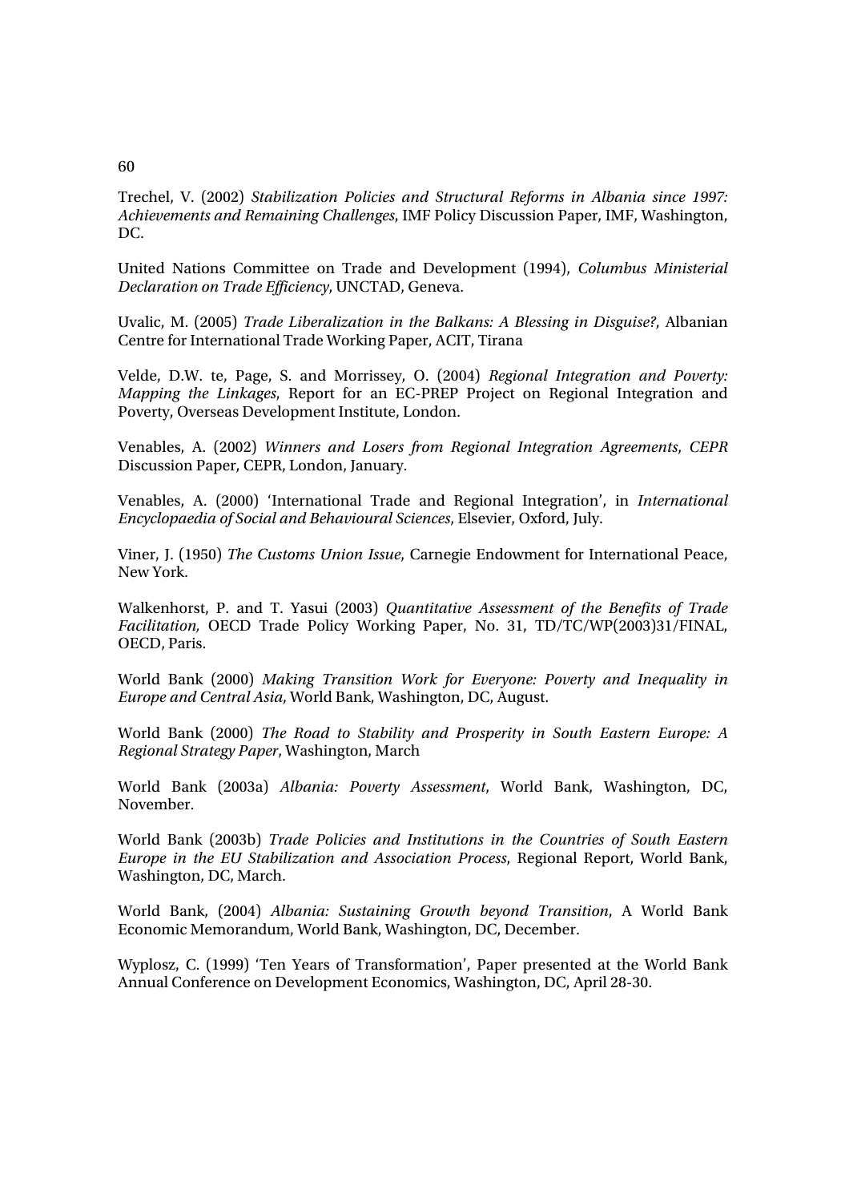Trechel, V. (2002) *Stabilization Policies and Structural Reforms in Albania since 1997: Achievements and Remaining Challenges*, IMF Policy Discussion Paper, IMF, Washington, DC.

United Nations Committee on Trade and Development (1994), *Columbus Ministerial Declaration on Trade Efficiency*, UNCTAD, Geneva.

Uvalic, M. (2005) *Trade Liberalization in the Balkans: A Blessing in Disguise?*, Albanian Centre for International Trade Working Paper, ACIT, Tirana

Velde, D.W. te, Page, S. and Morrissey, O. (2004) *Regional Integration and Poverty: Mapping the Linkages*, Report for an EC-PREP Project on Regional Integration and Poverty, Overseas Development Institute, London.

Venables, A. (2002) *Winners and Losers from Regional Integration Agreements*, *CEPR* Discussion Paper, CEPR, London, January.

Venables, A. (2000) 'International Trade and Regional Integration', in *International Encyclopaedia of Social and Behavioural Sciences*, Elsevier, Oxford, July.

Viner, J. (1950) *The Customs Union Issue*, Carnegie Endowment for International Peace, New York.

Walkenhorst, P. and T. Yasui (2003) *Quantitative Assessment of the Benefits of Trade Facilitation,* OECD Trade Policy Working Paper, No. 31, TD/TC/WP(2003)31/FINAL, OECD, Paris.

World Bank (2000) *Making Transition Work for Everyone: Poverty and Inequality in Europe and Central Asia*, World Bank, Washington, DC, August.

World Bank (2000) *The Road to Stability and Prosperity in South Eastern Europe: A Regional Strategy Paper*, Washington, March

World Bank (2003a) *Albania: Poverty Assessment*, World Bank, Washington, DC, November.

World Bank (2003b) *Trade Policies and Institutions in the Countries of South Eastern Europe in the EU Stabilization and Association Process*, Regional Report, World Bank, Washington, DC, March.

World Bank, (2004) *Albania: Sustaining Growth beyond Transition*, A World Bank Economic Memorandum, World Bank, Washington, DC, December.

Wyplosz, C. (1999) 'Ten Years of Transformation', Paper presented at the World Bank Annual Conference on Development Economics, Washington, DC, April 28-30.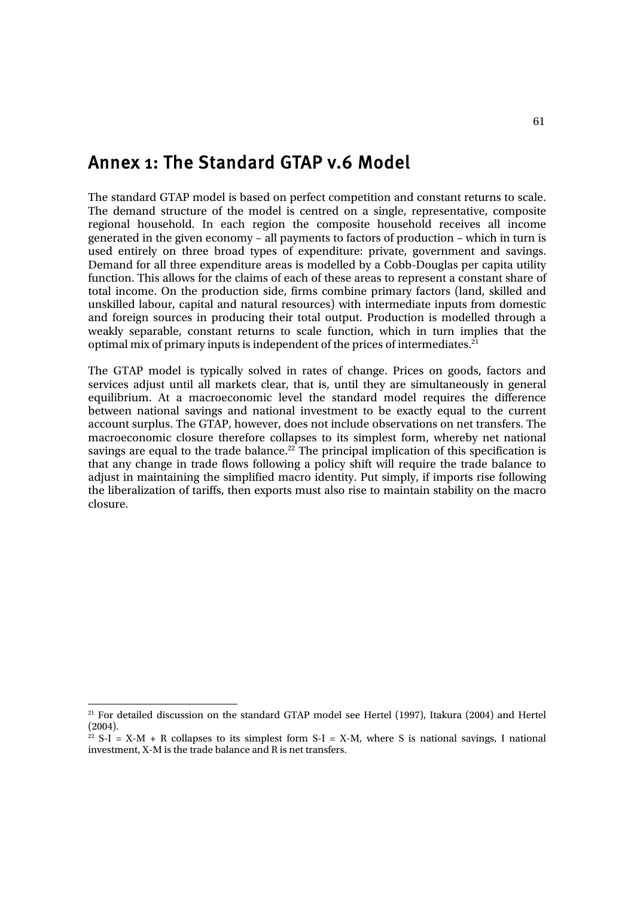# Annex 1: The Standard GTAP v.6 Model

The standard GTAP model is based on perfect competition and constant returns to scale. The demand structure of the model is centred on a single, representative, composite regional household. In each region the composite household receives all income generated in the given economy – all payments to factors of production – which in turn is used entirely on three broad types of expenditure: private, government and savings. Demand for all three expenditure areas is modelled by a Cobb-Douglas per capita utility function. This allows for the claims of each of these areas to represent a constant share of total income. On the production side, firms combine primary factors (land, skilled and unskilled labour, capital and natural resources) with intermediate inputs from domestic and foreign sources in producing their total output. Production is modelled through a weakly separable, constant returns to scale function, which in turn implies that the optimal mix of primary inputs is independent of the prices of intermediates.[21]

The GTAP model is typically solved in rates of change. Prices on goods, factors and services adjust until all markets clear, that is, until they are simultaneously in general equilibrium. At a macroeconomic level the standard model requires the difference between national savings and national investment to be exactly equal to the current account surplus. The GTAP, however, does not include observations on net transfers. The macroeconomic closure therefore collapses to its simplest form, whereby net national savings are equal to the trade balance.[22] The principal implication of this specification is that any change in trade flows following a policy shift will require the trade balance to adjust in maintaining the simplified macro identity. Put simply, if imports rise following the liberalization of tariffs, then exports must also rise to maintain stability on the macro closure.

---

[21] For detailed discussion on the standard GTAP model see Hertel (1997), Itakura (2004) and Hertel (2004).

[22] $S\text{-}I = X\text{-}M + R$ collapses to its simplest form $S\text{-}I = X\text{-}M$, where S is national savings, I national investment, X-M is the trade balance and R is net transfers.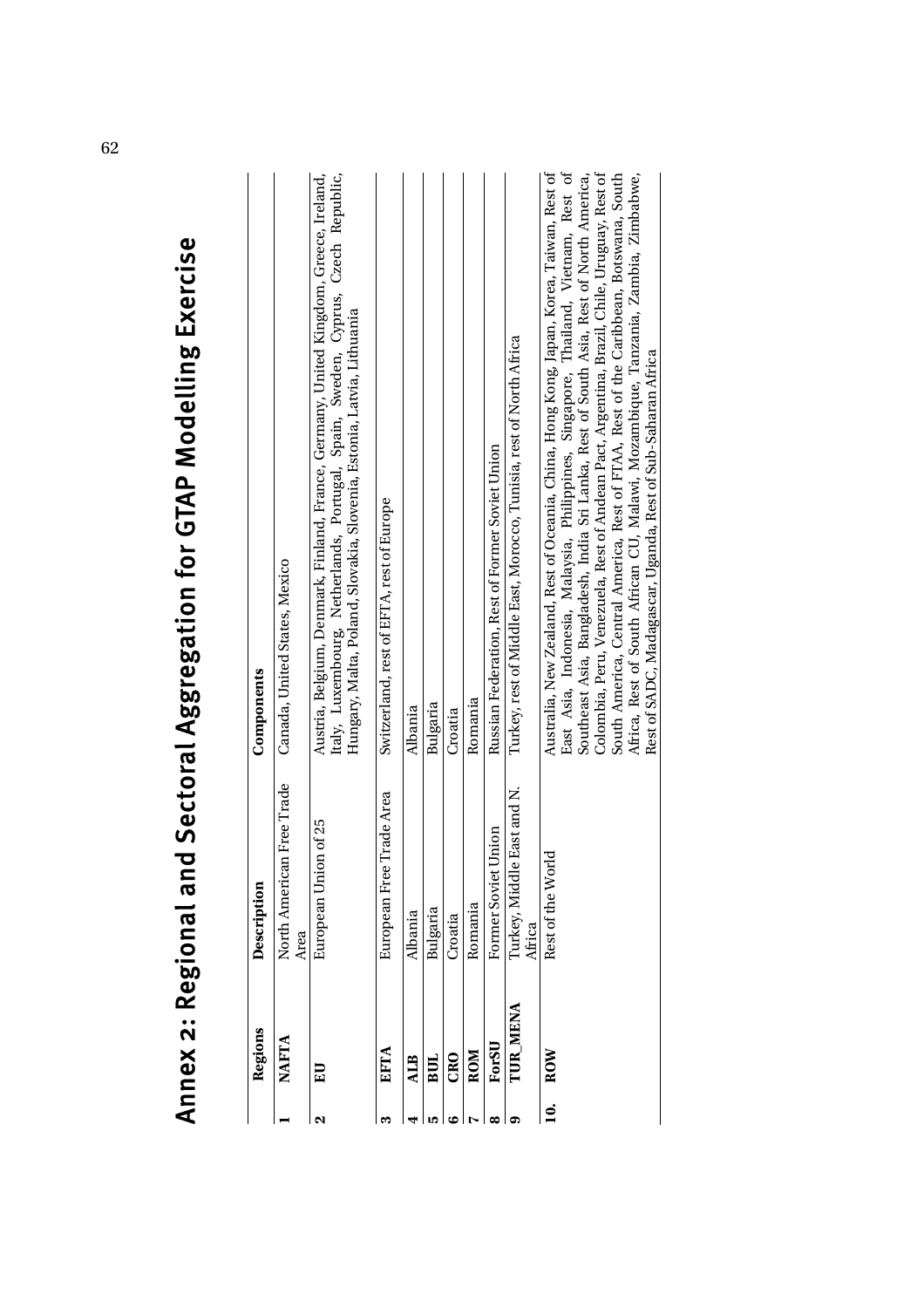# Annex 2: Regional and Sectoral Aggregation for GTAP Modelling Exercise

| | Regions | Description | Components |
|---|---|---|---|
| 1 | **NAFTA** | North American Free Trade Area | Canada, United States, Mexico |
| 2 | **EU** | European Union of 25 | Austria, Belgium, Denmark, Finland, France, Germany, United Kingdom, Greece, Ireland, Italy, Luxembourg, Netherlands, Portugal, Spain, Sweden, Cyprus, Czech Republic, Hungary, Malta, Poland, Slovakia, Slovenia, Estonia, Latvia, Lithuania |
| 3 | **EFTA** | European Free Trade Area | Switzerland, rest of EFTA, rest of Europe |
| 4 | **ALB** | Albania | Albania |
| 5 | **BUL** | Bulgaria | Bulgaria |
| 6 | **CRO** | Croatia | Croatia |
| 7 | **ROM** | Romania | Romania |
| 8 | **ForSU** | Former Soviet Union | Russian Federation, Rest of Former Soviet Union |
| 9 | **TUR_MENA** | Turkey, Middle East and N. Africa | Turkey, rest of Middle East, Morocco, Tunisia, rest of North Africa |
| 10. | **ROW** | Rest of the World | Australia, New Zealand, Rest of Oceania, China, Hong Kong, Japan, Korea, Taiwan, Rest of East Asia, Indonesia, Malaysia, Philippines, Singapore, Thailand, Vietnam, Rest of Southeast Asia, Bangladesh, India Sri Lanka, Rest of South Asia, Rest of North America, Colombia, Peru, Venezuela, Rest of Andean Pact, Argentina, Brazil, Chile, Uruguay, Rest of South America, Central America, Rest of FTAA, Rest of the Caribbean, Botswana, South Africa, Rest of South African CU, Malawi, Mozambique, Tanzania, Zambia, Zimbabwe, Rest of SADC, Madagascar, Uganda, Rest of Sub-Saharan Africa |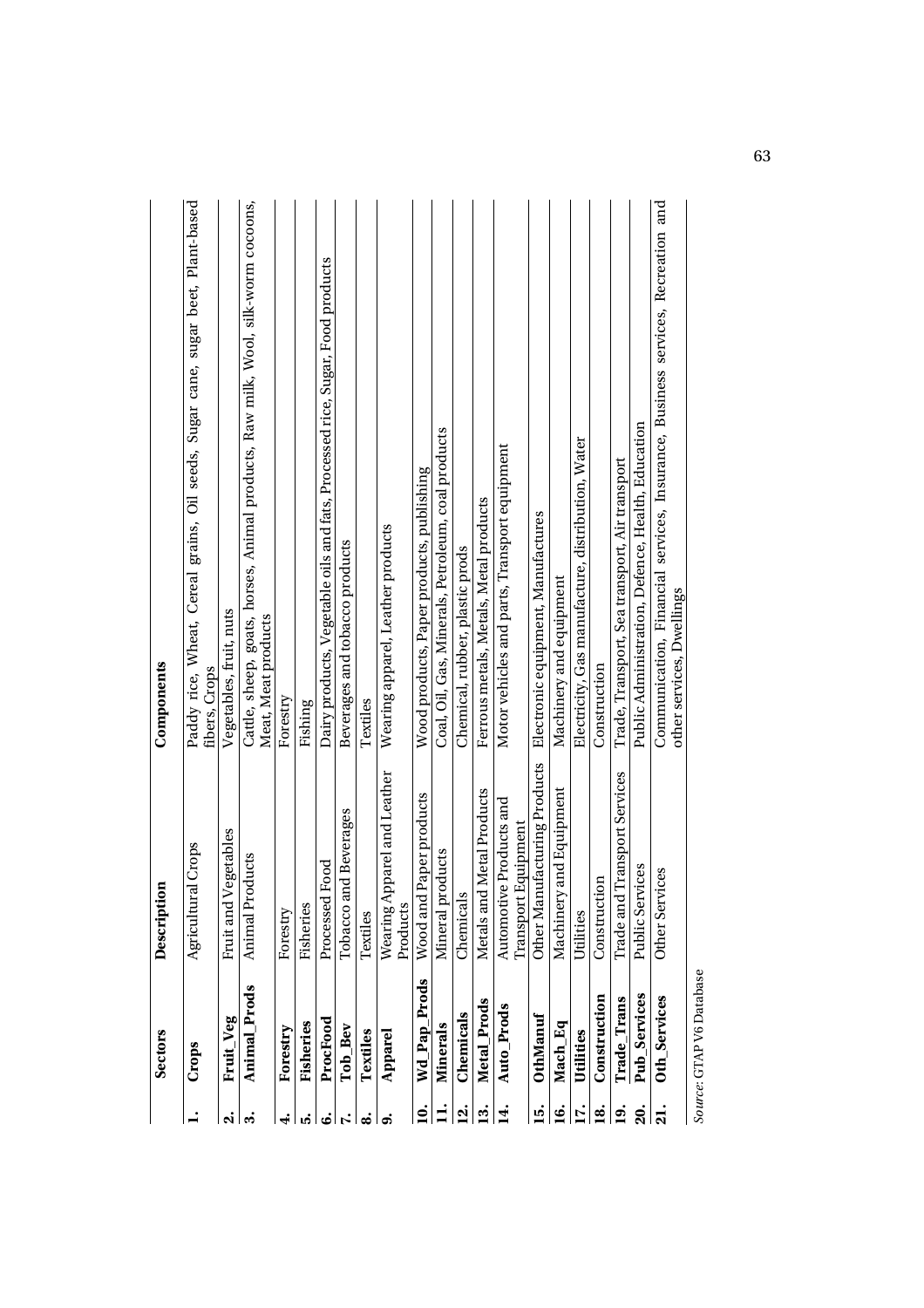| | Sectors | Description | Components |
|---|---|---|---|
| 1. | Crops | Agricultural Crops | Paddy rice, Wheat, Cereal grains, Oil seeds, Sugar cane, sugar beet, Plant-based fibers, Crops |
| 2. | Fruit_Veg | Fruit and Vegetables | Vegetables, fruit, nuts |
| 3. | Animal_Prods | Animal Products | Cattle, sheep, goats, horses, Animal products, Raw milk, Wool, silk-worm cocoons, Meat, Meat products |
| 4. | Forestry | Forestry | Forestry |
| 5. | Fisheries | Fisheries | Fishing |
| 6. | ProcFood | Processed Food | Dairy products, Vegetable oils and fats, Processed rice, Sugar, Food products |
| 7. | Tob_Bev | Tobacco and Beverages | Beverages and tobacco products |
| 8. | Textiles | Textiles | Textiles |
| 9. | Apparel | Wearing Apparel and Leather Products | Wearing apparel, Leather products |
| 10. | Wd_Pap_Prods | Wood and Paper products | Wood products, Paper products, publishing |
| 11. | Minerals | Mineral products | Coal, Oil, Gas, Minerals, Petroleum, coal products |
| 12. | Chemicals | Chemicals | Chemical, rubber, plastic prods |
| 13. | Metal_Prods | Metals and Metal Products | Ferrous metals, Metals, Metal products |
| 14. | Auto_Prods | Automotive Products and Transport Equipment | Motor vehicles and parts, Transport equipment |
| 15. | OthManuf | Other Manufacturing Products | Electronic equipment, Manufactures |
| 16. | Mach_Eq | Machinery and Equipment | Machinery and equipment |
| 17. | Utilities | Utilities | Electricity, Gas manufacture, distribution, Water |
| 18. | Construction | Construction | Construction |
| 19. | Trade_Trans | Trade and Transport Services | Trade, Transport, Sea transport, Air transport |
| 20. | Pub_Services | Public Services | Public Administration, Defence, Health, Education |
| 21. | Oth_Services | Other Services | Communication, Financial services, Insurance, Business services, Recreation and other services, Dwellings |

*Source*: GTAP V6 Database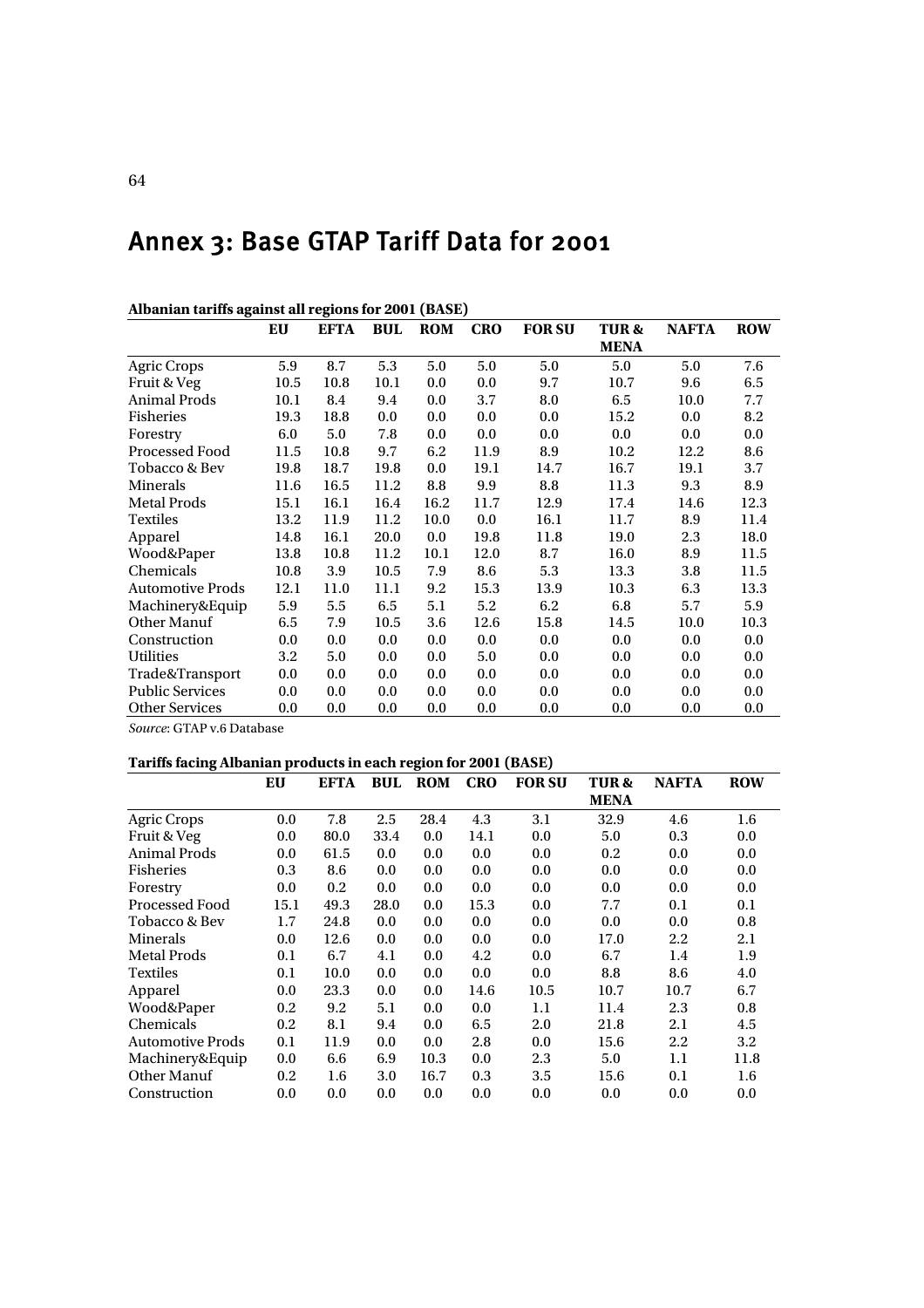# Annex 3: Base GTAP Tariff Data for 2001

**Albanian tariffs against all regions for 2001 (BASE)**

| | EU | EFTA | BUL | ROM | CRO | FOR SU | TUR & MENA | NAFTA | ROW |
|---|---|---|---|---|---|---|---|---|---|
| Agric Crops | 5.9 | 8.7 | 5.3 | 5.0 | 5.0 | 5.0 | 5.0 | 5.0 | 7.6 |
| Fruit & Veg | 10.5 | 10.8 | 10.1 | 0.0 | 0.0 | 9.7 | 10.7 | 9.6 | 6.5 |
| Animal Prods | 10.1 | 8.4 | 9.4 | 0.0 | 3.7 | 8.0 | 6.5 | 10.0 | 7.7 |
| Fisheries | 19.3 | 18.8 | 0.0 | 0.0 | 0.0 | 0.0 | 15.2 | 0.0 | 8.2 |
| Forestry | 6.0 | 5.0 | 7.8 | 0.0 | 0.0 | 0.0 | 0.0 | 0.0 | 0.0 |
| Processed Food | 11.5 | 10.8 | 9.7 | 6.2 | 11.9 | 8.9 | 10.2 | 12.2 | 8.6 |
| Tobacco & Bev | 19.8 | 18.7 | 19.8 | 0.0 | 19.1 | 14.7 | 16.7 | 19.1 | 3.7 |
| Minerals | 11.6 | 16.5 | 11.2 | 8.8 | 9.9 | 8.8 | 11.3 | 9.3 | 8.9 |
| Metal Prods | 15.1 | 16.1 | 16.4 | 16.2 | 11.7 | 12.9 | 17.4 | 14.6 | 12.3 |
| Textiles | 13.2 | 11.9 | 11.2 | 10.0 | 0.0 | 16.1 | 11.7 | 8.9 | 11.4 |
| Apparel | 14.8 | 16.1 | 20.0 | 0.0 | 19.8 | 11.8 | 19.0 | 2.3 | 18.0 |
| Wood&Paper | 13.8 | 10.8 | 11.2 | 10.1 | 12.0 | 8.7 | 16.0 | 8.9 | 11.5 |
| Chemicals | 10.8 | 3.9 | 10.5 | 7.9 | 8.6 | 5.3 | 13.3 | 3.8 | 11.5 |
| Automotive Prods | 12.1 | 11.0 | 11.1 | 9.2 | 15.3 | 13.9 | 10.3 | 6.3 | 13.3 |
| Machinery&Equip | 5.9 | 5.5 | 6.5 | 5.1 | 5.2 | 6.2 | 6.8 | 5.7 | 5.9 |
| Other Manuf | 6.5 | 7.9 | 10.5 | 3.6 | 12.6 | 15.8 | 14.5 | 10.0 | 10.3 |
| Construction | 0.0 | 0.0 | 0.0 | 0.0 | 0.0 | 0.0 | 0.0 | 0.0 | 0.0 |
| Utilities | 3.2 | 5.0 | 0.0 | 0.0 | 5.0 | 0.0 | 0.0 | 0.0 | 0.0 |
| Trade&Transport | 0.0 | 0.0 | 0.0 | 0.0 | 0.0 | 0.0 | 0.0 | 0.0 | 0.0 |
| Public Services | 0.0 | 0.0 | 0.0 | 0.0 | 0.0 | 0.0 | 0.0 | 0.0 | 0.0 |
| Other Services | 0.0 | 0.0 | 0.0 | 0.0 | 0.0 | 0.0 | 0.0 | 0.0 | 0.0 |

*Source*: GTAP v.6 Database

**Tariffs facing Albanian products in each region for 2001 (BASE)**

| | EU | EFTA | BUL | ROM | CRO | FOR SU | TUR & MENA | NAFTA | ROW |
|---|---|---|---|---|---|---|---|---|---|
| Agric Crops | 0.0 | 7.8 | 2.5 | 28.4 | 4.3 | 3.1 | 32.9 | 4.6 | 1.6 |
| Fruit & Veg | 0.0 | 80.0 | 33.4 | 0.0 | 14.1 | 0.0 | 5.0 | 0.3 | 0.0 |
| Animal Prods | 0.0 | 61.5 | 0.0 | 0.0 | 0.0 | 0.0 | 0.2 | 0.0 | 0.0 |
| Fisheries | 0.3 | 8.6 | 0.0 | 0.0 | 0.0 | 0.0 | 0.0 | 0.0 | 0.0 |
| Forestry | 0.0 | 0.2 | 0.0 | 0.0 | 0.0 | 0.0 | 0.0 | 0.0 | 0.0 |
| Processed Food | 15.1 | 49.3 | 28.0 | 0.0 | 15.3 | 0.0 | 7.7 | 0.1 | 0.1 |
| Tobacco & Bev | 1.7 | 24.8 | 0.0 | 0.0 | 0.0 | 0.0 | 0.0 | 0.0 | 0.8 |
| Minerals | 0.0 | 12.6 | 0.0 | 0.0 | 0.0 | 0.0 | 17.0 | 2.2 | 2.1 |
| Metal Prods | 0.1 | 6.7 | 4.1 | 0.0 | 4.2 | 0.0 | 6.7 | 1.4 | 1.9 |
| Textiles | 0.1 | 10.0 | 0.0 | 0.0 | 0.0 | 0.0 | 8.8 | 8.6 | 4.0 |
| Apparel | 0.0 | 23.3 | 0.0 | 0.0 | 14.6 | 10.5 | 10.7 | 10.7 | 6.7 |
| Wood&Paper | 0.2 | 9.2 | 5.1 | 0.0 | 0.0 | 1.1 | 11.4 | 2.3 | 0.8 |
| Chemicals | 0.2 | 8.1 | 9.4 | 0.0 | 6.5 | 2.0 | 21.8 | 2.1 | 4.5 |
| Automotive Prods | 0.1 | 11.9 | 0.0 | 0.0 | 2.8 | 0.0 | 15.6 | 2.2 | 3.2 |
| Machinery&Equip | 0.0 | 6.6 | 6.9 | 10.3 | 0.0 | 2.3 | 5.0 | 1.1 | 11.8 |
| Other Manuf | 0.2 | 1.6 | 3.0 | 16.7 | 0.3 | 3.5 | 15.6 | 0.1 | 1.6 |
| Construction | 0.0 | 0.0 | 0.0 | 0.0 | 0.0 | 0.0 | 0.0 | 0.0 | 0.0 |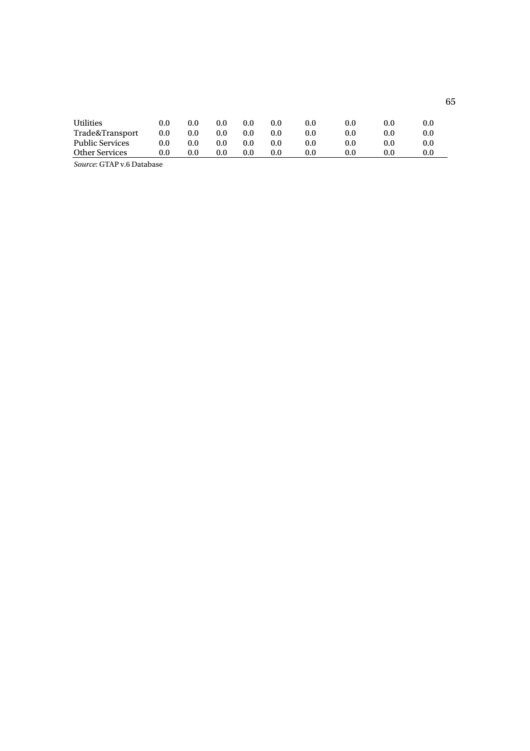| | | | | | | | | | |
|---|---|---|---|---|---|---|---|---|---|
| Utilities | 0.0 | 0.0 | 0.0 | 0.0 | 0.0 | 0.0 | 0.0 | 0.0 | 0.0 |
| Trade&Transport | 0.0 | 0.0 | 0.0 | 0.0 | 0.0 | 0.0 | 0.0 | 0.0 | 0.0 |
| Public Services | 0.0 | 0.0 | 0.0 | 0.0 | 0.0 | 0.0 | 0.0 | 0.0 | 0.0 |
| Other Services | 0.0 | 0.0 | 0.0 | 0.0 | 0.0 | 0.0 | 0.0 | 0.0 | 0.0 |

*Source*: GTAP v.6 Database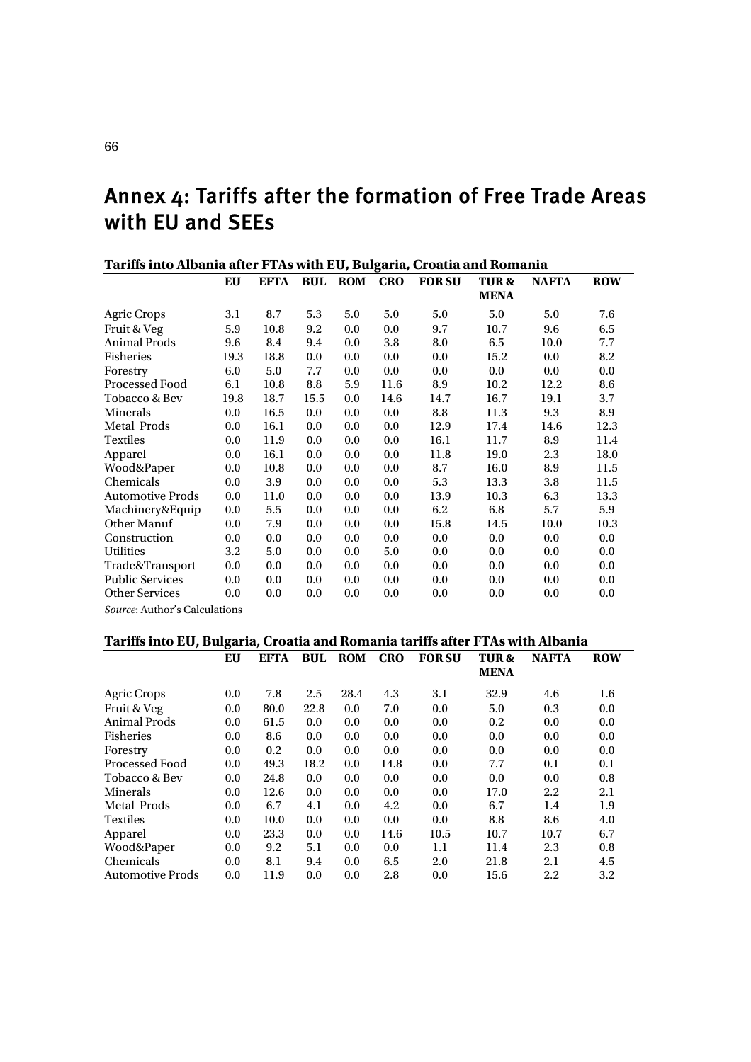# Annex 4: Tariffs after the formation of Free Trade Areas with EU and SEEs

**Tariffs into Albania after FTAs with EU, Bulgaria, Croatia and Romania**

| | EU | EFTA | BUL | ROM | CRO | FOR SU | TUR & MENA | NAFTA | ROW |
|---|---|---|---|---|---|---|---|---|---|
| Agric Crops | 3.1 | 8.7 | 5.3 | 5.0 | 5.0 | 5.0 | 5.0 | 5.0 | 7.6 |
| Fruit & Veg | 5.9 | 10.8 | 9.2 | 0.0 | 0.0 | 9.7 | 10.7 | 9.6 | 6.5 |
| Animal Prods | 9.6 | 8.4 | 9.4 | 0.0 | 3.8 | 8.0 | 6.5 | 10.0 | 7.7 |
| Fisheries | 19.3 | 18.8 | 0.0 | 0.0 | 0.0 | 0.0 | 15.2 | 0.0 | 8.2 |
| Forestry | 6.0 | 5.0 | 7.7 | 0.0 | 0.0 | 0.0 | 0.0 | 0.0 | 0.0 |
| Processed Food | 6.1 | 10.8 | 8.8 | 5.9 | 11.6 | 8.9 | 10.2 | 12.2 | 8.6 |
| Tobacco & Bev | 19.8 | 18.7 | 15.5 | 0.0 | 14.6 | 14.7 | 16.7 | 19.1 | 3.7 |
| Minerals | 0.0 | 16.5 | 0.0 | 0.0 | 0.0 | 8.8 | 11.3 | 9.3 | 8.9 |
| Metal Prods | 0.0 | 16.1 | 0.0 | 0.0 | 0.0 | 12.9 | 17.4 | 14.6 | 12.3 |
| Textiles | 0.0 | 11.9 | 0.0 | 0.0 | 0.0 | 16.1 | 11.7 | 8.9 | 11.4 |
| Apparel | 0.0 | 16.1 | 0.0 | 0.0 | 0.0 | 11.8 | 19.0 | 2.3 | 18.0 |
| Wood&Paper | 0.0 | 10.8 | 0.0 | 0.0 | 0.0 | 8.7 | 16.0 | 8.9 | 11.5 |
| Chemicals | 0.0 | 3.9 | 0.0 | 0.0 | 0.0 | 5.3 | 13.3 | 3.8 | 11.5 |
| Automotive Prods | 0.0 | 11.0 | 0.0 | 0.0 | 0.0 | 13.9 | 10.3 | 6.3 | 13.3 |
| Machinery&Equip | 0.0 | 5.5 | 0.0 | 0.0 | 0.0 | 6.2 | 6.8 | 5.7 | 5.9 |
| Other Manuf | 0.0 | 7.9 | 0.0 | 0.0 | 0.0 | 15.8 | 14.5 | 10.0 | 10.3 |
| Construction | 0.0 | 0.0 | 0.0 | 0.0 | 0.0 | 0.0 | 0.0 | 0.0 | 0.0 |
| Utilities | 3.2 | 5.0 | 0.0 | 0.0 | 5.0 | 0.0 | 0.0 | 0.0 | 0.0 |
| Trade&Transport | 0.0 | 0.0 | 0.0 | 0.0 | 0.0 | 0.0 | 0.0 | 0.0 | 0.0 |
| Public Services | 0.0 | 0.0 | 0.0 | 0.0 | 0.0 | 0.0 | 0.0 | 0.0 | 0.0 |
| Other Services | 0.0 | 0.0 | 0.0 | 0.0 | 0.0 | 0.0 | 0.0 | 0.0 | 0.0 |

*Source*: Author's Calculations

**Tariffs into EU, Bulgaria, Croatia and Romania tariffs after FTAs with Albania**

| | EU | EFTA | BUL | ROM | CRO | FOR SU | TUR & MENA | NAFTA | ROW |
|---|---|---|---|---|---|---|---|---|---|
| Agric Crops | 0.0 | 7.8 | 2.5 | 28.4 | 4.3 | 3.1 | 32.9 | 4.6 | 1.6 |
| Fruit & Veg | 0.0 | 80.0 | 22.8 | 0.0 | 7.0 | 0.0 | 5.0 | 0.3 | 0.0 |
| Animal Prods | 0.0 | 61.5 | 0.0 | 0.0 | 0.0 | 0.0 | 0.2 | 0.0 | 0.0 |
| Fisheries | 0.0 | 8.6 | 0.0 | 0.0 | 0.0 | 0.0 | 0.0 | 0.0 | 0.0 |
| Forestry | 0.0 | 0.2 | 0.0 | 0.0 | 0.0 | 0.0 | 0.0 | 0.0 | 0.0 |
| Processed Food | 0.0 | 49.3 | 18.2 | 0.0 | 14.8 | 0.0 | 7.7 | 0.1 | 0.1 |
| Tobacco & Bev | 0.0 | 24.8 | 0.0 | 0.0 | 0.0 | 0.0 | 0.0 | 0.0 | 0.8 |
| Minerals | 0.0 | 12.6 | 0.0 | 0.0 | 0.0 | 0.0 | 17.0 | 2.2 | 2.1 |
| Metal Prods | 0.0 | 6.7 | 4.1 | 0.0 | 4.2 | 0.0 | 6.7 | 1.4 | 1.9 |
| Textiles | 0.0 | 10.0 | 0.0 | 0.0 | 0.0 | 0.0 | 8.8 | 8.6 | 4.0 |
| Apparel | 0.0 | 23.3 | 0.0 | 0.0 | 14.6 | 10.5 | 10.7 | 10.7 | 6.7 |
| Wood&Paper | 0.0 | 9.2 | 5.1 | 0.0 | 0.0 | 1.1 | 11.4 | 2.3 | 0.8 |
| Chemicals | 0.0 | 8.1 | 9.4 | 0.0 | 6.5 | 2.0 | 21.8 | 2.1 | 4.5 |
| Automotive Prods | 0.0 | 11.9 | 0.0 | 0.0 | 2.8 | 0.0 | 15.6 | 2.2 | 3.2 |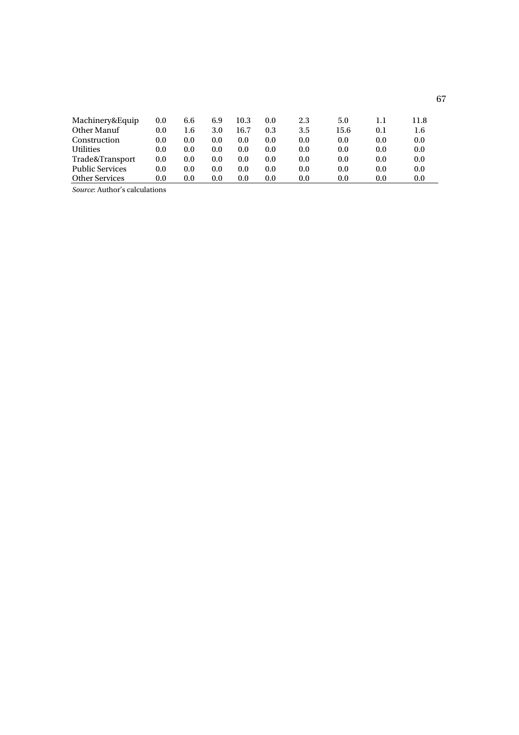| | | | | | | | | | |
|---|---|---|---|---|---|---|---|---|---|
| Machinery&Equip | 0.0 | 6.6 | 6.9 | 10.3 | 0.0 | 2.3 | 5.0 | 1.1 | 11.8 |
| Other Manuf | 0.0 | 1.6 | 3.0 | 16.7 | 0.3 | 3.5 | 15.6 | 0.1 | 1.6 |
| Construction | 0.0 | 0.0 | 0.0 | 0.0 | 0.0 | 0.0 | 0.0 | 0.0 | 0.0 |
| Utilities | 0.0 | 0.0 | 0.0 | 0.0 | 0.0 | 0.0 | 0.0 | 0.0 | 0.0 |
| Trade&Transport | 0.0 | 0.0 | 0.0 | 0.0 | 0.0 | 0.0 | 0.0 | 0.0 | 0.0 |
| Public Services | 0.0 | 0.0 | 0.0 | 0.0 | 0.0 | 0.0 | 0.0 | 0.0 | 0.0 |
| Other Services | 0.0 | 0.0 | 0.0 | 0.0 | 0.0 | 0.0 | 0.0 | 0.0 | 0.0 |

*Source*: Author's calculations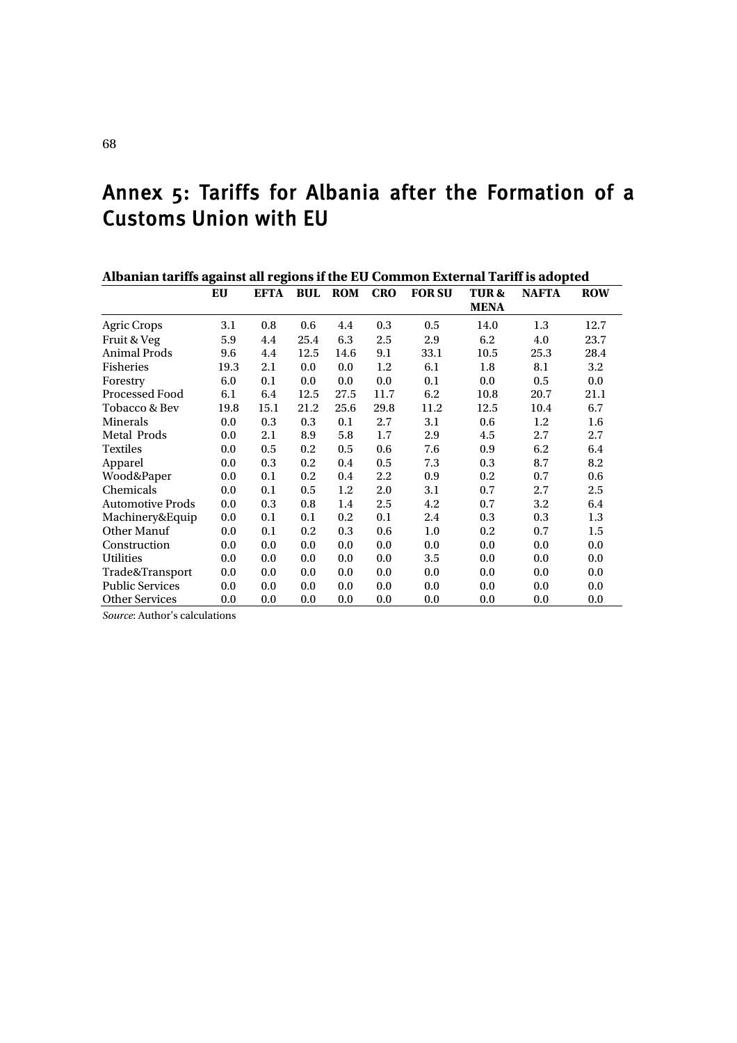# Annex 5: Tariffs for Albania after the Formation of a Customs Union with EU

**Albanian tariffs against all regions if the EU Common External Tariff is adopted**

| | EU | EFTA | BUL | ROM | CRO | FOR SU | TUR & MENA | NAFTA | ROW |
|---|---|---|---|---|---|---|---|---|---|
| Agric Crops | 3.1 | 0.8 | 0.6 | 4.4 | 0.3 | 0.5 | 14.0 | 1.3 | 12.7 |
| Fruit & Veg | 5.9 | 4.4 | 25.4 | 6.3 | 2.5 | 2.9 | 6.2 | 4.0 | 23.7 |
| Animal Prods | 9.6 | 4.4 | 12.5 | 14.6 | 9.1 | 33.1 | 10.5 | 25.3 | 28.4 |
| Fisheries | 19.3 | 2.1 | 0.0 | 0.0 | 1.2 | 6.1 | 1.8 | 8.1 | 3.2 |
| Forestry | 6.0 | 0.1 | 0.0 | 0.0 | 0.0 | 0.1 | 0.0 | 0.5 | 0.0 |
| Processed Food | 6.1 | 6.4 | 12.5 | 27.5 | 11.7 | 6.2 | 10.8 | 20.7 | 21.1 |
| Tobacco & Bev | 19.8 | 15.1 | 21.2 | 25.6 | 29.8 | 11.2 | 12.5 | 10.4 | 6.7 |
| Minerals | 0.0 | 0.3 | 0.3 | 0.1 | 2.7 | 3.1 | 0.6 | 1.2 | 1.6 |
| Metal Prods | 0.0 | 2.1 | 8.9 | 5.8 | 1.7 | 2.9 | 4.5 | 2.7 | 2.7 |
| Textiles | 0.0 | 0.5 | 0.2 | 0.5 | 0.6 | 7.6 | 0.9 | 6.2 | 6.4 |
| Apparel | 0.0 | 0.3 | 0.2 | 0.4 | 0.5 | 7.3 | 0.3 | 8.7 | 8.2 |
| Wood&Paper | 0.0 | 0.1 | 0.2 | 0.4 | 2.2 | 0.9 | 0.2 | 0.7 | 0.6 |
| Chemicals | 0.0 | 0.1 | 0.5 | 1.2 | 2.0 | 3.1 | 0.7 | 2.7 | 2.5 |
| Automotive Prods | 0.0 | 0.3 | 0.8 | 1.4 | 2.5 | 4.2 | 0.7 | 3.2 | 6.4 |
| Machinery&Equip | 0.0 | 0.1 | 0.1 | 0.2 | 0.1 | 2.4 | 0.3 | 0.3 | 1.3 |
| Other Manuf | 0.0 | 0.1 | 0.2 | 0.3 | 0.6 | 1.0 | 0.2 | 0.7 | 1.5 |
| Construction | 0.0 | 0.0 | 0.0 | 0.0 | 0.0 | 0.0 | 0.0 | 0.0 | 0.0 |
| Utilities | 0.0 | 0.0 | 0.0 | 0.0 | 0.0 | 3.5 | 0.0 | 0.0 | 0.0 |
| Trade&Transport | 0.0 | 0.0 | 0.0 | 0.0 | 0.0 | 0.0 | 0.0 | 0.0 | 0.0 |
| Public Services | 0.0 | 0.0 | 0.0 | 0.0 | 0.0 | 0.0 | 0.0 | 0.0 | 0.0 |
| Other Services | 0.0 | 0.0 | 0.0 | 0.0 | 0.0 | 0.0 | 0.0 | 0.0 | 0.0 |

*Source*: Author's calculations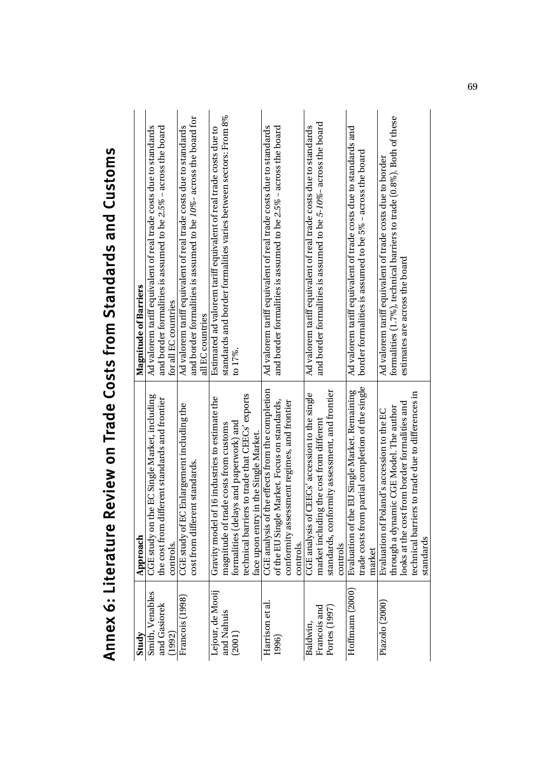# Annex 6: Literature Review on Trade Costs from Standards and Customs

| Study | Approach | Magnitude of Barriers |
|---|---|---|
| Smith, Venables and Gasiorek (1992) | CGE study on the EC Single Market, including the cost from different standards and frontier controls. | Ad valorem tariff equivalent of real trade costs due to standards and border formalities is assumed to be *2.5%* – across the board for all EC countries |
| Francois (1998) | CGE study of EC Enlargement including the cost from different standards. | Ad valorem tariff equivalent of real trade costs due to standards and border formalities is assumed to be *10%* – across the board for all EC countries |
| Lejour, de Mooij and Nahuis (2001) | Gravity model of 16 industries to estimate the magnitude of trade costs from customs formalities (delays and paperwork) and technical barriers to trade that CEECs' exports face upon entry in the Single Market. | Estimated ad valorem tariff equivalent of real trade costs due to standards and border formalities varies between sectors: From 8% to 17%. |
| Harrison et al. 1996) | CGE analysis of the effects from the completion of the EU Single Market. Focus on standards, conformity assessment regimes, and frontier controls. | Ad valorem tariff equivalent of real trade costs due to standards and border formalities is assumed to be *2.5%* – across the board |
| Baldwin, Francois and Portes (1997) | CGE analysis of CEECs' accession to the single market including the cost from different standards, conformity assessment, and frontier controls | Ad valorem tariff equivalent of real trade costs due to standards and border formalities is assumed to be *5-10%*– across the board |
| Hoffmann (2000) | Evaluation of the EU Single Market. Remaining trade costs from partial completion of the single market | Ad valorem tariff equivalent of trade costs due to standards and border formalities is assumed to be *5%* – across the board |
| Piazolo (2000) | Evaluation of Poland's accession to the EC through a dynamic CGE Model. The author looks at the cost from border formalities and technical barriers to trade due to differences in standards | Ad valorem tariff equivalent of trade costs due to border formalities (1.7%), technical barriers to trade (0.8%). Both of these estimates are across the board |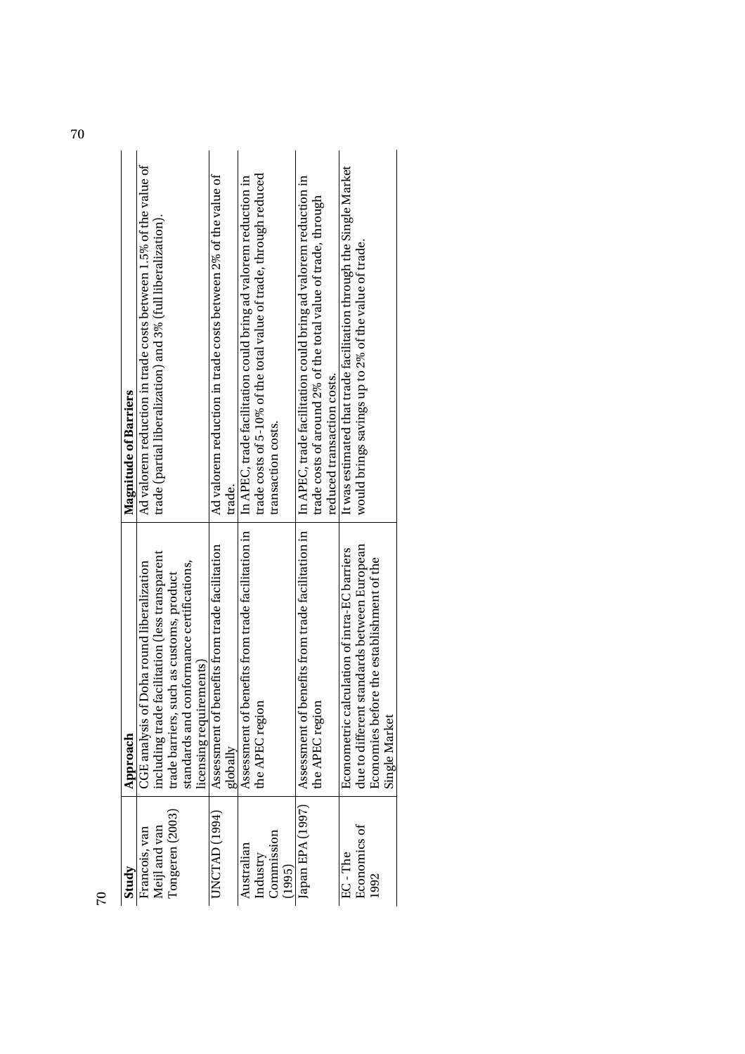| Study | Approach | Magnitude of Barriers |
|---|---|---|
| Francois, van Meijl and van Tongeren (2003) | CGE analysis of Doha round liberalization including trade facilitation (less transparent trade barriers, such as customs, product standards and conformance certifications, licensing requirements) | Ad valorem reduction in trade costs between 1.5% of the value of trade (partial liberalization) and 3% (full liberalization). |
| UNCTAD (1994) | Assessment of benefits from trade facilitation globally | Ad valorem reduction in trade costs between 2% of the value of trade. |
| Australian Industry Commission (1995) | Assessment of benefits from trade facilitation in the APEC region | In APEC, trade facilitation could bring ad valorem reduction in trade costs of 5-10% of the total value of trade, through reduced transaction costs. |
| Japan EPA (1997) | Assessment of benefits from trade facilitation in the APEC region | In APEC, trade facilitation could bring ad valorem reduction in trade costs of around 2% of the total value of trade, through reduced transaction costs. |
| EC - The Economics of 1992 | Econometric calculation of intra-EC barriers due to different standards between European Economies before the establishment of the Single Market | It was estimated that trade facilitation through the Single Market would brings savings up to 2% of the value of trade. |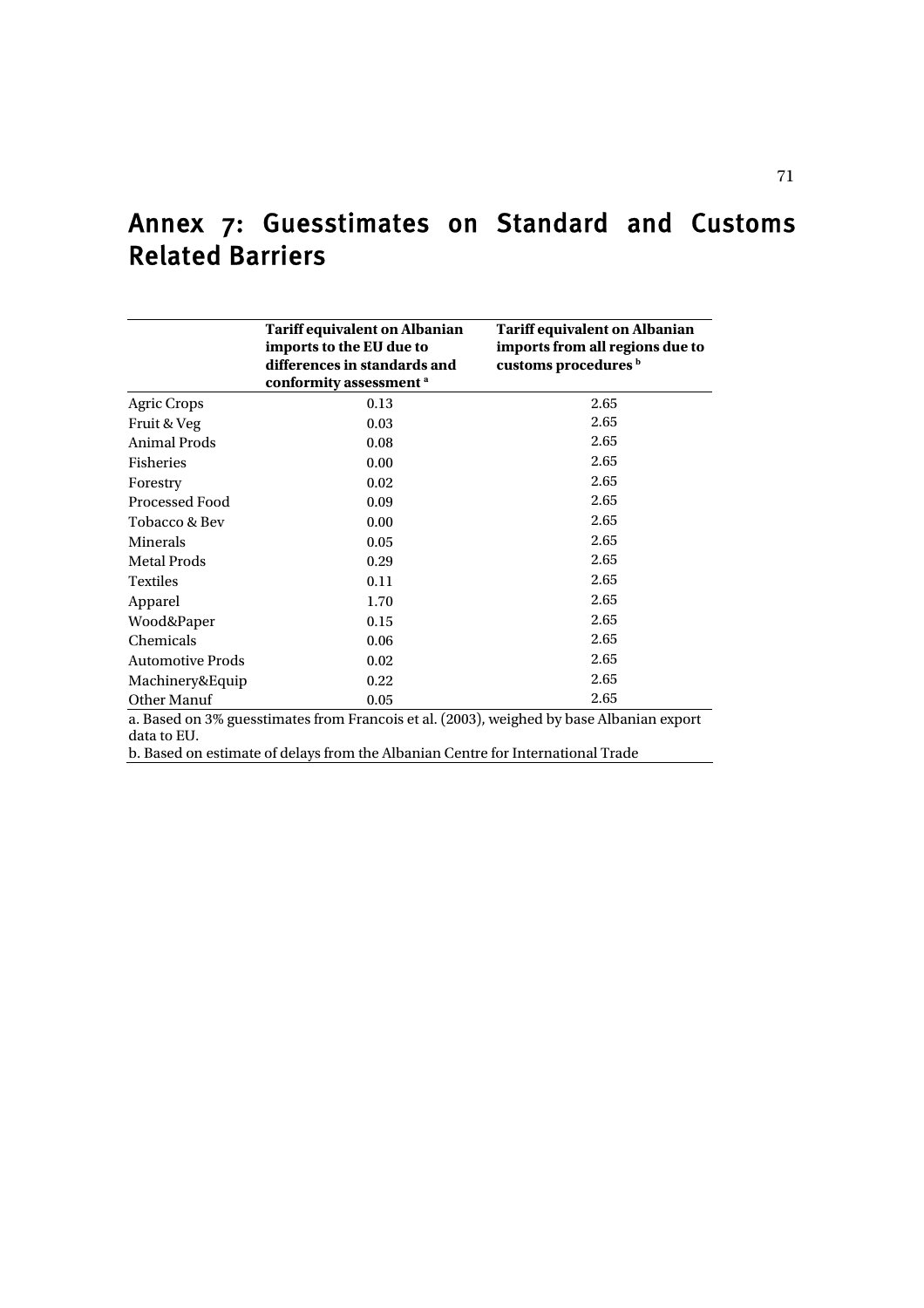# Annex 7: Guesstimates on Standard and Customs Related Barriers

| | Tariff equivalent on Albanian imports to the EU due to differences in standards and conformity assessment [a] | Tariff equivalent on Albanian imports from all regions due to customs procedures [b] |
|---|---|---|
| Agric Crops | 0.13 | 2.65 |
| Fruit & Veg | 0.03 | 2.65 |
| Animal Prods | 0.08 | 2.65 |
| Fisheries | 0.00 | 2.65 |
| Forestry | 0.02 | 2.65 |
| Processed Food | 0.09 | 2.65 |
| Tobacco & Bev | 0.00 | 2.65 |
| Minerals | 0.05 | 2.65 |
| Metal Prods | 0.29 | 2.65 |
| Textiles | 0.11 | 2.65 |
| Apparel | 1.70 | 2.65 |
| Wood&Paper | 0.15 | 2.65 |
| Chemicals | 0.06 | 2.65 |
| Automotive Prods | 0.02 | 2.65 |
| Machinery&Equip | 0.22 | 2.65 |
| Other Manuf | 0.05 | 2.65 |

a. Based on 3% guesstimates from Francois et al. (2003), weighed by base Albanian export data to EU.

b. Based on estimate of delays from the Albanian Centre for International Trade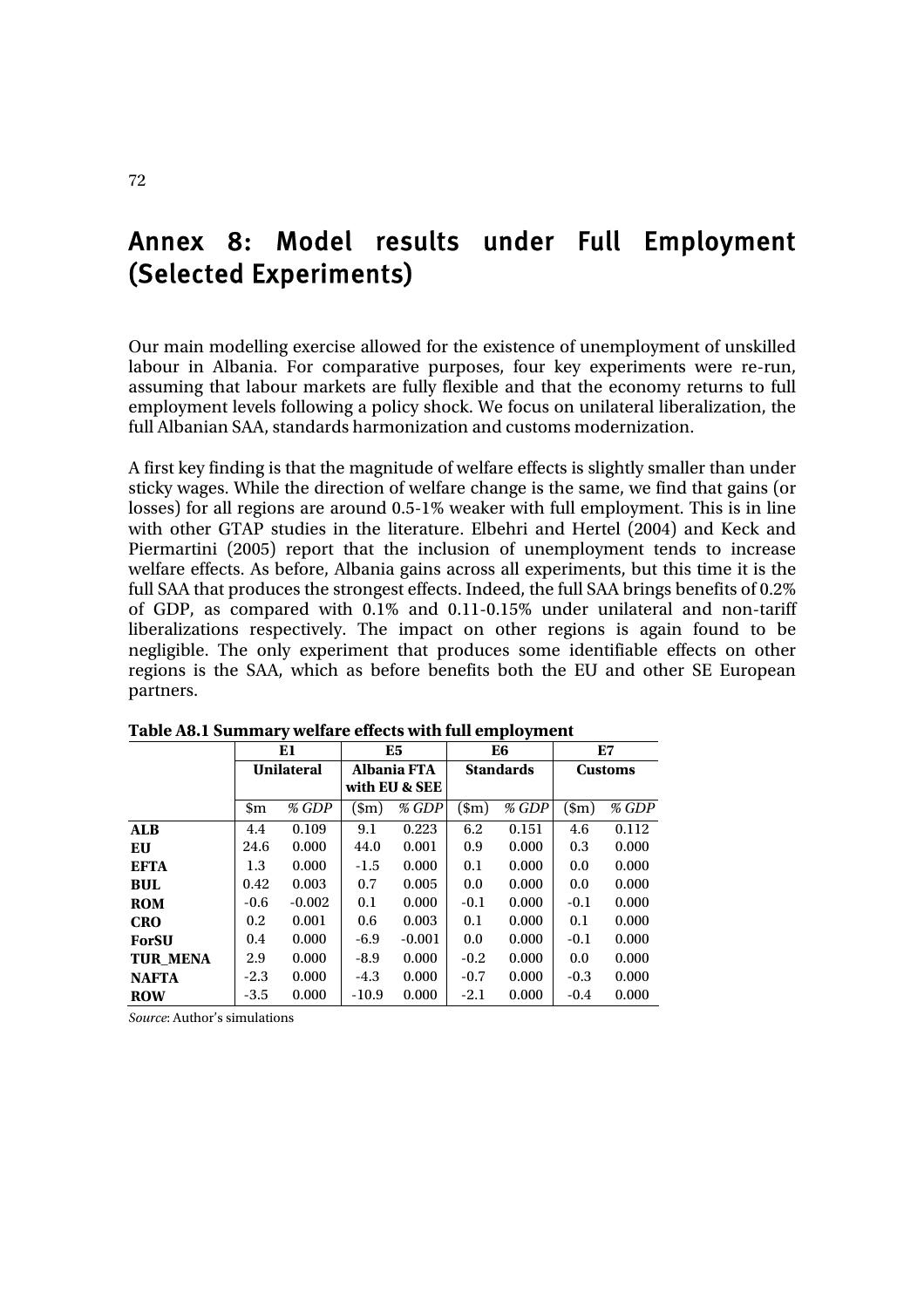# Annex 8: Model results under Full Employment (Selected Experiments)

Our main modelling exercise allowed for the existence of unemployment of unskilled labour in Albania. For comparative purposes, four key experiments were re-run, assuming that labour markets are fully flexible and that the economy returns to full employment levels following a policy shock. We focus on unilateral liberalization, the full Albanian SAA, standards harmonization and customs modernization.

A first key finding is that the magnitude of welfare effects is slightly smaller than under sticky wages. While the direction of welfare change is the same, we find that gains (or losses) for all regions are around 0.5-1% weaker with full employment. This is in line with other GTAP studies in the literature. Elbehri and Hertel (2004) and Keck and Piermartini (2005) report that the inclusion of unemployment tends to increase welfare effects. As before, Albania gains across all experiments, but this time it is the full SAA that produces the strongest effects. Indeed, the full SAA brings benefits of 0.2% of GDP, as compared with 0.1% and 0.11-0.15% under unilateral and non-tariff liberalizations respectively. The impact on other regions is again found to be negligible. The only experiment that produces some identifiable effects on other regions is the SAA, which as before benefits both the EU and other SE European partners.

**Table A8.1 Summary welfare effects with full employment**

| | E1 | | E5 | | E6 | | E7 | |
|---|---|---|---|---|---|---|---|---|
| | Unilateral | | Albania FTA with EU & SEE | | Standards | | Customs | |
| | $m | *% GDP* | ($m) | *% GDP* | ($m) | *% GDP* | ($m) | *% GDP* |
| **ALB** | 4.4 | 0.109 | 9.1 | 0.223 | 6.2 | 0.151 | 4.6 | 0.112 |
| **EU** | 24.6 | 0.000 | 44.0 | 0.001 | 0.9 | 0.000 | 0.3 | 0.000 |
| **EFTA** | 1.3 | 0.000 | -1.5 | 0.000 | 0.1 | 0.000 | 0.0 | 0.000 |
| **BUL** | 0.42 | 0.003 | 0.7 | 0.005 | 0.0 | 0.000 | 0.0 | 0.000 |
| **ROM** | -0.6 | -0.002 | 0.1 | 0.000 | -0.1 | 0.000 | -0.1 | 0.000 |
| **CRO** | 0.2 | 0.001 | 0.6 | 0.003 | 0.1 | 0.000 | 0.1 | 0.000 |
| **ForSU** | 0.4 | 0.000 | -6.9 | -0.001 | 0.0 | 0.000 | -0.1 | 0.000 |
| **TUR_MENA** | 2.9 | 0.000 | -8.9 | 0.000 | -0.2 | 0.000 | 0.0 | 0.000 |
| **NAFTA** | -2.3 | 0.000 | -4.3 | 0.000 | -0.7 | 0.000 | -0.3 | 0.000 |
| **ROW** | -3.5 | 0.000 | -10.9 | 0.000 | -2.1 | 0.000 | -0.4 | 0.000 |

*Source*: Author's simulations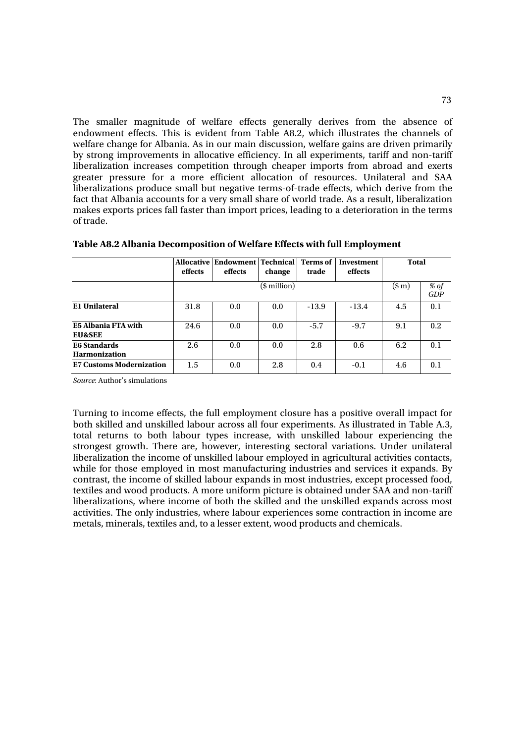The smaller magnitude of welfare effects generally derives from the absence of endowment effects. This is evident from Table A8.2, which illustrates the channels of welfare change for Albania. As in our main discussion, welfare gains are driven primarily by strong improvements in allocative efficiency. In all experiments, tariff and non-tariff liberalization increases competition through cheaper imports from abroad and exerts greater pressure for a more efficient allocation of resources. Unilateral and SAA liberalizations produce small but negative terms-of-trade effects, which derive from the fact that Albania accounts for a very small share of world trade. As a result, liberalization makes exports prices fall faster than import prices, leading to a deterioration in the terms of trade.

**Table A8.2 Albania Decomposition of Welfare Effects with full Employment**

| | **Allocative effects** | **Endowment effects** | **Technical change** | **Terms of trade** | **Investment effects** | **Total** | |
|---|---|---|---|---|---|---|---|
| | (\$ million) | | | | | (\$ m) | *% of GDP* |
| **E1 Unilateral** | 31.8 | 0.0 | 0.0 | -13.9 | -13.4 | 4.5 | 0.1 |
| **E5 Albania FTA with EU&SEE** | 24.6 | 0.0 | 0.0 | -5.7 | -9.7 | 9.1 | 0.2 |
| **E6 Standards Harmonization** | 2.6 | 0.0 | 0.0 | 2.8 | 0.6 | 6.2 | 0.1 |
| **E7 Customs Modernization** | 1.5 | 0.0 | 2.8 | 0.4 | -0.1 | 4.6 | 0.1 |

*Source*: Author's simulations

Turning to income effects, the full employment closure has a positive overall impact for both skilled and unskilled labour across all four experiments. As illustrated in Table A.3, total returns to both labour types increase, with unskilled labour experiencing the strongest growth. There are, however, interesting sectoral variations. Under unilateral liberalization the income of unskilled labour employed in agricultural activities contacts, while for those employed in most manufacturing industries and services it expands. By contrast, the income of skilled labour expands in most industries, except processed food, textiles and wood products. A more uniform picture is obtained under SAA and non-tariff liberalizations, where income of both the skilled and the unskilled expands across most activities. The only industries, where labour experiences some contraction in income are metals, minerals, textiles and, to a lesser extent, wood products and chemicals.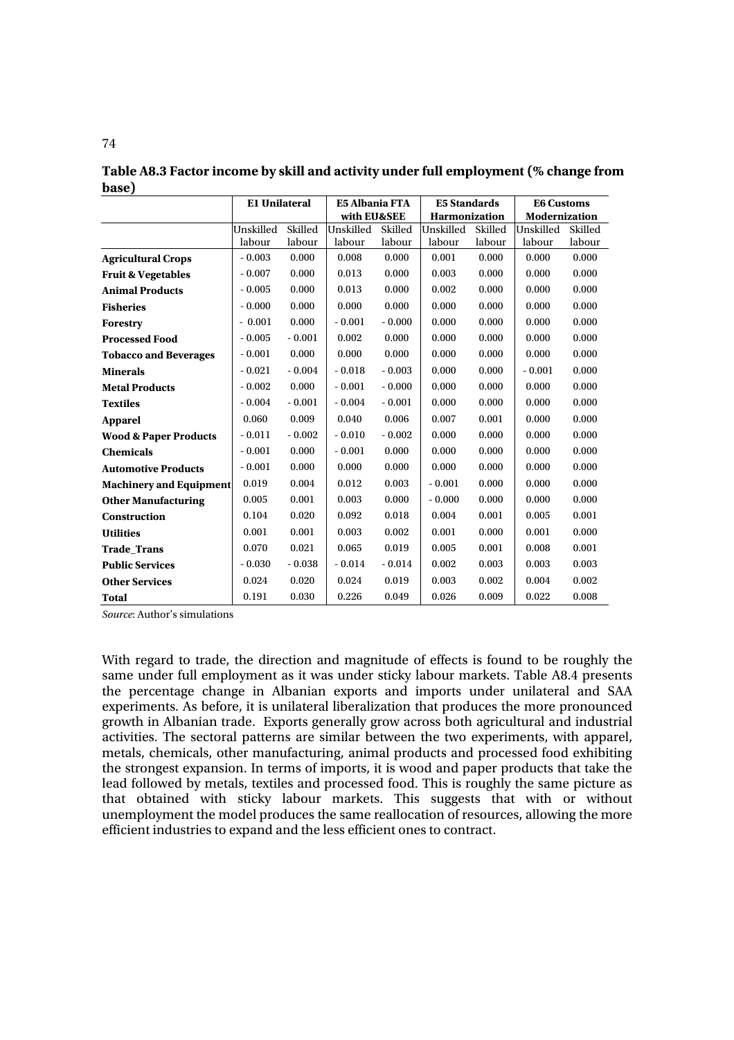**Table A8.3 Factor income by skill and activity under full employment (% change from base)**

| | E1 Unilateral | | E5 Albania FTA with EU&SEE | | E5 Standards Harmonization | | E6 Customs Modernization | |
|---|---|---|---|---|---|---|---|---|
| | Unskilled labour | Skilled labour | Unskilled labour | Skilled labour | Unskilled labour | Skilled labour | Unskilled labour | Skilled labour |
| **Agricultural Crops** | - 0.003 | 0.000 | 0.008 | 0.000 | 0.001 | 0.000 | 0.000 | 0.000 |
| **Fruit & Vegetables** | - 0.007 | 0.000 | 0.013 | 0.000 | 0.003 | 0.000 | 0.000 | 0.000 |
| **Animal Products** | - 0.005 | 0.000 | 0.013 | 0.000 | 0.002 | 0.000 | 0.000 | 0.000 |
| **Fisheries** | - 0.000 | 0.000 | 0.000 | 0.000 | 0.000 | 0.000 | 0.000 | 0.000 |
| **Forestry** | - 0.001 | 0.000 | - 0.001 | - 0.000 | 0.000 | 0.000 | 0.000 | 0.000 |
| **Processed Food** | - 0.005 | - 0.001 | 0.002 | 0.000 | 0.000 | 0.000 | 0.000 | 0.000 |
| **Tobacco and Beverages** | - 0.001 | 0.000 | 0.000 | 0.000 | 0.000 | 0.000 | 0.000 | 0.000 |
| **Minerals** | - 0.021 | - 0.004 | - 0.018 | - 0.003 | 0.000 | 0.000 | - 0.001 | 0.000 |
| **Metal Products** | - 0.002 | 0.000 | - 0.001 | - 0.000 | 0.000 | 0.000 | 0.000 | 0.000 |
| **Textiles** | - 0.004 | - 0.001 | - 0.004 | - 0.001 | 0.000 | 0.000 | 0.000 | 0.000 |
| **Apparel** | 0.060 | 0.009 | 0.040 | 0.006 | 0.007 | 0.001 | 0.000 | 0.000 |
| **Wood & Paper Products** | - 0.011 | - 0.002 | - 0.010 | - 0.002 | 0.000 | 0.000 | 0.000 | 0.000 |
| **Chemicals** | - 0.001 | 0.000 | - 0.001 | 0.000 | 0.000 | 0.000 | 0.000 | 0.000 |
| **Automotive Products** | - 0.001 | 0.000 | 0.000 | 0.000 | 0.000 | 0.000 | 0.000 | 0.000 |
| **Machinery and Equipment** | 0.019 | 0.004 | 0.012 | 0.003 | - 0.001 | 0.000 | 0.000 | 0.000 |
| **Other Manufacturing** | 0.005 | 0.001 | 0.003 | 0.000 | - 0.000 | 0.000 | 0.000 | 0.000 |
| **Construction** | 0.104 | 0.020 | 0.092 | 0.018 | 0.004 | 0.001 | 0.005 | 0.001 |
| **Utilities** | 0.001 | 0.001 | 0.003 | 0.002 | 0.001 | 0.000 | 0.001 | 0.000 |
| **Trade_Trans** | 0.070 | 0.021 | 0.065 | 0.019 | 0.005 | 0.001 | 0.008 | 0.001 |
| **Public Services** | - 0.030 | - 0.038 | - 0.014 | - 0.014 | 0.002 | 0.003 | 0.003 | 0.003 |
| **Other Services** | 0.024 | 0.020 | 0.024 | 0.019 | 0.003 | 0.002 | 0.004 | 0.002 |
| **Total** | 0.191 | 0.030 | 0.226 | 0.049 | 0.026 | 0.009 | 0.022 | 0.008 |

*Source*: Author's simulations

With regard to trade, the direction and magnitude of effects is found to be roughly the same under full employment as it was under sticky labour markets. Table A8.4 presents the percentage change in Albanian exports and imports under unilateral and SAA experiments. As before, it is unilateral liberalization that produces the more pronounced growth in Albanian trade. Exports generally grow across both agricultural and industrial activities. The sectoral patterns are similar between the two experiments, with apparel, metals, chemicals, other manufacturing, animal products and processed food exhibiting the strongest expansion. In terms of imports, it is wood and paper products that take the lead followed by metals, textiles and processed food. This is roughly the same picture as that obtained with sticky labour markets. This suggests that with or without unemployment the model produces the same reallocation of resources, allowing the more efficient industries to expand and the less efficient ones to contract.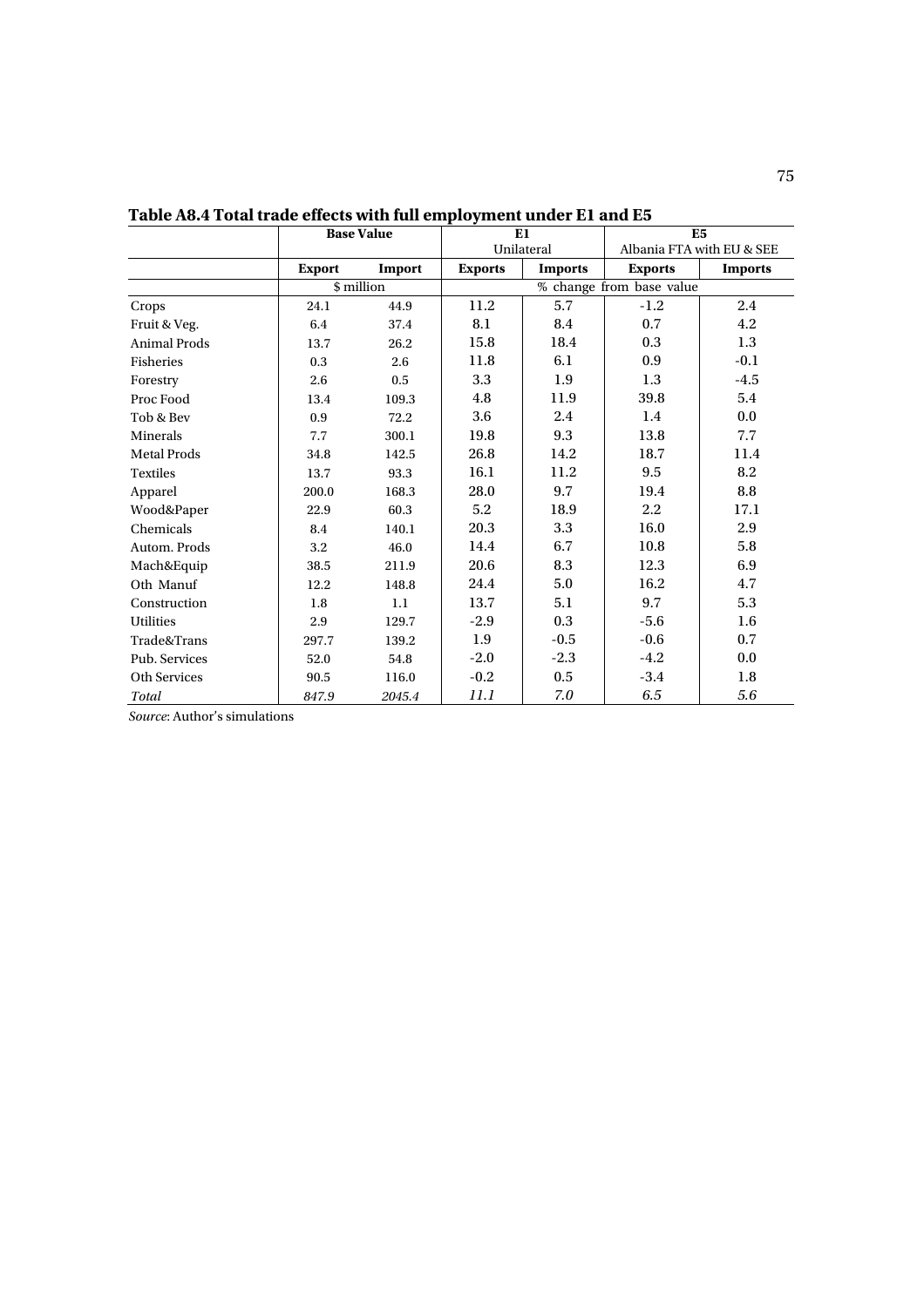**Table A8.4 Total trade effects with full employment under E1 and E5**

| | Base Value | | E1 Unilateral | | E5 Albania FTA with EU & SEE | |
|---|---|---|---|---|---|---|
| | **Export** | **Import** | **Exports** | **Imports** | **Exports** | **Imports** |
| | \$ million | | % change from base value | | | |
| Crops | 24.1 | 44.9 | 11.2 | 5.7 | -1.2 | 2.4 |
| Fruit & Veg. | 6.4 | 37.4 | 8.1 | 8.4 | 0.7 | 4.2 |
| Animal Prods | 13.7 | 26.2 | 15.8 | 18.4 | 0.3 | 1.3 |
| Fisheries | 0.3 | 2.6 | 11.8 | 6.1 | 0.9 | -0.1 |
| Forestry | 2.6 | 0.5 | 3.3 | 1.9 | 1.3 | -4.5 |
| Proc Food | 13.4 | 109.3 | 4.8 | 11.9 | 39.8 | 5.4 |
| Tob & Bev | 0.9 | 72.2 | 3.6 | 2.4 | 1.4 | 0.0 |
| Minerals | 7.7 | 300.1 | 19.8 | 9.3 | 13.8 | 7.7 |
| Metal Prods | 34.8 | 142.5 | 26.8 | 14.2 | 18.7 | 11.4 |
| Textiles | 13.7 | 93.3 | 16.1 | 11.2 | 9.5 | 8.2 |
| Apparel | 200.0 | 168.3 | 28.0 | 9.7 | 19.4 | 8.8 |
| Wood&Paper | 22.9 | 60.3 | 5.2 | 18.9 | 2.2 | 17.1 |
| Chemicals | 8.4 | 140.1 | 20.3 | 3.3 | 16.0 | 2.9 |
| Autom. Prods | 3.2 | 46.0 | 14.4 | 6.7 | 10.8 | 5.8 |
| Mach&Equip | 38.5 | 211.9 | 20.6 | 8.3 | 12.3 | 6.9 |
| Oth Manuf | 12.2 | 148.8 | 24.4 | 5.0 | 16.2 | 4.7 |
| Construction | 1.8 | 1.1 | 13.7 | 5.1 | 9.7 | 5.3 |
| Utilities | 2.9 | 129.7 | -2.9 | 0.3 | -5.6 | 1.6 |
| Trade&Trans | 297.7 | 139.2 | 1.9 | -0.5 | -0.6 | 0.7 |
| Pub. Services | 52.0 | 54.8 | -2.0 | -2.3 | -4.2 | 0.0 |
| Oth Services | 90.5 | 116.0 | -0.2 | 0.5 | -3.4 | 1.8 |
| *Total* | *847.9* | *2045.4* | *11.1* | *7.0* | *6.5* | *5.6* |

*Source*: Author's simulations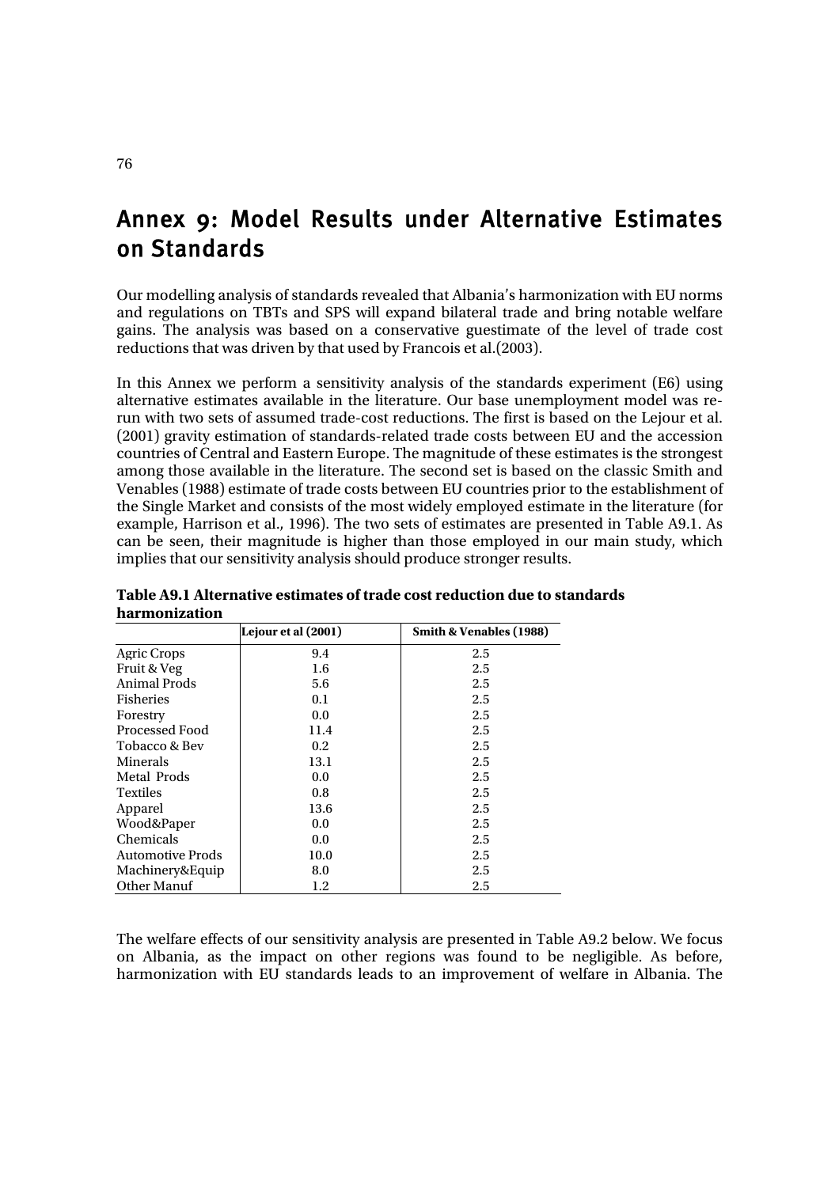# Annex 9: Model Results under Alternative Estimates on Standards

Our modelling analysis of standards revealed that Albania's harmonization with EU norms and regulations on TBTs and SPS will expand bilateral trade and bring notable welfare gains. The analysis was based on a conservative guestimate of the level of trade cost reductions that was driven by that used by Francois et al.(2003).

In this Annex we perform a sensitivity analysis of the standards experiment (E6) using alternative estimates available in the literature. Our base unemployment model was re-run with two sets of assumed trade-cost reductions. The first is based on the Lejour et al. (2001) gravity estimation of standards-related trade costs between EU and the accession countries of Central and Eastern Europe. The magnitude of these estimates is the strongest among those available in the literature. The second set is based on the classic Smith and Venables (1988) estimate of trade costs between EU countries prior to the establishment of the Single Market and consists of the most widely employed estimate in the literature (for example, Harrison et al., 1996). The two sets of estimates are presented in Table A9.1. As can be seen, their magnitude is higher than those employed in our main study, which implies that our sensitivity analysis should produce stronger results.

**Table A9.1 Alternative estimates of trade cost reduction due to standards harmonization**

| | Lejour et al (2001) | Smith & Venables (1988) |
|---|---|---|
| Agric Crops | 9.4 | 2.5 |
| Fruit & Veg | 1.6 | 2.5 |
| Animal Prods | 5.6 | 2.5 |
| Fisheries | 0.1 | 2.5 |
| Forestry | 0.0 | 2.5 |
| Processed Food | 11.4 | 2.5 |
| Tobacco & Bev | 0.2 | 2.5 |
| Minerals | 13.1 | 2.5 |
| Metal Prods | 0.0 | 2.5 |
| Textiles | 0.8 | 2.5 |
| Apparel | 13.6 | 2.5 |
| Wood&Paper | 0.0 | 2.5 |
| Chemicals | 0.0 | 2.5 |
| Automotive Prods | 10.0 | 2.5 |
| Machinery&Equip | 8.0 | 2.5 |
| Other Manuf | 1.2 | 2.5 |

The welfare effects of our sensitivity analysis are presented in Table A9.2 below. We focus on Albania, as the impact on other regions was found to be negligible. As before, harmonization with EU standards leads to an improvement of welfare in Albania. The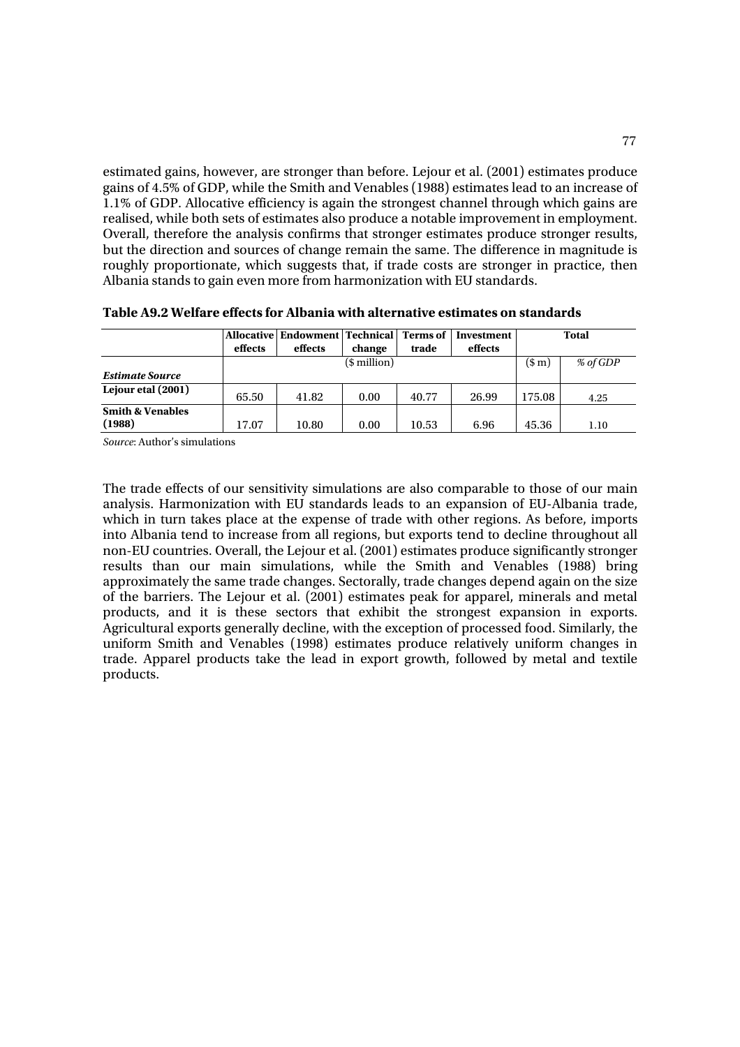estimated gains, however, are stronger than before. Lejour et al. (2001) estimates produce gains of 4.5% of GDP, while the Smith and Venables (1988) estimates lead to an increase of 1.1% of GDP. Allocative efficiency is again the strongest channel through which gains are realised, while both sets of estimates also produce a notable improvement in employment. Overall, therefore the analysis confirms that stronger estimates produce stronger results, but the direction and sources of change remain the same. The difference in magnitude is roughly proportionate, which suggests that, if trade costs are stronger in practice, then Albania stands to gain even more from harmonization with EU standards.

**Table A9.2 Welfare effects for Albania with alternative estimates on standards**

| | Allocative effects | Endowment effects | Technical change | Terms of trade | Investment effects | Total | |
|---|---|---|---|---|---|---|---|
| | ($ million) | | | | | ($ m) | *% of GDP* |
| ***Estimate Source*** | | | | | | | |
| **Lejour etal (2001)** | 65.50 | 41.82 | 0.00 | 40.77 | 26.99 | 175.08 | 4.25 |
| **Smith & Venables (1988)** | 17.07 | 10.80 | 0.00 | 10.53 | 6.96 | 45.36 | 1.10 |

*Source*: Author's simulations

The trade effects of our sensitivity simulations are also comparable to those of our main analysis. Harmonization with EU standards leads to an expansion of EU-Albania trade, which in turn takes place at the expense of trade with other regions. As before, imports into Albania tend to increase from all regions, but exports tend to decline throughout all non-EU countries. Overall, the Lejour et al. (2001) estimates produce significantly stronger results than our main simulations, while the Smith and Venables (1988) bring approximately the same trade changes. Sectorally, trade changes depend again on the size of the barriers. The Lejour et al. (2001) estimates peak for apparel, minerals and metal products, and it is these sectors that exhibit the strongest expansion in exports. Agricultural exports generally decline, with the exception of processed food. Similarly, the uniform Smith and Venables (1998) estimates produce relatively uniform changes in trade. Apparel products take the lead in export growth, followed by metal and textile products.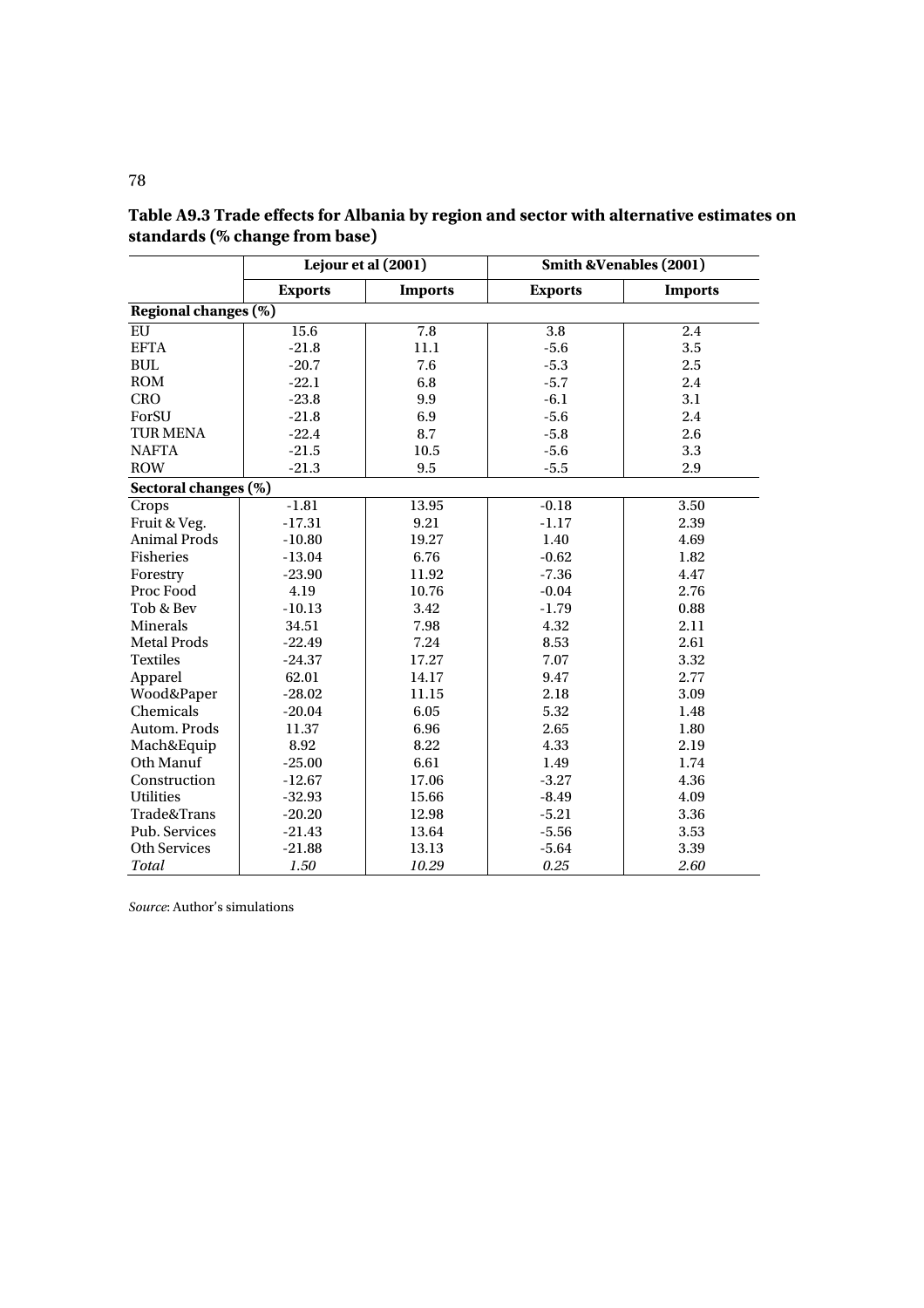**Table A9.3 Trade effects for Albania by region and sector with alternative estimates on standards (% change from base)**

| | Lejour et al (2001) | | Smith &Venables (2001) | |
|---|---|---|---|---|
| | **Exports** | **Imports** | **Exports** | **Imports** |
| **Regional changes (%)** | | | | |
| EU | 15.6 | 7.8 | 3.8 | 2.4 |
| EFTA | -21.8 | 11.1 | -5.6 | 3.5 |
| BUL | -20.7 | 7.6 | -5.3 | 2.5 |
| ROM | -22.1 | 6.8 | -5.7 | 2.4 |
| CRO | -23.8 | 9.9 | -6.1 | 3.1 |
| ForSU | -21.8 | 6.9 | -5.6 | 2.4 |
| TUR MENA | -22.4 | 8.7 | -5.8 | 2.6 |
| NAFTA | -21.5 | 10.5 | -5.6 | 3.3 |
| ROW | -21.3 | 9.5 | -5.5 | 2.9 |
| **Sectoral changes (%)** | | | | |
| Crops | -1.81 | 13.95 | -0.18 | 3.50 |
| Fruit & Veg. | -17.31 | 9.21 | -1.17 | 2.39 |
| Animal Prods | -10.80 | 19.27 | 1.40 | 4.69 |
| Fisheries | -13.04 | 6.76 | -0.62 | 1.82 |
| Forestry | -23.90 | 11.92 | -7.36 | 4.47 |
| Proc Food | 4.19 | 10.76 | -0.04 | 2.76 |
| Tob & Bev | -10.13 | 3.42 | -1.79 | 0.88 |
| Minerals | 34.51 | 7.98 | 4.32 | 2.11 |
| Metal Prods | -22.49 | 7.24 | 8.53 | 2.61 |
| Textiles | -24.37 | 17.27 | 7.07 | 3.32 |
| Apparel | 62.01 | 14.17 | 9.47 | 2.77 |
| Wood&Paper | -28.02 | 11.15 | 2.18 | 3.09 |
| Chemicals | -20.04 | 6.05 | 5.32 | 1.48 |
| Autom. Prods | 11.37 | 6.96 | 2.65 | 1.80 |
| Mach&Equip | 8.92 | 8.22 | 4.33 | 2.19 |
| Oth Manuf | -25.00 | 6.61 | 1.49 | 1.74 |
| Construction | -12.67 | 17.06 | -3.27 | 4.36 |
| Utilities | -32.93 | 15.66 | -8.49 | 4.09 |
| Trade&Trans | -20.20 | 12.98 | -5.21 | 3.36 |
| Pub. Services | -21.43 | 13.64 | -5.56 | 3.53 |
| Oth Services | -21.88 | 13.13 | -5.64 | 3.39 |
| *Total* | *1.50* | *10.29* | *0.25* | *2.60* |

*Source*: Author's simulations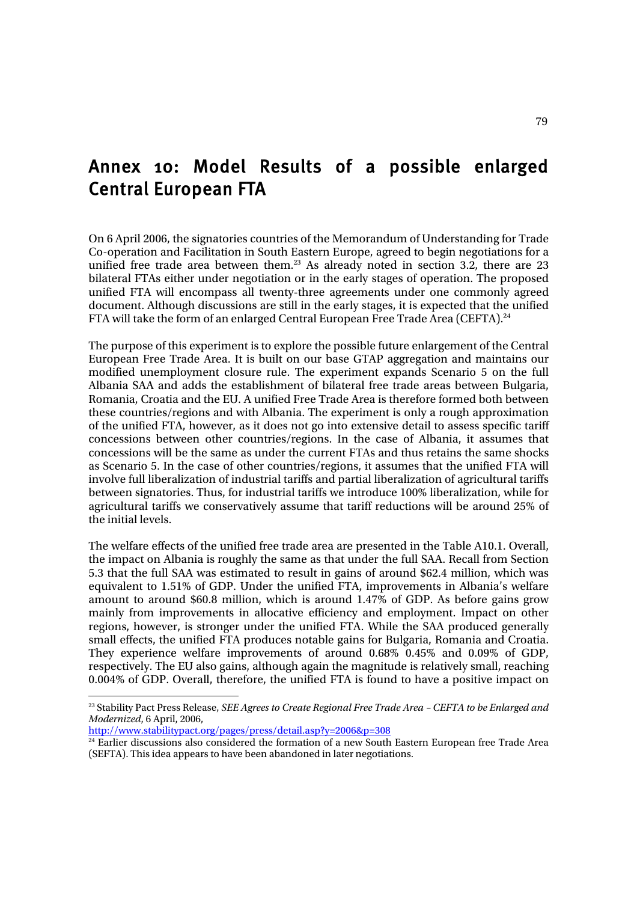# Annex 10: Model Results of a possible enlarged Central European FTA

On 6 April 2006, the signatories countries of the Memorandum of Understanding for Trade Co-operation and Facilitation in South Eastern Europe, agreed to begin negotiations for a unified free trade area between them.[23] As already noted in section 3.2, there are 23 bilateral FTAs either under negotiation or in the early stages of operation. The proposed unified FTA will encompass all twenty-three agreements under one commonly agreed document. Although discussions are still in the early stages, it is expected that the unified FTA will take the form of an enlarged Central European Free Trade Area (CEFTA).[24]

The purpose of this experiment is to explore the possible future enlargement of the Central European Free Trade Area. It is built on our base GTAP aggregation and maintains our modified unemployment closure rule. The experiment expands Scenario 5 on the full Albania SAA and adds the establishment of bilateral free trade areas between Bulgaria, Romania, Croatia and the EU. A unified Free Trade Area is therefore formed both between these countries/regions and with Albania. The experiment is only a rough approximation of the unified FTA, however, as it does not go into extensive detail to assess specific tariff concessions between other countries/regions. In the case of Albania, it assumes that concessions will be the same as under the current FTAs and thus retains the same shocks as Scenario 5. In the case of other countries/regions, it assumes that the unified FTA will involve full liberalization of industrial tariffs and partial liberalization of agricultural tariffs between signatories. Thus, for industrial tariffs we introduce 100% liberalization, while for agricultural tariffs we conservatively assume that tariff reductions will be around 25% of the initial levels.

The welfare effects of the unified free trade area are presented in the Table A10.1. Overall, the impact on Albania is roughly the same as that under the full SAA. Recall from Section 5.3 that the full SAA was estimated to result in gains of around $60.8 million, which was equivalent to 1.51% of GDP. Under the unified FTA, improvements in Albania's welfare amount to around $60.8 million, which is around 1.47% of GDP. As before gains grow mainly from improvements in allocative efficiency and employment. Impact on other regions, however, is stronger under the unified FTA. While the SAA produced generally small effects, the unified FTA produces notable gains for Bulgaria, Romania and Croatia. They experience welfare improvements of around 0.68% 0.45% and 0.09% of GDP, respectively. The EU also gains, although again the magnitude is relatively small, reaching 0.004% of GDP. Overall, therefore, the unified FTA is found to have a positive impact on

---

[23] Stability Pact Press Release, *SEE Agrees to Create Regional Free Trade Area – CEFTA to be Enlarged and Modernized*, 6 April, 2006, http://www.stabilitypact.org/pages/press/detail.asp?y=2006&p=308

[24] Earlier discussions also considered the formation of a new South Eastern European free Trade Area (SEFTA). This idea appears to have been abandoned in later negotiations.

# Annex 10: Model Results of a possible enlarged Central European FTA

On 6 April 2006, the signatories countries of the Memorandum of Understanding for Trade Co-operation and Facilitation in South Eastern Europe, agreed to begin negotiations for a unified free trade area between them.[23] As already noted in section 3.2, there are 23 bilateral FTAs either under negotiation or in the early stages of operation. The proposed unified FTA will encompass all twenty-three agreements under one commonly agreed document. Although discussions are still in the early stages, it is expected that the unified FTA will take the form of an enlarged Central European Free Trade Area (CEFTA).[24]

The purpose of this experiment is to explore the possible future enlargement of the Central European Free Trade Area. It is built on our base GTAP aggregation and maintains our modified unemployment closure rule. The experiment expands Scenario 5 on the full Albania SAA and adds the establishment of bilateral free trade areas between Bulgaria, Romania, Croatia and the EU. A unified Free Trade Area is therefore formed both between these countries/regions and with Albania. The experiment is only a rough approximation of the unified FTA, however, as it does not go into extensive detail to assess specific tariff concessions between other countries/regions. In the case of Albania, it assumes that concessions will be the same as under the current FTAs and thus retains the same shocks as Scenario 5. In the case of other countries/regions, it assumes that the unified FTA will involve full liberalization of industrial tariffs and partial liberalization of agricultural tariffs between signatories. Thus, for industrial tariffs we introduce 100% liberalization, while for agricultural tariffs we conservatively assume that tariff reductions will be around 25% of the initial levels.

The welfare effects of the unified free trade area are presented in the Table A10.1. Overall, the impact on Albania is roughly the same as that under the full SAA. Recall from Section 5.3 that the full SAA was estimated to result in gains of around $62.4 million, which was equivalent to 1.51% of GDP. Under the unified FTA, improvements in Albania's welfare amount to around $60.8 million, which is around 1.47% of GDP. As before gains grow mainly from improvements in allocative efficiency and employment. Impact on other regions, however, is stronger under the unified FTA. While the SAA produced generally small effects, the unified FTA produces notable gains for Bulgaria, Romania and Croatia. They experience welfare improvements of around 0.68% 0.45% and 0.09% of GDP, respectively. The EU also gains, although again the magnitude is relatively small, reaching 0.004% of GDP. Overall, therefore, the unified FTA is found to have a positive impact on

---

[23] Stability Pact Press Release, *SEE Agrees to Create Regional Free Trade Area – CEFTA to be Enlarged and Modernized*, 6 April, 2006, http://www.stabilitypact.org/pages/press/detail.asp?y=2006&p=308

[24] Earlier discussions also considered the formation of a new South Eastern European free Trade Area (SEFTA). This idea appears to have been abandoned in later negotiations.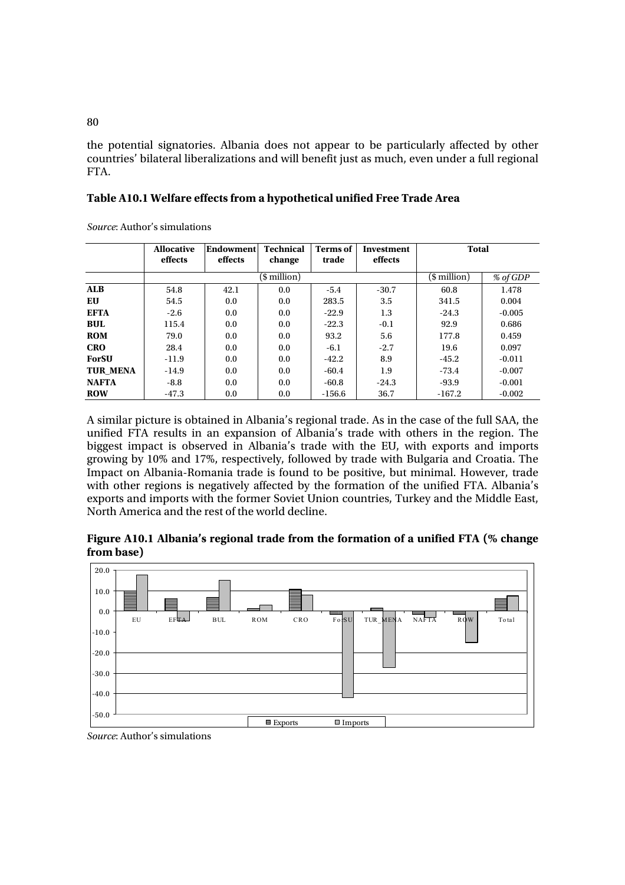the potential signatories. Albania does not appear to be particularly affected by other countries' bilateral liberalizations and will benefit just as much, even under a full regional FTA.

**Table A10.1 Welfare effects from a hypothetical unified Free Trade Area**

*Source*: Author's simulations

| | Allocative effects | Endowment effects | Technical change | Terms of trade | Investment effects | Total | |
|---|---|---|---|---|---|---|---|
| | ($ million) | | | | | ($ million) | *% of GDP* |
| **ALB** | 54.8 | 42.1 | 0.0 | -5.4 | -30.7 | 60.8 | 1.478 |
| **EU** | 54.5 | 0.0 | 0.0 | 283.5 | 3.5 | 341.5 | 0.004 |
| **EFTA** | -2.6 | 0.0 | 0.0 | -22.9 | 1.3 | -24.3 | -0.005 |
| **BUL** | 115.4 | 0.0 | 0.0 | -22.3 | -0.1 | 92.9 | 0.686 |
| **ROM** | 79.0 | 0.0 | 0.0 | 93.2 | 5.6 | 177.8 | 0.459 |
| **CRO** | 28.4 | 0.0 | 0.0 | -6.1 | -2.7 | 19.6 | 0.097 |
| **ForSU** | -11.9 | 0.0 | 0.0 | -42.2 | 8.9 | -45.2 | -0.011 |
| **TUR_MENA** | -14.9 | 0.0 | 0.0 | -60.4 | 1.9 | -73.4 | -0.007 |
| **NAFTA** | -8.8 | 0.0 | 0.0 | -60.8 | -24.3 | -93.9 | -0.001 |
| **ROW** | -47.3 | 0.0 | 0.0 | -156.6 | 36.7 | -167.2 | -0.002 |

A similar picture is obtained in Albania's regional trade. As in the case of the full SAA, the unified FTA results in an expansion of Albania's trade with others in the region. The biggest impact is observed in Albania's trade with the EU, with exports and imports growing by 10% and 17%, respectively, followed by trade with Bulgaria and Croatia. The Impact on Albania-Romania trade is found to be positive, but minimal. However, trade with other regions is negatively affected by the formation of the unified FTA. Albania's exports and imports with the former Soviet Union countries, Turkey and the Middle East, North America and the rest of the world decline.

**Figure A10.1 Albania's regional trade from the formation of a unified FTA (% change from base)**

*Source*: Author's simulations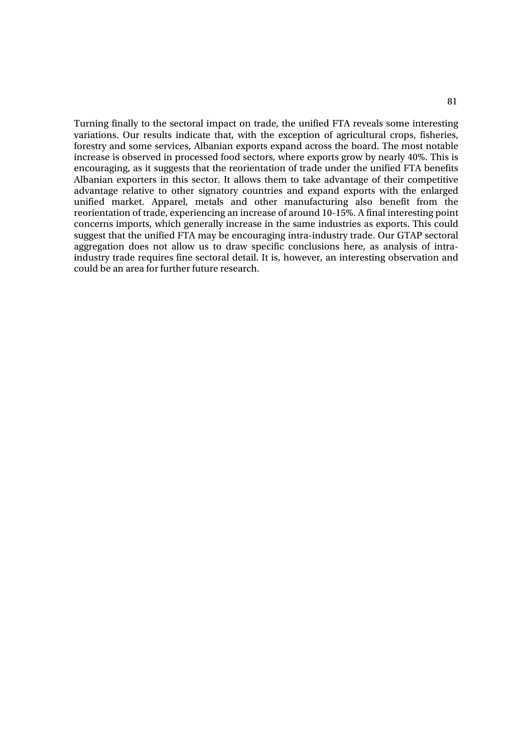Turning finally to the sectoral impact on trade, the unified FTA reveals some interesting variations. Our results indicate that, with the exception of agricultural crops, fisheries, forestry and some services, Albanian exports expand across the board. The most notable increase is observed in processed food sectors, where exports grow by nearly 40%. This is encouraging, as it suggests that the reorientation of trade under the unified FTA benefits Albanian exporters in this sector. It allows them to take advantage of their competitive advantage relative to other signatory countries and expand exports with the enlarged unified market. Apparel, metals and other manufacturing also benefit from the reorientation of trade, experiencing an increase of around 10-15%. A final interesting point concerns imports, which generally increase in the same industries as exports. This could suggest that the unified FTA may be encouraging intra-industry trade. Our GTAP sectoral aggregation does not allow us to draw specific conclusions here, as analysis of intra-industry trade requires fine sectoral detail. It is, however, an interesting observation and could be an area for further future research.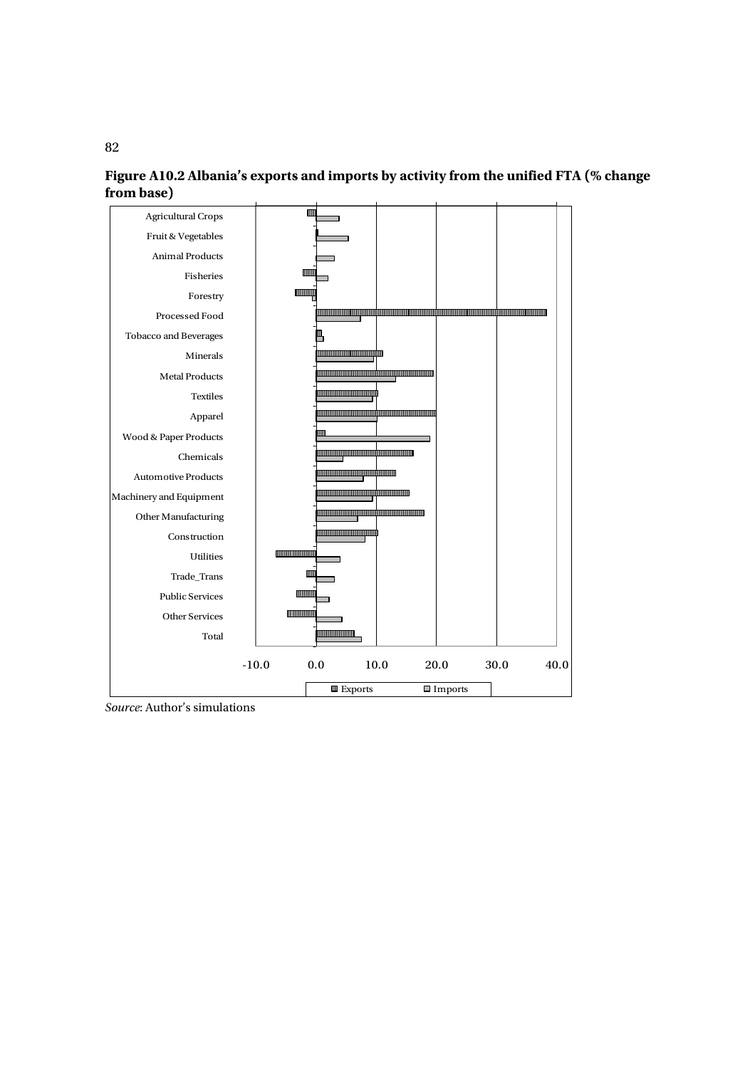**Figure A10.2 Albania's exports and imports by activity from the unified FTA (% change from base)**

Agricultural Crops
Fruit & Vegetables
Animal Products
Fisheries
Forestry
Processed Food
Tobacco and Beverages
Minerals
Metal Products
Textiles
Apparel
Wood & Paper Products
Chemicals
Automotive Products
Machinery and Equipment
Other Manufacturing
Construction
Utilities
Trade_Trans
Public Services
Other Services
Total

-10.0 0.0 10.0 20.0 30.0 40.0

Exports Imports

*Source*: Author's simulations